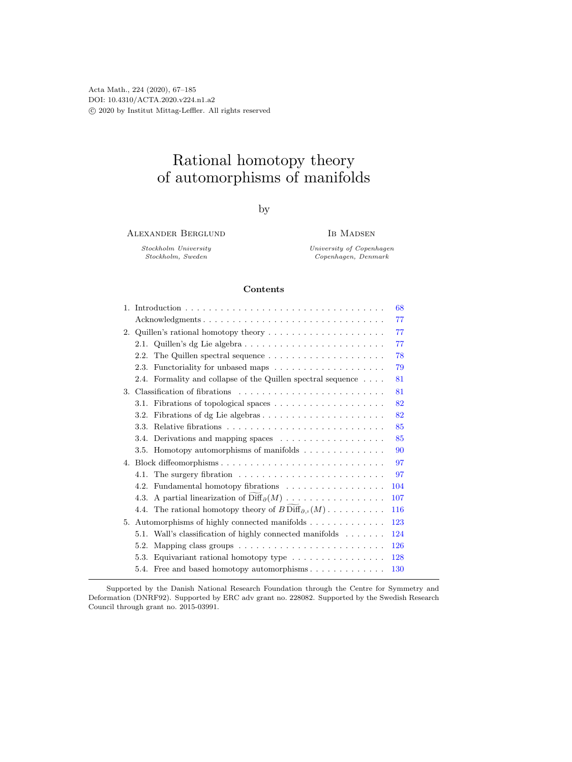# Rational homotopy theory of automorphisms of manifolds

by

Alexander Berglund

*Stockholm University*
*Stockholm, Sweden*

Ib Madsen

*University of Copenhagen*
*Copenhagen, Denmark*

## Contents

1. Introduction . . . . . 68
   Acknowledgments . . . . . 77
2. Quillen's rational homotopy theory . . . . . 77
   - 2.1. Quillen's dg Lie algebra . . . . . 77
   - 2.2. The Quillen spectral sequence . . . . . 78
   - 2.3. Functoriality for unbased maps . . . . . 79
   - 2.4. Formality and collapse of the Quillen spectral sequence . . . . . 81
3. Classification of fibrations . . . . . 81
   - 3.1. Fibrations of topological spaces . . . . . 82
   - 3.2. Fibrations of dg Lie algebras . . . . . 82
   - 3.3. Relative fibrations . . . . . 85
   - 3.4. Derivations and mapping spaces . . . . . 85
   - 3.5. Homotopy automorphisms of manifolds . . . . . 90
4. Block diffeomorphisms . . . . . 97
   - 4.1. The surgery fibration . . . . . 97
   - 4.2. Fundamental homotopy fibrations . . . . . 104
   - 4.3. A partial linearization of $\widetilde{\mathrm{Diff}}_\partial(M)$ . . . . . 107
   - 4.4. The rational homotopy theory of $B\widetilde{\mathrm{Diff}}_{\partial,\circ}(M)$ . . . . . 116
5. Automorphisms of highly connected manifolds . . . . . 123
   - 5.1. Wall's classification of highly connected manifolds . . . . . 124
   - 5.2. Mapping class groups . . . . . 126
   - 5.3. Equivariant rational homotopy type . . . . . 128
   - 5.4. Free and based homotopy automorphisms . . . . . 130

---

Supported by the Danish National Research Foundation through the Centre for Symmetry and Deformation (DNRF92). Supported by ERC adv grant no. 228082. Supported by the Swedish Research Council through grant no. 2015-03991.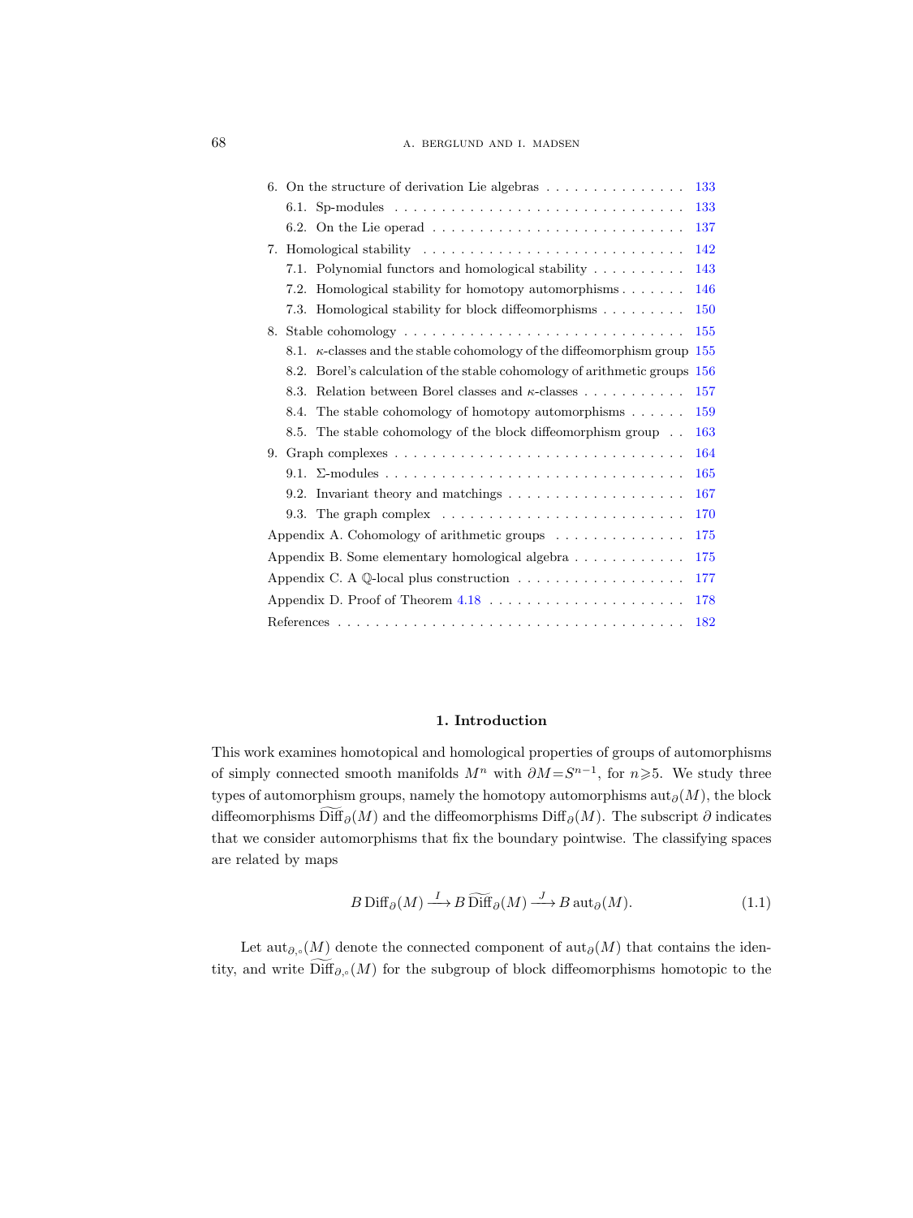6. On the structure of derivation Lie algebras . . . . . . . . . . . . . . . . 133
   - 6.1. Sp-modules . . . . . . . . . . . . . . . . . . . . . . . . . . . . . . . 133
   - 6.2. On the Lie operad . . . . . . . . . . . . . . . . . . . . . . . . . . . . 137

7. Homological stability . . . . . . . . . . . . . . . . . . . . . . . . . . . . 142
   - 7.1. Polynomial functors and homological stability . . . . . . . . . . 143
   - 7.2. Homological stability for homotopy automorphisms . . . . . . . 146
   - 7.3. Homological stability for block diffeomorphisms . . . . . . . . . 150

8. Stable cohomology . . . . . . . . . . . . . . . . . . . . . . . . . . . . . . 155
   - 8.1. $\kappa$-classes and the stable cohomology of the diffeomorphism group 155
   - 8.2. Borel's calculation of the stable cohomology of arithmetic groups 156
   - 8.3. Relation between Borel classes and $\kappa$-classes . . . . . . . . . . . 157
   - 8.4. The stable cohomology of homotopy automorphisms . . . . . . 159
   - 8.5. The stable cohomology of the block diffeomorphism group . . 163

9. Graph complexes . . . . . . . . . . . . . . . . . . . . . . . . . . . . . . . 164
   - 9.1. $\Sigma$-modules . . . . . . . . . . . . . . . . . . . . . . . . . . . . . . . . 165
   - 9.2. Invariant theory and matchings . . . . . . . . . . . . . . . . . . . 167
   - 9.3. The graph complex . . . . . . . . . . . . . . . . . . . . . . . . . . 170

Appendix A. Cohomology of arithmetic groups . . . . . . . . . . . . . . 175

Appendix B. Some elementary homological algebra . . . . . . . . . . . . 175

Appendix C. A $\mathbb{Q}$-local plus construction . . . . . . . . . . . . . . . . . . 177

Appendix D. Proof of Theorem 4.18 . . . . . . . . . . . . . . . . . . . . . 178

References . . . . . . . . . . . . . . . . . . . . . . . . . . . . . . . . . . . . 182

## 1. Introduction

This work examines homotopical and homological properties of groups of automorphisms of simply connected smooth manifolds $M^n$ with $\partial M = S^{n-1}$, for $n \geqslant 5$. We study three types of automorphism groups, namely the homotopy automorphisms $\operatorname{aut}_\partial(M)$, the block diffeomorphisms $\widetilde{\operatorname{Diff}}_\partial(M)$ and the diffeomorphisms $\operatorname{Diff}_\partial(M)$. The subscript $\partial$ indicates that we consider automorphisms that fix the boundary pointwise. The classifying spaces are related by maps

$$B\operatorname{Diff}_\partial(M) \xrightarrow{I} B\widetilde{\operatorname{Diff}}_\partial(M) \xrightarrow{J} B\operatorname{aut}_\partial(M). \tag{1.1}$$

Let $\operatorname{aut}_{\partial,\circ}(M)$ denote the connected component of $\operatorname{aut}_\partial(M)$ that contains the identity, and write $\widetilde{\operatorname{Diff}}_{\partial,\circ}(M)$ for the subgroup of block diffeomorphisms homotopic to the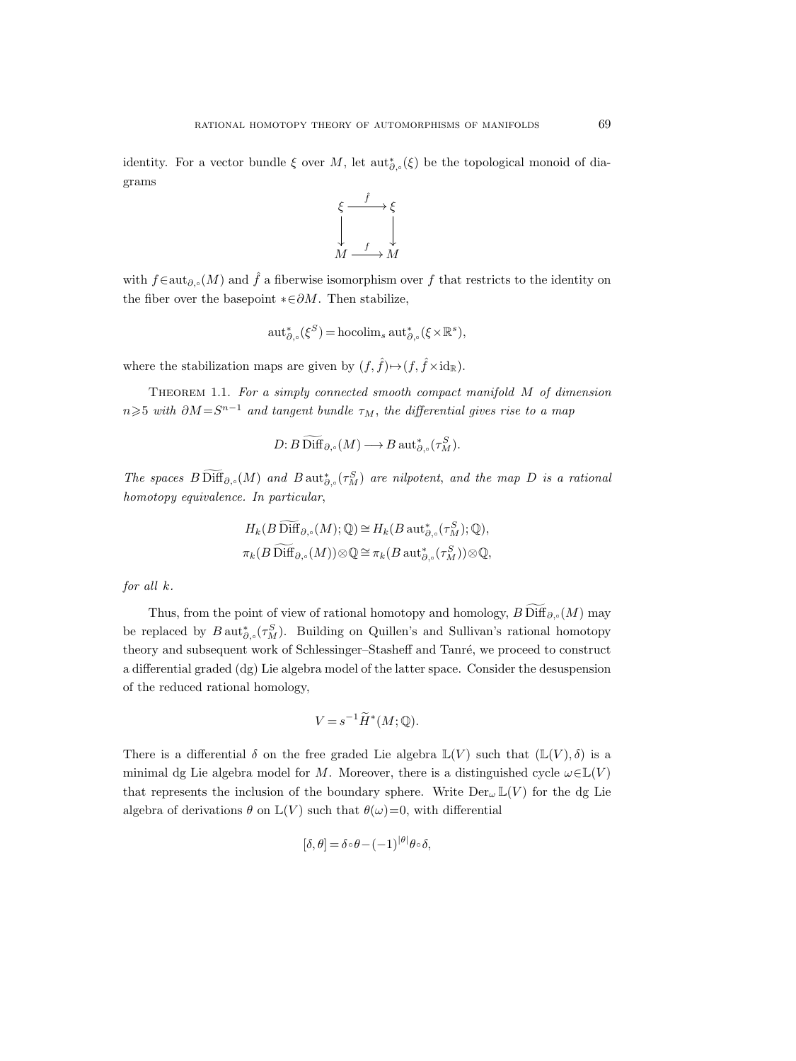identity. For a vector bundle $\xi$ over $M$, let $\operatorname{aut}^*_{\partial,\circ}(\xi)$ be the topological monoid of diagrams

$$
\begin{array}{ccc}
\xi & \xrightarrow{\hat{f}} & \xi \\
\downarrow & & \downarrow \\
M & \xrightarrow{f} & M
\end{array}
$$

with $f \in \operatorname{aut}_{\partial,\circ}(M)$ and $\hat{f}$ a fiberwise isomorphism over $f$ that restricts to the identity on the fiber over the basepoint $* \in \partial M$. Then stabilize,

$$\operatorname{aut}^*_{\partial,\circ}(\xi^S) = \operatorname{hocolim}_s \operatorname{aut}^*_{\partial,\circ}(\xi \times \mathbb{R}^s),$$

where the stabilization maps are given by $(f, \hat{f}) \mapsto (f, \hat{f} \times \mathrm{id}_{\mathbb{R}})$.

Theorem 1.1. *For a simply connected smooth compact manifold $M$ of dimension $n \geqslant 5$ with $\partial M = S^{n-1}$ and tangent bundle $\tau_M$, the differential gives rise to a map*

$$D\colon B\,\widetilde{\operatorname{Diff}}_{\partial,\circ}(M) \longrightarrow B\operatorname{aut}^*_{\partial,\circ}(\tau_M^S).$$

*The spaces $B\,\widetilde{\operatorname{Diff}}_{\partial,\circ}(M)$ and $B\operatorname{aut}^*_{\partial,\circ}(\tau_M^S)$ are nilpotent, and the map $D$ is a rational homotopy equivalence. In particular,*

$$
\begin{aligned}
H_k(B\,\widetilde{\operatorname{Diff}}_{\partial,\circ}(M); \mathbb{Q}) &\cong H_k(B\operatorname{aut}^*_{\partial,\circ}(\tau_M^S); \mathbb{Q}), \\
\pi_k(B\,\widetilde{\operatorname{Diff}}_{\partial,\circ}(M)) \otimes \mathbb{Q} &\cong \pi_k(B\operatorname{aut}^*_{\partial,\circ}(\tau_M^S)) \otimes \mathbb{Q},
\end{aligned}
$$

*for all $k$.*

Thus, from the point of view of rational homotopy and homology, $B\,\widetilde{\operatorname{Diff}}_{\partial,\circ}(M)$ may be replaced by $B\operatorname{aut}^*_{\partial,\circ}(\tau_M^S)$. Building on Quillen's and Sullivan's rational homotopy theory and subsequent work of Schlessinger–Stasheff and Tanré, we proceed to construct a differential graded (dg) Lie algebra model of the latter space. Consider the desuspension of the reduced rational homology,

$$V = s^{-1}\widetilde{H}^*(M; \mathbb{Q}).$$

There is a differential $\delta$ on the free graded Lie algebra $\mathbb{L}(V)$ such that $(\mathbb{L}(V), \delta)$ is a minimal dg Lie algebra model for $M$. Moreover, there is a distinguished cycle $\omega \in \mathbb{L}(V)$ that represents the inclusion of the boundary sphere. Write $\operatorname{Der}_\omega \mathbb{L}(V)$ for the dg Lie algebra of derivations $\theta$ on $\mathbb{L}(V)$ such that $\theta(\omega) = 0$, with differential

$$[\delta, \theta] = \delta \circ \theta - (-1)^{|\theta|} \theta \circ \delta,$$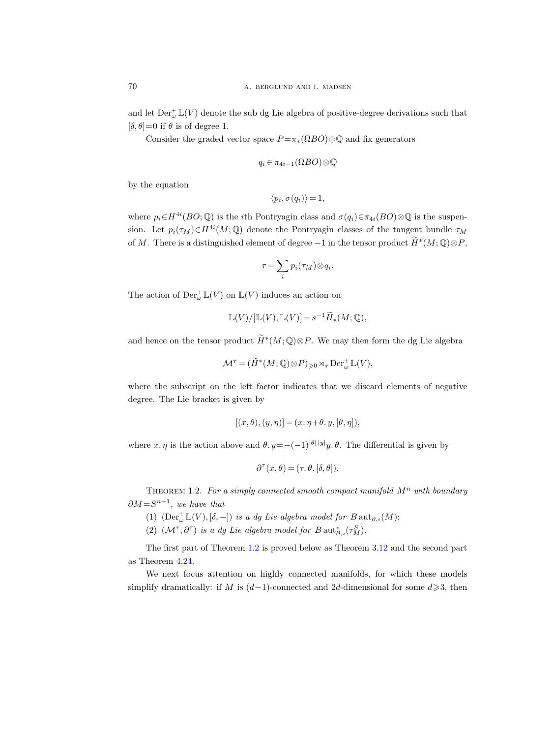and let $\operatorname{Der}^+_\omega \mathbb{L}(V)$ denote the sub dg Lie algebra of positive-degree derivations such that $[\delta,\theta]=0$ if $\theta$ is of degree 1.

Consider the graded vector space $P=\pi_*(\Omega BO)\otimes\mathbb{Q}$ and fix generators

$$q_i \in \pi_{4i-1}(\Omega BO)\otimes\mathbb{Q}$$

by the equation

$$\langle p_i, \sigma(q_i)\rangle = 1,$$

where $p_i \in H^{4i}(BO;\mathbb{Q})$ is the $i$th Pontryagin class and $\sigma(q_i)\in\pi_{4i}(BO)\otimes\mathbb{Q}$ is the suspension. Let $p_i(\tau_M)\in H^{4i}(M;\mathbb{Q})$ denote the Pontryagin classes of the tangent bundle $\tau_M$ of $M$. There is a distinguished element of degree $-1$ in the tensor product $\widetilde{H}^*(M;\mathbb{Q})\otimes P$,

$$\tau = \sum_i p_i(\tau_M)\otimes q_i.$$

The action of $\operatorname{Der}^+_\omega \mathbb{L}(V)$ on $\mathbb{L}(V)$ induces an action on

$$\mathbb{L}(V)/[\mathbb{L}(V),\mathbb{L}(V)] = s^{-1}\widetilde{H}_*(M;\mathbb{Q}),$$

and hence on the tensor product $\widetilde{H}^*(M;\mathbb{Q})\otimes P$. We may then form the dg Lie algebra

$$\mathcal{M}^\tau = (\widetilde{H}^*(M;\mathbb{Q})\otimes P)_{\geqslant 0} \rtimes_\tau \operatorname{Der}^+_\omega \mathbb{L}(V),$$

where the subscript on the left factor indicates that we discard elements of negative degree. The Lie bracket is given by

$$[(x,\theta),(y,\eta)] = (x.\eta+\theta.y, [\theta,\eta]),$$

where $x.\eta$ is the action above and $\theta.y=-(-1)^{|\theta||y|}y.\theta$. The differential is given by

$$\partial^\tau(x,\theta) = (\tau.\theta, [\delta,\theta]).$$

Theorem 1.2. *For a simply connected smooth compact manifold $M^n$ with boundary $\partial M = S^{n-1}$, we have that*

(1) $(\operatorname{Der}^+_\omega \mathbb{L}(V), [\delta,-])$ *is a dg Lie algebra model for $B\operatorname{aut}_{\partial,\circ}(M)$;*

(2) $(\mathcal{M}^\tau,\partial^\tau)$ *is a dg Lie algebra model for $B\operatorname{aut}^*_{\partial,\circ}(\tau^S_M)$.*

The first part of Theorem 1.2 is proved below as Theorem 3.12 and the second part as Theorem 4.24.

We next focus attention on highly connected manifolds, for which these models simplify dramatically: if $M$ is $(d-1)$-connected and $2d$-dimensional for some $d\geqslant 3$, then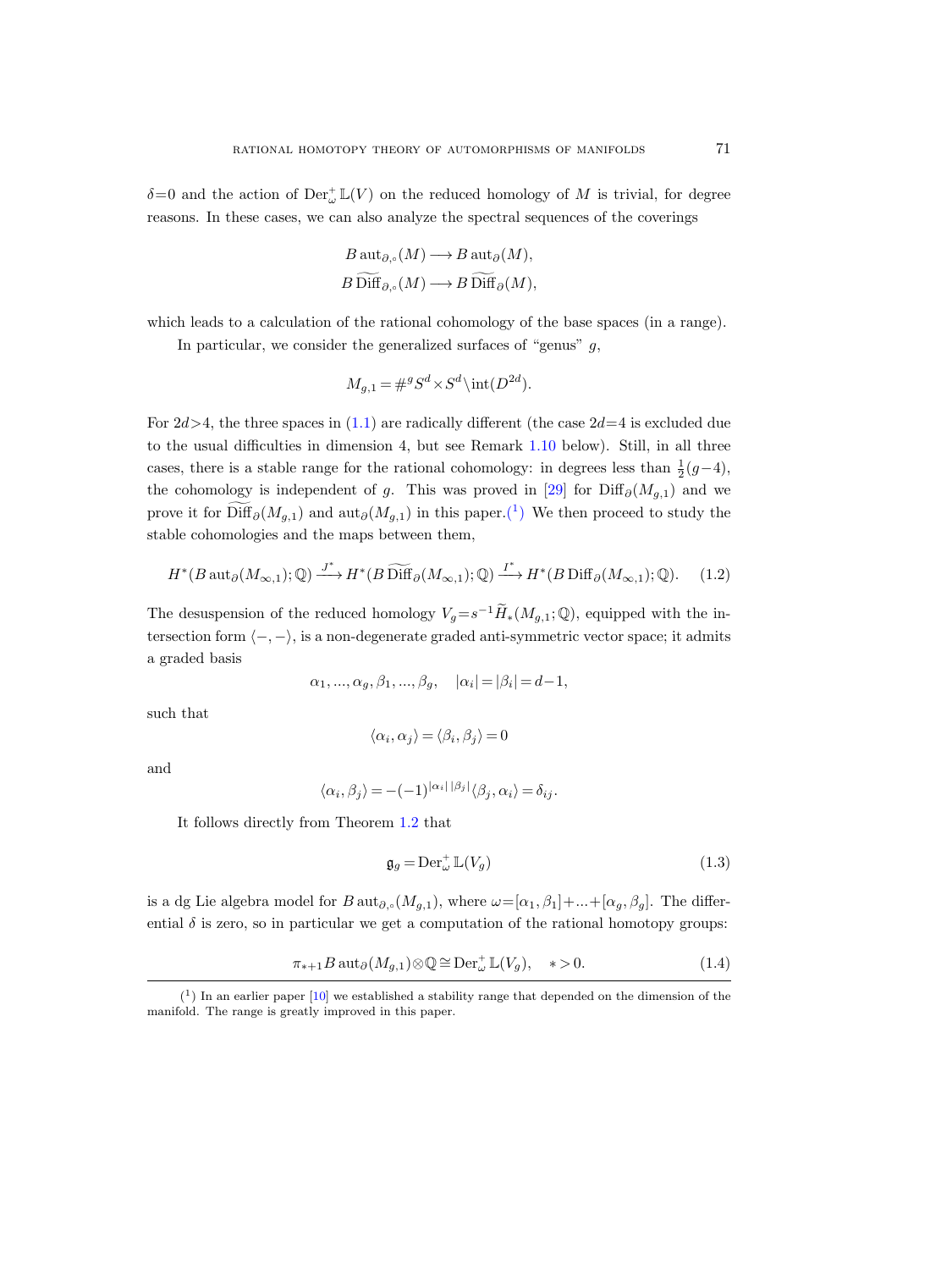$\delta = 0$ and the action of $\mathrm{Der}_\omega^+ \mathbb{L}(V)$ on the reduced homology of $M$ is trivial, for degree reasons. In these cases, we can also analyze the spectral sequences of the coverings

$$
\begin{gathered}
B\,\mathrm{aut}_{\partial,\circ}(M) \longrightarrow B\,\mathrm{aut}_\partial(M), \\
B\,\widetilde{\mathrm{Diff}}_{\partial,\circ}(M) \longrightarrow B\,\widetilde{\mathrm{Diff}}_\partial(M),
\end{gathered}
$$

which leads to a calculation of the rational cohomology of the base spaces (in a range).

In particular, we consider the generalized surfaces of "genus" $g$,

$$
M_{g,1} = \#^g S^d \times S^d \setminus \mathrm{int}(D^{2d}).
$$

For $2d > 4$, the three spaces in (1.1) are radically different (the case $2d = 4$ is excluded due to the usual difficulties in dimension 4, but see Remark 1.10 below). Still, in all three cases, there is a stable range for the rational cohomology: in degrees less than $\frac{1}{2}(g-4)$, the cohomology is independent of $g$. This was proved in [29] for $\mathrm{Diff}_\partial(M_{g,1})$ and we prove it for $\widetilde{\mathrm{Diff}}_\partial(M_{g,1})$ and $\mathrm{aut}_\partial(M_{g,1})$ in this paper.(1) We then proceed to study the stable cohomologies and the maps between them,

$$
H^*(B\,\mathrm{aut}_\partial(M_{\infty,1}); \mathbb{Q}) \xrightarrow{J^*} H^*(B\,\widetilde{\mathrm{Diff}}_\partial(M_{\infty,1}); \mathbb{Q}) \xrightarrow{I^*} H^*(B\,\mathrm{Diff}_\partial(M_{\infty,1}); \mathbb{Q}). \tag{1.2}
$$

The desuspension of the reduced homology $V_g = s^{-1}\widetilde{H}_*(M_{g,1}; \mathbb{Q})$, equipped with the intersection form $\langle -, - \rangle$, is a non-degenerate graded anti-symmetric vector space; it admits a graded basis

$$
\alpha_1, \ldots, \alpha_g, \beta_1, \ldots, \beta_g, \quad |\alpha_i| = |\beta_i| = d-1,
$$

such that

$$
\langle \alpha_i, \alpha_j \rangle = \langle \beta_i, \beta_j \rangle = 0
$$

and

$$
\langle \alpha_i, \beta_j \rangle = -(-1)^{|\alpha_i|\,|\beta_j|} \langle \beta_j, \alpha_i \rangle = \delta_{ij}.
$$

It follows directly from Theorem 1.2 that

$$
\mathfrak{g}_g = \mathrm{Der}_\omega^+ \mathbb{L}(V_g) \tag{1.3}
$$

is a dg Lie algebra model for $B\,\mathrm{aut}_{\partial,\circ}(M_{g,1})$, where $\omega = [\alpha_1, \beta_1] + \ldots + [\alpha_g, \beta_g]$. The differential $\delta$ is zero, so in particular we get a computation of the rational homotopy groups:

$$
\pi_{*+1} B\,\mathrm{aut}_\partial(M_{g,1}) \otimes \mathbb{Q} \cong \mathrm{Der}_\omega^+ \mathbb{L}(V_g), \quad * > 0. \tag{1.4}
$$

(1) In an earlier paper [10] we established a stability range that depended on the dimension of the manifold. The range is greatly improved in this paper.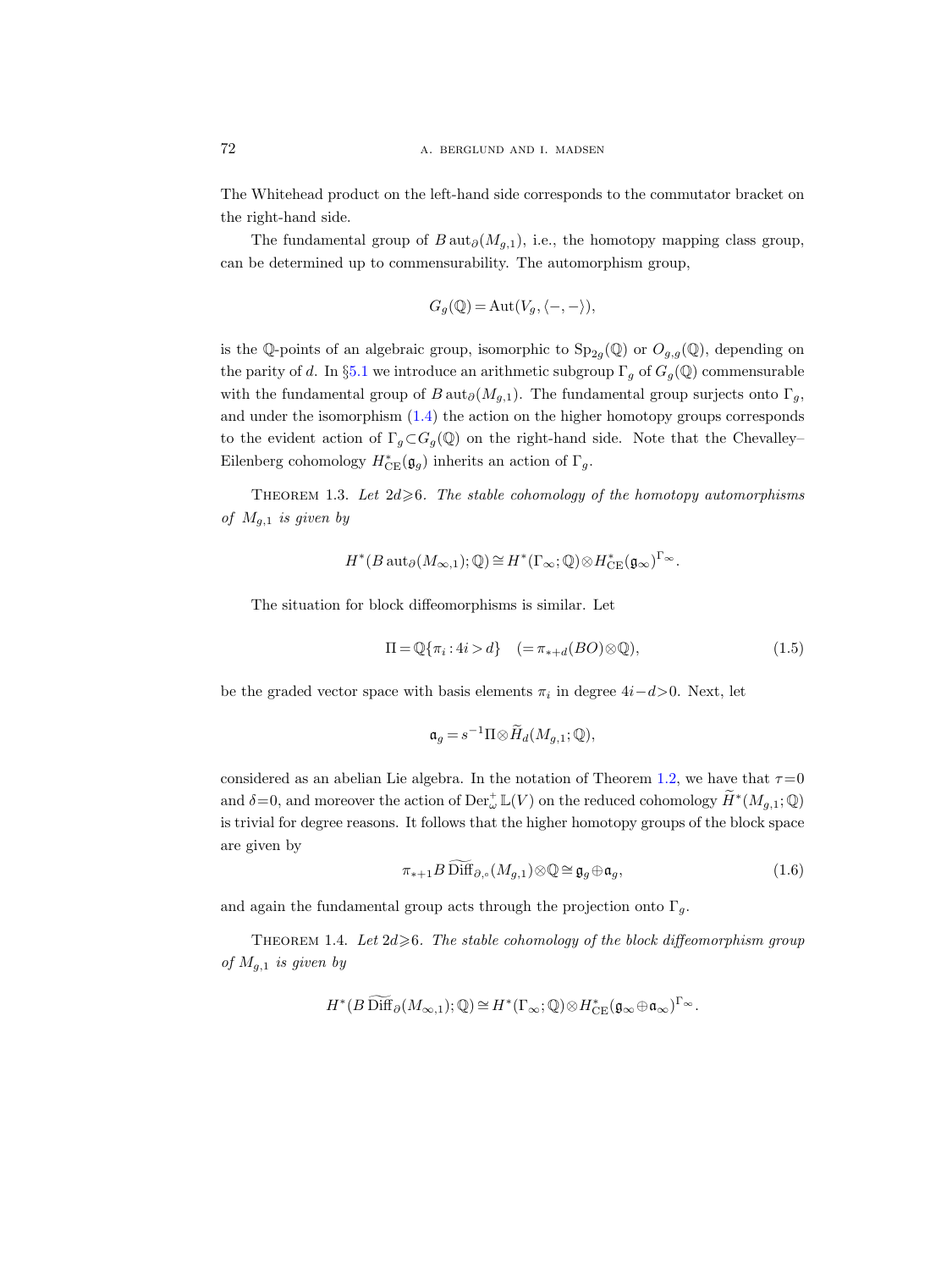The Whitehead product on the left-hand side corresponds to the commutator bracket on the right-hand side.

The fundamental group of $B\operatorname{aut}_\partial(M_{g,1})$, i.e., the homotopy mapping class group, can be determined up to commensurability. The automorphism group,

$$G_g(\mathbb{Q}) = \operatorname{Aut}(V_g, \langle -,- \rangle),$$

is the $\mathbb{Q}$-points of an algebraic group, isomorphic to $\operatorname{Sp}_{2g}(\mathbb{Q})$ or $O_{g,g}(\mathbb{Q})$, depending on the parity of $d$. In §5.1 we introduce an arithmetic subgroup $\Gamma_g$ of $G_g(\mathbb{Q})$ commensurable with the fundamental group of $B\operatorname{aut}_\partial(M_{g,1})$. The fundamental group surjects onto $\Gamma_g$, and under the isomorphism (1.4) the action on the higher homotopy groups corresponds to the evident action of $\Gamma_g \subset G_g(\mathbb{Q})$ on the right-hand side. Note that the Chevalley–Eilenberg cohomology $H^*_{\mathrm{CE}}(\mathfrak{g}_g)$ inherits an action of $\Gamma_g$.

Theorem 1.3. *Let $2d \geqslant 6$. The stable cohomology of the homotopy automorphisms of $M_{g,1}$ is given by*

$$H^*(B\operatorname{aut}_\partial(M_{\infty,1}); \mathbb{Q}) \cong H^*(\Gamma_\infty; \mathbb{Q}) \otimes H^*_{\mathrm{CE}}(\mathfrak{g}_\infty)^{\Gamma_\infty}.$$

The situation for block diffeomorphisms is similar. Let

$$\Pi = \mathbb{Q}\{\pi_i : 4i > d\} \quad (= \pi_{*+d}(BO) \otimes \mathbb{Q}), \tag{1.5}$$

be the graded vector space with basis elements $\pi_i$ in degree $4i - d > 0$. Next, let

$$\mathfrak{a}_g = s^{-1}\Pi \otimes \widetilde{H}_d(M_{g,1}; \mathbb{Q}),$$

considered as an abelian Lie algebra. In the notation of Theorem 1.2, we have that $\tau = 0$ and $\delta = 0$, and moreover the action of $\operatorname{Der}^+_\omega \mathbb{L}(V)$ on the reduced cohomology $\widetilde{H}^*(M_{g,1}; \mathbb{Q})$ is trivial for degree reasons. It follows that the higher homotopy groups of the block space are given by

$$\pi_{*+1} B\widetilde{\operatorname{Diff}}_{\partial,\circ}(M_{g,1}) \otimes \mathbb{Q} \cong \mathfrak{g}_g \oplus \mathfrak{a}_g, \tag{1.6}$$

and again the fundamental group acts through the projection onto $\Gamma_g$.

Theorem 1.4. *Let $2d \geqslant 6$. The stable cohomology of the block diffeomorphism group of $M_{g,1}$ is given by*

$$H^*(B\widetilde{\operatorname{Diff}}_\partial(M_{\infty,1}); \mathbb{Q}) \cong H^*(\Gamma_\infty; \mathbb{Q}) \otimes H^*_{\mathrm{CE}}(\mathfrak{g}_\infty \oplus \mathfrak{a}_\infty)^{\Gamma_\infty}.$$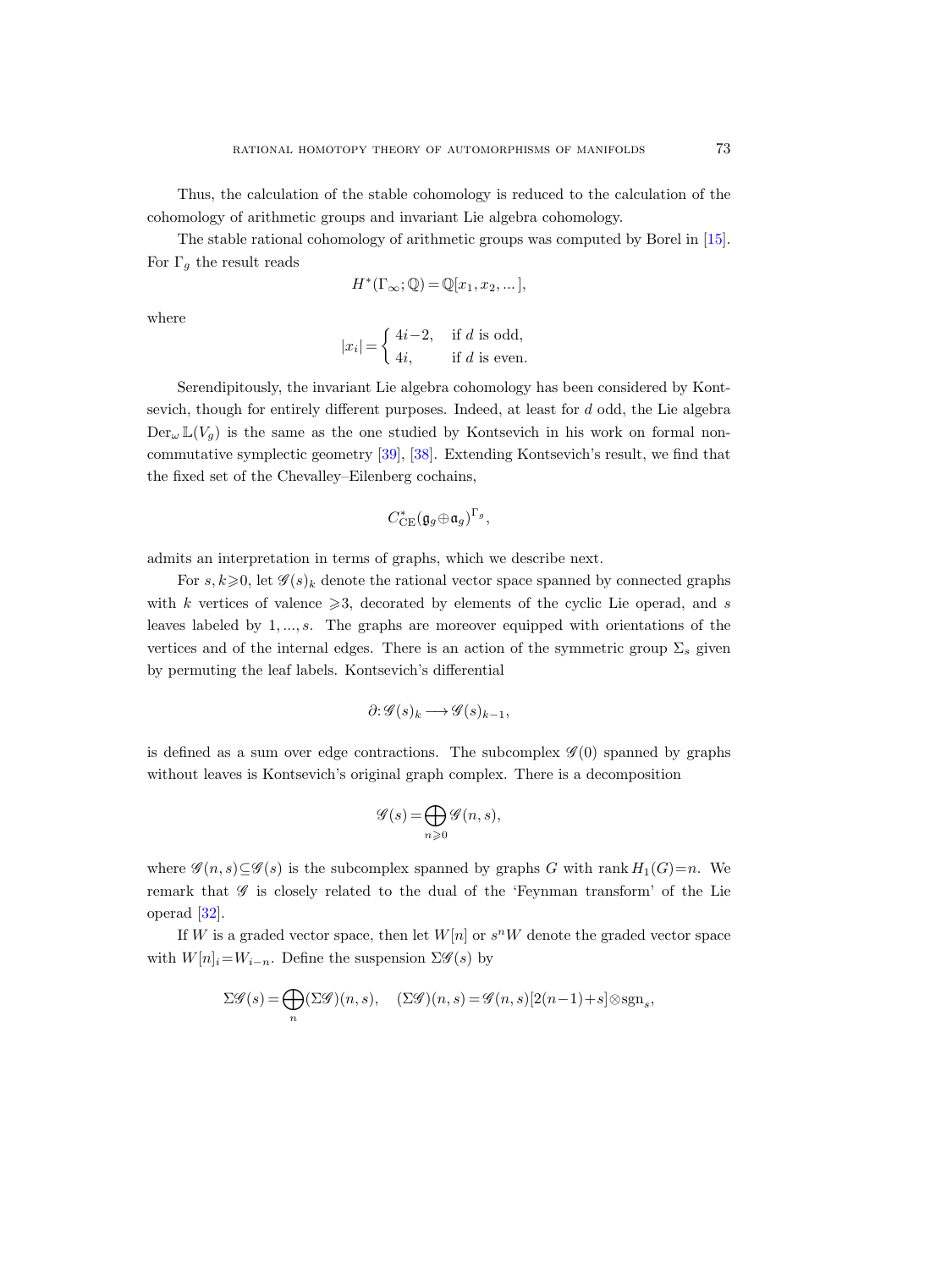Thus, the calculation of the stable cohomology is reduced to the calculation of the cohomology of arithmetic groups and invariant Lie algebra cohomology.

The stable rational cohomology of arithmetic groups was computed by Borel in [15]. For $\Gamma_g$ the result reads

$$H^*(\Gamma_\infty;\mathbb{Q}) = \mathbb{Q}[x_1, x_2, ...],$$

where

$$|x_i| = \begin{cases} 4i-2, & \text{if } d \text{ is odd,} \\ 4i, & \text{if } d \text{ is even.} \end{cases}$$

Serendipitously, the invariant Lie algebra cohomology has been considered by Kontsevich, though for entirely different purposes. Indeed, at least for $d$ odd, the Lie algebra $\operatorname{Der}_\omega \mathbb{L}(V_g)$ is the same as the one studied by Kontsevich in his work on formal noncommutative symplectic geometry [39], [38]. Extending Kontsevich's result, we find that the fixed set of the Chevalley–Eilenberg cochains,

$$C^*_{\mathrm{CE}}(\mathfrak{g}_g \oplus \mathfrak{a}_g)^{\Gamma_g},$$

admits an interpretation in terms of graphs, which we describe next.

For $s, k \geqslant 0$, let $\mathscr{G}(s)_k$ denote the rational vector space spanned by connected graphs with $k$ vertices of valence $\geqslant 3$, decorated by elements of the cyclic Lie operad, and $s$ leaves labeled by $1, ..., s$. The graphs are moreover equipped with orientations of the vertices and of the internal edges. There is an action of the symmetric group $\Sigma_s$ given by permuting the leaf labels. Kontsevich's differential

$$\partial: \mathscr{G}(s)_k \longrightarrow \mathscr{G}(s)_{k-1},$$

is defined as a sum over edge contractions. The subcomplex $\mathscr{G}(0)$ spanned by graphs without leaves is Kontsevich's original graph complex. There is a decomposition

$$\mathscr{G}(s) = \bigoplus_{n \geqslant 0} \mathscr{G}(n, s),$$

where $\mathscr{G}(n, s) \subseteq \mathscr{G}(s)$ is the subcomplex spanned by graphs $G$ with $\operatorname{rank} H_1(G) = n$. We remark that $\mathscr{G}$ is closely related to the dual of the 'Feynman transform' of the Lie operad [32].

If $W$ is a graded vector space, then let $W[n]$ or $s^n W$ denote the graded vector space with $W[n]_i = W_{i-n}$. Define the suspension $\Sigma\mathscr{G}(s)$ by

$$\Sigma\mathscr{G}(s) = \bigoplus_n (\Sigma\mathscr{G})(n, s), \quad (\Sigma\mathscr{G})(n, s) = \mathscr{G}(n, s)[2(n-1) + s] \otimes \operatorname{sgn}_s,$$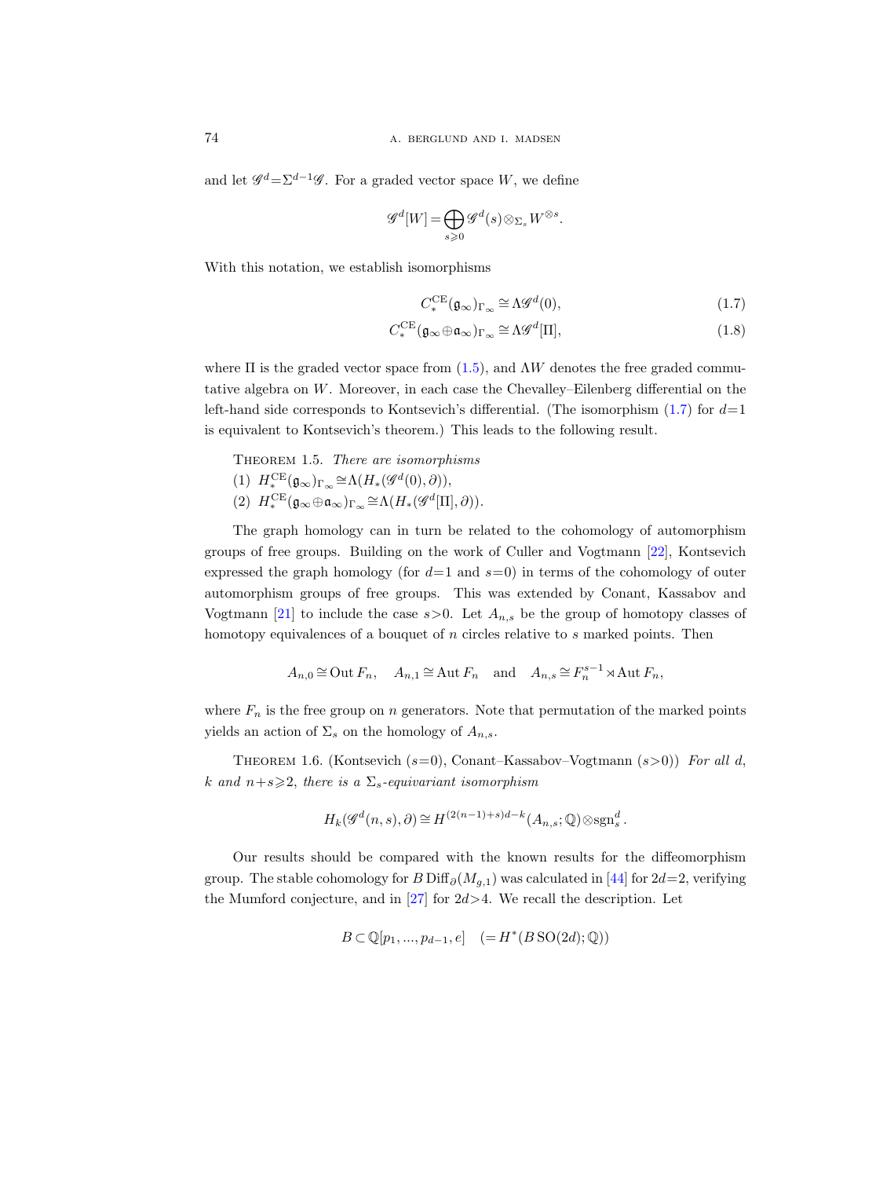and let $\mathscr{G}^d = \Sigma^{d-1}\mathscr{G}$. For a graded vector space $W$, we define

$$\mathscr{G}^d[W] = \bigoplus_{s \geqslant 0} \mathscr{G}^d(s) \otimes_{\Sigma_s} W^{\otimes s}.$$

With this notation, we establish isomorphisms

$$C_*^{\mathrm{CE}}(\mathfrak{g}_\infty)_{\Gamma_\infty} \cong \Lambda \mathscr{G}^d(0), \tag{1.7}$$

$$C_*^{\mathrm{CE}}(\mathfrak{g}_\infty \oplus \mathfrak{a}_\infty)_{\Gamma_\infty} \cong \Lambda \mathscr{G}^d[\Pi], \tag{1.8}$$

where $\Pi$ is the graded vector space from (1.5), and $\Lambda W$ denotes the free graded commutative algebra on $W$. Moreover, in each case the Chevalley–Eilenberg differential on the left-hand side corresponds to Kontsevich's differential. (The isomorphism (1.7) for $d=1$ is equivalent to Kontsevich's theorem.) This leads to the following result.

Theorem 1.5. *There are isomorphisms*

(1) $H_*^{\mathrm{CE}}(\mathfrak{g}_\infty)_{\Gamma_\infty} \cong \Lambda(H_*(\mathscr{G}^d(0), \partial))$,

(2) $H_*^{\mathrm{CE}}(\mathfrak{g}_\infty \oplus \mathfrak{a}_\infty)_{\Gamma_\infty} \cong \Lambda(H_*(\mathscr{G}^d[\Pi], \partial))$.

The graph homology can in turn be related to the cohomology of automorphism groups of free groups. Building on the work of Culler and Vogtmann [22], Kontsevich expressed the graph homology (for $d=1$ and $s=0$) in terms of the cohomology of outer automorphism groups of free groups. This was extended by Conant, Kassabov and Vogtmann [21] to include the case $s>0$. Let $A_{n,s}$ be the group of homotopy classes of homotopy equivalences of a bouquet of $n$ circles relative to $s$ marked points. Then

$$A_{n,0} \cong \operatorname{Out} F_n, \quad A_{n,1} \cong \operatorname{Aut} F_n \quad \text{and} \quad A_{n,s} \cong F_n^{s-1} \rtimes \operatorname{Aut} F_n,$$

where $F_n$ is the free group on $n$ generators. Note that permutation of the marked points yields an action of $\Sigma_s$ on the homology of $A_{n,s}$.

Theorem 1.6. (Kontsevich ($s=0$), Conant–Kassabov–Vogtmann ($s>0$)) *For all $d$, $k$ and $n+s \geqslant 2$, there is a $\Sigma_s$-equivariant isomorphism*

$$H_k(\mathscr{G}^d(n,s), \partial) \cong H^{(2(n-1)+s)d-k}(A_{n,s}; \mathbb{Q}) \otimes \mathrm{sgn}_s^d.$$

Our results should be compared with the known results for the diffeomorphism group. The stable cohomology for $B\operatorname{Diff}_\partial(M_{g,1})$ was calculated in [44] for $2d=2$, verifying the Mumford conjecture, and in [27] for $2d>4$. We recall the description. Let

$$B \subset \mathbb{Q}[p_1, ..., p_{d-1}, e] \quad (= H^*(B\,\mathrm{SO}(2d); \mathbb{Q}))$$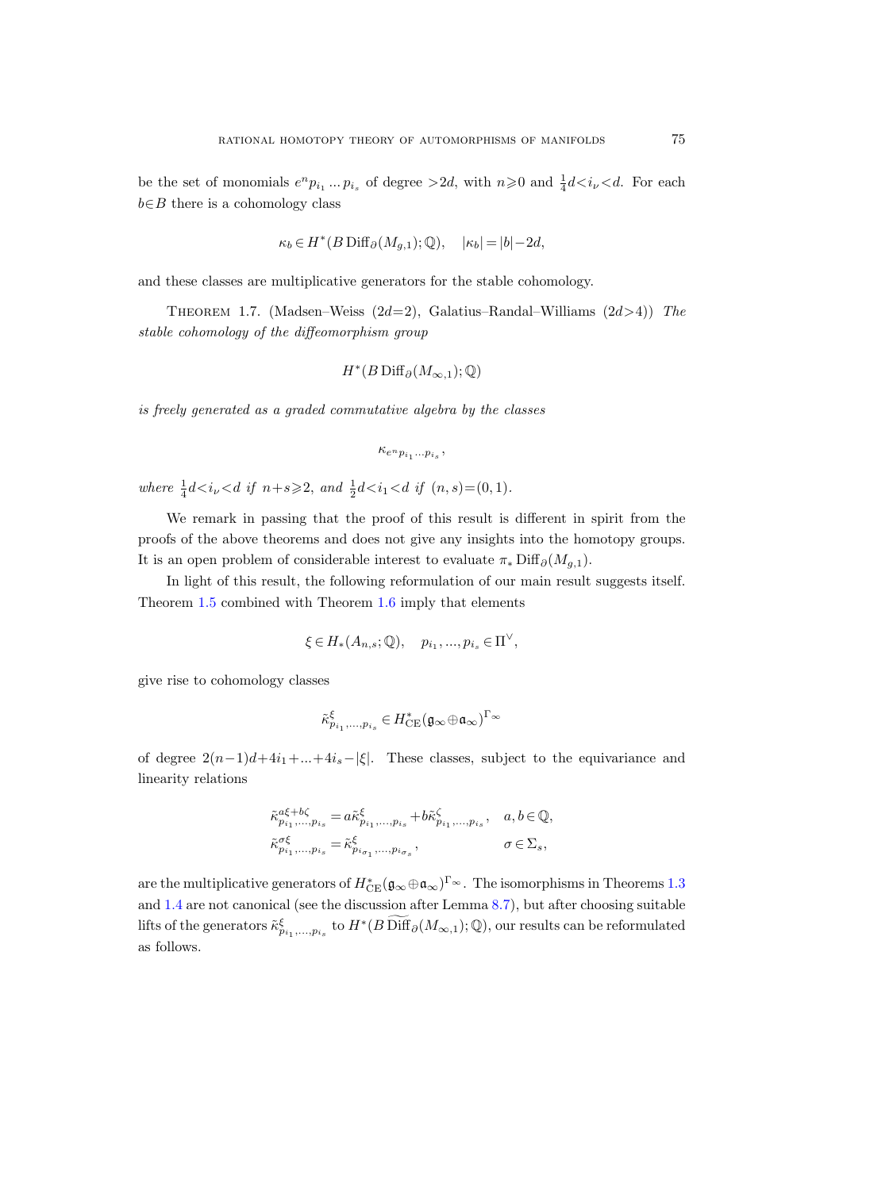be the set of monomials $e^n p_{i_1} \dots p_{i_s}$ of degree $>2d$, with $n \geqslant 0$ and $\frac{1}{4}d < i_\nu < d$. For each $b \in B$ there is a cohomology class

$$\kappa_b \in H^*(B\operatorname{Diff}_\partial(M_{g,1});\mathbb{Q}), \quad |\kappa_b| = |b| - 2d,$$

and these classes are multiplicative generators for the stable cohomology.

Theorem 1.7. (Madsen–Weiss ($2d=2$), Galatius–Randal–Williams ($2d>4$)) *The stable cohomology of the diffeomorphism group*

$$H^*(B\operatorname{Diff}_\partial(M_{\infty,1});\mathbb{Q})$$

*is freely generated as a graded commutative algebra by the classes*

$$\kappa_{e^n p_{i_1} \dots p_{i_s}},$$

*where* $\frac{1}{4}d < i_\nu < d$ *if* $n+s \geqslant 2$, *and* $\frac{1}{2}d < i_1 < d$ *if* $(n,s) = (0,1)$.

We remark in passing that the proof of this result is different in spirit from the proofs of the above theorems and does not give any insights into the homotopy groups. It is an open problem of considerable interest to evaluate $\pi_* \operatorname{Diff}_\partial(M_{g,1})$.

In light of this result, the following reformulation of our main result suggests itself. Theorem 1.5 combined with Theorem 1.6 imply that elements

$$\xi \in H_*(A_{n,s};\mathbb{Q}), \quad p_{i_1}, \dots, p_{i_s} \in \Pi^\vee,$$

give rise to cohomology classes

$$\tilde{\kappa}^{\xi}_{p_{i_1},\dots,p_{i_s}} \in H^*_{\mathrm{CE}}(\mathfrak{g}_\infty \oplus \mathfrak{a}_\infty)^{\Gamma_\infty}$$

of degree $2(n-1)d + 4i_1 + \dots + 4i_s - |\xi|$. These classes, subject to the equivariance and linearity relations

$$\begin{aligned} \tilde{\kappa}^{a\xi + b\zeta}_{p_{i_1},\dots,p_{i_s}} &= a\tilde{\kappa}^{\xi}_{p_{i_1},\dots,p_{i_s}} + b\tilde{\kappa}^{\zeta}_{p_{i_1},\dots,p_{i_s}}, \quad && a, b \in \mathbb{Q}, \\ \tilde{\kappa}^{\sigma\xi}_{p_{i_1},\dots,p_{i_s}} &= \tilde{\kappa}^{\xi}_{p_{i_{\sigma_1}},\dots,p_{i_{\sigma_s}}}, && \sigma \in \Sigma_s, \end{aligned}$$

are the multiplicative generators of $H^*_{\mathrm{CE}}(\mathfrak{g}_\infty \oplus \mathfrak{a}_\infty)^{\Gamma_\infty}$. The isomorphisms in Theorems 1.3 and 1.4 are not canonical (see the discussion after Lemma 8.7), but after choosing suitable lifts of the generators $\tilde{\kappa}^{\xi}_{p_{i_1},\dots,p_{i_s}}$ to $H^*(B\widetilde{\operatorname{Diff}}_\partial(M_{\infty,1});\mathbb{Q})$, our results can be reformulated as follows.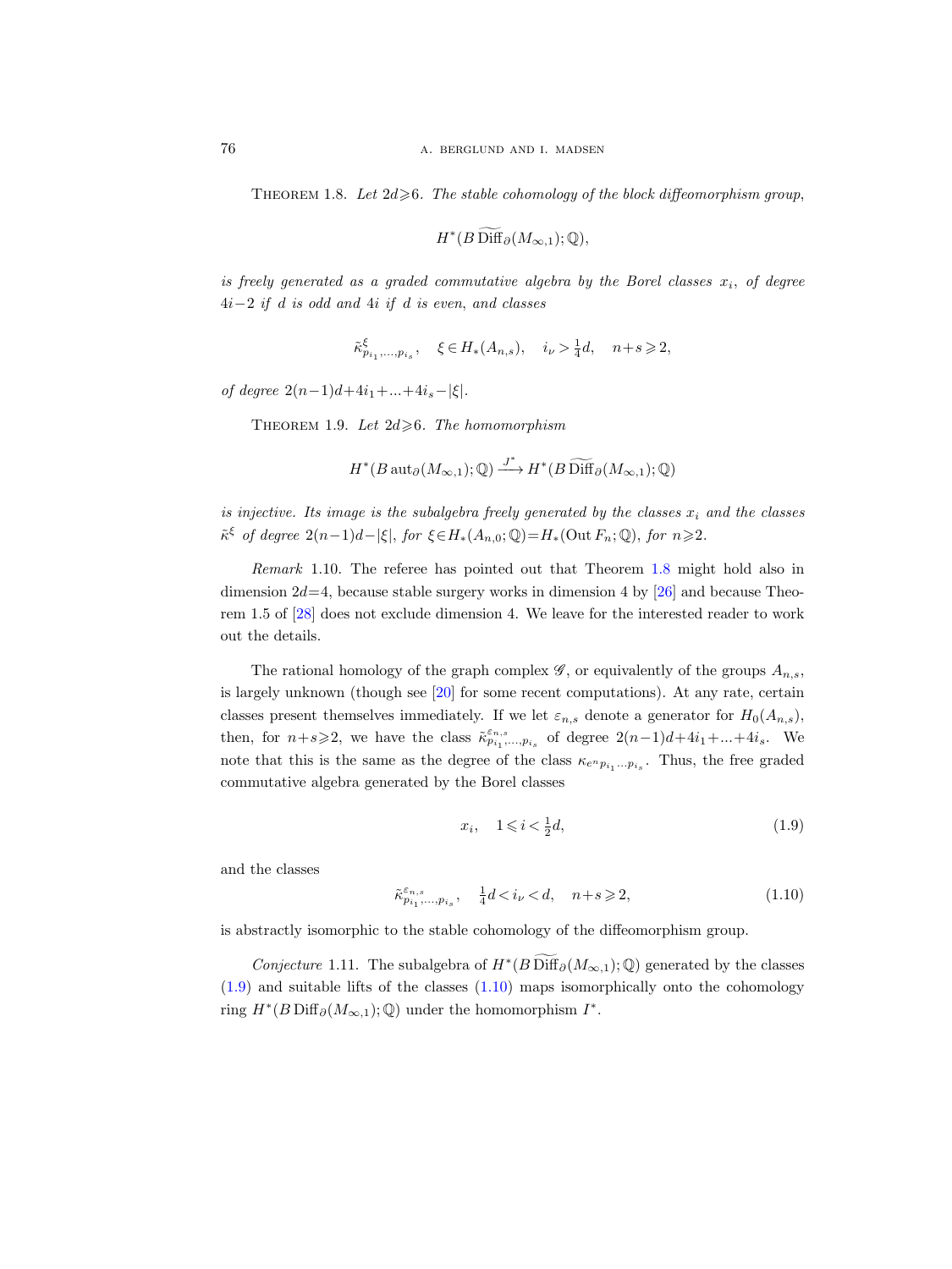**Theorem 1.8.** *Let $2d \geqslant 6$. The stable cohomology of the block diffeomorphism group,*

$$H^*(B\,\widetilde{\mathrm{Diff}}_\partial(M_{\infty,1});\mathbb{Q}),$$

*is freely generated as a graded commutative algebra by the Borel classes $x_i$, of degree $4i-2$ if $d$ is odd and $4i$ if $d$ is even, and classes*

$$\tilde{\kappa}^{\xi}_{p_{i_1},\ldots,p_{i_s}}, \quad \xi \in H_*(A_{n,s}), \quad i_\nu > \tfrac{1}{4}d, \quad n+s \geqslant 2,$$

*of degree $2(n-1)d+4i_1+\ldots+4i_s-|\xi|$.*

**Theorem 1.9.** *Let $2d \geqslant 6$. The homomorphism*

$$H^*(B\,\mathrm{aut}_\partial(M_{\infty,1});\mathbb{Q}) \xrightarrow{J^*} H^*(B\,\widetilde{\mathrm{Diff}}_\partial(M_{\infty,1});\mathbb{Q})$$

*is injective. Its image is the subalgebra freely generated by the classes $x_i$ and the classes $\tilde{\kappa}^{\xi}$ of degree $2(n-1)d-|\xi|$, for $\xi \in H_*(A_{n,0};\mathbb{Q}) = H_*(\mathrm{Out}\,F_n;\mathbb{Q})$, for $n \geqslant 2$.*

*Remark* 1.10. The referee has pointed out that Theorem 1.8 might hold also in dimension $2d=4$, because stable surgery works in dimension 4 by [26] and because Theorem 1.5 of [28] does not exclude dimension 4. We leave for the interested reader to work out the details.

The rational homology of the graph complex $\mathscr{G}$, or equivalently of the groups $A_{n,s}$, is largely unknown (though see [20] for some recent computations). At any rate, certain classes present themselves immediately. If we let $\varepsilon_{n,s}$ denote a generator for $H_0(A_{n,s})$, then, for $n+s \geqslant 2$, we have the class $\tilde{\kappa}^{\varepsilon_{n,s}}_{p_{i_1},\ldots,p_{i_s}}$ of degree $2(n-1)d+4i_1+\ldots+4i_s$. We note that this is the same as the degree of the class $\kappa_{e^n p_{i_1}\ldots p_{i_s}}$. Thus, the free graded commutative algebra generated by the Borel classes

$$x_i, \quad 1 \leqslant i < \tfrac{1}{2}d, \tag{1.9}$$

and the classes

$$\tilde{\kappa}^{\varepsilon_{n,s}}_{p_{i_1},\ldots,p_{i_s}}, \quad \tfrac{1}{4}d < i_\nu < d, \quad n+s \geqslant 2, \tag{1.10}$$

is abstractly isomorphic to the stable cohomology of the diffeomorphism group.

*Conjecture* 1.11. The subalgebra of $H^*(B\,\widetilde{\mathrm{Diff}}_\partial(M_{\infty,1});\mathbb{Q})$ generated by the classes (1.9) and suitable lifts of the classes (1.10) maps isomorphically onto the cohomology ring $H^*(B\,\mathrm{Diff}_\partial(M_{\infty,1});\mathbb{Q})$ under the homomorphism $I^*$.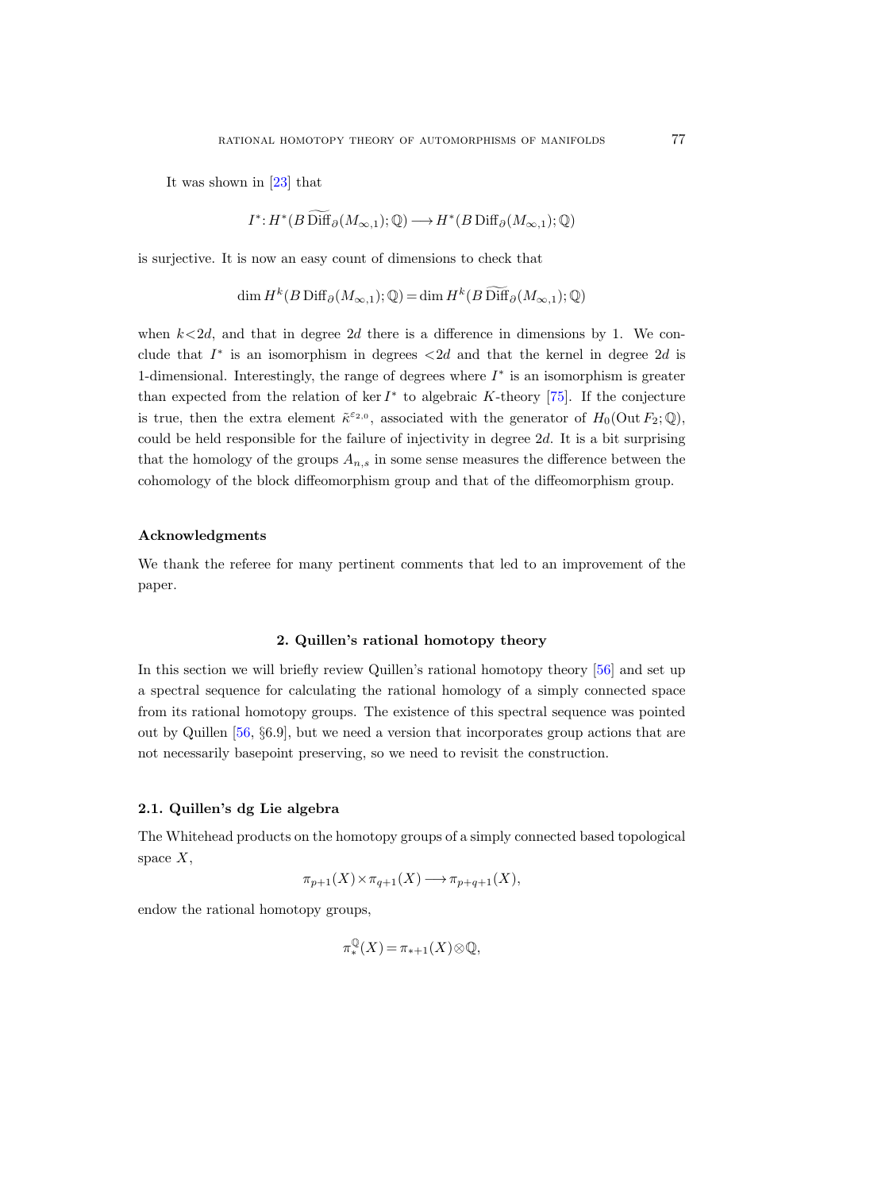It was shown in [23] that

$$I^*\colon H^*(B\,\widetilde{\mathrm{Diff}}_\partial(M_{\infty,1});\mathbb{Q}) \longrightarrow H^*(B\,\mathrm{Diff}_\partial(M_{\infty,1});\mathbb{Q})$$

is surjective. It is now an easy count of dimensions to check that

$$\dim H^k(B\,\mathrm{Diff}_\partial(M_{\infty,1});\mathbb{Q}) = \dim H^k(B\,\widetilde{\mathrm{Diff}}_\partial(M_{\infty,1});\mathbb{Q})$$

when $k<2d$, and that in degree $2d$ there is a difference in dimensions by 1. We conclude that $I^*$ is an isomorphism in degrees $<2d$ and that the kernel in degree $2d$ is 1-dimensional. Interestingly, the range of degrees where $I^*$ is an isomorphism is greater than expected from the relation of $\ker I^*$ to algebraic $K$-theory [75]. If the conjecture is true, then the extra element $\tilde{\kappa}^{\varepsilon_{2,0}}$, associated with the generator of $H_0(\mathrm{Out}\,F_2;\mathbb{Q})$, could be held responsible for the failure of injectivity in degree $2d$. It is a bit surprising that the homology of the groups $A_{n,s}$ in some sense measures the difference between the cohomology of the block diffeomorphism group and that of the diffeomorphism group.

### Acknowledgments

We thank the referee for many pertinent comments that led to an improvement of the paper.

## 2. Quillen's rational homotopy theory

In this section we will briefly review Quillen's rational homotopy theory [56] and set up a spectral sequence for calculating the rational homology of a simply connected space from its rational homotopy groups. The existence of this spectral sequence was pointed out by Quillen [56, §6.9], but we need a version that incorporates group actions that are not necessarily basepoint preserving, so we need to revisit the construction.

### 2.1. Quillen's dg Lie algebra

The Whitehead products on the homotopy groups of a simply connected based topological space $X$,

$$\pi_{p+1}(X)\times\pi_{q+1}(X) \longrightarrow \pi_{p+q+1}(X),$$

endow the rational homotopy groups,

$$\pi_*^{\mathbb{Q}}(X) = \pi_{*+1}(X)\otimes\mathbb{Q},$$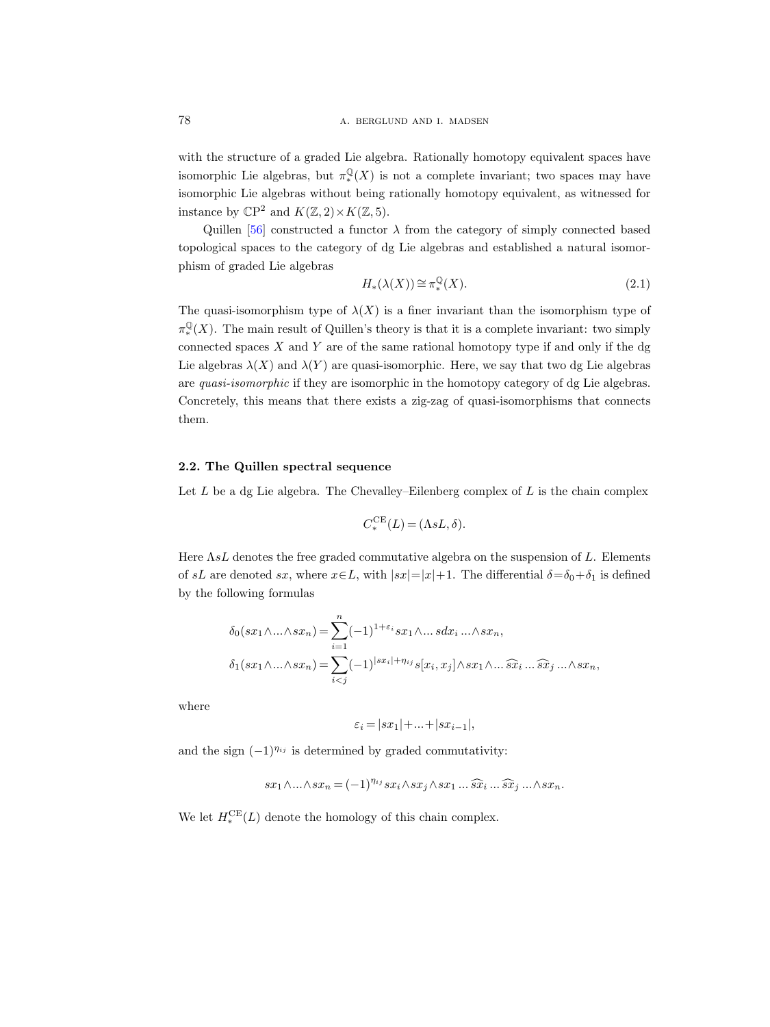with the structure of a graded Lie algebra. Rationally homotopy equivalent spaces have isomorphic Lie algebras, but $\pi_*^{\mathbb{Q}}(X)$ is not a complete invariant; two spaces may have isomorphic Lie algebras without being rationally homotopy equivalent, as witnessed for instance by $\mathbb{CP}^2$ and $K(\mathbb{Z},2)\times K(\mathbb{Z},5)$.

Quillen [56] constructed a functor $\lambda$ from the category of simply connected based topological spaces to the category of dg Lie algebras and established a natural isomorphism of graded Lie algebras

$$H_*(\lambda(X)) \cong \pi_*^{\mathbb{Q}}(X). \tag{2.1}$$

The quasi-isomorphism type of $\lambda(X)$ is a finer invariant than the isomorphism type of $\pi_*^{\mathbb{Q}}(X)$. The main result of Quillen's theory is that it is a complete invariant: two simply connected spaces $X$ and $Y$ are of the same rational homotopy type if and only if the dg Lie algebras $\lambda(X)$ and $\lambda(Y)$ are quasi-isomorphic. Here, we say that two dg Lie algebras are *quasi-isomorphic* if they are isomorphic in the homotopy category of dg Lie algebras. Concretely, this means that there exists a zig-zag of quasi-isomorphisms that connects them.

### 2.2. The Quillen spectral sequence

Let $L$ be a dg Lie algebra. The Chevalley–Eilenberg complex of $L$ is the chain complex

$$C_*^{\mathrm{CE}}(L) = (\Lambda sL, \delta).$$

Here $\Lambda sL$ denotes the free graded commutative algebra on the suspension of $L$. Elements of $sL$ are denoted $sx$, where $x\in L$, with $|sx|=|x|+1$. The differential $\delta=\delta_0+\delta_1$ is defined by the following formulas

$$\delta_0(sx_1\wedge\ldots\wedge sx_n) = \sum_{i=1}^{n}(-1)^{1+\varepsilon_i} sx_1\wedge\ldots sdx_i\ldots\wedge sx_n,$$

$$\delta_1(sx_1\wedge\ldots\wedge sx_n) = \sum_{i<j}(-1)^{|sx_i|+\eta_{ij}} s[x_i,x_j]\wedge sx_1\wedge\ldots\widehat{sx}_i\ldots\widehat{sx}_j\ldots\wedge sx_n,$$

where

$$\varepsilon_i = |sx_1|+\ldots+|sx_{i-1}|,$$

and the sign $(-1)^{\eta_{ij}}$ is determined by graded commutativity:

$$sx_1\wedge\ldots\wedge sx_n = (-1)^{\eta_{ij}} sx_i\wedge sx_j\wedge sx_1\ldots\widehat{sx}_i\ldots\widehat{sx}_j\ldots\wedge sx_n.$$

We let $H_*^{\mathrm{CE}}(L)$ denote the homology of this chain complex.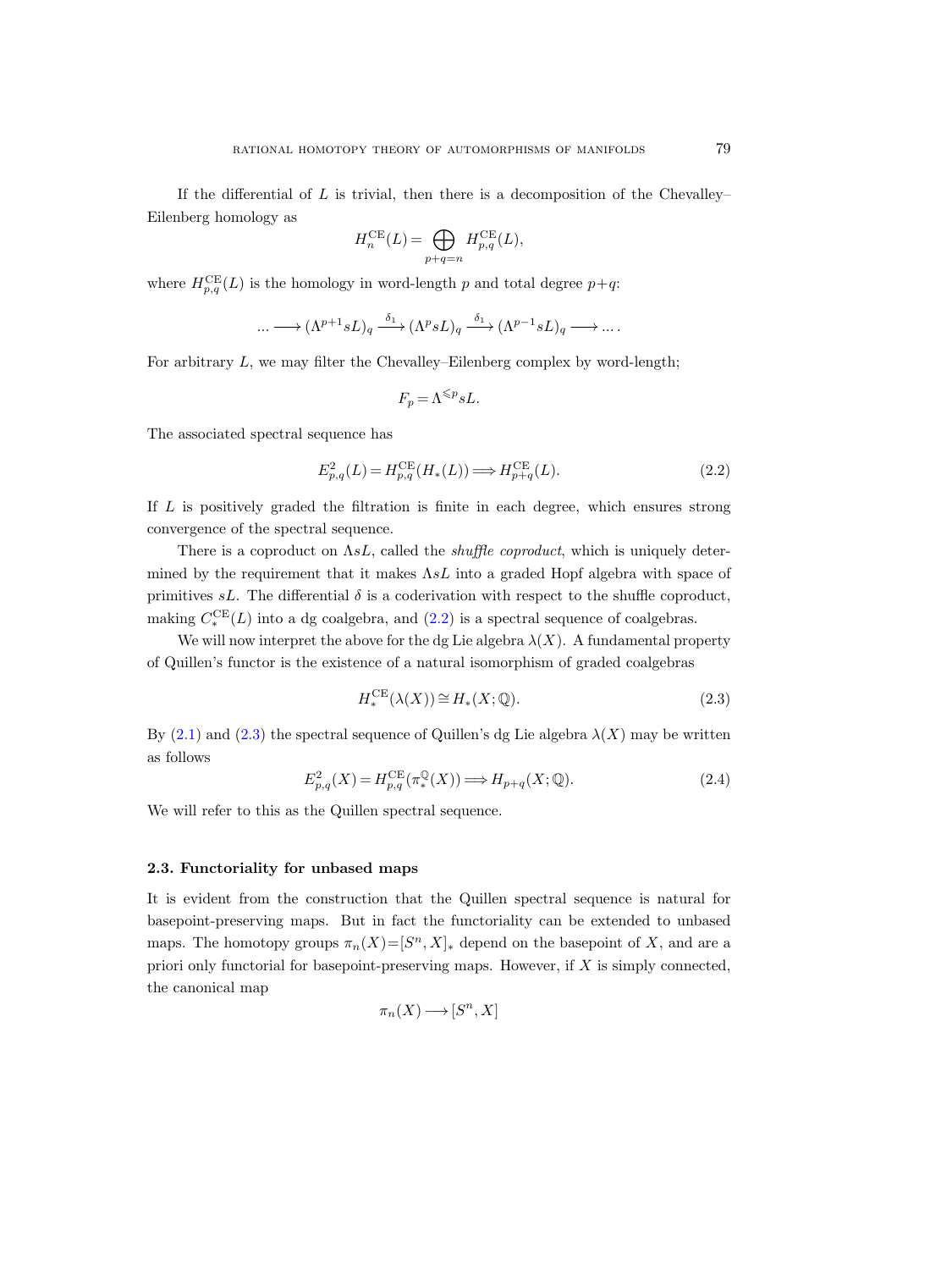If the differential of $L$ is trivial, then there is a decomposition of the Chevalley–Eilenberg homology as

$$H_n^{\mathrm{CE}}(L) = \bigoplus_{p+q=n} H_{p,q}^{\mathrm{CE}}(L),$$

where $H_{p,q}^{\mathrm{CE}}(L)$ is the homology in word-length $p$ and total degree $p+q$:

$$\ldots \longrightarrow (\Lambda^{p+1} sL)_q \xrightarrow{\delta_1} (\Lambda^p sL)_q \xrightarrow{\delta_1} (\Lambda^{p-1} sL)_q \longrightarrow \ldots.$$

For arbitrary $L$, we may filter the Chevalley–Eilenberg complex by word-length;

$$F_p = \Lambda^{\leqslant p} sL.$$

The associated spectral sequence has

$$E_{p,q}^2(L) = H_{p,q}^{\mathrm{CE}}(H_*(L)) \Longrightarrow H_{p+q}^{\mathrm{CE}}(L). \tag{2.2}$$

If $L$ is positively graded the filtration is finite in each degree, which ensures strong convergence of the spectral sequence.

There is a coproduct on $\Lambda sL$, called the *shuffle coproduct*, which is uniquely determined by the requirement that it makes $\Lambda sL$ into a graded Hopf algebra with space of primitives $sL$. The differential $\delta$ is a coderivation with respect to the shuffle coproduct, making $C_*^{\mathrm{CE}}(L)$ into a dg coalgebra, and (2.2) is a spectral sequence of coalgebras.

We will now interpret the above for the dg Lie algebra $\lambda(X)$. A fundamental property of Quillen's functor is the existence of a natural isomorphism of graded coalgebras

$$H_*^{\mathrm{CE}}(\lambda(X)) \cong H_*(X; \mathbb{Q}). \tag{2.3}$$

By (2.1) and (2.3) the spectral sequence of Quillen's dg Lie algebra $\lambda(X)$ may be written as follows

$$E_{p,q}^2(X) = H_{p,q}^{\mathrm{CE}}(\pi_*^{\mathbb{Q}}(X)) \Longrightarrow H_{p+q}(X; \mathbb{Q}). \tag{2.4}$$

We will refer to this as the Quillen spectral sequence.

### 2.3. Functoriality for unbased maps

It is evident from the construction that the Quillen spectral sequence is natural for basepoint-preserving maps. But in fact the functoriality can be extended to unbased maps. The homotopy groups $\pi_n(X) = [S^n, X]_*$ depend on the basepoint of $X$, and are a priori only functorial for basepoint-preserving maps. However, if $X$ is simply connected, the canonical map

$$\pi_n(X) \longrightarrow [S^n, X]$$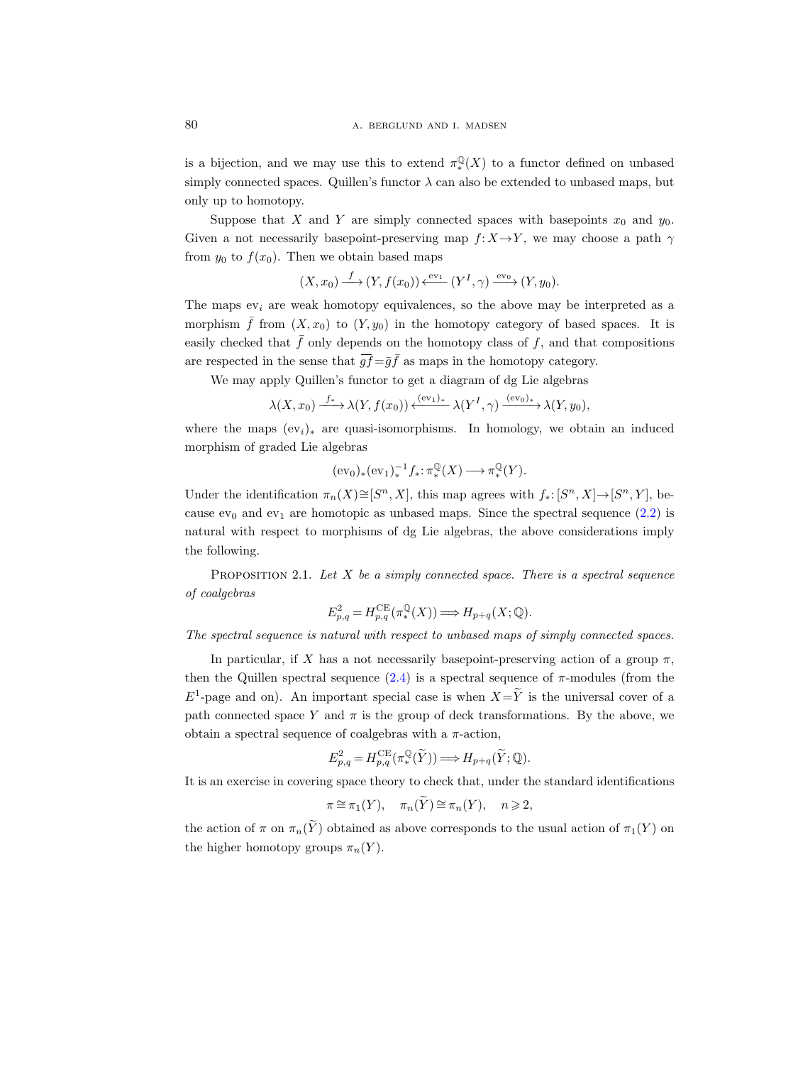is a bijection, and we may use this to extend $\pi_*^{\mathbb{Q}}(X)$ to a functor defined on unbased simply connected spaces. Quillen's functor $\lambda$ can also be extended to unbased maps, but only up to homotopy.

Suppose that $X$ and $Y$ are simply connected spaces with basepoints $x_0$ and $y_0$. Given a not necessarily basepoint-preserving map $f: X \to Y$, we may choose a path $\gamma$ from $y_0$ to $f(x_0)$. Then we obtain based maps

$$(X, x_0) \xrightarrow{f} (Y, f(x_0)) \xleftarrow{\mathrm{ev}_1} (Y^I, \gamma) \xrightarrow{\mathrm{ev}_0} (Y, y_0).$$

The maps $\mathrm{ev}_i$ are weak homotopy equivalences, so the above may be interpreted as a morphism $\bar{f}$ from $(X, x_0)$ to $(Y, y_0)$ in the homotopy category of based spaces. It is easily checked that $\bar{f}$ only depends on the homotopy class of $f$, and that compositions are respected in the sense that $\overline{gf} = \bar{g}\bar{f}$ as maps in the homotopy category.

We may apply Quillen's functor to get a diagram of dg Lie algebras

$$\lambda(X, x_0) \xrightarrow{f_*} \lambda(Y, f(x_0)) \xleftarrow{(\mathrm{ev}_1)_*} \lambda(Y^I, \gamma) \xrightarrow{(\mathrm{ev}_0)_*} \lambda(Y, y_0),$$

where the maps $(\mathrm{ev}_i)_*$ are quasi-isomorphisms. In homology, we obtain an induced morphism of graded Lie algebras

$$(\mathrm{ev}_0)_*(\mathrm{ev}_1)_*^{-1} f_* : \pi_*^{\mathbb{Q}}(X) \longrightarrow \pi_*^{\mathbb{Q}}(Y).$$

Under the identification $\pi_n(X) \cong [S^n, X]$, this map agrees with $f_*: [S^n, X] \to [S^n, Y]$, because $\mathrm{ev}_0$ and $\mathrm{ev}_1$ are homotopic as unbased maps. Since the spectral sequence (2.2) is natural with respect to morphisms of dg Lie algebras, the above considerations imply the following.

PROPOSITION 2.1. *Let $X$ be a simply connected space. There is a spectral sequence of coalgebras*

$$E_{p,q}^2 = H_{p,q}^{\mathrm{CE}}(\pi_*^{\mathbb{Q}}(X)) \Longrightarrow H_{p+q}(X; \mathbb{Q}).$$

*The spectral sequence is natural with respect to unbased maps of simply connected spaces.*

In particular, if $X$ has a not necessarily basepoint-preserving action of a group $\pi$, then the Quillen spectral sequence (2.4) is a spectral sequence of $\pi$-modules (from the $E^1$-page and on). An important special case is when $X = \widetilde{Y}$ is the universal cover of a path connected space $Y$ and $\pi$ is the group of deck transformations. By the above, we obtain a spectral sequence of coalgebras with a $\pi$-action,

$$E_{p,q}^2 = H_{p,q}^{\mathrm{CE}}(\pi_*^{\mathbb{Q}}(\widetilde{Y})) \Longrightarrow H_{p+q}(\widetilde{Y}; \mathbb{Q}).$$

It is an exercise in covering space theory to check that, under the standard identifications

$$\pi \cong \pi_1(Y), \quad \pi_n(\widetilde{Y}) \cong \pi_n(Y), \quad n \geqslant 2,$$

the action of $\pi$ on $\pi_n(\widetilde{Y})$ obtained as above corresponds to the usual action of $\pi_1(Y)$ on the higher homotopy groups $\pi_n(Y)$.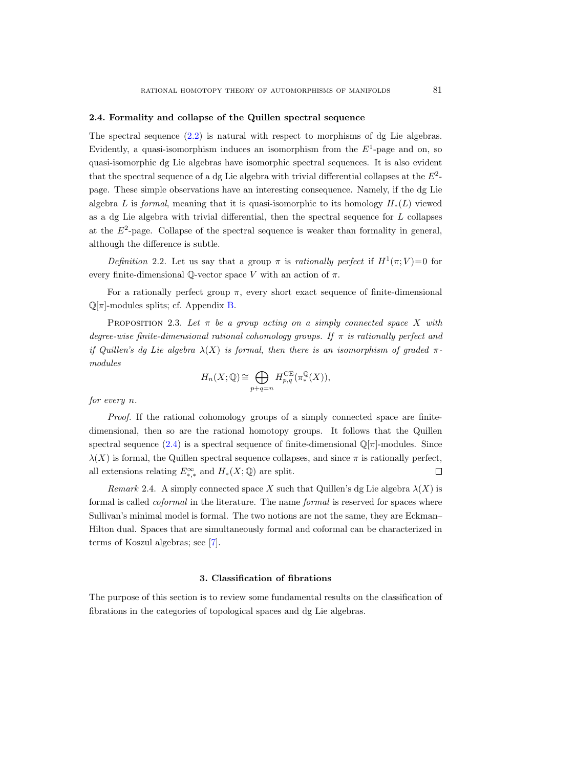### 2.4. Formality and collapse of the Quillen spectral sequence

The spectral sequence (2.2) is natural with respect to morphisms of dg Lie algebras. Evidently, a quasi-isomorphism induces an isomorphism from the $E^1$-page and on, so quasi-isomorphic dg Lie algebras have isomorphic spectral sequences. It is also evident that the spectral sequence of a dg Lie algebra with trivial differential collapses at the $E^2$-page. These simple observations have an interesting consequence. Namely, if the dg Lie algebra $L$ is *formal*, meaning that it is quasi-isomorphic to its homology $H_*(L)$ viewed as a dg Lie algebra with trivial differential, then the spectral sequence for $L$ collapses at the $E^2$-page. Collapse of the spectral sequence is weaker than formality in general, although the difference is subtle.

*Definition* 2.2. Let us say that a group $\pi$ is *rationally perfect* if $H^1(\pi; V)=0$ for every finite-dimensional $\mathbb{Q}$-vector space $V$ with an action of $\pi$.

For a rationally perfect group $\pi$, every short exact sequence of finite-dimensional $\mathbb{Q}[\pi]$-modules splits; cf. Appendix B.

Proposition 2.3. *Let $\pi$ be a group acting on a simply connected space $X$ with degree-wise finite-dimensional rational cohomology groups. If $\pi$ is rationally perfect and if Quillen's dg Lie algebra $\lambda(X)$ is formal, then there is an isomorphism of graded $\pi$-modules*

$$H_n(X;\mathbb{Q}) \cong \bigoplus_{p+q=n} H^{\mathrm{CE}}_{p,q}(\pi^{\mathbb{Q}}_*(X)),$$

*for every $n$.*

*Proof.* If the rational cohomology groups of a simply connected space are finite-dimensional, then so are the rational homotopy groups. It follows that the Quillen spectral sequence (2.4) is a spectral sequence of finite-dimensional $\mathbb{Q}[\pi]$-modules. Since $\lambda(X)$ is formal, the Quillen spectral sequence collapses, and since $\pi$ is rationally perfect, all extensions relating $E^{\infty}_{*,*}$ and $H_*(X;\mathbb{Q})$ are split. $\square$

*Remark* 2.4. A simply connected space $X$ such that Quillen's dg Lie algebra $\lambda(X)$ is formal is called *coformal* in the literature. The name *formal* is reserved for spaces where Sullivan's minimal model is formal. The two notions are not the same, they are Eckman–Hilton dual. Spaces that are simultaneously formal and coformal can be characterized in terms of Koszul algebras; see [7].

## 3. Classification of fibrations

The purpose of this section is to review some fundamental results on the classification of fibrations in the categories of topological spaces and dg Lie algebras.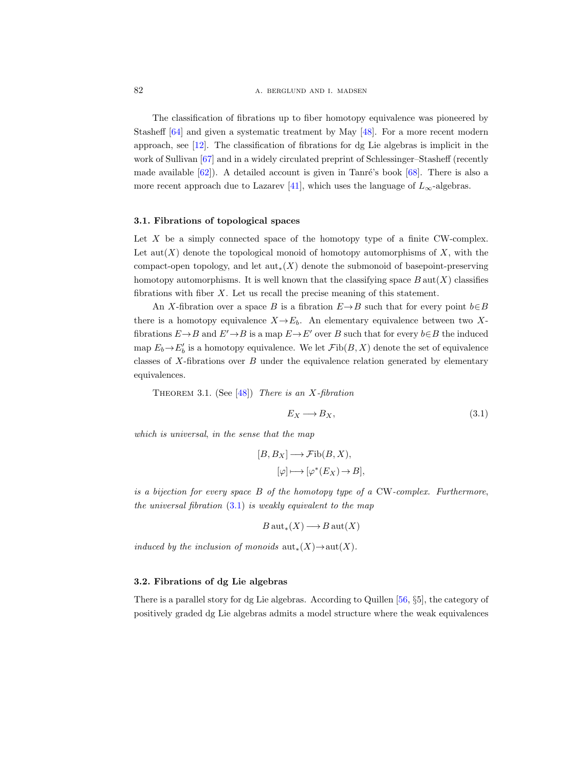The classification of fibrations up to fiber homotopy equivalence was pioneered by Stasheff [64] and given a systematic treatment by May [48]. For a more recent modern approach, see [12]. The classification of fibrations for dg Lie algebras is implicit in the work of Sullivan [67] and in a widely circulated preprint of Schlessinger–Stasheff (recently made available [62]). A detailed account is given in Tanré's book [68]. There is also a more recent approach due to Lazarev [41], which uses the language of $L_\infty$-algebras.

### 3.1. Fibrations of topological spaces

Let $X$ be a simply connected space of the homotopy type of a finite CW-complex. Let $\operatorname{aut}(X)$ denote the topological monoid of homotopy automorphisms of $X$, with the compact-open topology, and let $\operatorname{aut}_*(X)$ denote the submonoid of basepoint-preserving homotopy automorphisms. It is well known that the classifying space $B\operatorname{aut}(X)$ classifies fibrations with fiber $X$. Let us recall the precise meaning of this statement.

An $X$-fibration over a space $B$ is a fibration $E \to B$ such that for every point $b \in B$ there is a homotopy equivalence $X \to E_b$. An elementary equivalence between two $X$-fibrations $E \to B$ and $E' \to B$ is a map $E \to E'$ over $B$ such that for every $b \in B$ the induced map $E_b \to E'_b$ is a homotopy equivalence. We let $\mathcal{F}\mathrm{ib}(B, X)$ denote the set of equivalence classes of $X$-fibrations over $B$ under the equivalence relation generated by elementary equivalences.

Theorem 3.1. (See [48]) *There is an $X$-fibration*

$$E_X \longrightarrow B_X, \tag{3.1}$$

*which is universal, in the sense that the map*

$$\begin{aligned} [B, B_X] &\longrightarrow \mathcal{F}\mathrm{ib}(B, X), \\ [\varphi] &\longmapsto [\varphi^*(E_X) \to B], \end{aligned}$$

*is a bijection for every space $B$ of the homotopy type of a* CW*-complex. Furthermore, the universal fibration (3.1) is weakly equivalent to the map*

$$B\operatorname{aut}_*(X) \longrightarrow B\operatorname{aut}(X)$$

*induced by the inclusion of monoids $\operatorname{aut}_*(X) \to \operatorname{aut}(X)$.*

### 3.2. Fibrations of dg Lie algebras

There is a parallel story for dg Lie algebras. According to Quillen [56, §5], the category of positively graded dg Lie algebras admits a model structure where the weak equivalences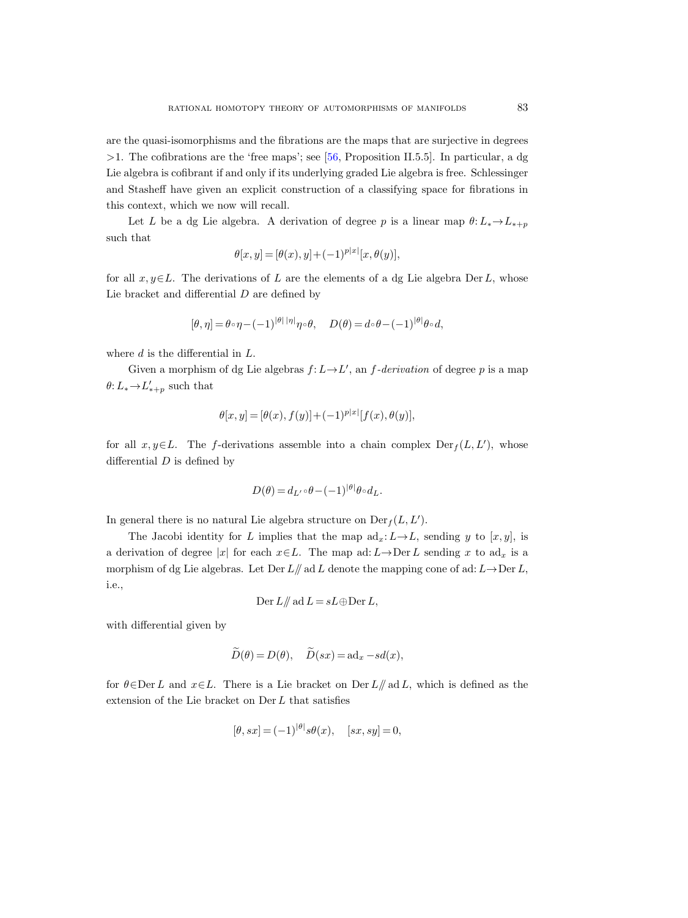are the quasi-isomorphisms and the fibrations are the maps that are surjective in degrees $>1$. The cofibrations are the 'free maps'; see [56, Proposition II.5.5]. In particular, a dg Lie algebra is cofibrant if and only if its underlying graded Lie algebra is free. Schlessinger and Stasheff have given an explicit construction of a classifying space for fibrations in this context, which we now will recall.

Let $L$ be a dg Lie algebra. A derivation of degree $p$ is a linear map $\theta: L_* \to L_{*+p}$ such that

$$\theta[x,y] = [\theta(x), y] + (-1)^{p|x|}[x, \theta(y)],$$

for all $x, y \in L$. The derivations of $L$ are the elements of a dg Lie algebra $\operatorname{Der} L$, whose Lie bracket and differential $D$ are defined by

$$[\theta, \eta] = \theta \circ \eta - (-1)^{|\theta|\,|\eta|} \eta \circ \theta, \quad D(\theta) = d \circ \theta - (-1)^{|\theta|} \theta \circ d,$$

where $d$ is the differential in $L$.

Given a morphism of dg Lie algebras $f: L \to L'$, an *$f$-derivation* of degree $p$ is a map $\theta: L_* \to L'_{*+p}$ such that

$$\theta[x,y] = [\theta(x), f(y)] + (-1)^{p|x|}[f(x), \theta(y)],$$

for all $x, y \in L$. The $f$-derivations assemble into a chain complex $\operatorname{Der}_f(L, L')$, whose differential $D$ is defined by

$$D(\theta) = d_{L'} \circ \theta - (-1)^{|\theta|} \theta \circ d_L.$$

In general there is no natural Lie algebra structure on $\operatorname{Der}_f(L, L')$.

The Jacobi identity for $L$ implies that the map $\operatorname{ad}_x: L \to L$, sending $y$ to $[x, y]$, is a derivation of degree $|x|$ for each $x \in L$. The map $\operatorname{ad}: L \to \operatorname{Der} L$ sending $x$ to $\operatorname{ad}_x$ is a morphism of dg Lie algebras. Let $\operatorname{Der} L /\!\!/ \operatorname{ad} L$ denote the mapping cone of $\operatorname{ad}: L \to \operatorname{Der} L$, i.e.,

$$\operatorname{Der} L /\!\!/ \operatorname{ad} L = sL \oplus \operatorname{Der} L,$$

with differential given by

$$\widetilde{D}(\theta) = D(\theta), \quad \widetilde{D}(sx) = \operatorname{ad}_x - sd(x),$$

for $\theta \in \operatorname{Der} L$ and $x \in L$. There is a Lie bracket on $\operatorname{Der} L /\!\!/ \operatorname{ad} L$, which is defined as the extension of the Lie bracket on $\operatorname{Der} L$ that satisfies

$$[\theta, sx] = (-1)^{|\theta|} s\theta(x), \quad [sx, sy] = 0,$$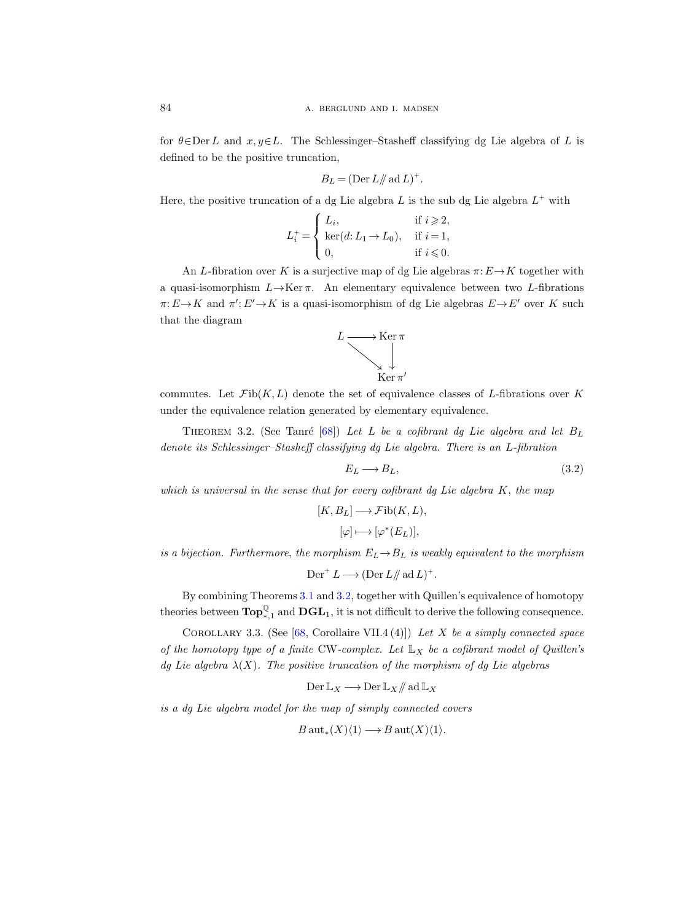for $\theta \in \operatorname{Der} L$ and $x, y \in L$. The Schlessinger–Stasheff classifying dg Lie algebra of $L$ is defined to be the positive truncation,

$$B_L = (\operatorname{Der} L /\!\!/ \operatorname{ad} L)^+.$$

Here, the positive truncation of a dg Lie algebra $L$ is the sub dg Lie algebra $L^+$ with

$$L_i^+ = \begin{cases} L_i, & \text{if } i \geqslant 2, \\ \ker(d \colon L_1 \to L_0), & \text{if } i = 1, \\ 0, & \text{if } i \leqslant 0. \end{cases}$$

An $L$-fibration over $K$ is a surjective map of dg Lie algebras $\pi \colon E \to K$ together with a quasi-isomorphism $L \to \operatorname{Ker} \pi$. An elementary equivalence between two $L$-fibrations $\pi \colon E \to K$ and $\pi' \colon E' \to K$ is a quasi-isomorphism of dg Lie algebras $E \to E'$ over $K$ such that the diagram

$$\begin{array}{ccc} L & \longrightarrow & \operatorname{Ker} \pi \\ & \searrow & \downarrow \\ & & \operatorname{Ker} \pi' \end{array}$$

commutes. Let $\mathcal{F}\mathrm{ib}(K, L)$ denote the set of equivalence classes of $L$-fibrations over $K$ under the equivalence relation generated by elementary equivalence.

Theorem 3.2. (See Tanré [68]) *Let $L$ be a cofibrant dg Lie algebra and let $B_L$ denote its Schlessinger–Stasheff classifying dg Lie algebra. There is an $L$-fibration*

$$E_L \longrightarrow B_L, \tag{3.2}$$

*which is universal in the sense that for every cofibrant dg Lie algebra $K$, the map*

$$[K, B_L] \longrightarrow \mathcal{F}\mathrm{ib}(K, L),$$
$$[\varphi] \longmapsto [\varphi^*(E_L)],$$

*is a bijection. Furthermore, the morphism $E_L \to B_L$ is weakly equivalent to the morphism*

$$\operatorname{Der}^+ L \longrightarrow (\operatorname{Der} L /\!\!/ \operatorname{ad} L)^+.$$

By combining Theorems 3.1 and 3.2, together with Quillen's equivalence of homotopy theories between $\mathbf{Top}_{*,1}^{\mathbb{Q}}$ and $\mathbf{DGL}_1$, it is not difficult to derive the following consequence.

Corollary 3.3. (See [68, Corollaire VII.4 (4)]) *Let $X$ be a simply connected space of the homotopy type of a finite* CW*-complex. Let $\mathbb{L}_X$ be a cofibrant model of Quillen's dg Lie algebra $\lambda(X)$. The positive truncation of the morphism of dg Lie algebras*

$$\operatorname{Der} \mathbb{L}_X \longrightarrow \operatorname{Der} \mathbb{L}_X /\!\!/ \operatorname{ad} \mathbb{L}_X$$

*is a dg Lie algebra model for the map of simply connected covers*

$$B \operatorname{aut}_*(X)\langle 1 \rangle \longrightarrow B \operatorname{aut}(X)\langle 1 \rangle.$$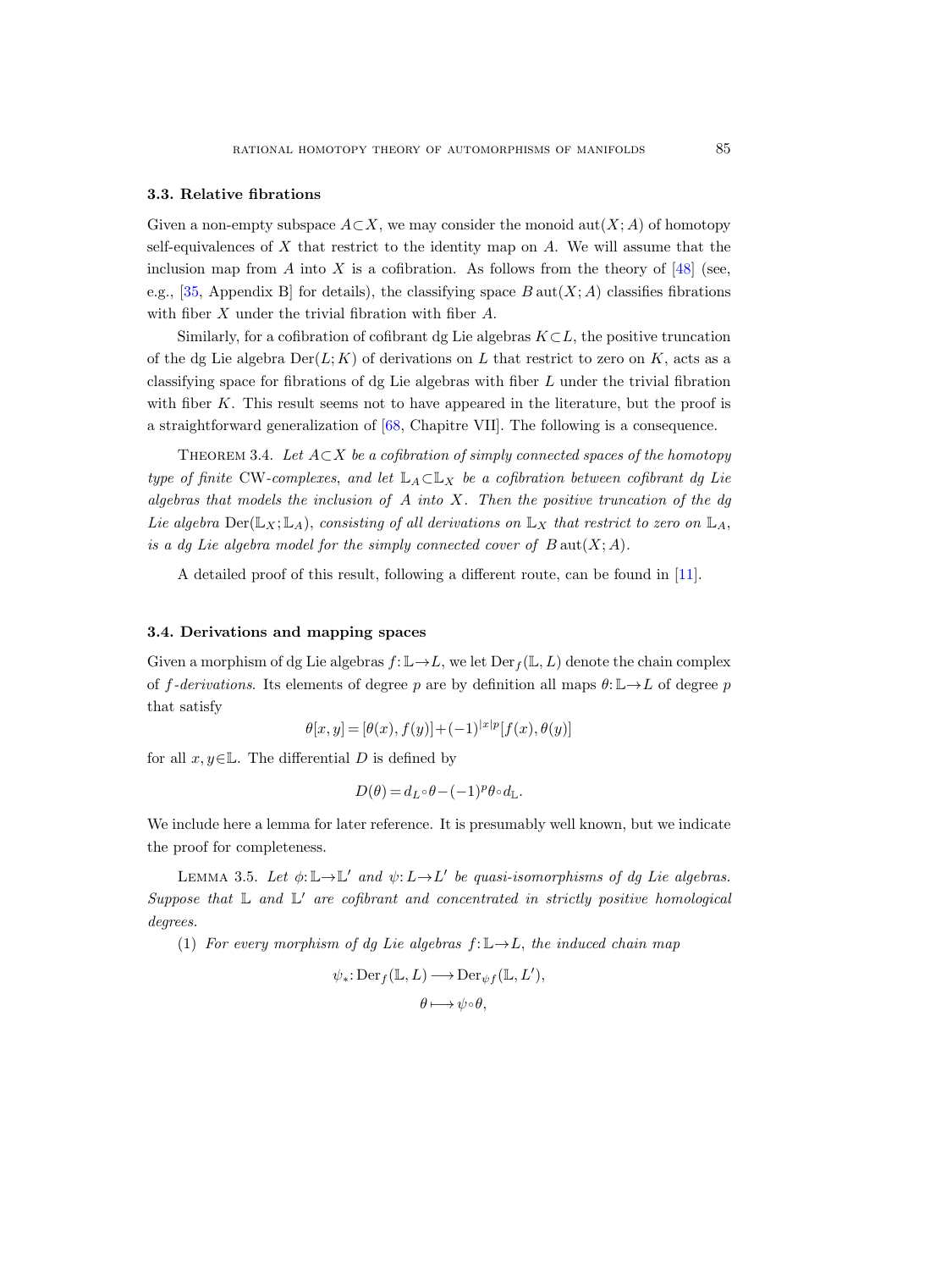### 3.3. Relative fibrations

Given a non-empty subspace $A\subset X$, we may consider the monoid $\operatorname{aut}(X;A)$ of homotopy self-equivalences of $X$ that restrict to the identity map on $A$. We will assume that the inclusion map from $A$ into $X$ is a cofibration. As follows from the theory of [48] (see, e.g., [35, Appendix B] for details), the classifying space $B\operatorname{aut}(X;A)$ classifies fibrations with fiber $X$ under the trivial fibration with fiber $A$.

Similarly, for a cofibration of cofibrant dg Lie algebras $K\subset L$, the positive truncation of the dg Lie algebra $\operatorname{Der}(L;K)$ of derivations on $L$ that restrict to zero on $K$, acts as a classifying space for fibrations of dg Lie algebras with fiber $L$ under the trivial fibration with fiber $K$. This result seems not to have appeared in the literature, but the proof is a straightforward generalization of [68, Chapitre VII]. The following is a consequence.

Theorem 3.4. *Let $A\subset X$ be a cofibration of simply connected spaces of the homotopy type of finite* CW*-complexes, and let $\mathbb{L}_A\subset\mathbb{L}_X$ be a cofibration between cofibrant dg Lie algebras that models the inclusion of $A$ into $X$. Then the positive truncation of the dg Lie algebra $\operatorname{Der}(\mathbb{L}_X;\mathbb{L}_A)$, consisting of all derivations on $\mathbb{L}_X$ that restrict to zero on $\mathbb{L}_A$, is a dg Lie algebra model for the simply connected cover of $B\operatorname{aut}(X;A)$.*

A detailed proof of this result, following a different route, can be found in [11].

### 3.4. Derivations and mapping spaces

Given a morphism of dg Lie algebras $f:\mathbb{L}\to L$, we let $\operatorname{Der}_f(\mathbb{L},L)$ denote the chain complex of *$f$-derivations*. Its elements of degree $p$ are by definition all maps $\theta:\mathbb{L}\to L$ of degree $p$ that satisfy

$$\theta[x,y]=[\theta(x),f(y)]+(-1)^{|x|p}[f(x),\theta(y)]$$

for all $x,y\in\mathbb{L}$. The differential $D$ is defined by

$$D(\theta)=d_L\circ\theta-(-1)^p\theta\circ d_{\mathbb{L}}.$$

We include here a lemma for later reference. It is presumably well known, but we indicate the proof for completeness.

Lemma 3.5. *Let $\phi:\mathbb{L}\to\mathbb{L}'$ and $\psi:L\to L'$ be quasi-isomorphisms of dg Lie algebras. Suppose that $\mathbb{L}$ and $\mathbb{L}'$ are cofibrant and concentrated in strictly positive homological degrees.*

(1) *For every morphism of dg Lie algebras $f:\mathbb{L}\to L$, the induced chain map*

$$\psi_*:\operatorname{Der}_f(\mathbb{L},L)\longrightarrow\operatorname{Der}_{\psi f}(\mathbb{L},L'),$$
$$\theta\longmapsto\psi\circ\theta,$$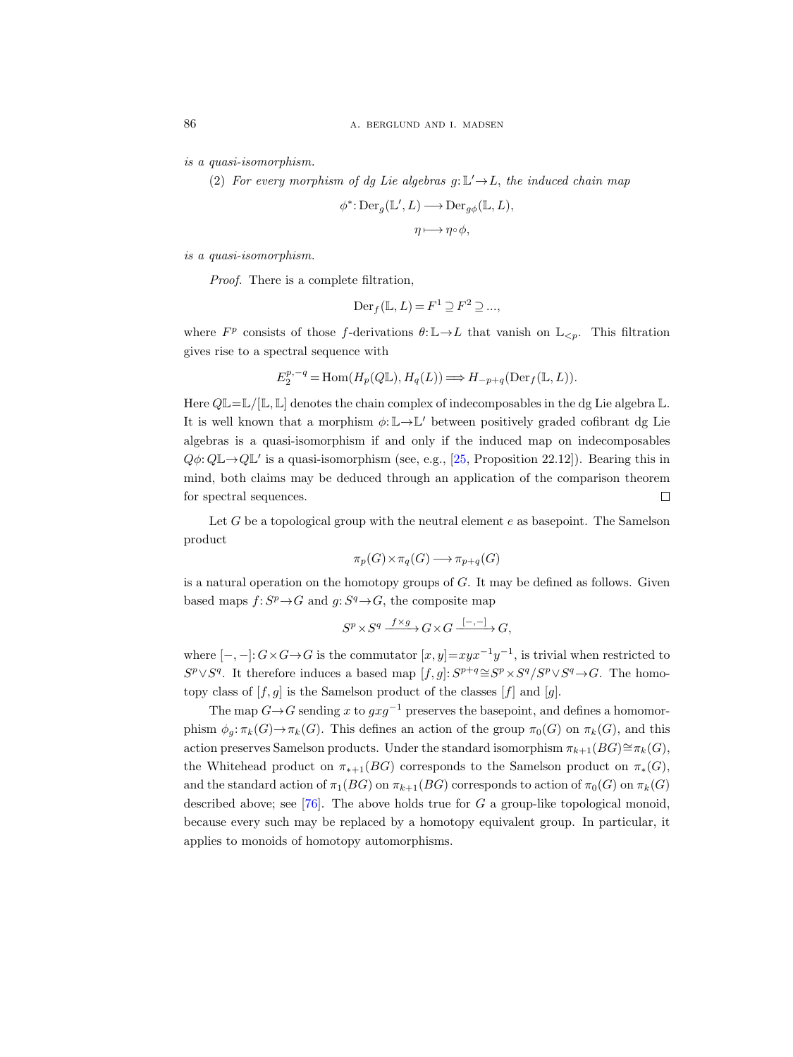*is a quasi-isomorphism.*

(2) *For every morphism of dg Lie algebras $g: \mathbb{L}' \to L$, the induced chain map*

$$\phi^*: \mathrm{Der}_g(\mathbb{L}', L) \longrightarrow \mathrm{Der}_{g\phi}(\mathbb{L}, L),$$
$$\eta \longmapsto \eta \circ \phi,$$

*is a quasi-isomorphism.*

*Proof.* There is a complete filtration,

$$\mathrm{Der}_f(\mathbb{L}, L) = F^1 \supseteq F^2 \supseteq ...,$$

where $F^p$ consists of those $f$-derivations $\theta: \mathbb{L} \to L$ that vanish on $\mathbb{L}_{<p}$. This filtration gives rise to a spectral sequence with

$$E_2^{p,-q} = \mathrm{Hom}(H_p(Q\mathbb{L}), H_q(L)) \Longrightarrow H_{-p+q}(\mathrm{Der}_f(\mathbb{L}, L)).$$

Here $Q\mathbb{L} = \mathbb{L}/[\mathbb{L}, \mathbb{L}]$ denotes the chain complex of indecomposables in the dg Lie algebra $\mathbb{L}$. It is well known that a morphism $\phi: \mathbb{L} \to \mathbb{L}'$ between positively graded cofibrant dg Lie algebras is a quasi-isomorphism if and only if the induced map on indecomposables $Q\phi: Q\mathbb{L} \to Q\mathbb{L}'$ is a quasi-isomorphism (see, e.g., [25, Proposition 22.12]). Bearing this in mind, both claims may be deduced through an application of the comparison theorem for spectral sequences. $\square$

Let $G$ be a topological group with the neutral element $e$ as basepoint. The Samelson product

$$\pi_p(G) \times \pi_q(G) \longrightarrow \pi_{p+q}(G)$$

is a natural operation on the homotopy groups of $G$. It may be defined as follows. Given based maps $f: S^p \to G$ and $g: S^q \to G$, the composite map

$$S^p \times S^q \xrightarrow{f \times g} G \times G \xrightarrow{[-,-]} G,$$

where $[-,-]: G \times G \to G$ is the commutator $[x, y] = xyx^{-1}y^{-1}$, is trivial when restricted to $S^p \vee S^q$. It therefore induces a based map $[f, g]: S^{p+q} \cong S^p \times S^q / S^p \vee S^q \to G$. The homotopy class of $[f, g]$ is the Samelson product of the classes $[f]$ and $[g]$.

The map $G \to G$ sending $x$ to $gxg^{-1}$ preserves the basepoint, and defines a homomorphism $\phi_g: \pi_k(G) \to \pi_k(G)$. This defines an action of the group $\pi_0(G)$ on $\pi_k(G)$, and this action preserves Samelson products. Under the standard isomorphism $\pi_{k+1}(BG) \cong \pi_k(G)$, the Whitehead product on $\pi_{*+1}(BG)$ corresponds to the Samelson product on $\pi_*(G)$, and the standard action of $\pi_1(BG)$ on $\pi_{k+1}(BG)$ corresponds to action of $\pi_0(G)$ on $\pi_k(G)$ described above; see [76]. The above holds true for $G$ a group-like topological monoid, because every such may be replaced by a homotopy equivalent group. In particular, it applies to monoids of homotopy automorphisms.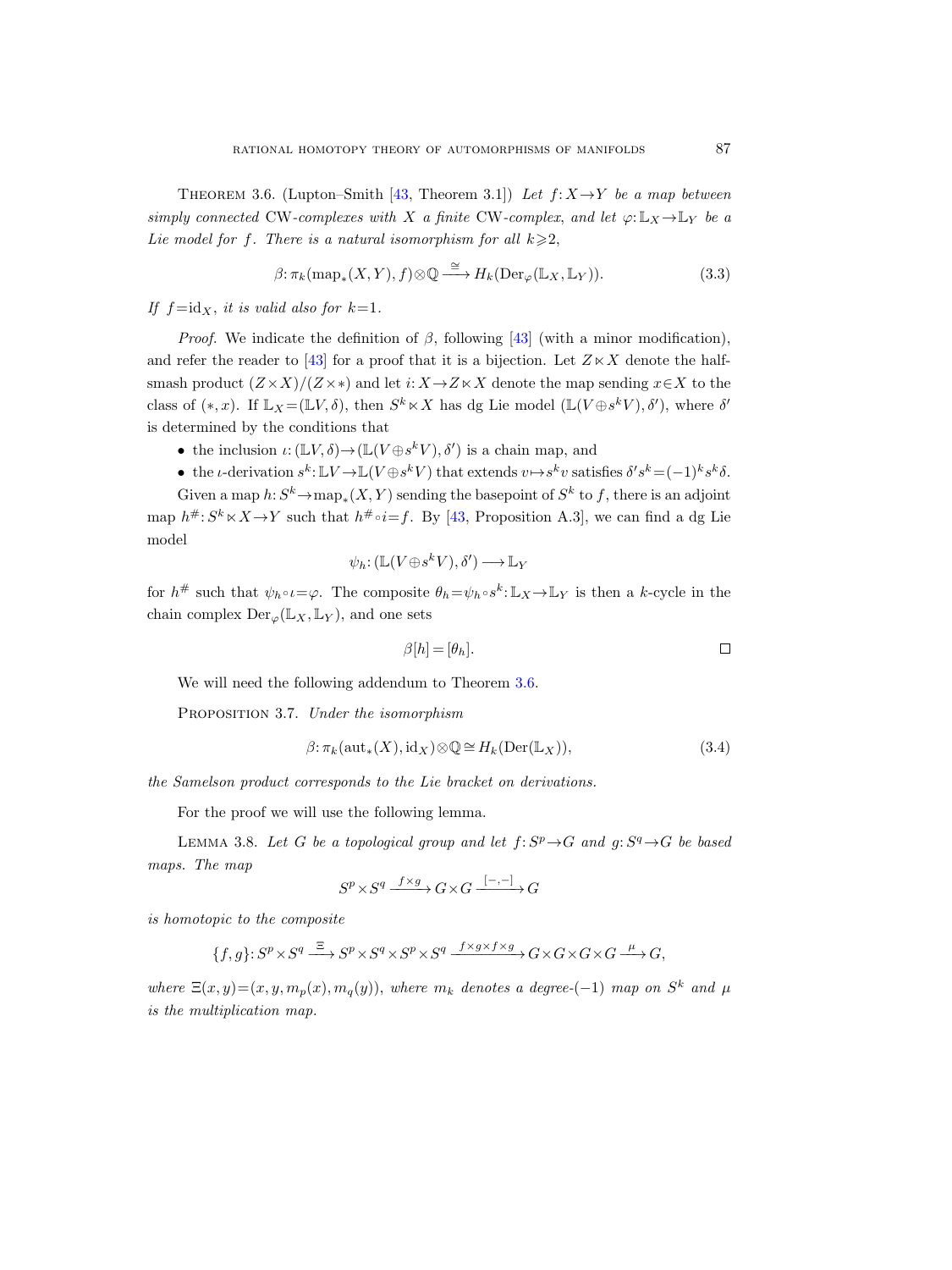Theorem 3.6. (Lupton–Smith [43, Theorem 3.1]) *Let $f: X \to Y$ be a map between simply connected* CW*-complexes with $X$ a finite* CW*-complex, and let $\varphi: \mathbb{L}_X \to \mathbb{L}_Y$ be a Lie model for $f$. There is a natural isomorphism for all $k \geqslant 2$,*

$$\beta: \pi_k(\mathrm{map}_*(X,Y), f) \otimes \mathbb{Q} \xrightarrow{\cong} H_k(\mathrm{Der}_\varphi(\mathbb{L}_X, \mathbb{L}_Y)). \tag{3.3}$$

*If $f = \mathrm{id}_X$, it is valid also for $k=1$.*

*Proof.* We indicate the definition of $\beta$, following [43] (with a minor modification), and refer the reader to [43] for a proof that it is a bijection. Let $Z \ltimes X$ denote the half-smash product $(Z \times X)/(Z \times *)$ and let $i: X \to Z \ltimes X$ denote the map sending $x \in X$ to the class of $(*, x)$. If $\mathbb{L}_X = (\mathbb{L}V, \delta)$, then $S^k \ltimes X$ has dg Lie model $(\mathbb{L}(V \oplus s^k V), \delta')$, where $\delta'$ is determined by the conditions that

- the inclusion $\iota: (\mathbb{L}V, \delta) \to (\mathbb{L}(V \oplus s^k V), \delta')$ is a chain map, and
- the $\iota$-derivation $s^k: \mathbb{L}V \to \mathbb{L}(V \oplus s^k V)$ that extends $v \mapsto s^k v$ satisfies $\delta' s^k = (-1)^k s^k \delta$.

Given a map $h: S^k \to \mathrm{map}_*(X, Y)$ sending the basepoint of $S^k$ to $f$, there is an adjoint map $h^\#: S^k \ltimes X \to Y$ such that $h^\# \circ i = f$. By [43, Proposition A.3], we can find a dg Lie model

$$\psi_h: (\mathbb{L}(V \oplus s^k V), \delta') \longrightarrow \mathbb{L}_Y$$

for $h^\#$ such that $\psi_h \circ \iota = \varphi$. The composite $\theta_h = \psi_h \circ s^k: \mathbb{L}_X \to \mathbb{L}_Y$ is then a $k$-cycle in the chain complex $\mathrm{Der}_\varphi(\mathbb{L}_X, \mathbb{L}_Y)$, and one sets

$$\beta[h] = [\theta_h].$$

□

We will need the following addendum to Theorem 3.6.

Proposition 3.7. *Under the isomorphism*

$$\beta: \pi_k(\mathrm{aut}_*(X), \mathrm{id}_X) \otimes \mathbb{Q} \cong H_k(\mathrm{Der}(\mathbb{L}_X)), \tag{3.4}$$

*the Samelson product corresponds to the Lie bracket on derivations.*

For the proof we will use the following lemma.

Lemma 3.8. *Let $G$ be a topological group and let $f: S^p \to G$ and $g: S^q \to G$ be based maps. The map*

$$S^p \times S^q \xrightarrow{f \times g} G \times G \xrightarrow{[-,-]} G$$

*is homotopic to the composite*

$$\{f, g\}: S^p \times S^q \xrightarrow{\Xi} S^p \times S^q \times S^p \times S^q \xrightarrow{f \times g \times f \times g} G \times G \times G \times G \xrightarrow{\mu} G,$$

*where $\Xi(x, y) = (x, y, m_p(x), m_q(y))$, where $m_k$ denotes a degree-$(-1)$ map on $S^k$ and $\mu$ is the multiplication map.*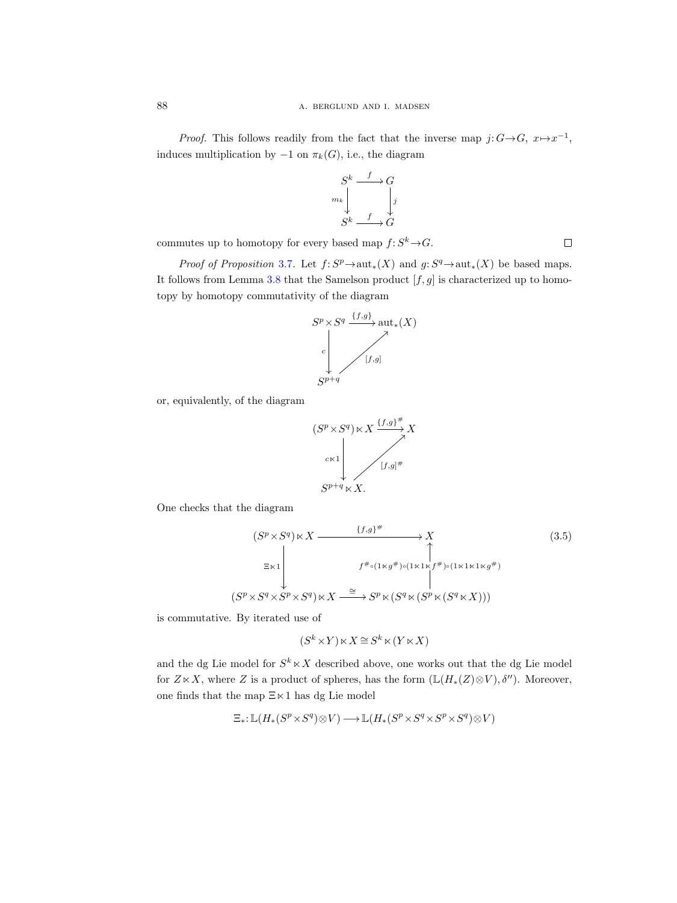*Proof.* This follows readily from the fact that the inverse map $j: G \to G$, $x \mapsto x^{-1}$, induces multiplication by $-1$ on $\pi_k(G)$, i.e., the diagram

$$\begin{array}{ccc} S^k & \xrightarrow{f} & G \\ {\scriptstyle m_k}\downarrow & & \downarrow{\scriptstyle j} \\ S^k & \xrightarrow{f} & G \end{array}$$

commutes up to homotopy for every based map $f: S^k \to G$. $\square$

*Proof of Proposition* 3.7. Let $f: S^p \to \operatorname{aut}_*(X)$ and $g: S^q \to \operatorname{aut}_*(X)$ be based maps. It follows from Lemma 3.8 that the Samelson product $[f,g]$ is characterized up to homotopy by homotopy commutativity of the diagram

$$\begin{array}{ccc} S^p \times S^q & \xrightarrow{\{f,g\}} & \operatorname{aut}_*(X) \\ {\scriptstyle c}\downarrow & \nearrow{\scriptstyle [f,g]} & \\ S^{p+q} & & \end{array}$$

or, equivalently, of the diagram

$$\begin{array}{ccc} (S^p \times S^q) \ltimes X & \xrightarrow{\{f,g\}^\#} & X \\ {\scriptstyle c \ltimes 1}\downarrow & \nearrow{\scriptstyle [f,g]^\#} & \\ S^{p+q} \ltimes X. & & \end{array}$$

One checks that the diagram

$$\begin{array}{ccc} (S^p \times S^q) \ltimes X & \xrightarrow{\quad\{f,g\}^\#\quad} & X \\ {\scriptstyle \Xi \ltimes 1}\downarrow & & \uparrow{\scriptstyle f^\# \circ (1 \ltimes g^\#) \circ (1 \ltimes 1 \ltimes f^\#) \circ (1 \ltimes 1 \ltimes 1 \ltimes g^\#)} \\ (S^p \times S^q \times S^p \times S^q) \ltimes X & \xrightarrow{\cong} & S^p \ltimes (S^q \ltimes (S^p \ltimes (S^q \ltimes X))) \end{array} \tag{3.5}$$

is commutative. By iterated use of

$$(S^k \times Y) \ltimes X \cong S^k \ltimes (Y \ltimes X)$$

and the dg Lie model for $S^k \ltimes X$ described above, one works out that the dg Lie model for $Z \ltimes X$, where $Z$ is a product of spheres, has the form $(\mathbb{L}(H_*(Z) \otimes V), \delta'')$. Moreover, one finds that the map $\Xi \ltimes 1$ has dg Lie model

$$\Xi_*: \mathbb{L}(H_*(S^p \times S^q) \otimes V) \longrightarrow \mathbb{L}(H_*(S^p \times S^q \times S^p \times S^q) \otimes V)$$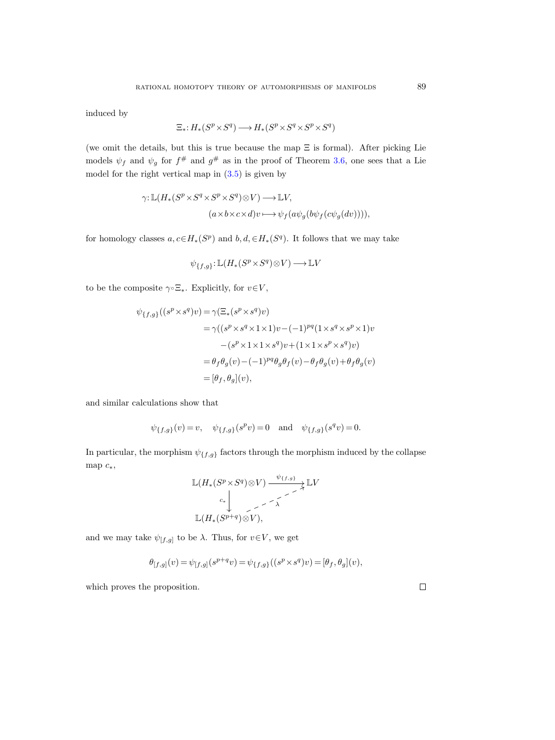induced by

$$\Xi_*: H_*(S^p \times S^q) \longrightarrow H_*(S^p \times S^q \times S^p \times S^q)$$

(we omit the details, but this is true because the map $\Xi$ is formal). After picking Lie models $\psi_f$ and $\psi_g$ for $f^\#$ and $g^\#$ as in the proof of Theorem 3.6, one sees that a Lie model for the right vertical map in (3.5) is given by

$$\gamma: \mathbb{L}(H_*(S^p \times S^q \times S^p \times S^q) \otimes V) \longrightarrow \mathbb{L}V,$$
$$(a \times b \times c \times d)v \longmapsto \psi_f(a\psi_g(b\psi_f(c\psi_g(dv)))),$$

for homology classes $a, c \in H_*(S^p)$ and $b, d, \in H_*(S^q)$. It follows that we may take

$$\psi_{\{f,g\}}: \mathbb{L}(H_*(S^p \times S^q) \otimes V) \longrightarrow \mathbb{L}V$$

to be the composite $\gamma \circ \Xi_*$. Explicitly, for $v \in V$,

$$\begin{aligned}
\psi_{\{f,g\}}((s^p \times s^q)v) &= \gamma(\Xi_*(s^p \times s^q)v) \\
&= \gamma((s^p \times s^q \times 1 \times 1)v - (-1)^{pq}(1 \times s^q \times s^p \times 1)v \\
&\quad - (s^p \times 1 \times 1 \times s^q)v + (1 \times 1 \times s^p \times s^q)v) \\
&= \theta_f\theta_g(v) - (-1)^{pq}\theta_g\theta_f(v) - \theta_f\theta_g(v) + \theta_f\theta_g(v) \\
&= [\theta_f, \theta_g](v),
\end{aligned}$$

and similar calculations show that

$$\psi_{\{f,g\}}(v) = v, \quad \psi_{\{f,g\}}(s^p v) = 0 \quad \text{and} \quad \psi_{\{f,g\}}(s^q v) = 0.$$

In particular, the morphism $\psi_{\{f,g\}}$ factors through the morphism induced by the collapse map $c_*$,

$$\begin{array}{ccc}
\mathbb{L}(H_*(S^p \times S^q) \otimes V) & \xrightarrow{\psi_{\{f,g\}}} & \mathbb{L}V \\
\downarrow{\scriptstyle c_*} & \nearrow{\scriptstyle \lambda} & \\
\mathbb{L}(H_*(S^{p+q}) \otimes V), & &
\end{array}$$

and we may take $\psi_{[f,g]}$ to be $\lambda$. Thus, for $v \in V$, we get

$$\theta_{[f,g]}(v) = \psi_{[f,g]}(s^{p+q}v) = \psi_{\{f,g\}}((s^p \times s^q)v) = [\theta_f, \theta_g](v),$$

which proves the proposition. □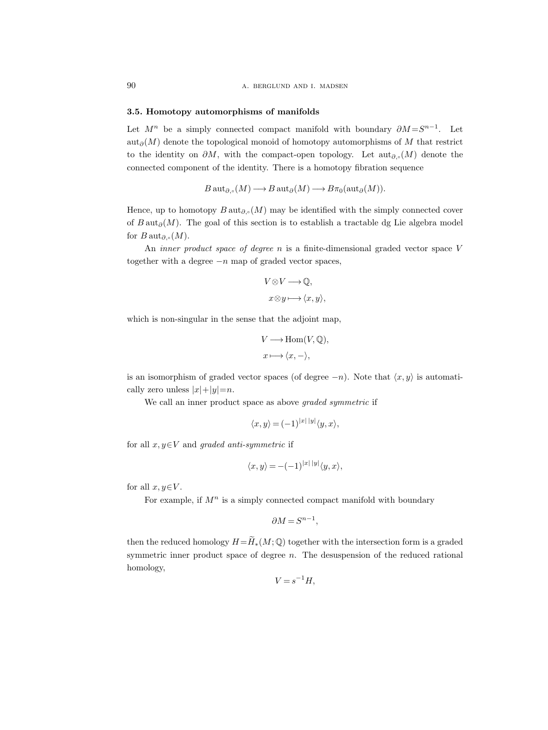### 3.5. Homotopy automorphisms of manifolds

Let $M^n$ be a simply connected compact manifold with boundary $\partial M = S^{n-1}$. Let $\operatorname{aut}_\partial(M)$ denote the topological monoid of homotopy automorphisms of $M$ that restrict to the identity on $\partial M$, with the compact-open topology. Let $\operatorname{aut}_{\partial,\circ}(M)$ denote the connected component of the identity. There is a homotopy fibration sequence

$$B\operatorname{aut}_{\partial,\circ}(M) \longrightarrow B\operatorname{aut}_\partial(M) \longrightarrow B\pi_0(\operatorname{aut}_\partial(M)).$$

Hence, up to homotopy $B\operatorname{aut}_{\partial,\circ}(M)$ may be identified with the simply connected cover of $B\operatorname{aut}_\partial(M)$. The goal of this section is to establish a tractable dg Lie algebra model for $B\operatorname{aut}_{\partial,\circ}(M)$.

An *inner product space of degree* $n$ is a finite-dimensional graded vector space $V$ together with a degree $-n$ map of graded vector spaces,

$$\begin{aligned} V \otimes V &\longrightarrow \mathbb{Q}, \\ x \otimes y &\longmapsto \langle x, y\rangle, \end{aligned}$$

which is non-singular in the sense that the adjoint map,

$$\begin{aligned} V &\longrightarrow \operatorname{Hom}(V, \mathbb{Q}), \\ x &\longmapsto \langle x, -\rangle, \end{aligned}$$

is an isomorphism of graded vector spaces (of degree $-n$). Note that $\langle x, y\rangle$ is automatically zero unless $|x|+|y|=n$.

We call an inner product space as above *graded symmetric* if

$$\langle x, y\rangle = (-1)^{|x|\,|y|}\langle y, x\rangle,$$

for all $x, y \in V$ and *graded anti-symmetric* if

$$\langle x, y\rangle = -(-1)^{|x|\,|y|}\langle y, x\rangle,$$

for all $x, y \in V$.

For example, if $M^n$ is a simply connected compact manifold with boundary

$$\partial M = S^{n-1},$$

then the reduced homology $H = \widetilde{H}_*(M; \mathbb{Q})$ together with the intersection form is a graded symmetric inner product space of degree $n$. The desuspension of the reduced rational homology,

$$V = s^{-1}H,$$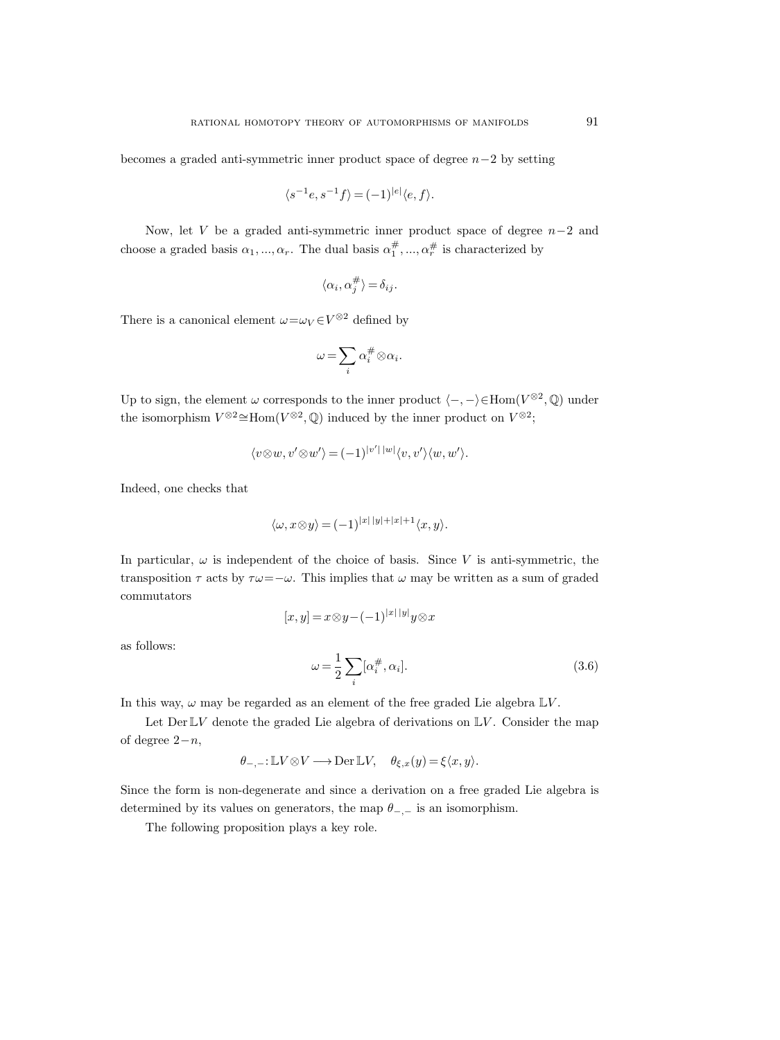becomes a graded anti-symmetric inner product space of degree $n-2$ by setting

$$\langle s^{-1}e, s^{-1}f\rangle = (-1)^{|e|}\langle e, f\rangle.$$

Now, let $V$ be a graded anti-symmetric inner product space of degree $n-2$ and choose a graded basis $\alpha_1, ..., \alpha_r$. The dual basis $\alpha_1^{\#}, ..., \alpha_r^{\#}$ is characterized by

$$\langle \alpha_i, \alpha_j^{\#}\rangle = \delta_{ij}.$$

There is a canonical element $\omega = \omega_V \in V^{\otimes 2}$ defined by

$$\omega = \sum_i \alpha_i^{\#} \otimes \alpha_i.$$

Up to sign, the element $\omega$ corresponds to the inner product $\langle -, -\rangle \in \operatorname{Hom}(V^{\otimes 2}, \mathbb{Q})$ under the isomorphism $V^{\otimes 2} \cong \operatorname{Hom}(V^{\otimes 2}, \mathbb{Q})$ induced by the inner product on $V^{\otimes 2}$;

$$\langle v \otimes w, v' \otimes w'\rangle = (-1)^{|v'|\,|w|}\langle v, v'\rangle\langle w, w'\rangle.$$

Indeed, one checks that

$$\langle \omega, x \otimes y\rangle = (-1)^{|x|\,|y| + |x| + 1}\langle x, y\rangle.$$

In particular, $\omega$ is independent of the choice of basis. Since $V$ is anti-symmetric, the transposition $\tau$ acts by $\tau\omega = -\omega$. This implies that $\omega$ may be written as a sum of graded commutators

$$[x, y] = x \otimes y - (-1)^{|x|\,|y|} y \otimes x$$

as follows:

$$\omega = \frac{1}{2}\sum_i [\alpha_i^{\#}, \alpha_i]. \tag{3.6}$$

In this way, $\omega$ may be regarded as an element of the free graded Lie algebra $\mathbb{L}V$.

Let $\operatorname{Der}\mathbb{L}V$ denote the graded Lie algebra of derivations on $\mathbb{L}V$. Consider the map of degree $2-n$,

$$\theta_{-,-}\colon \mathbb{L}V \otimes V \longrightarrow \operatorname{Der}\mathbb{L}V, \quad \theta_{\xi,x}(y) = \xi\langle x, y\rangle.$$

Since the form is non-degenerate and since a derivation on a free graded Lie algebra is determined by its values on generators, the map $\theta_{-,-}$ is an isomorphism.

The following proposition plays a key role.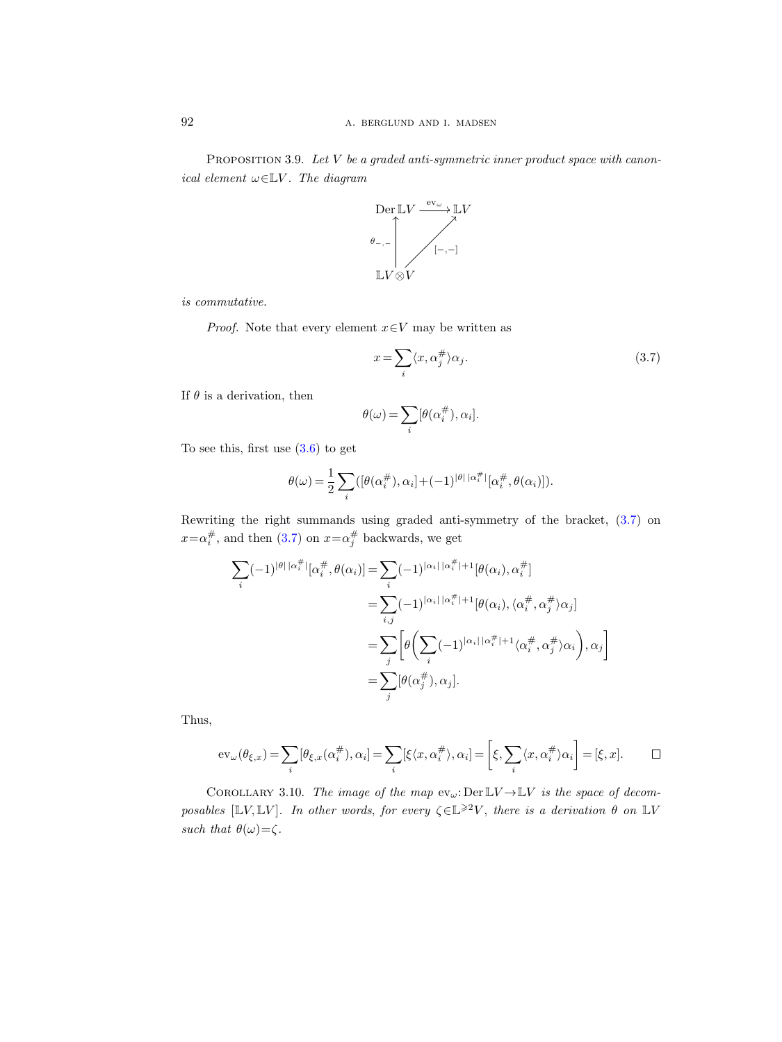**Proposition 3.9.** *Let $V$ be a graded anti-symmetric inner product space with canonical element $\omega \in \mathbb{L}V$. The diagram*

$$\begin{array}{ccc} \operatorname{Der}\mathbb{L}V & \xrightarrow{\operatorname{ev}_\omega} & \mathbb{L}V \\ \uparrow{\scriptstyle \theta_{-,-}} & \nearrow{\scriptstyle [-,-]} & \\ \mathbb{L}V \otimes V & & \end{array}$$

*is commutative.*

*Proof.* Note that every element $x \in V$ may be written as

$$x = \sum_i \langle x, \alpha_j^\# \rangle \alpha_j. \tag{3.7}$$

If $\theta$ is a derivation, then

$$\theta(\omega) = \sum_i [\theta(\alpha_i^\#), \alpha_i].$$

To see this, first use (3.6) to get

$$\theta(\omega) = \frac{1}{2} \sum_i \big( [\theta(\alpha_i^\#), \alpha_i] + (-1)^{|\theta|\,|\alpha_i^\#|} [\alpha_i^\#, \theta(\alpha_i)] \big).$$

Rewriting the right summands using graded anti-symmetry of the bracket, (3.7) on $x = \alpha_i^\#$, and then (3.7) on $x = \alpha_j^\#$ backwards, we get

$$\begin{aligned} \sum_i (-1)^{|\theta|\,|\alpha_i^\#|} [\alpha_i^\#, \theta(\alpha_i)] &= \sum_i (-1)^{|\alpha_i|\,|\alpha_i^\#|+1} [\theta(\alpha_i), \alpha_i^\#] \\ &= \sum_{i,j} (-1)^{|\alpha_i|\,|\alpha_i^\#|+1} [\theta(\alpha_i), \langle \alpha_i^\#, \alpha_j^\# \rangle \alpha_j] \\ &= \sum_j \left[ \theta \left( \sum_i (-1)^{|\alpha_i|\,|\alpha_i^\#|+1} \langle \alpha_i^\#, \alpha_j^\# \rangle \alpha_i \right), \alpha_j \right] \\ &= \sum_j [\theta(\alpha_j^\#), \alpha_j]. \end{aligned}$$

Thus,

$$\operatorname{ev}_\omega(\theta_{\xi,x}) = \sum_i [\theta_{\xi,x}(\alpha_i^\#), \alpha_i] = \sum_i [\xi \langle x, \alpha_i^\# \rangle, \alpha_i] = \left[ \xi, \sum_i \langle x, \alpha_i^\# \rangle \alpha_i \right] = [\xi, x]. \qquad \square$$

**Corollary 3.10.** *The image of the map $\operatorname{ev}_\omega \colon \operatorname{Der}\mathbb{L}V \to \mathbb{L}V$ is the space of decomposables $[\mathbb{L}V, \mathbb{L}V]$. In other words, for every $\zeta \in \mathbb{L}^{\geqslant 2}V$, there is a derivation $\theta$ on $\mathbb{L}V$ such that $\theta(\omega) = \zeta$.*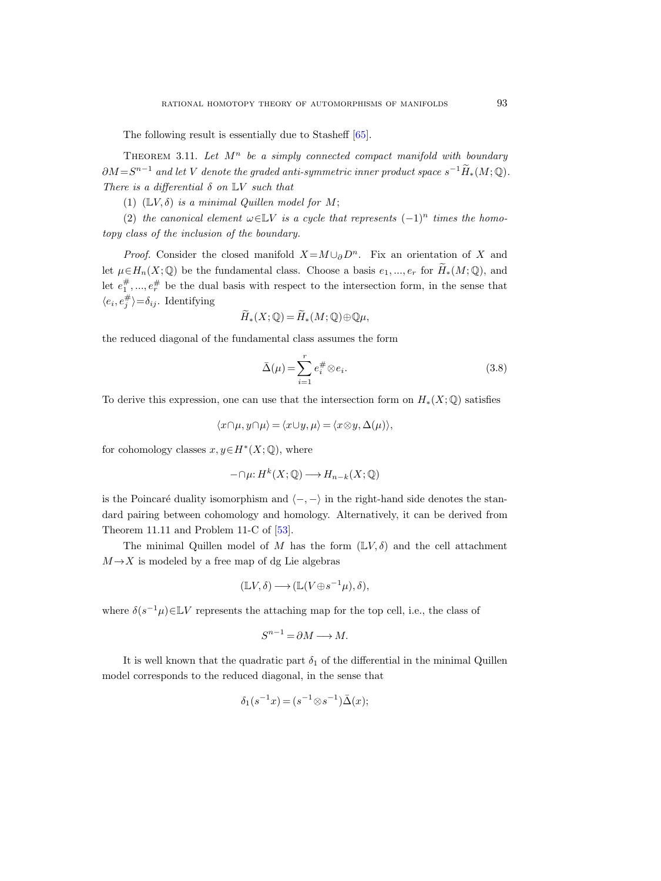The following result is essentially due to Stasheff [65].

Theorem 3.11. *Let $M^n$ be a simply connected compact manifold with boundary $\partial M = S^{n-1}$ and let $V$ denote the graded anti-symmetric inner product space $s^{-1}\widetilde{H}_*(M;\mathbb{Q})$. There is a differential $\delta$ on $\mathbb{L}V$ such that*

(1) *$(\mathbb{L}V, \delta)$ is a minimal Quillen model for $M$;*

(2) *the canonical element $\omega \in \mathbb{L}V$ is a cycle that represents $(-1)^n$ times the homotopy class of the inclusion of the boundary.*

*Proof.* Consider the closed manifold $X = M \cup_\partial D^n$. Fix an orientation of $X$ and let $\mu \in H_n(X;\mathbb{Q})$ be the fundamental class. Choose a basis $e_1, ..., e_r$ for $\widetilde{H}_*(M;\mathbb{Q})$, and let $e_1^\#, ..., e_r^\#$ be the dual basis with respect to the intersection form, in the sense that $\langle e_i, e_j^\# \rangle = \delta_{ij}$. Identifying

$$\widetilde{H}_*(X;\mathbb{Q}) = \widetilde{H}_*(M;\mathbb{Q}) \oplus \mathbb{Q}\mu,$$

the reduced diagonal of the fundamental class assumes the form

$$\bar{\Delta}(\mu) = \sum_{i=1}^{r} e_i^\# \otimes e_i. \tag{3.8}$$

To derive this expression, one can use that the intersection form on $H_*(X;\mathbb{Q})$ satisfies

$$\langle x \cap \mu, y \cap \mu \rangle = \langle x \cup y, \mu \rangle = \langle x \otimes y, \Delta(\mu) \rangle,$$

for cohomology classes $x, y \in H^*(X;\mathbb{Q})$, where

$$-\cap \mu \colon H^k(X;\mathbb{Q}) \longrightarrow H_{n-k}(X;\mathbb{Q})$$

is the Poincaré duality isomorphism and $\langle -, - \rangle$ in the right-hand side denotes the standard pairing between cohomology and homology. Alternatively, it can be derived from Theorem 11.11 and Problem 11-C of [53].

The minimal Quillen model of $M$ has the form $(\mathbb{L}V, \delta)$ and the cell attachment $M \to X$ is modeled by a free map of dg Lie algebras

$$(\mathbb{L}V, \delta) \longrightarrow (\mathbb{L}(V \oplus s^{-1}\mu), \delta),$$

where $\delta(s^{-1}\mu) \in \mathbb{L}V$ represents the attaching map for the top cell, i.e., the class of

$$S^{n-1} = \partial M \longrightarrow M.$$

It is well known that the quadratic part $\delta_1$ of the differential in the minimal Quillen model corresponds to the reduced diagonal, in the sense that

$$\delta_1(s^{-1}x) = (s^{-1} \otimes s^{-1})\bar{\Delta}(x);$$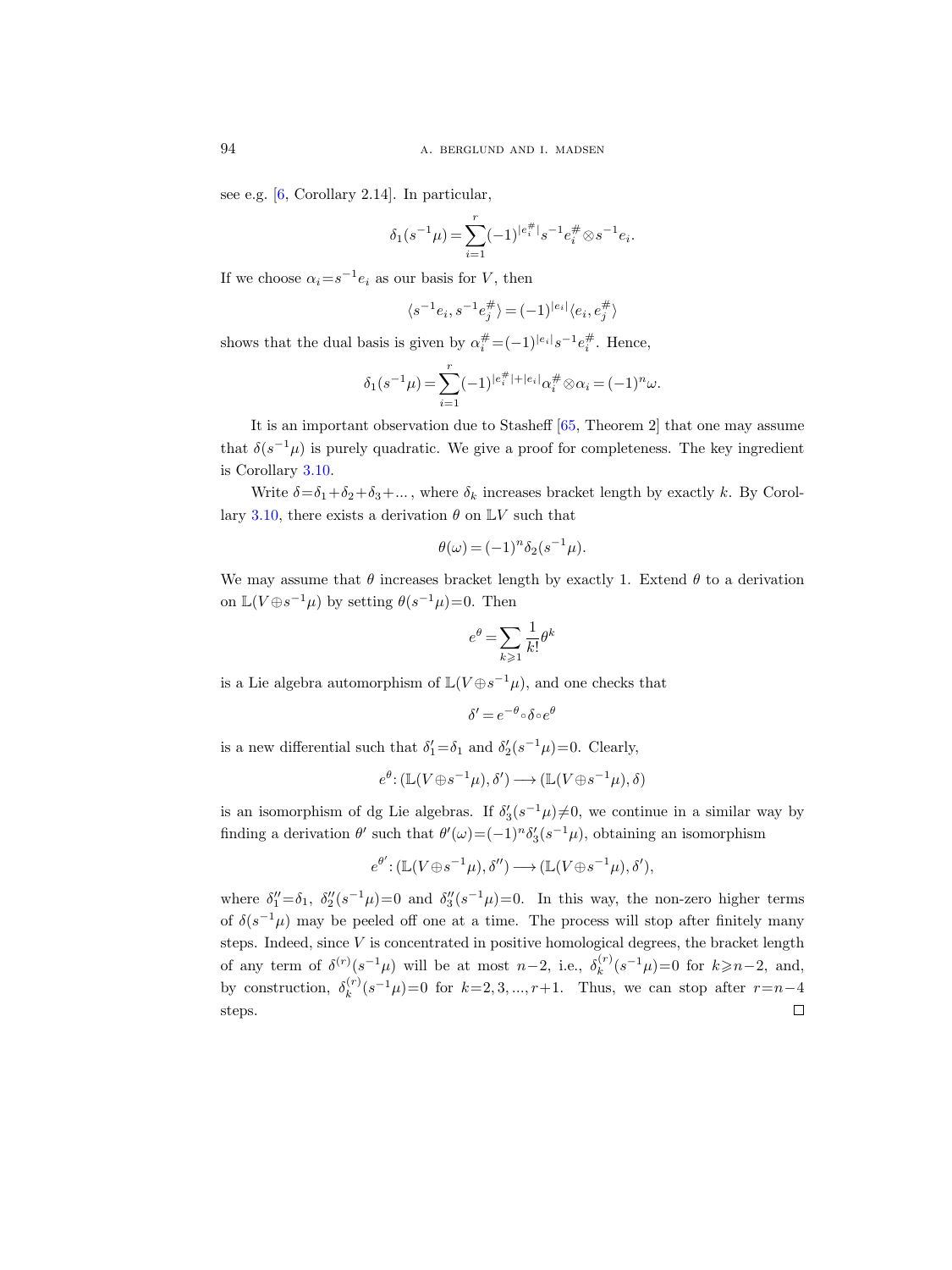see e.g. [6, Corollary 2.14]. In particular,

$$\delta_1(s^{-1}\mu) = \sum_{i=1}^{r} (-1)^{|e_i^\#|} s^{-1}e_i^\# \otimes s^{-1}e_i.$$

If we choose $\alpha_i = s^{-1}e_i$ as our basis for $V$, then

$$\langle s^{-1}e_i, s^{-1}e_j^\# \rangle = (-1)^{|e_i|} \langle e_i, e_j^\# \rangle$$

shows that the dual basis is given by $\alpha_i^\# = (-1)^{|e_i|} s^{-1}e_i^\#$. Hence,

$$\delta_1(s^{-1}\mu) = \sum_{i=1}^{r} (-1)^{|e_i^\#|+|e_i|} \alpha_i^\# \otimes \alpha_i = (-1)^n \omega.$$

It is an important observation due to Stasheff [65, Theorem 2] that one may assume that $\delta(s^{-1}\mu)$ is purely quadratic. We give a proof for completeness. The key ingredient is Corollary 3.10.

Write $\delta = \delta_1 + \delta_2 + \delta_3 + \ldots$, where $\delta_k$ increases bracket length by exactly $k$. By Corollary 3.10, there exists a derivation $\theta$ on $\mathbb{L}V$ such that

$$\theta(\omega) = (-1)^n \delta_2(s^{-1}\mu).$$

We may assume that $\theta$ increases bracket length by exactly 1. Extend $\theta$ to a derivation on $\mathbb{L}(V \oplus s^{-1}\mu)$ by setting $\theta(s^{-1}\mu) = 0$. Then

$$e^\theta = \sum_{k \geqslant 1} \frac{1}{k!} \theta^k$$

is a Lie algebra automorphism of $\mathbb{L}(V \oplus s^{-1}\mu)$, and one checks that

$$\delta' = e^{-\theta} \circ \delta \circ e^\theta$$

is a new differential such that $\delta_1' = \delta_1$ and $\delta_2'(s^{-1}\mu) = 0$. Clearly,

$$e^\theta : (\mathbb{L}(V \oplus s^{-1}\mu), \delta') \longrightarrow (\mathbb{L}(V \oplus s^{-1}\mu), \delta)$$

is an isomorphism of dg Lie algebras. If $\delta_3'(s^{-1}\mu) \neq 0$, we continue in a similar way by finding a derivation $\theta'$ such that $\theta'(\omega) = (-1)^n \delta_3'(s^{-1}\mu)$, obtaining an isomorphism

$$e^{\theta'} : (\mathbb{L}(V \oplus s^{-1}\mu), \delta'') \longrightarrow (\mathbb{L}(V \oplus s^{-1}\mu), \delta'),$$

where $\delta_1'' = \delta_1$, $\delta_2''(s^{-1}\mu) = 0$ and $\delta_3''(s^{-1}\mu) = 0$. In this way, the non-zero higher terms of $\delta(s^{-1}\mu)$ may be peeled off one at a time. The process will stop after finitely many steps. Indeed, since $V$ is concentrated in positive homological degrees, the bracket length of any term of $\delta^{(r)}(s^{-1}\mu)$ will be at most $n-2$, i.e., $\delta_k^{(r)}(s^{-1}\mu) = 0$ for $k \geqslant n-2$, and, by construction, $\delta_k^{(r)}(s^{-1}\mu) = 0$ for $k = 2, 3, \ldots, r+1$. Thus, we can stop after $r = n-4$ steps. □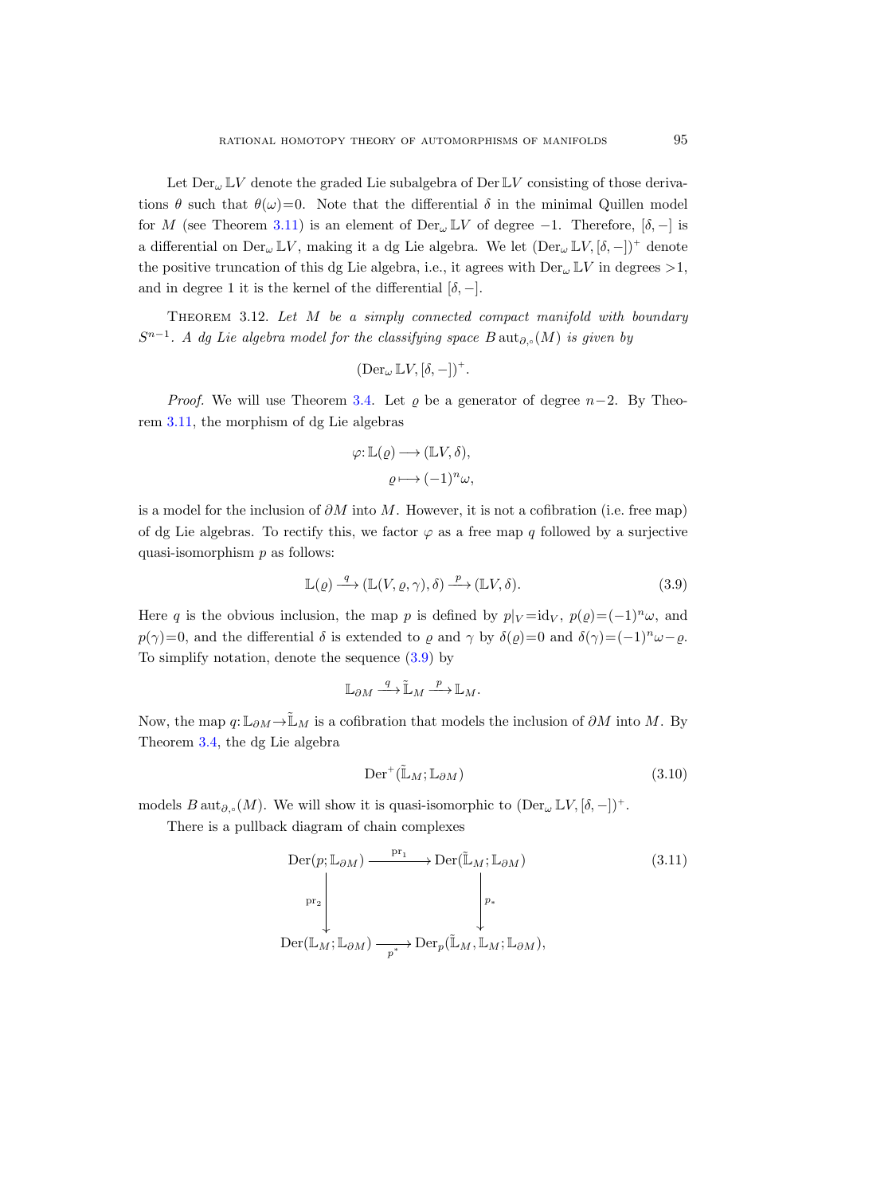Let $\operatorname{Der}_\omega \mathbb{L}V$ denote the graded Lie subalgebra of $\operatorname{Der} \mathbb{L}V$ consisting of those derivations $\theta$ such that $\theta(\omega)=0$. Note that the differential $\delta$ in the minimal Quillen model for $M$ (see Theorem 3.11) is an element of $\operatorname{Der}_\omega \mathbb{L}V$ of degree $-1$. Therefore, $[\delta,-]$ is a differential on $\operatorname{Der}_\omega \mathbb{L}V$, making it a dg Lie algebra. We let $(\operatorname{Der}_\omega \mathbb{L}V, [\delta,-])^+$ denote the positive truncation of this dg Lie algebra, i.e., it agrees with $\operatorname{Der}_\omega \mathbb{L}V$ in degrees $>1$, and in degree 1 it is the kernel of the differential $[\delta,-]$.

THEOREM 3.12. *Let $M$ be a simply connected compact manifold with boundary $S^{n-1}$. A dg Lie algebra model for the classifying space $B\operatorname{aut}_{\partial,\circ}(M)$ is given by*

$$(\operatorname{Der}_\omega \mathbb{L}V, [\delta,-])^+.$$

*Proof.* We will use Theorem 3.4. Let $\varrho$ be a generator of degree $n-2$. By Theorem 3.11, the morphism of dg Lie algebras

$$\varphi\colon \mathbb{L}(\varrho) \longrightarrow (\mathbb{L}V, \delta),$$
$$\varrho \longmapsto (-1)^n\omega,$$

is a model for the inclusion of $\partial M$ into $M$. However, it is not a cofibration (i.e. free map) of dg Lie algebras. To rectify this, we factor $\varphi$ as a free map $q$ followed by a surjective quasi-isomorphism $p$ as follows:

$$\mathbb{L}(\varrho) \xrightarrow{\ q\ } (\mathbb{L}(V,\varrho,\gamma),\delta) \xrightarrow{\ p\ } (\mathbb{L}V,\delta). \tag{3.9}$$

Here $q$ is the obvious inclusion, the map $p$ is defined by $p|_V=\mathrm{id}_V$, $p(\varrho)=(-1)^n\omega$, and $p(\gamma)=0$, and the differential $\delta$ is extended to $\varrho$ and $\gamma$ by $\delta(\varrho)=0$ and $\delta(\gamma)=(-1)^n\omega-\varrho$. To simplify notation, denote the sequence (3.9) by

$$\mathbb{L}_{\partial M} \xrightarrow{\ q\ } \tilde{\mathbb{L}}_M \xrightarrow{\ p\ } \mathbb{L}_M.$$

Now, the map $q\colon \mathbb{L}_{\partial M} \to \tilde{\mathbb{L}}_M$ is a cofibration that models the inclusion of $\partial M$ into $M$. By Theorem 3.4, the dg Lie algebra

$$\operatorname{Der}^+(\tilde{\mathbb{L}}_M; \mathbb{L}_{\partial M}) \tag{3.10}$$

models $B\operatorname{aut}_{\partial,\circ}(M)$. We will show it is quasi-isomorphic to $(\operatorname{Der}_\omega \mathbb{L}V, [\delta,-])^+$.

There is a pullback diagram of chain complexes

$$\begin{array}{ccc}
\operatorname{Der}(p;\mathbb{L}_{\partial M}) & \xrightarrow{\ \mathrm{pr}_1\ } & \operatorname{Der}(\tilde{\mathbb{L}}_M;\mathbb{L}_{\partial M}) \\
\Big\downarrow{\scriptstyle \mathrm{pr}_2} & & \Big\downarrow{\scriptstyle p_*} \\
\operatorname{Der}(\mathbb{L}_M;\mathbb{L}_{\partial M}) & \xrightarrow{\ p^*\ } & \operatorname{Der}_p(\tilde{\mathbb{L}}_M,\mathbb{L}_M;\mathbb{L}_{\partial M}),
\end{array} \tag{3.11}$$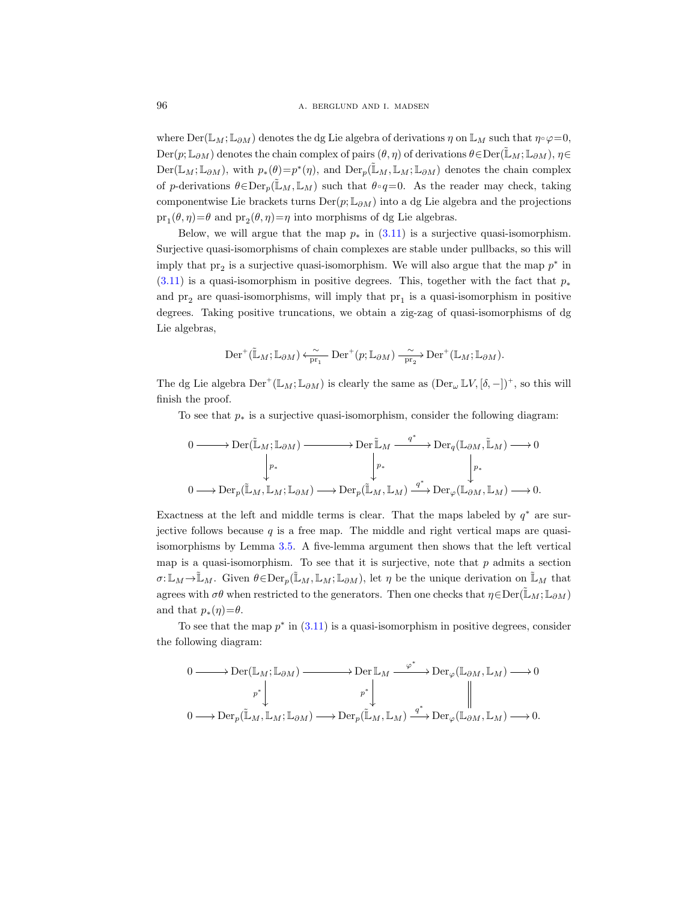where $\mathrm{Der}(\mathbb{L}_M;\mathbb{L}_{\partial M})$ denotes the dg Lie algebra of derivations $\eta$ on $\mathbb{L}_M$ such that $\eta\circ\varphi=0$, $\mathrm{Der}(p;\mathbb{L}_{\partial M})$ denotes the chain complex of pairs $(\theta,\eta)$ of derivations $\theta\in\mathrm{Der}(\tilde{\mathbb{L}}_M;\mathbb{L}_{\partial M})$, $\eta\in\mathrm{Der}(\mathbb{L}_M;\mathbb{L}_{\partial M})$, with $p_*(\theta)=p^*(\eta)$, and $\mathrm{Der}_p(\tilde{\mathbb{L}}_M,\mathbb{L}_M;\mathbb{L}_{\partial M})$ denotes the chain complex of $p$-derivations $\theta\in\mathrm{Der}_p(\tilde{\mathbb{L}}_M,\mathbb{L}_M)$ such that $\theta\circ q=0$. As the reader may check, taking componentwise Lie brackets turns $\mathrm{Der}(p;\mathbb{L}_{\partial M})$ into a dg Lie algebra and the projections $\mathrm{pr}_1(\theta,\eta)=\theta$ and $\mathrm{pr}_2(\theta,\eta)=\eta$ into morphisms of dg Lie algebras.

Below, we will argue that the map $p_*$ in (3.11) is a surjective quasi-isomorphism. Surjective quasi-isomorphisms of chain complexes are stable under pullbacks, so this will imply that $\mathrm{pr}_2$ is a surjective quasi-isomorphism. We will also argue that the map $p^*$ in (3.11) is a quasi-isomorphism in positive degrees. This, together with the fact that $p_*$ and $\mathrm{pr}_2$ are quasi-isomorphisms, will imply that $\mathrm{pr}_1$ is a quasi-isomorphism in positive degrees. Taking positive truncations, we obtain a zig-zag of quasi-isomorphisms of dg Lie algebras,

$$\mathrm{Der}^+(\tilde{\mathbb{L}}_M;\mathbb{L}_{\partial M}) \xleftarrow[\mathrm{pr}_1]{\sim} \mathrm{Der}^+(p;\mathbb{L}_{\partial M}) \xrightarrow[\mathrm{pr}_2]{\sim} \mathrm{Der}^+(\mathbb{L}_M;\mathbb{L}_{\partial M}).$$

The dg Lie algebra $\mathrm{Der}^+(\mathbb{L}_M;\mathbb{L}_{\partial M})$ is clearly the same as $(\mathrm{Der}_\omega\mathbb{L}V,[\delta,-])^+$, so this will finish the proof.

To see that $p_*$ is a surjective quasi-isomorphism, consider the following diagram:

$$\begin{array}{ccccccccc}
0 & \longrightarrow & \mathrm{Der}(\tilde{\mathbb{L}}_M;\mathbb{L}_{\partial M}) & \longrightarrow & \mathrm{Der}\,\tilde{\mathbb{L}}_M & \xrightarrow{q^*} & \mathrm{Der}_q(\mathbb{L}_{\partial M},\tilde{\mathbb{L}}_M) & \longrightarrow & 0 \\
 & & \downarrow{\scriptstyle p_*} & & \downarrow{\scriptstyle p_*} & & \downarrow{\scriptstyle p_*} & & \\
0 & \longrightarrow & \mathrm{Der}_p(\tilde{\mathbb{L}}_M,\mathbb{L}_M;\mathbb{L}_{\partial M}) & \longrightarrow & \mathrm{Der}_p(\tilde{\mathbb{L}}_M,\mathbb{L}_M) & \xrightarrow{q^*} & \mathrm{Der}_\varphi(\mathbb{L}_{\partial M},\mathbb{L}_M) & \longrightarrow & 0.
\end{array}$$

Exactness at the left and middle terms is clear. That the maps labeled by $q^*$ are surjective follows because $q$ is a free map. The middle and right vertical maps are quasi-isomorphisms by Lemma 3.5. A five-lemma argument then shows that the left vertical map is a quasi-isomorphism. To see that it is surjective, note that $p$ admits a section $\sigma\colon\mathbb{L}_M\to\tilde{\mathbb{L}}_M$. Given $\theta\in\mathrm{Der}_p(\tilde{\mathbb{L}}_M,\mathbb{L}_M;\mathbb{L}_{\partial M})$, let $\eta$ be the unique derivation on $\tilde{\mathbb{L}}_M$ that agrees with $\sigma\theta$ when restricted to the generators. Then one checks that $\eta\in\mathrm{Der}(\tilde{\mathbb{L}}_M;\mathbb{L}_{\partial M})$ and that $p_*(\eta)=\theta$.

To see that the map $p^*$ in (3.11) is a quasi-isomorphism in positive degrees, consider the following diagram:

$$\begin{array}{ccccccccc}
0 & \longrightarrow & \mathrm{Der}(\mathbb{L}_M;\mathbb{L}_{\partial M}) & \longrightarrow & \mathrm{Der}\,\mathbb{L}_M & \xrightarrow{\varphi^*} & \mathrm{Der}_\varphi(\mathbb{L}_{\partial M},\mathbb{L}_M) & \longrightarrow & 0 \\
 & & {\scriptstyle p^*}\downarrow & & {\scriptstyle p^*}\downarrow & & \Vert & & \\
0 & \longrightarrow & \mathrm{Der}_p(\tilde{\mathbb{L}}_M,\mathbb{L}_M;\mathbb{L}_{\partial M}) & \longrightarrow & \mathrm{Der}_p(\tilde{\mathbb{L}}_M,\mathbb{L}_M) & \xrightarrow{q^*} & \mathrm{Der}_\varphi(\mathbb{L}_{\partial M},\mathbb{L}_M) & \longrightarrow & 0.
\end{array}$$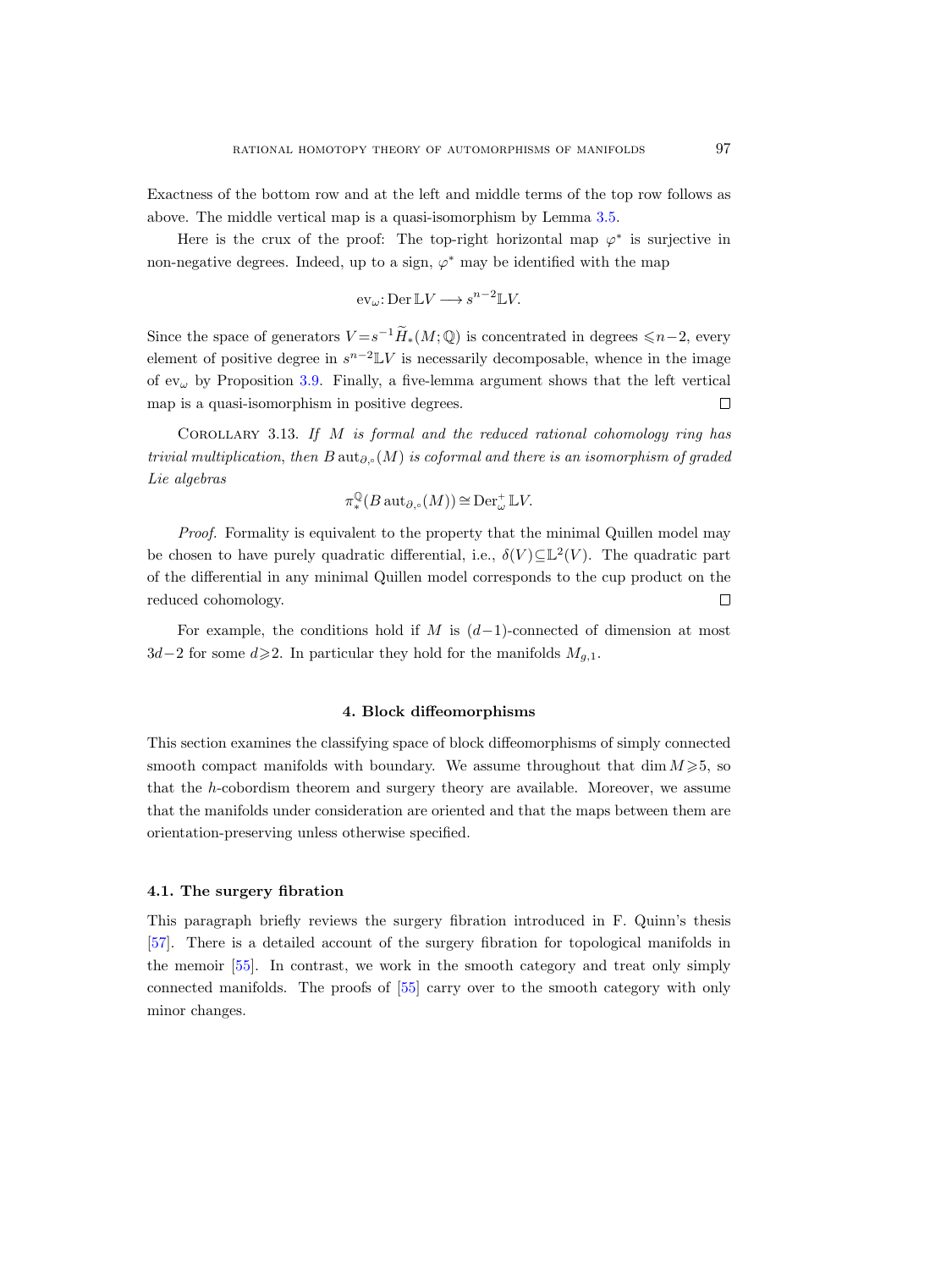Exactness of the bottom row and at the left and middle terms of the top row follows as above. The middle vertical map is a quasi-isomorphism by Lemma 3.5.

Here is the crux of the proof: The top-right horizontal map $\varphi^*$ is surjective in non-negative degrees. Indeed, up to a sign, $\varphi^*$ may be identified with the map

$$\mathrm{ev}_\omega\colon \operatorname{Der}\mathbb{L}V \longrightarrow s^{n-2}\mathbb{L}V.$$

Since the space of generators $V = s^{-1}\widetilde{H}_*(M;\mathbb{Q})$ is concentrated in degrees $\leqslant n-2$, every element of positive degree in $s^{n-2}\mathbb{L}V$ is necessarily decomposable, whence in the image of $\mathrm{ev}_\omega$ by Proposition 3.9. Finally, a five-lemma argument shows that the left vertical map is a quasi-isomorphism in positive degrees. □

Corollary 3.13. *If $M$ is formal and the reduced rational cohomology ring has trivial multiplication, then $B\operatorname{aut}_{\partial,\circ}(M)$ is coformal and there is an isomorphism of graded Lie algebras*

$$\pi_*^{\mathbb{Q}}(B\operatorname{aut}_{\partial,\circ}(M)) \cong \operatorname{Der}_\omega^+\mathbb{L}V.$$

*Proof.* Formality is equivalent to the property that the minimal Quillen model may be chosen to have purely quadratic differential, i.e., $\delta(V) \subseteq \mathbb{L}^2(V)$. The quadratic part of the differential in any minimal Quillen model corresponds to the cup product on the reduced cohomology. □

For example, the conditions hold if $M$ is $(d-1)$-connected of dimension at most $3d-2$ for some $d \geqslant 2$. In particular they hold for the manifolds $M_{g,1}$.

## 4. Block diffeomorphisms

This section examines the classifying space of block diffeomorphisms of simply connected smooth compact manifolds with boundary. We assume throughout that $\dim M \geqslant 5$, so that the $h$-cobordism theorem and surgery theory are available. Moreover, we assume that the manifolds under consideration are oriented and that the maps between them are orientation-preserving unless otherwise specified.

### 4.1. The surgery fibration

This paragraph briefly reviews the surgery fibration introduced in F. Quinn's thesis [57]. There is a detailed account of the surgery fibration for topological manifolds in the memoir [55]. In contrast, we work in the smooth category and treat only simply connected manifolds. The proofs of [55] carry over to the smooth category with only minor changes.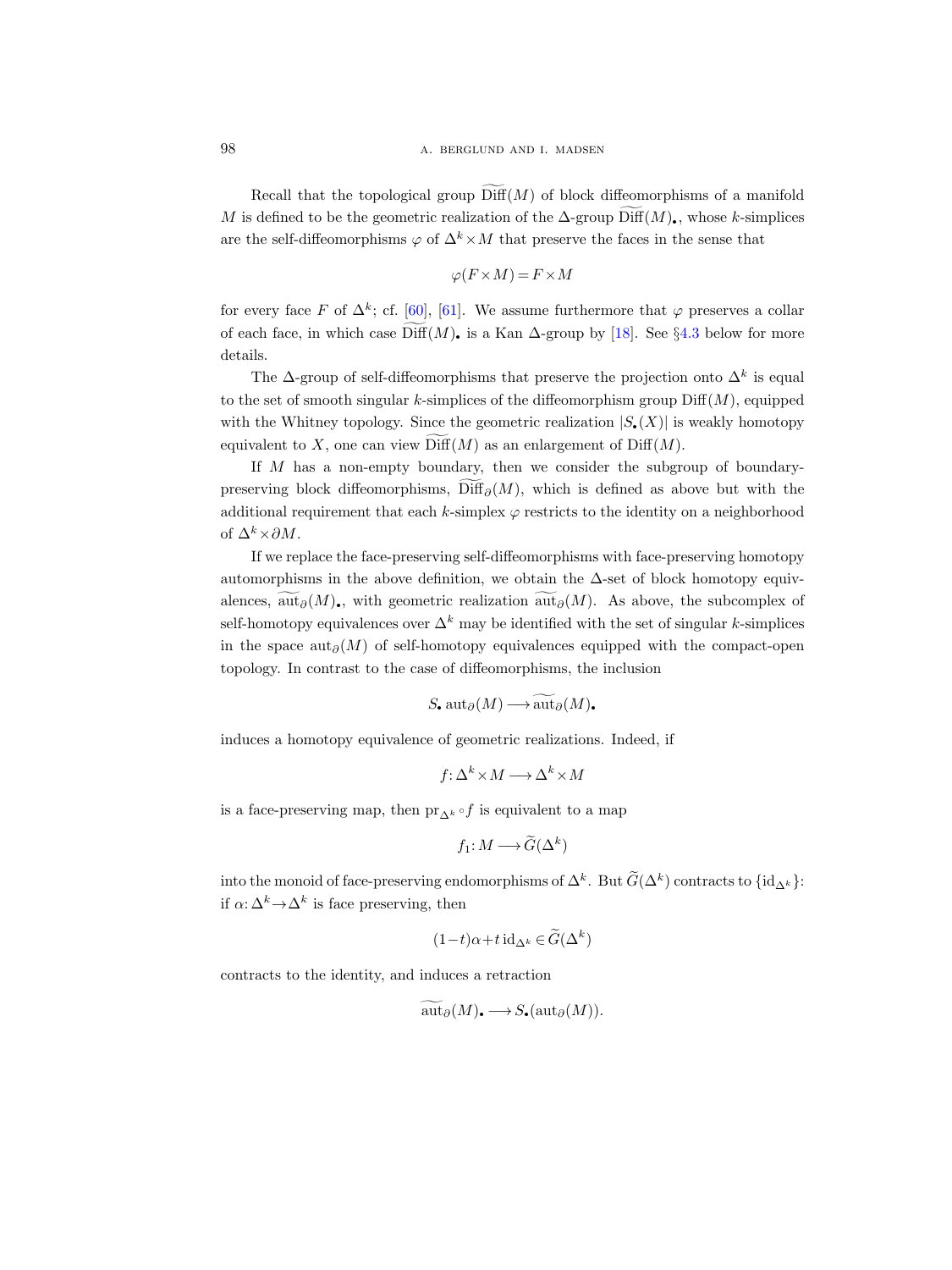Recall that the topological group $\widetilde{\mathrm{Diff}}(M)$ of block diffeomorphisms of a manifold $M$ is defined to be the geometric realization of the $\Delta$-group $\widetilde{\mathrm{Diff}}(M)_\bullet$, whose $k$-simplices are the self-diffeomorphisms $\varphi$ of $\Delta^k \times M$ that preserve the faces in the sense that

$$\varphi(F\times M) = F\times M$$

for every face $F$ of $\Delta^k$; cf. [60], [61]. We assume furthermore that $\varphi$ preserves a collar of each face, in which case $\widetilde{\mathrm{Diff}}(M)_\bullet$ is a Kan $\Delta$-group by [18]. See §4.3 below for more details.

The $\Delta$-group of self-diffeomorphisms that preserve the projection onto $\Delta^k$ is equal to the set of smooth singular $k$-simplices of the diffeomorphism group $\mathrm{Diff}(M)$, equipped with the Whitney topology. Since the geometric realization $|S_\bullet(X)|$ is weakly homotopy equivalent to $X$, one can view $\widetilde{\mathrm{Diff}}(M)$ as an enlargement of $\mathrm{Diff}(M)$.

If $M$ has a non-empty boundary, then we consider the subgroup of boundary-preserving block diffeomorphisms, $\widetilde{\mathrm{Diff}}_\partial(M)$, which is defined as above but with the additional requirement that each $k$-simplex $\varphi$ restricts to the identity on a neighborhood of $\Delta^k \times \partial M$.

If we replace the face-preserving self-diffeomorphisms with face-preserving homotopy automorphisms in the above definition, we obtain the $\Delta$-set of block homotopy equivalences, $\widetilde{\mathrm{aut}}_\partial(M)_\bullet$, with geometric realization $\widetilde{\mathrm{aut}}_\partial(M)$. As above, the subcomplex of self-homotopy equivalences over $\Delta^k$ may be identified with the set of singular $k$-simplices in the space $\mathrm{aut}_\partial(M)$ of self-homotopy equivalences equipped with the compact-open topology. In contrast to the case of diffeomorphisms, the inclusion

$$S_\bullet \, \mathrm{aut}_\partial(M) \longrightarrow \widetilde{\mathrm{aut}}_\partial(M)_\bullet$$

induces a homotopy equivalence of geometric realizations. Indeed, if

$$f\colon \Delta^k \times M \longrightarrow \Delta^k \times M$$

is a face-preserving map, then $\mathrm{pr}_{\Delta^k} \circ f$ is equivalent to a map

$$f_1\colon M \longrightarrow \widetilde{G}(\Delta^k)$$

into the monoid of face-preserving endomorphisms of $\Delta^k$. But $\widetilde{G}(\Delta^k)$ contracts to $\{\mathrm{id}_{\Delta^k}\}$: if $\alpha\colon \Delta^k \to \Delta^k$ is face preserving, then

$$(1-t)\alpha + t\, \mathrm{id}_{\Delta^k} \in \widetilde{G}(\Delta^k)$$

contracts to the identity, and induces a retraction

$$\widetilde{\mathrm{aut}}_\partial(M)_\bullet \longrightarrow S_\bullet(\mathrm{aut}_\partial(M)).$$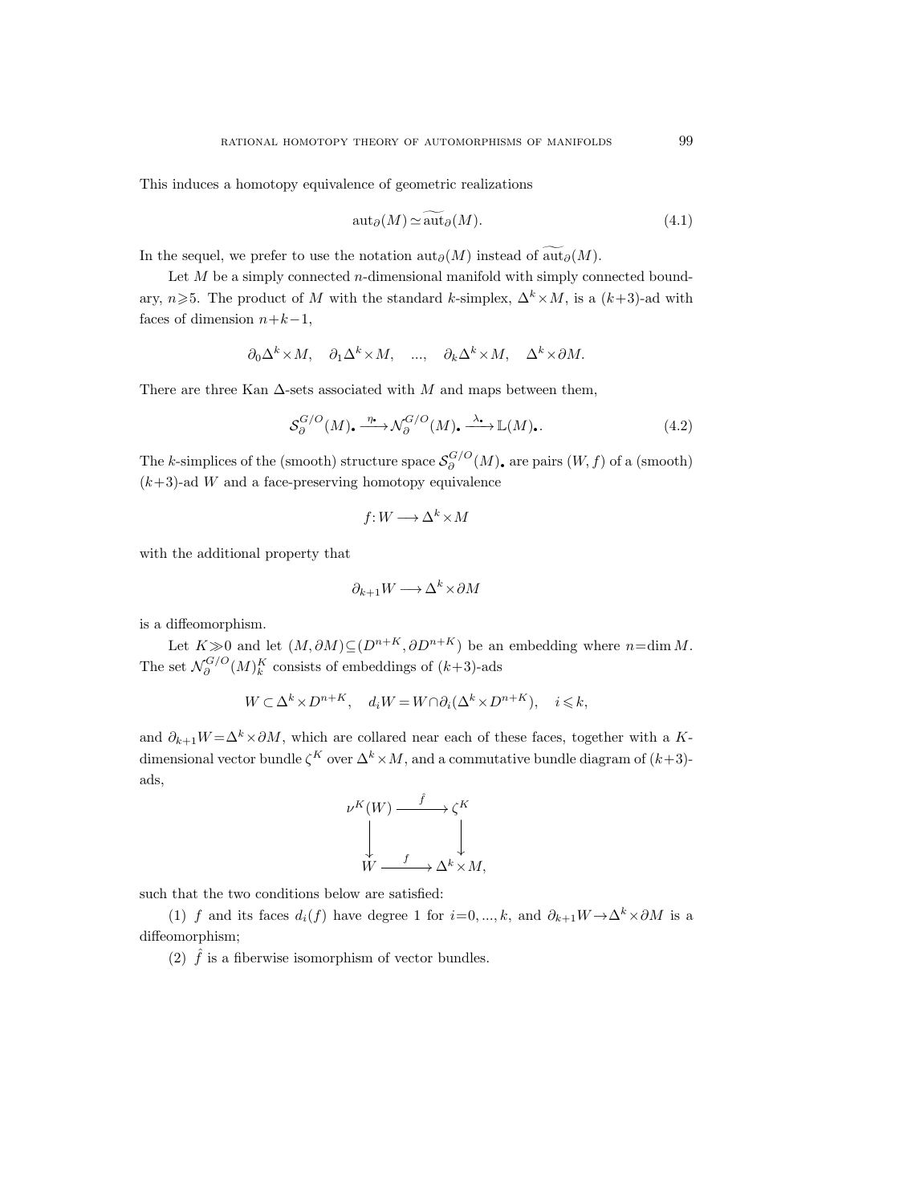This induces a homotopy equivalence of geometric realizations

$$\operatorname{aut}_\partial(M) \simeq \widetilde{\operatorname{aut}}_\partial(M). \tag{4.1}$$

In the sequel, we prefer to use the notation $\operatorname{aut}_\partial(M)$ instead of $\widetilde{\operatorname{aut}}_\partial(M)$.

Let $M$ be a simply connected $n$-dimensional manifold with simply connected boundary, $n \geqslant 5$. The product of $M$ with the standard $k$-simplex, $\Delta^k \times M$, is a $(k+3)$-ad with faces of dimension $n+k-1$,

$$\partial_0 \Delta^k \times M, \quad \partial_1 \Delta^k \times M, \quad ..., \quad \partial_k \Delta^k \times M, \quad \Delta^k \times \partial M.$$

There are three Kan $\Delta$-sets associated with $M$ and maps between them,

$$\mathcal{S}_\partial^{G/O}(M)_\bullet \xrightarrow{\eta_\bullet} \mathcal{N}_\partial^{G/O}(M)_\bullet \xrightarrow{\lambda_\bullet} \mathbb{L}(M)_\bullet. \tag{4.2}$$

The $k$-simplices of the (smooth) structure space $\mathcal{S}_\partial^{G/O}(M)_\bullet$ are pairs $(W, f)$ of a (smooth) $(k+3)$-ad $W$ and a face-preserving homotopy equivalence

$$f \colon W \longrightarrow \Delta^k \times M$$

with the additional property that

$$\partial_{k+1} W \longrightarrow \Delta^k \times \partial M$$

is a diffeomorphism.

Let $K \gg 0$ and let $(M, \partial M) \subseteq (D^{n+K}, \partial D^{n+K})$ be an embedding where $n = \dim M$. The set $\mathcal{N}_\partial^{G/O}(M)_k^K$ consists of embeddings of $(k+3)$-ads

$$W \subset \Delta^k \times D^{n+K}, \quad d_i W = W \cap \partial_i(\Delta^k \times D^{n+K}), \quad i \leqslant k,$$

and $\partial_{k+1} W = \Delta^k \times \partial M$, which are collared near each of these faces, together with a $K$-dimensional vector bundle $\zeta^K$ over $\Delta^k \times M$, and a commutative bundle diagram of $(k+3)$-ads,

$$\begin{array}{ccc} \nu^K(W) & \xrightarrow{\hat{f}} & \zeta^K \\ \big\downarrow & & \big\downarrow \\ W & \xrightarrow{f} & \Delta^k \times M, \end{array}$$

such that the two conditions below are satisfied:

(1) $f$ and its faces $d_i(f)$ have degree 1 for $i = 0, ..., k$, and $\partial_{k+1} W \to \Delta^k \times \partial M$ is a diffeomorphism;

(2) $\hat{f}$ is a fiberwise isomorphism of vector bundles.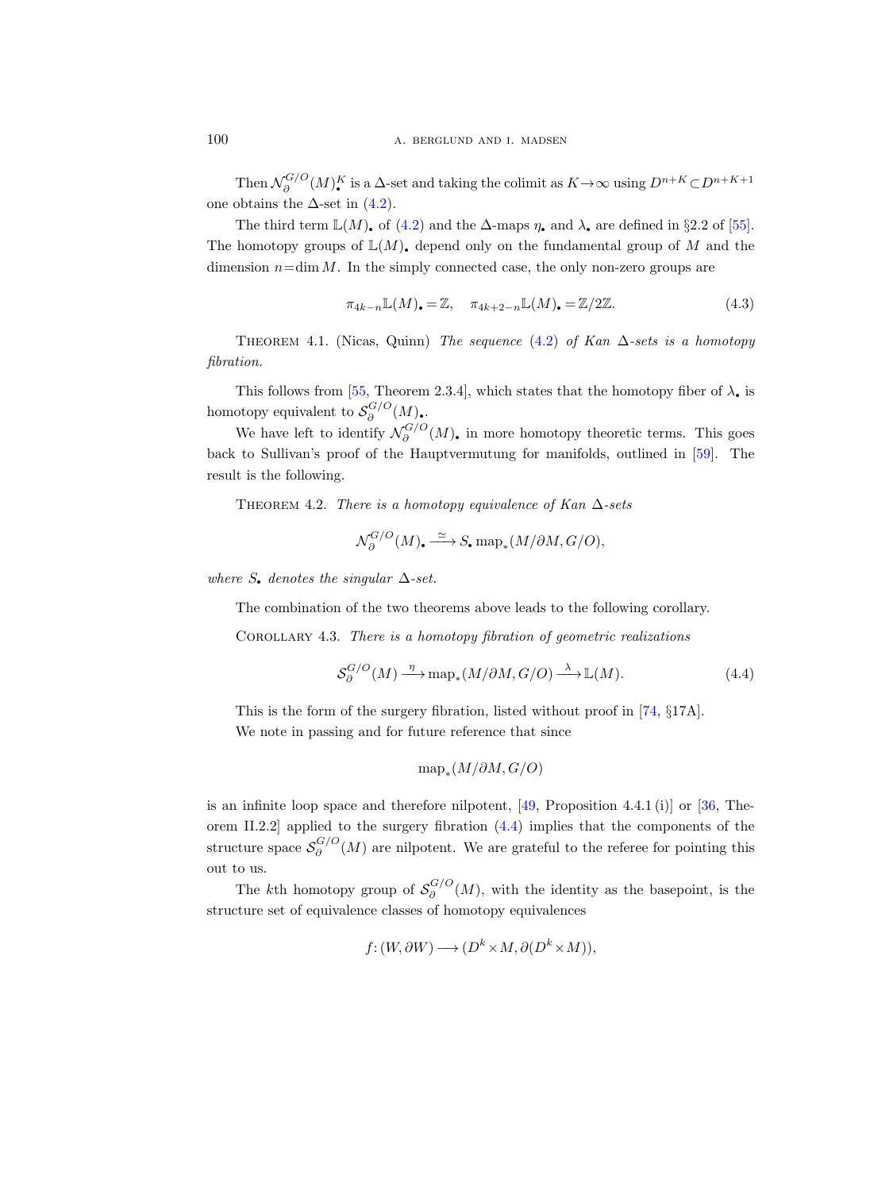Then $\mathcal{N}_\partial^{G/O}(M)_\bullet^K$ is a $\Delta$-set and taking the colimit as $K\to\infty$ using $D^{n+K}\subset D^{n+K+1}$ one obtains the $\Delta$-set in (4.2).

The third term $\mathbb{L}(M)_\bullet$ of (4.2) and the $\Delta$-maps $\eta_\bullet$ and $\lambda_\bullet$ are defined in §2.2 of [55]. The homotopy groups of $\mathbb{L}(M)_\bullet$ depend only on the fundamental group of $M$ and the dimension $n=\dim M$. In the simply connected case, the only non-zero groups are

$$\pi_{4k-n}\mathbb{L}(M)_\bullet=\mathbb{Z},\quad \pi_{4k+2-n}\mathbb{L}(M)_\bullet=\mathbb{Z}/2\mathbb{Z}. \tag{4.3}$$

Theorem 4.1. (Nicas, Quinn) *The sequence* (4.2) *of Kan $\Delta$-sets is a homotopy fibration.*

This follows from [55, Theorem 2.3.4], which states that the homotopy fiber of $\lambda_\bullet$ is homotopy equivalent to $\mathcal{S}_\partial^{G/O}(M)_\bullet$.

We have left to identify $\mathcal{N}_\partial^{G/O}(M)_\bullet$ in more homotopy theoretic terms. This goes back to Sullivan's proof of the Hauptvermutung for manifolds, outlined in [59]. The result is the following.

Theorem 4.2. *There is a homotopy equivalence of Kan $\Delta$-sets*

$$\mathcal{N}_\partial^{G/O}(M)_\bullet \xrightarrow{\simeq} S_\bullet \operatorname{map}_*(M/\partial M, G/O),$$

*where $S_\bullet$ denotes the singular $\Delta$-set.*

The combination of the two theorems above leads to the following corollary.

Corollary 4.3. *There is a homotopy fibration of geometric realizations*

$$\mathcal{S}_\partial^{G/O}(M) \xrightarrow{\eta} \operatorname{map}_*(M/\partial M, G/O) \xrightarrow{\lambda} \mathbb{L}(M). \tag{4.4}$$

This is the form of the surgery fibration, listed without proof in [74, §17A].

We note in passing and for future reference that since

$$\operatorname{map}_*(M/\partial M, G/O)$$

is an infinite loop space and therefore nilpotent, [49, Proposition 4.4.1 (i)] or [36, Theorem II.2.2] applied to the surgery fibration (4.4) implies that the components of the structure space $\mathcal{S}_\partial^{G/O}(M)$ are nilpotent. We are grateful to the referee for pointing this out to us.

The $k$th homotopy group of $\mathcal{S}_\partial^{G/O}(M)$, with the identity as the basepoint, is the structure set of equivalence classes of homotopy equivalences

$$f\colon (W,\partial W)\longrightarrow (D^k\times M, \partial(D^k\times M)),$$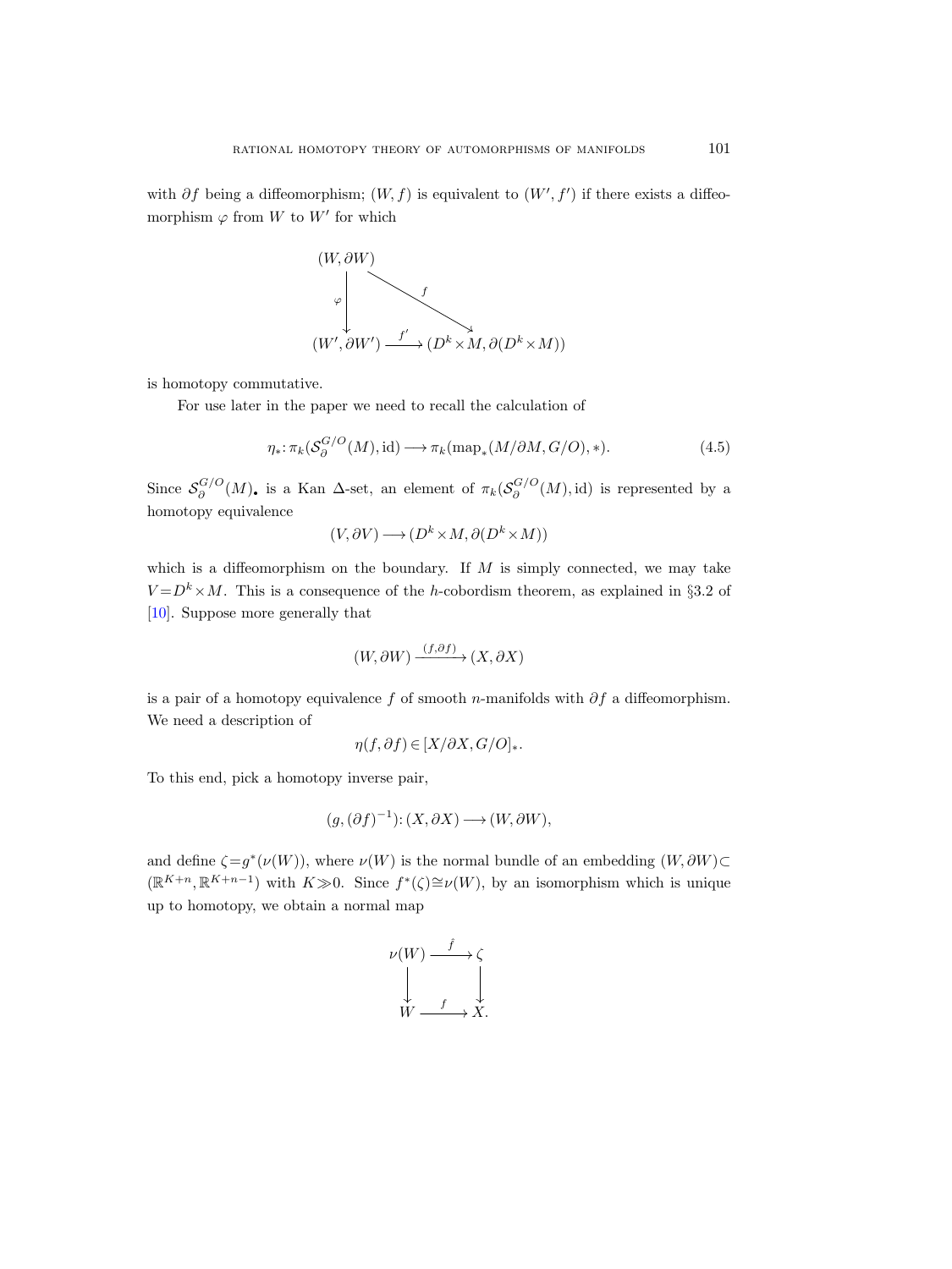with $\partial f$ being a diffeomorphism; $(W, f)$ is equivalent to $(W', f')$ if there exists a diffeomorphism $\varphi$ from $W$ to $W'$ for which

$$
\begin{array}{ccc}
(W, \partial W) & & \\
\downarrow{\scriptstyle \varphi} & \searrow{\scriptstyle f} & \\
(W', \partial W') & \xrightarrow{f'} & (D^k \times M, \partial(D^k \times M))
\end{array}
$$

is homotopy commutative.

For use later in the paper we need to recall the calculation of

$$
\eta_* \colon \pi_k(\mathcal{S}_\partial^{G/O}(M), \mathrm{id}) \longrightarrow \pi_k(\mathrm{map}_*(M/\partial M, G/O), *). \tag{4.5}
$$

Since $\mathcal{S}_\partial^{G/O}(M)_\bullet$ is a Kan $\Delta$-set, an element of $\pi_k(\mathcal{S}_\partial^{G/O}(M), \mathrm{id})$ is represented by a homotopy equivalence

$$
(V, \partial V) \longrightarrow (D^k \times M, \partial(D^k \times M))
$$

which is a diffeomorphism on the boundary. If $M$ is simply connected, we may take $V = D^k \times M$. This is a consequence of the $h$-cobordism theorem, as explained in §3.2 of [10]. Suppose more generally that

$$
(W, \partial W) \xrightarrow{(f, \partial f)} (X, \partial X)
$$

is a pair of a homotopy equivalence $f$ of smooth $n$-manifolds with $\partial f$ a diffeomorphism. We need a description of

$$
\eta(f, \partial f) \in [X/\partial X, G/O]_*.
$$

To this end, pick a homotopy inverse pair,

$$
(g, (\partial f)^{-1}) \colon (X, \partial X) \longrightarrow (W, \partial W),
$$

and define $\zeta = g^*(\nu(W))$, where $\nu(W)$ is the normal bundle of an embedding $(W, \partial W) \subset (\mathbb{R}^{K+n}, \mathbb{R}^{K+n-1})$ with $K \gg 0$. Since $f^*(\zeta) \cong \nu(W)$, by an isomorphism which is unique up to homotopy, we obtain a normal map

$$
\begin{array}{ccc}
\nu(W) & \xrightarrow{\hat{f}} & \zeta \\
\downarrow & & \downarrow \\
W & \xrightarrow{f} & X.
\end{array}
$$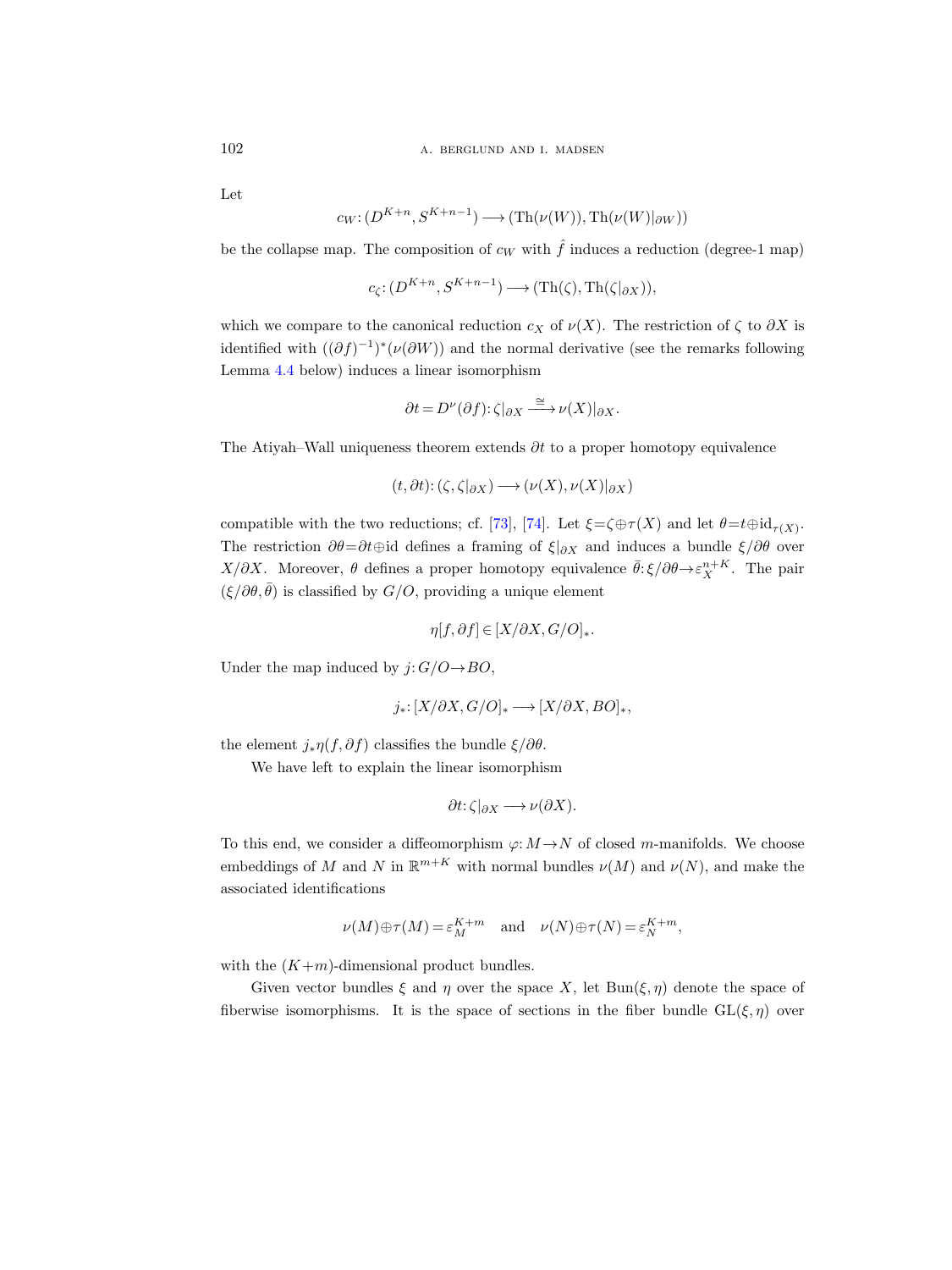Let

$$c_W\colon (D^{K+n}, S^{K+n-1}) \longrightarrow (\mathrm{Th}(\nu(W)), \mathrm{Th}(\nu(W)|_{\partial W}))$$

be the collapse map. The composition of $c_W$ with $\hat{f}$ induces a reduction (degree-1 map)

$$c_\zeta\colon (D^{K+n}, S^{K+n-1}) \longrightarrow (\mathrm{Th}(\zeta), \mathrm{Th}(\zeta|_{\partial X})),$$

which we compare to the canonical reduction $c_X$ of $\nu(X)$. The restriction of $\zeta$ to $\partial X$ is identified with $((\partial f)^{-1})^*(\nu(\partial W))$ and the normal derivative (see the remarks following Lemma 4.4 below) induces a linear isomorphism

$$\partial t = D^\nu(\partial f)\colon \zeta|_{\partial X} \xrightarrow{\cong} \nu(X)|_{\partial X}.$$

The Atiyah–Wall uniqueness theorem extends $\partial t$ to a proper homotopy equivalence

$$(t, \partial t)\colon (\zeta, \zeta|_{\partial X}) \longrightarrow (\nu(X), \nu(X)|_{\partial X})$$

compatible with the two reductions; cf. [73], [74]. Let $\xi = \zeta \oplus \tau(X)$ and let $\theta = t \oplus \mathrm{id}_{\tau(X)}$. The restriction $\partial\theta = \partial t \oplus \mathrm{id}$ defines a framing of $\xi|_{\partial X}$ and induces a bundle $\xi/\partial\theta$ over $X/\partial X$. Moreover, $\theta$ defines a proper homotopy equivalence $\bar{\theta}\colon \xi/\partial\theta \to \varepsilon_X^{n+K}$. The pair $(\xi/\partial\theta, \bar{\theta})$ is classified by $G/O$, providing a unique element

$$\eta[f, \partial f] \in [X/\partial X, G/O]_*.$$

Under the map induced by $j\colon G/O \to BO$,

$$j_*\colon [X/\partial X, G/O]_* \longrightarrow [X/\partial X, BO]_*,$$

the element $j_*\eta(f, \partial f)$ classifies the bundle $\xi/\partial\theta$.

We have left to explain the linear isomorphism

$$\partial t\colon \zeta|_{\partial X} \longrightarrow \nu(\partial X).$$

To this end, we consider a diffeomorphism $\varphi\colon M \to N$ of closed $m$-manifolds. We choose embeddings of $M$ and $N$ in $\mathbb{R}^{m+K}$ with normal bundles $\nu(M)$ and $\nu(N)$, and make the associated identifications

$$\nu(M) \oplus \tau(M) = \varepsilon_M^{K+m} \quad \text{and} \quad \nu(N) \oplus \tau(N) = \varepsilon_N^{K+m},$$

with the $(K+m)$-dimensional product bundles.

Given vector bundles $\xi$ and $\eta$ over the space $X$, let $\mathrm{Bun}(\xi, \eta)$ denote the space of fiberwise isomorphisms. It is the space of sections in the fiber bundle $\mathrm{GL}(\xi, \eta)$ over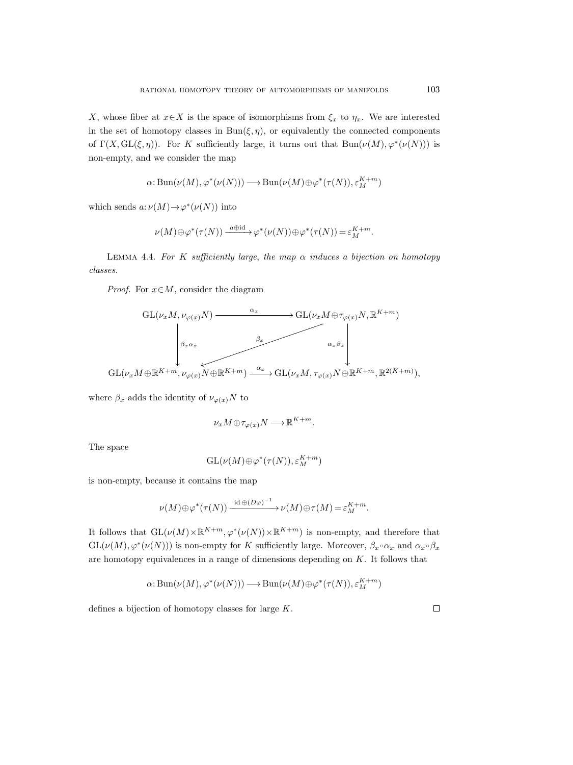$X$, whose fiber at $x \in X$ is the space of isomorphisms from $\xi_x$ to $\eta_x$. We are interested in the set of homotopy classes in $\mathrm{Bun}(\xi, \eta)$, or equivalently the connected components of $\Gamma(X, \mathrm{GL}(\xi, \eta))$. For $K$ sufficiently large, it turns out that $\mathrm{Bun}(\nu(M), \varphi^*(\nu(N)))$ is non-empty, and we consider the map

$$\alpha\colon \mathrm{Bun}(\nu(M), \varphi^*(\nu(N))) \longrightarrow \mathrm{Bun}(\nu(M) \oplus \varphi^*(\tau(N)), \varepsilon_M^{K+m})$$

which sends $a\colon \nu(M) \to \varphi^*(\nu(N))$ into

$$\nu(M) \oplus \varphi^*(\tau(N)) \xrightarrow{a \oplus \mathrm{id}} \varphi^*(\nu(N)) \oplus \varphi^*(\tau(N)) = \varepsilon_M^{K+m}.$$

Lemma 4.4. *For $K$ sufficiently large, the map $\alpha$ induces a bijection on homotopy classes.*

*Proof.* For $x \in M$, consider the diagram

$$\begin{array}{ccc}
\mathrm{GL}(\nu_x M, \nu_{\varphi(x)} N) & \xrightarrow{\quad \alpha_x \quad} & \mathrm{GL}(\nu_x M \oplus \tau_{\varphi(x)} N, \mathbb{R}^{K+m}) \\
\Big\downarrow {\scriptstyle \beta_x \alpha_x} & \swarrow {\scriptstyle \beta_x} & \Big\downarrow {\scriptstyle \alpha_x \beta_x} \\
\mathrm{GL}(\nu_x M \oplus \mathbb{R}^{K+m}, \nu_{\varphi(x)} N \oplus \mathbb{R}^{K+m}) & \xrightarrow{\alpha_x} & \mathrm{GL}(\nu_x M, \tau_{\varphi(x)} N \oplus \mathbb{R}^{K+m}, \mathbb{R}^{2(K+m)}),
\end{array}$$

where $\beta_x$ adds the identity of $\nu_{\varphi(x)} N$ to

$$\nu_x M \oplus \tau_{\varphi(x)} N \longrightarrow \mathbb{R}^{K+m}.$$

The space

$$\mathrm{GL}(\nu(M) \oplus \varphi^*(\tau(N)), \varepsilon_M^{K+m})$$

is non-empty, because it contains the map

$$\nu(M) \oplus \varphi^*(\tau(N)) \xrightarrow{\mathrm{id} \oplus (D\varphi)^{-1}} \nu(M) \oplus \tau(M) = \varepsilon_M^{K+m}.$$

It follows that $\mathrm{GL}(\nu(M) \times \mathbb{R}^{K+m}, \varphi^*(\nu(N)) \times \mathbb{R}^{K+m})$ is non-empty, and therefore that $\mathrm{GL}(\nu(M), \varphi^*(\nu(N)))$ is non-empty for $K$ sufficiently large. Moreover, $\beta_x \circ \alpha_x$ and $\alpha_x \circ \beta_x$ are homotopy equivalences in a range of dimensions depending on $K$. It follows that

$$\alpha\colon \mathrm{Bun}(\nu(M), \varphi^*(\nu(N))) \longrightarrow \mathrm{Bun}(\nu(M) \oplus \varphi^*(\tau(N)), \varepsilon_M^{K+m})$$

defines a bijection of homotopy classes for large $K$. □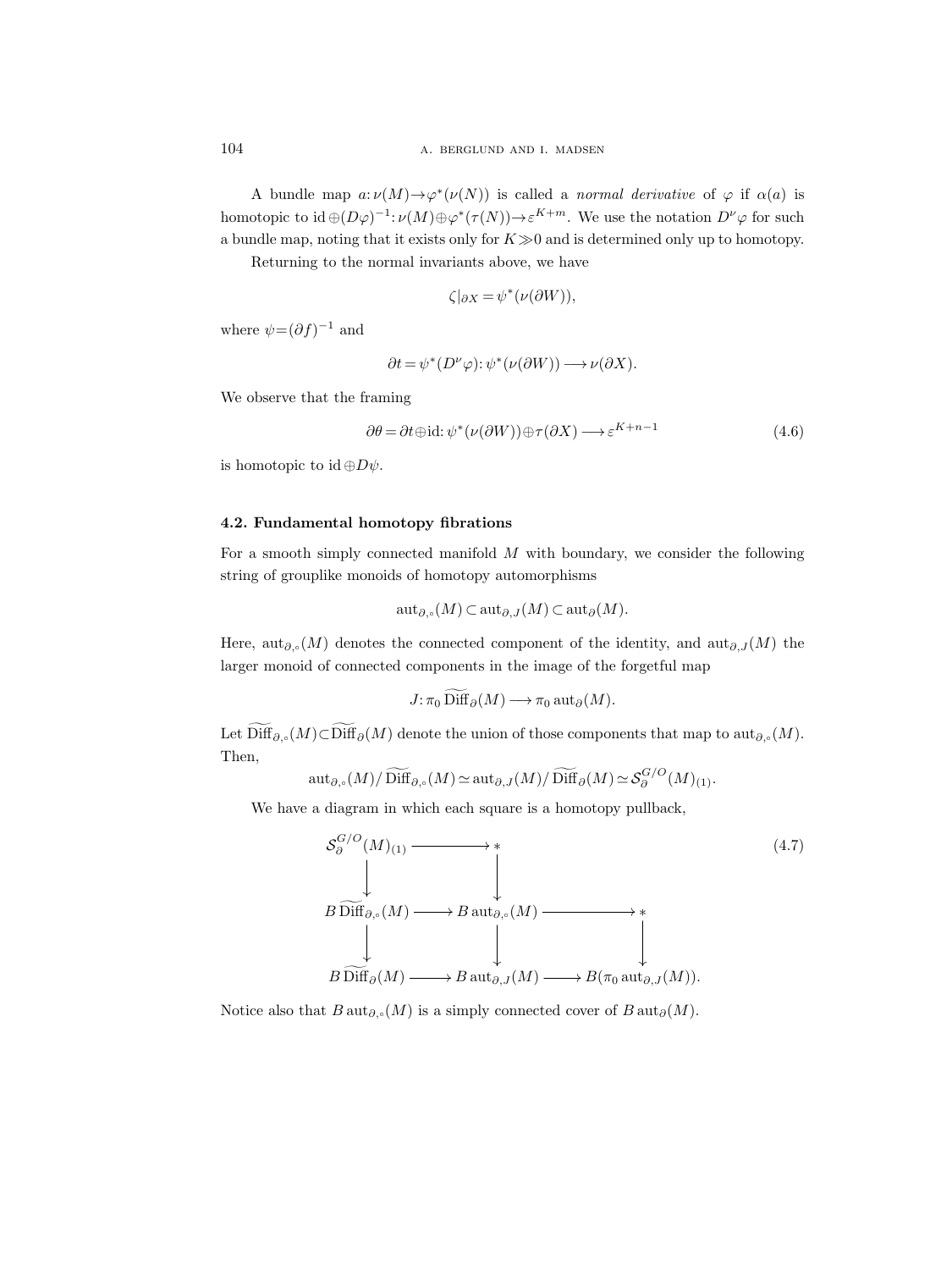A bundle map $a\colon \nu(M)\to\varphi^*(\nu(N))$ is called a *normal derivative* of $\varphi$ if $\alpha(a)$ is homotopic to $\mathrm{id}\oplus(D\varphi)^{-1}\colon \nu(M)\oplus\varphi^*(\tau(N))\to\varepsilon^{K+m}$. We use the notation $D^\nu\varphi$ for such a bundle map, noting that it exists only for $K\gg 0$ and is determined only up to homotopy.

Returning to the normal invariants above, we have

$$\zeta|_{\partial X}=\psi^*(\nu(\partial W)),$$

where $\psi=(\partial f)^{-1}$ and

$$\partial t=\psi^*(D^\nu\varphi)\colon \psi^*(\nu(\partial W))\longrightarrow \nu(\partial X).$$

We observe that the framing

$$\partial\theta=\partial t\oplus\mathrm{id}\colon \psi^*(\nu(\partial W))\oplus\tau(\partial X)\longrightarrow\varepsilon^{K+n-1} \tag{4.6}$$

is homotopic to $\mathrm{id}\oplus D\psi$.

### 4.2. Fundamental homotopy fibrations

For a smooth simply connected manifold $M$ with boundary, we consider the following string of grouplike monoids of homotopy automorphisms

$$\mathrm{aut}_{\partial,\circ}(M)\subset\mathrm{aut}_{\partial,J}(M)\subset\mathrm{aut}_\partial(M).$$

Here, $\mathrm{aut}_{\partial,\circ}(M)$ denotes the connected component of the identity, and $\mathrm{aut}_{\partial,J}(M)$ the larger monoid of connected components in the image of the forgetful map

$$J\colon \pi_0\,\widetilde{\mathrm{Diff}}_\partial(M)\longrightarrow\pi_0\,\mathrm{aut}_\partial(M).$$

Let $\widetilde{\mathrm{Diff}}_{\partial,\circ}(M)\subset\widetilde{\mathrm{Diff}}_\partial(M)$ denote the union of those components that map to $\mathrm{aut}_{\partial,\circ}(M)$. Then,

$$\mathrm{aut}_{\partial,\circ}(M)/\widetilde{\mathrm{Diff}}_{\partial,\circ}(M)\simeq\mathrm{aut}_{\partial,J}(M)/\widetilde{\mathrm{Diff}}_\partial(M)\simeq\mathcal{S}_\partial^{G/O}(M)_{(1)}.$$

We have a diagram in which each square is a homotopy pullback,

$$\begin{array}{ccccc}
\mathcal{S}_\partial^{G/O}(M)_{(1)} & \longrightarrow & * & & \\
\downarrow & & \downarrow & & \\
B\,\widetilde{\mathrm{Diff}}_{\partial,\circ}(M) & \longrightarrow & B\,\mathrm{aut}_{\partial,\circ}(M) & \longrightarrow & * \\
\downarrow & & \downarrow & & \downarrow \\
B\,\widetilde{\mathrm{Diff}}_\partial(M) & \longrightarrow & B\,\mathrm{aut}_{\partial,J}(M) & \longrightarrow & B(\pi_0\,\mathrm{aut}_{\partial,J}(M)).
\end{array} \tag{4.7}$$

Notice also that $B\,\mathrm{aut}_{\partial,\circ}(M)$ is a simply connected cover of $B\,\mathrm{aut}_\partial(M)$.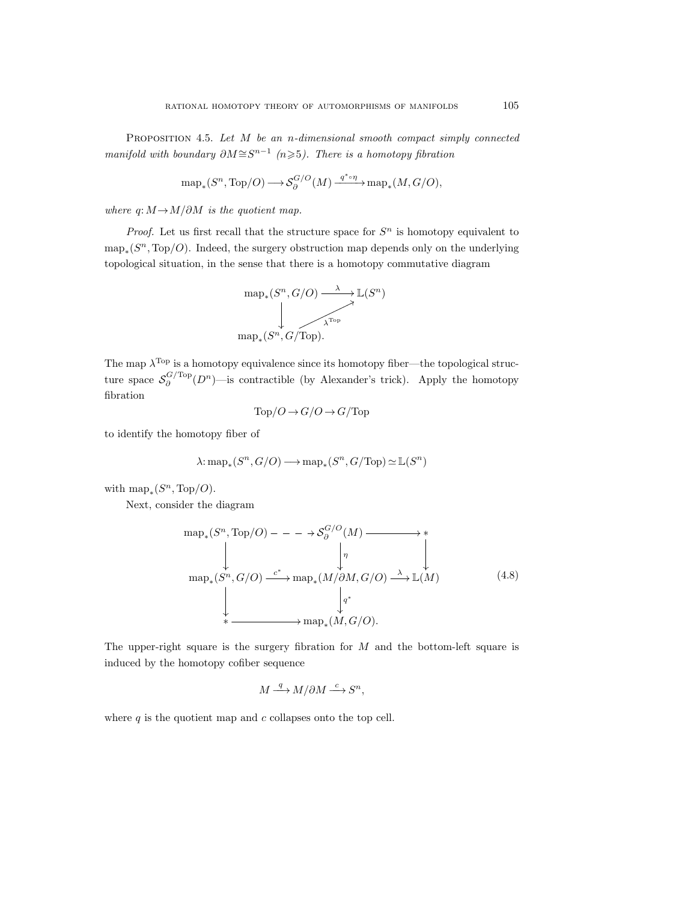Proposition 4.5. *Let $M$ be an $n$-dimensional smooth compact simply connected manifold with boundary $\partial M \cong S^{n-1}$ $(n \geqslant 5)$. There is a homotopy fibration*

$$\operatorname{map}_*(S^n, \mathrm{Top}/O) \longrightarrow \mathcal{S}_\partial^{G/O}(M) \xrightarrow{q^* \circ \eta} \operatorname{map}_*(M, G/O),$$

*where $q\colon M \to M/\partial M$ is the quotient map.*

*Proof.* Let us first recall that the structure space for $S^n$ is homotopy equivalent to $\operatorname{map}_*(S^n, \mathrm{Top}/O)$. Indeed, the surgery obstruction map depends only on the underlying topological situation, in the sense that there is a homotopy commutative diagram

$$\begin{array}{ccc}
\operatorname{map}_*(S^n, G/O) & \xrightarrow{\ \lambda\ } & \mathbb{L}(S^n) \\
\big\downarrow & \nearrow_{\lambda^{\mathrm{Top}}} & \\
\operatorname{map}_*(S^n, G/\mathrm{Top}). & &
\end{array}$$

The map $\lambda^{\mathrm{Top}}$ is a homotopy equivalence since its homotopy fiber—the topological structure space $\mathcal{S}_\partial^{G/\mathrm{Top}}(D^n)$—is contractible (by Alexander's trick). Apply the homotopy fibration

$$\mathrm{Top}/O \to G/O \to G/\mathrm{Top}$$

to identify the homotopy fiber of

$$\lambda\colon \operatorname{map}_*(S^n, G/O) \longrightarrow \operatorname{map}_*(S^n, G/\mathrm{Top}) \simeq \mathbb{L}(S^n)$$

with $\operatorname{map}_*(S^n, \mathrm{Top}/O)$.

Next, consider the diagram

$$\begin{array}{ccccc}
\operatorname{map}_*(S^n, \mathrm{Top}/O) & \dashrightarrow & \mathcal{S}_\partial^{G/O}(M) & \longrightarrow & * \\
\big\downarrow & & \big\downarrow{\scriptstyle \eta} & & \big\downarrow \\
\operatorname{map}_*(S^n, G/O) & \xrightarrow{c^*} & \operatorname{map}_*(M/\partial M, G/O) & \xrightarrow{\lambda} & \mathbb{L}(M) \\
\big\downarrow & & \big\downarrow{\scriptstyle q^*} & & \\
* & \longrightarrow & \operatorname{map}_*(M, G/O). & &
\end{array} \tag{4.8}$$

The upper-right square is the surgery fibration for $M$ and the bottom-left square is induced by the homotopy cofiber sequence

$$M \xrightarrow{q} M/\partial M \xrightarrow{c} S^n,$$

where $q$ is the quotient map and $c$ collapses onto the top cell.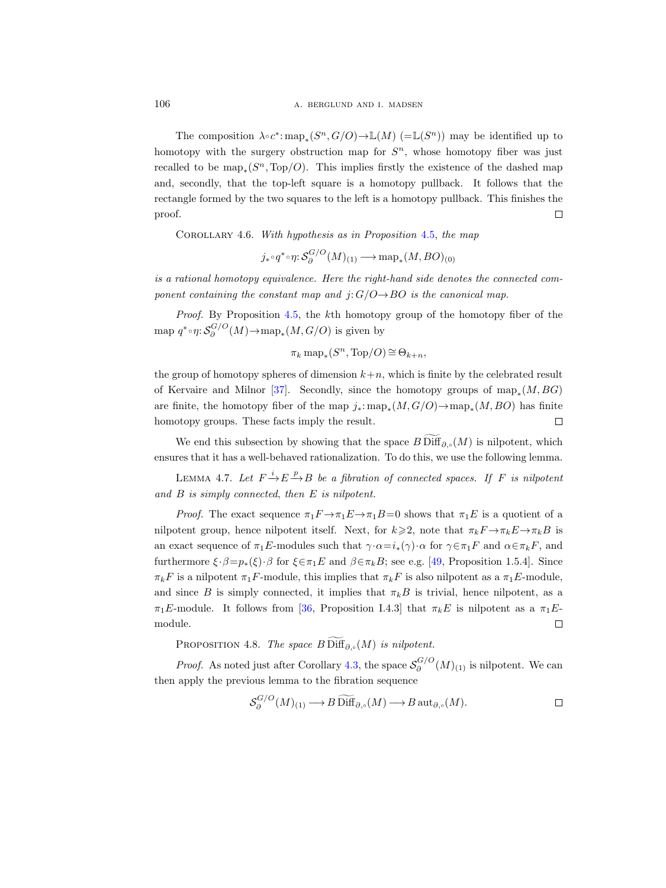The composition $\lambda\circ c^*\colon \mathrm{map}_*(S^n, G/O)\to\mathbb{L}(M)$ $(=\mathbb{L}(S^n))$ may be identified up to homotopy with the surgery obstruction map for $S^n$, whose homotopy fiber was just recalled to be $\mathrm{map}_*(S^n, \mathrm{Top}/O)$. This implies firstly the existence of the dashed map and, secondly, that the top-left square is a homotopy pullback. It follows that the rectangle formed by the two squares to the left is a homotopy pullback. This finishes the proof. $\square$

COROLLARY 4.6. *With hypothesis as in Proposition 4.5, the map*

$$j_*\circ q^*\circ\eta\colon \mathcal{S}_\partial^{G/O}(M)_{(1)} \longrightarrow \mathrm{map}_*(M, BO)_{(0)}$$

*is a rational homotopy equivalence. Here the right-hand side denotes the connected component containing the constant map and $j\colon G/O\to BO$ is the canonical map.*

*Proof.* By Proposition 4.5, the $k$th homotopy group of the homotopy fiber of the map $q^*\circ\eta\colon \mathcal{S}_\partial^{G/O}(M)\to\mathrm{map}_*(M, G/O)$ is given by

$$\pi_k\,\mathrm{map}_*(S^n, \mathrm{Top}/O)\cong\Theta_{k+n},$$

the group of homotopy spheres of dimension $k+n$, which is finite by the celebrated result of Kervaire and Milnor [37]. Secondly, since the homotopy groups of $\mathrm{map}_*(M, BG)$ are finite, the homotopy fiber of the map $j_*\colon\mathrm{map}_*(M, G/O)\to\mathrm{map}_*(M, BO)$ has finite homotopy groups. These facts imply the result. $\square$

We end this subsection by showing that the space $B\widetilde{\mathrm{Diff}}_{\partial,\circ}(M)$ is nilpotent, which ensures that it has a well-behaved rationalization. To do this, we use the following lemma.

LEMMA 4.7. *Let $F\xrightarrow{i}E\xrightarrow{p}B$ be a fibration of connected spaces. If $F$ is nilpotent and $B$ is simply connected, then $E$ is nilpotent.*

*Proof.* The exact sequence $\pi_1F\to\pi_1E\to\pi_1B=0$ shows that $\pi_1E$ is a quotient of a nilpotent group, hence nilpotent itself. Next, for $k\geqslant 2$, note that $\pi_kF\to\pi_kE\to\pi_kB$ is an exact sequence of $\pi_1E$-modules such that $\gamma\cdot\alpha=i_*(\gamma)\cdot\alpha$ for $\gamma\in\pi_1F$ and $\alpha\in\pi_kF$, and furthermore $\xi\cdot\beta=p_*(\xi)\cdot\beta$ for $\xi\in\pi_1E$ and $\beta\in\pi_kB$; see e.g. [49, Proposition 1.5.4]. Since $\pi_kF$ is a nilpotent $\pi_1F$-module, this implies that $\pi_kF$ is also nilpotent as a $\pi_1E$-module, and since $B$ is simply connected, it implies that $\pi_kB$ is trivial, hence nilpotent, as a $\pi_1E$-module. It follows from [36, Proposition I.4.3] that $\pi_kE$ is nilpotent as a $\pi_1E$-module. $\square$

PROPOSITION 4.8. *The space $B\widetilde{\mathrm{Diff}}_{\partial,\circ}(M)$ is nilpotent.*

*Proof.* As noted just after Corollary 4.3, the space $\mathcal{S}_\partial^{G/O}(M)_{(1)}$ is nilpotent. We can then apply the previous lemma to the fibration sequence

$$\mathcal{S}_\partial^{G/O}(M)_{(1)}\longrightarrow B\widetilde{\mathrm{Diff}}_{\partial,\circ}(M)\longrightarrow B\,\mathrm{aut}_{\partial,\circ}(M).$$

$\square$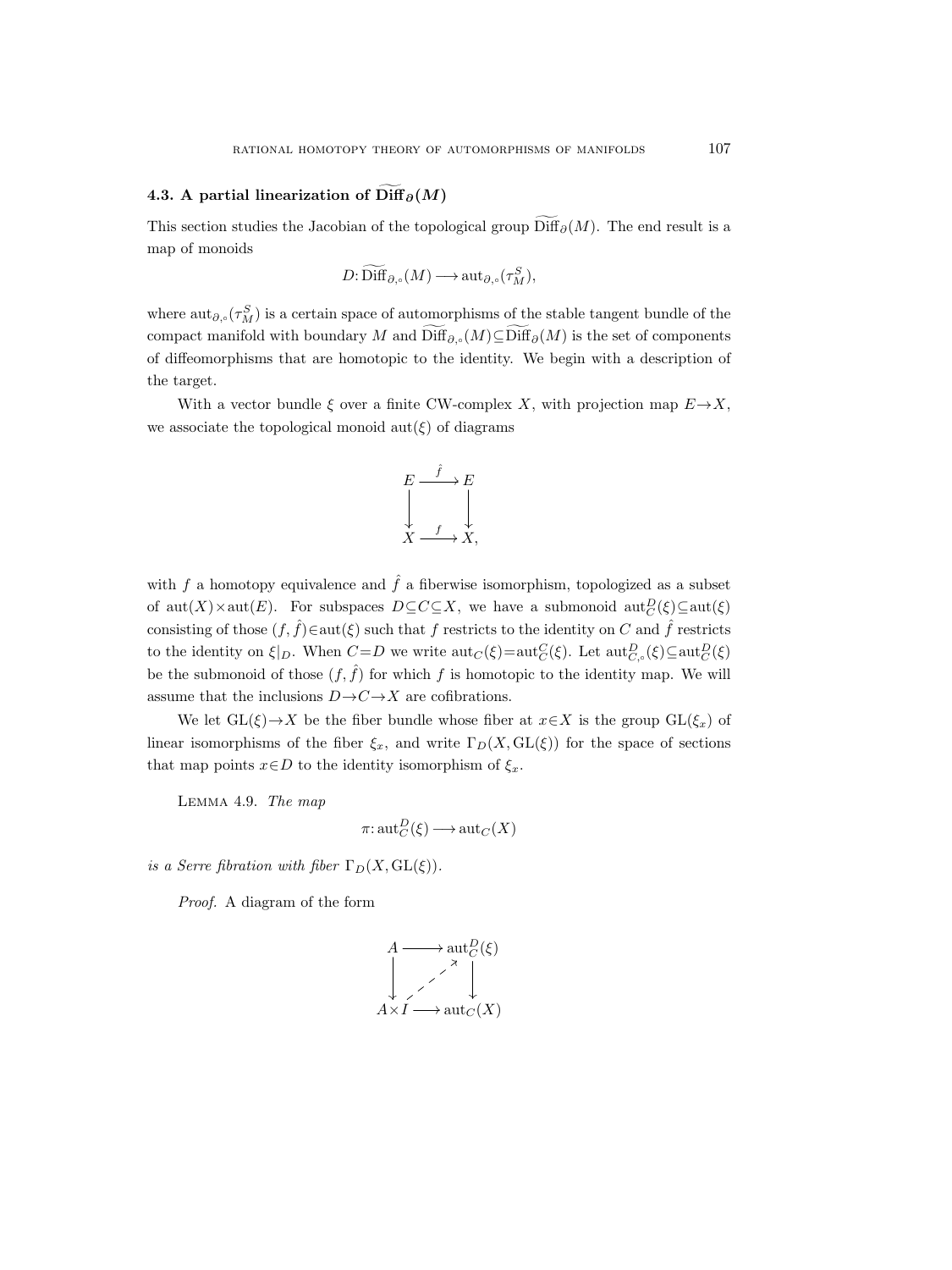### 4.3. A partial linearization of $\widetilde{\mathrm{Diff}}_\partial(M)$

This section studies the Jacobian of the topological group $\widetilde{\mathrm{Diff}}_\partial(M)$. The end result is a map of monoids

$$D\colon \widetilde{\mathrm{Diff}}_{\partial,\circ}(M) \longrightarrow \mathrm{aut}_{\partial,\circ}(\tau_M^S),$$

where $\mathrm{aut}_{\partial,\circ}(\tau_M^S)$ is a certain space of automorphisms of the stable tangent bundle of the compact manifold with boundary $M$ and $\widetilde{\mathrm{Diff}}_{\partial,\circ}(M) \subseteq \widetilde{\mathrm{Diff}}_\partial(M)$ is the set of components of diffeomorphisms that are homotopic to the identity. We begin with a description of the target.

With a vector bundle $\xi$ over a finite CW-complex $X$, with projection map $E \to X$, we associate the topological monoid $\mathrm{aut}(\xi)$ of diagrams

$$\begin{array}{ccc} E & \xrightarrow{\hat{f}} & E \\ \downarrow & & \downarrow \\ X & \xrightarrow{f} & X, \end{array}$$

with $f$ a homotopy equivalence and $\hat{f}$ a fiberwise isomorphism, topologized as a subset of $\mathrm{aut}(X) \times \mathrm{aut}(E)$. For subspaces $D \subseteq C \subseteq X$, we have a submonoid $\mathrm{aut}_C^D(\xi) \subseteq \mathrm{aut}(\xi)$ consisting of those $(f, \hat{f}) \in \mathrm{aut}(\xi)$ such that $f$ restricts to the identity on $C$ and $\hat{f}$ restricts to the identity on $\xi|_D$. When $C = D$ we write $\mathrm{aut}_C(\xi) = \mathrm{aut}_C^C(\xi)$. Let $\mathrm{aut}_{C,\circ}^D(\xi) \subseteq \mathrm{aut}_C^D(\xi)$ be the submonoid of those $(f, \hat{f})$ for which $f$ is homotopic to the identity map. We will assume that the inclusions $D \to C \to X$ are cofibrations.

We let $\mathrm{GL}(\xi) \to X$ be the fiber bundle whose fiber at $x \in X$ is the group $\mathrm{GL}(\xi_x)$ of linear isomorphisms of the fiber $\xi_x$, and write $\Gamma_D(X, \mathrm{GL}(\xi))$ for the space of sections that map points $x \in D$ to the identity isomorphism of $\xi_x$.

Lemma 4.9. *The map*

$$\pi\colon \mathrm{aut}_C^D(\xi) \longrightarrow \mathrm{aut}_C(X)$$

*is a Serre fibration with fiber* $\Gamma_D(X, \mathrm{GL}(\xi))$.

*Proof.* A diagram of the form

$$\begin{array}{ccc} A & \longrightarrow & \mathrm{aut}_C^D(\xi) \\ \downarrow & \nearrow & \downarrow \\ A \times I & \longrightarrow & \mathrm{aut}_C(X) \end{array}$$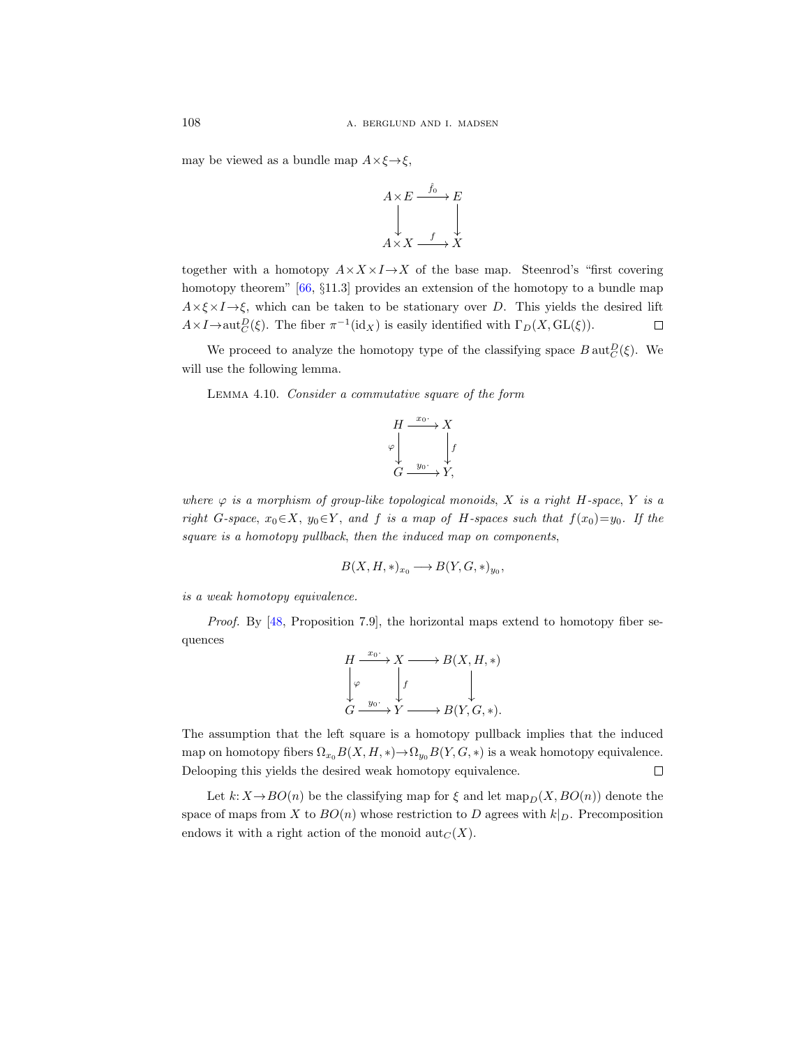may be viewed as a bundle map $A\times\xi\to\xi$,

$$
\begin{array}{ccc}
A\times E & \xrightarrow{\hat{f}_0} & E \\
\downarrow & & \downarrow \\
A\times X & \xrightarrow{f} & X
\end{array}
$$

together with a homotopy $A\times X\times I\to X$ of the base map. Steenrod's "first covering homotopy theorem" [66, §11.3] provides an extension of the homotopy to a bundle map $A\times\xi\times I\to\xi$, which can be taken to be stationary over $D$. This yields the desired lift $A\times I\to \operatorname{aut}_C^D(\xi)$. The fiber $\pi^{-1}(\mathrm{id}_X)$ is easily identified with $\Gamma_D(X,\mathrm{GL}(\xi))$. □

We proceed to analyze the homotopy type of the classifying space $B\operatorname{aut}_C^D(\xi)$. We will use the following lemma.

Lemma 4.10. *Consider a commutative square of the form*

$$
\begin{array}{ccc}
H & \xrightarrow{x_0\cdot} & X \\
{\scriptstyle\varphi}\downarrow & & \downarrow{\scriptstyle f} \\
G & \xrightarrow{y_0\cdot} & Y,
\end{array}
$$

*where $\varphi$ is a morphism of group-like topological monoids, $X$ is a right $H$-space, $Y$ is a right $G$-space, $x_0\in X$, $y_0\in Y$, and $f$ is a map of $H$-spaces such that $f(x_0)=y_0$. If the square is a homotopy pullback, then the induced map on components,*

$$B(X,H,*)_{x_0}\longrightarrow B(Y,G,*)_{y_0},$$

*is a weak homotopy equivalence.*

*Proof.* By [48, Proposition 7.9], the horizontal maps extend to homotopy fiber sequences

$$
\begin{array}{ccccc}
H & \xrightarrow{x_0\cdot} & X & \longrightarrow & B(X,H,*) \\
\downarrow{\scriptstyle\varphi} & & \downarrow{\scriptstyle f} & & \downarrow \\
G & \xrightarrow{y_0\cdot} & Y & \longrightarrow & B(Y,G,*).
\end{array}
$$

The assumption that the left square is a homotopy pullback implies that the induced map on homotopy fibers $\Omega_{x_0}B(X,H,*)\to\Omega_{y_0}B(Y,G,*)$ is a weak homotopy equivalence. Delooping this yields the desired weak homotopy equivalence. □

Let $k\colon X\to BO(n)$ be the classifying map for $\xi$ and let $\operatorname{map}_D(X,BO(n))$ denote the space of maps from $X$ to $BO(n)$ whose restriction to $D$ agrees with $k|_D$. Precomposition endows it with a right action of the monoid $\operatorname{aut}_C(X)$.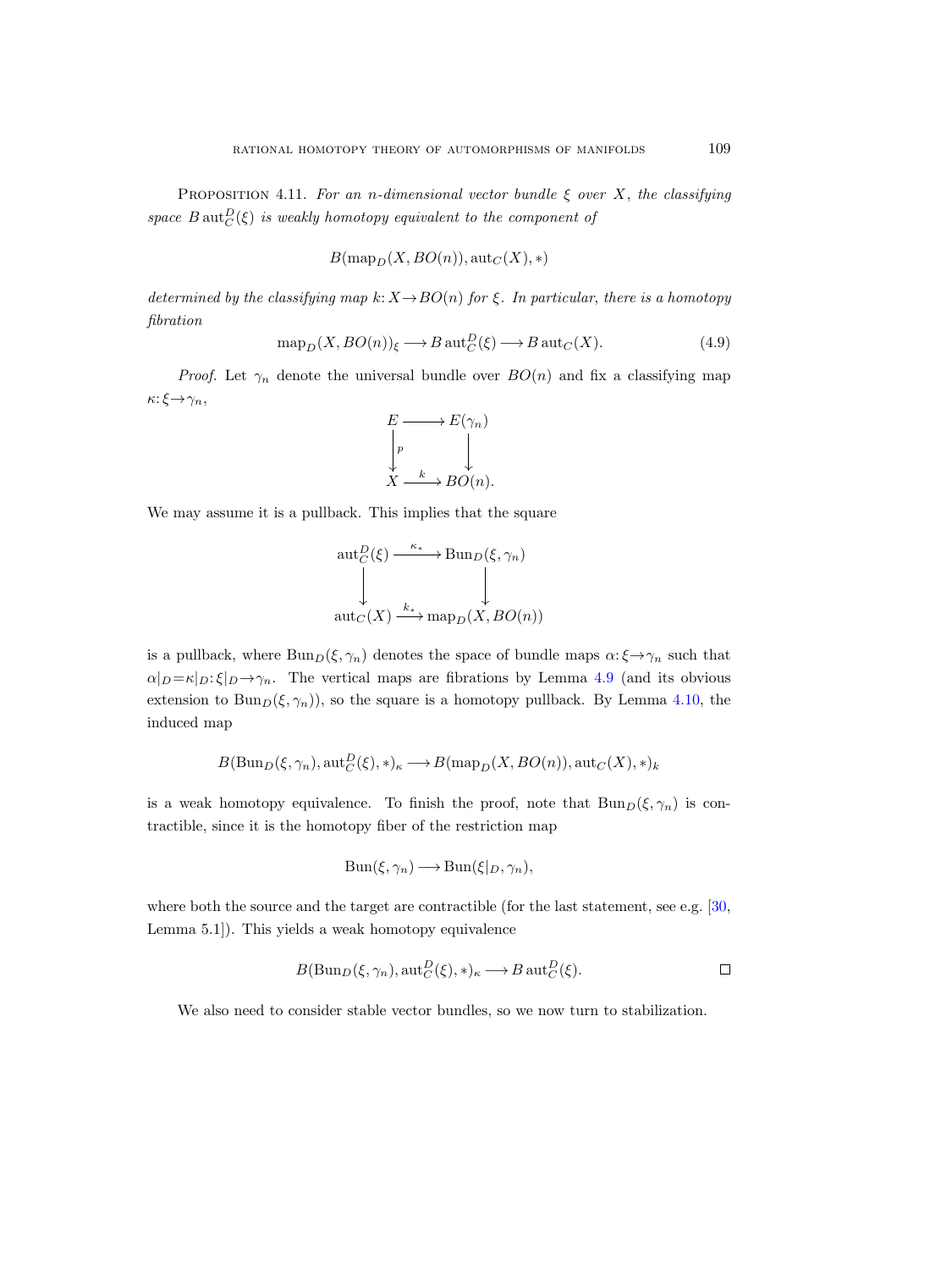Proposition 4.11. *For an $n$-dimensional vector bundle $\xi$ over $X$, the classifying space $B\operatorname{aut}_C^D(\xi)$ is weakly homotopy equivalent to the component of*

$$B(\operatorname{map}_D(X, BO(n)), \operatorname{aut}_C(X), *)$$

*determined by the classifying map $k: X \to BO(n)$ for $\xi$. In particular, there is a homotopy fibration*

$$\operatorname{map}_D(X, BO(n))_\xi \longrightarrow B\operatorname{aut}_C^D(\xi) \longrightarrow B\operatorname{aut}_C(X). \tag{4.9}$$

*Proof.* Let $\gamma_n$ denote the universal bundle over $BO(n)$ and fix a classifying map $\kappa: \xi \to \gamma_n$,

$$\begin{array}{ccc} E & \longrightarrow & E(\gamma_n) \\ \downarrow{\scriptstyle p} & & \downarrow \\ X & \xrightarrow{\;k\;} & BO(n). \end{array}$$

We may assume it is a pullback. This implies that the square

$$\begin{array}{ccc} \operatorname{aut}_C^D(\xi) & \xrightarrow{\;\kappa_*\;} & \operatorname{Bun}_D(\xi, \gamma_n) \\ \downarrow & & \downarrow \\ \operatorname{aut}_C(X) & \xrightarrow{\;k_*\;} & \operatorname{map}_D(X, BO(n)) \end{array}$$

is a pullback, where $\operatorname{Bun}_D(\xi, \gamma_n)$ denotes the space of bundle maps $\alpha: \xi \to \gamma_n$ such that $\alpha|_D = \kappa|_D: \xi|_D \to \gamma_n$. The vertical maps are fibrations by Lemma 4.9 (and its obvious extension to $\operatorname{Bun}_D(\xi, \gamma_n)$), so the square is a homotopy pullback. By Lemma 4.10, the induced map

$$B(\operatorname{Bun}_D(\xi, \gamma_n), \operatorname{aut}_C^D(\xi), *)_\kappa \longrightarrow B(\operatorname{map}_D(X, BO(n)), \operatorname{aut}_C(X), *)_k$$

is a weak homotopy equivalence. To finish the proof, note that $\operatorname{Bun}_D(\xi, \gamma_n)$ is contractible, since it is the homotopy fiber of the restriction map

$$\operatorname{Bun}(\xi, \gamma_n) \longrightarrow \operatorname{Bun}(\xi|_D, \gamma_n),$$

where both the source and the target are contractible (for the last statement, see e.g. [30, Lemma 5.1]). This yields a weak homotopy equivalence

$$B(\operatorname{Bun}_D(\xi, \gamma_n), \operatorname{aut}_C^D(\xi), *)_\kappa \longrightarrow B\operatorname{aut}_C^D(\xi). \qquad \square$$

We also need to consider stable vector bundles, so we now turn to stabilization.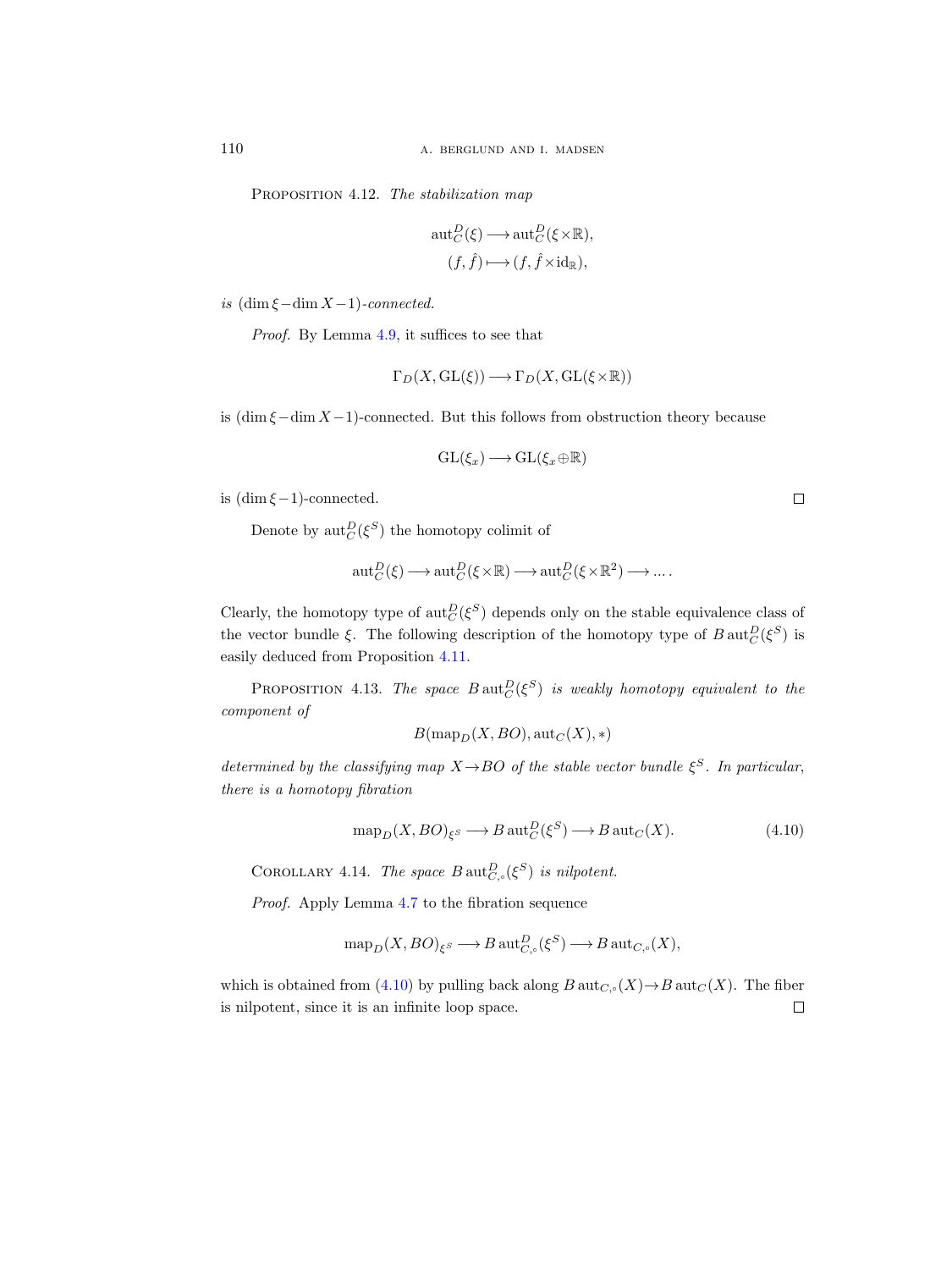Proposition 4.12. *The stabilization map*

$$\operatorname{aut}_C^D(\xi) \longrightarrow \operatorname{aut}_C^D(\xi \times \mathbb{R}),$$
$$(f, \hat{f}) \longmapsto (f, \hat{f} \times \operatorname{id}_{\mathbb{R}}),$$

*is* $(\dim \xi - \dim X - 1)$*-connected.*

*Proof.* By Lemma 4.9, it suffices to see that

$$\Gamma_D(X, \operatorname{GL}(\xi)) \longrightarrow \Gamma_D(X, \operatorname{GL}(\xi \times \mathbb{R}))$$

is $(\dim \xi - \dim X - 1)$-connected. But this follows from obstruction theory because

$$\operatorname{GL}(\xi_x) \longrightarrow \operatorname{GL}(\xi_x \oplus \mathbb{R})$$

is $(\dim \xi - 1)$-connected. □

Denote by $\operatorname{aut}_C^D(\xi^S)$ the homotopy colimit of

$$\operatorname{aut}_C^D(\xi) \longrightarrow \operatorname{aut}_C^D(\xi \times \mathbb{R}) \longrightarrow \operatorname{aut}_C^D(\xi \times \mathbb{R}^2) \longrightarrow \dots .$$

Clearly, the homotopy type of $\operatorname{aut}_C^D(\xi^S)$ depends only on the stable equivalence class of the vector bundle $\xi$. The following description of the homotopy type of $B\operatorname{aut}_C^D(\xi^S)$ is easily deduced from Proposition 4.11.

Proposition 4.13. *The space* $B\operatorname{aut}_C^D(\xi^S)$ *is weakly homotopy equivalent to the component of*

$$B(\operatorname{map}_D(X, BO), \operatorname{aut}_C(X), *)$$

*determined by the classifying map* $X \to BO$ *of the stable vector bundle* $\xi^S$*. In particular, there is a homotopy fibration*

$$\operatorname{map}_D(X, BO)_{\xi^S} \longrightarrow B\operatorname{aut}_C^D(\xi^S) \longrightarrow B\operatorname{aut}_C(X). \tag{4.10}$$

Corollary 4.14. *The space* $B\operatorname{aut}_{C,\circ}^D(\xi^S)$ *is nilpotent.*

*Proof.* Apply Lemma 4.7 to the fibration sequence

$$\operatorname{map}_D(X, BO)_{\xi^S} \longrightarrow B\operatorname{aut}_{C,\circ}^D(\xi^S) \longrightarrow B\operatorname{aut}_{C,\circ}(X),$$

which is obtained from (4.10) by pulling back along $B\operatorname{aut}_{C,\circ}(X) \to B\operatorname{aut}_C(X)$. The fiber is nilpotent, since it is an infinite loop space. □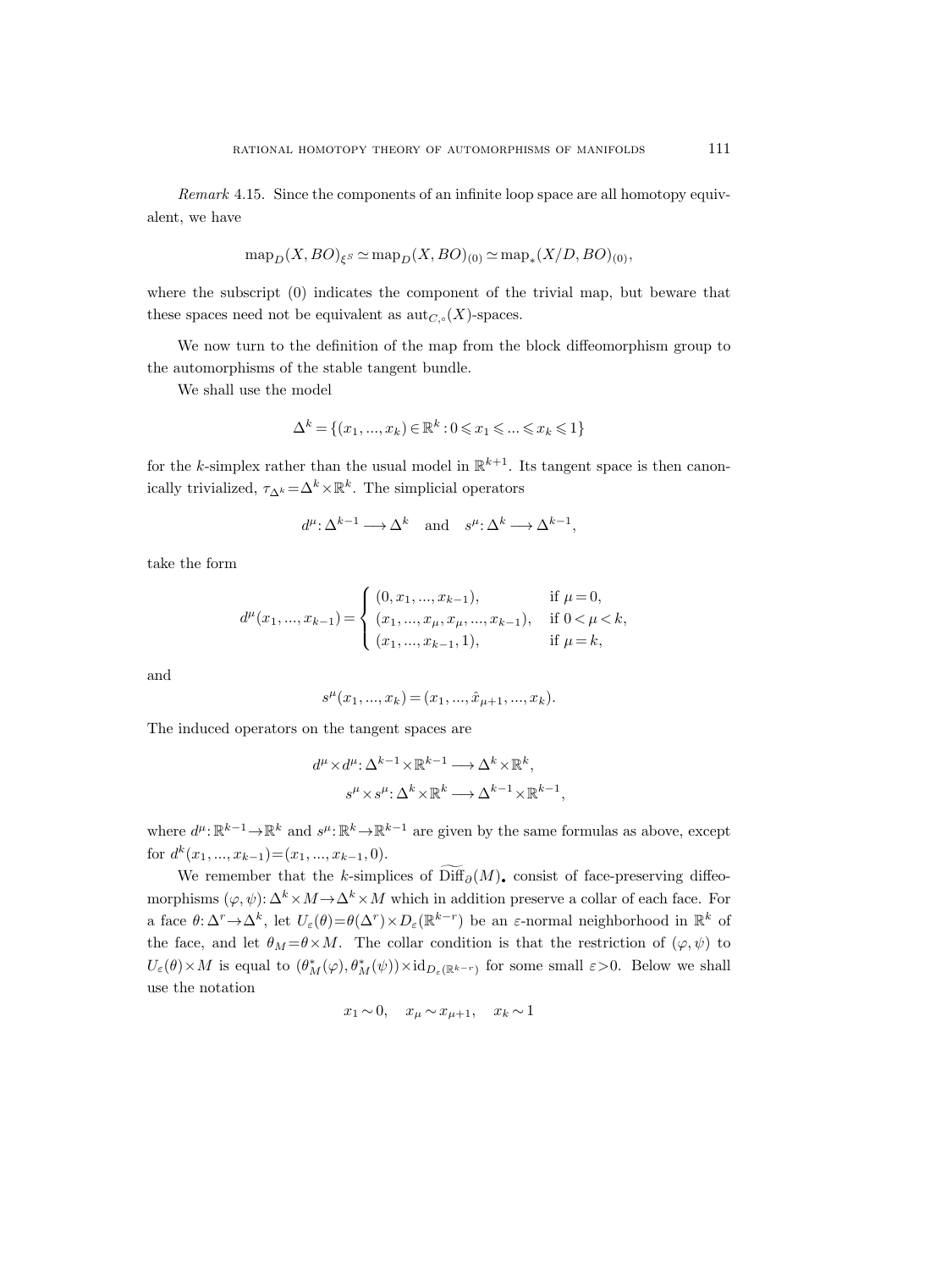*Remark* 4.15. Since the components of an infinite loop space are all homotopy equivalent, we have

$$\operatorname{map}_D(X, BO)_{\xi^S} \simeq \operatorname{map}_D(X, BO)_{(0)} \simeq \operatorname{map}_*(X/D, BO)_{(0)},$$

where the subscript (0) indicates the component of the trivial map, but beware that these spaces need not be equivalent as $\operatorname{aut}_{C,\circ}(X)$-spaces.

We now turn to the definition of the map from the block diffeomorphism group to the automorphisms of the stable tangent bundle.

We shall use the model

$$\Delta^k = \{(x_1, ..., x_k) \in \mathbb{R}^k : 0 \leqslant x_1 \leqslant ... \leqslant x_k \leqslant 1\}$$

for the $k$-simplex rather than the usual model in $\mathbb{R}^{k+1}$. Its tangent space is then canonically trivialized, $\tau_{\Delta^k} = \Delta^k \times \mathbb{R}^k$. The simplicial operators

$$d^\mu : \Delta^{k-1} \longrightarrow \Delta^k \quad \text{and} \quad s^\mu : \Delta^k \longrightarrow \Delta^{k-1},$$

take the form

$$d^\mu(x_1, ..., x_{k-1}) = \begin{cases} (0, x_1, ..., x_{k-1}), & \text{if } \mu = 0, \\ (x_1, ..., x_\mu, x_\mu, ..., x_{k-1}), & \text{if } 0 < \mu < k, \\ (x_1, ..., x_{k-1}, 1), & \text{if } \mu = k, \end{cases}$$

and

$$s^\mu(x_1, ..., x_k) = (x_1, ..., \hat{x}_{\mu+1}, ..., x_k).$$

The induced operators on the tangent spaces are

$$\begin{aligned} d^\mu \times d^\mu &: \Delta^{k-1} \times \mathbb{R}^{k-1} \longrightarrow \Delta^k \times \mathbb{R}^k, \\ s^\mu \times s^\mu &: \Delta^k \times \mathbb{R}^k \longrightarrow \Delta^{k-1} \times \mathbb{R}^{k-1}, \end{aligned}$$

where $d^\mu : \mathbb{R}^{k-1} \to \mathbb{R}^k$ and $s^\mu : \mathbb{R}^k \to \mathbb{R}^{k-1}$ are given by the same formulas as above, except for $d^k(x_1, ..., x_{k-1}) = (x_1, ..., x_{k-1}, 0)$.

We remember that the $k$-simplices of $\widetilde{\operatorname{Diff}}_\partial(M)_\bullet$ consist of face-preserving diffeomorphisms $(\varphi, \psi) : \Delta^k \times M \to \Delta^k \times M$ which in addition preserve a collar of each face. For a face $\theta : \Delta^r \to \Delta^k$, let $U_\varepsilon(\theta) = \theta(\Delta^r) \times D_\varepsilon(\mathbb{R}^{k-r})$ be an $\varepsilon$-normal neighborhood in $\mathbb{R}^k$ of the face, and let $\theta_M = \theta \times M$. The collar condition is that the restriction of $(\varphi, \psi)$ to $U_\varepsilon(\theta) \times M$ is equal to $(\theta_M^*(\varphi), \theta_M^*(\psi)) \times \operatorname{id}_{D_\varepsilon(\mathbb{R}^{k-r})}$ for some small $\varepsilon > 0$. Below we shall use the notation

$$x_1 \sim 0, \quad x_\mu \sim x_{\mu+1}, \quad x_k \sim 1$$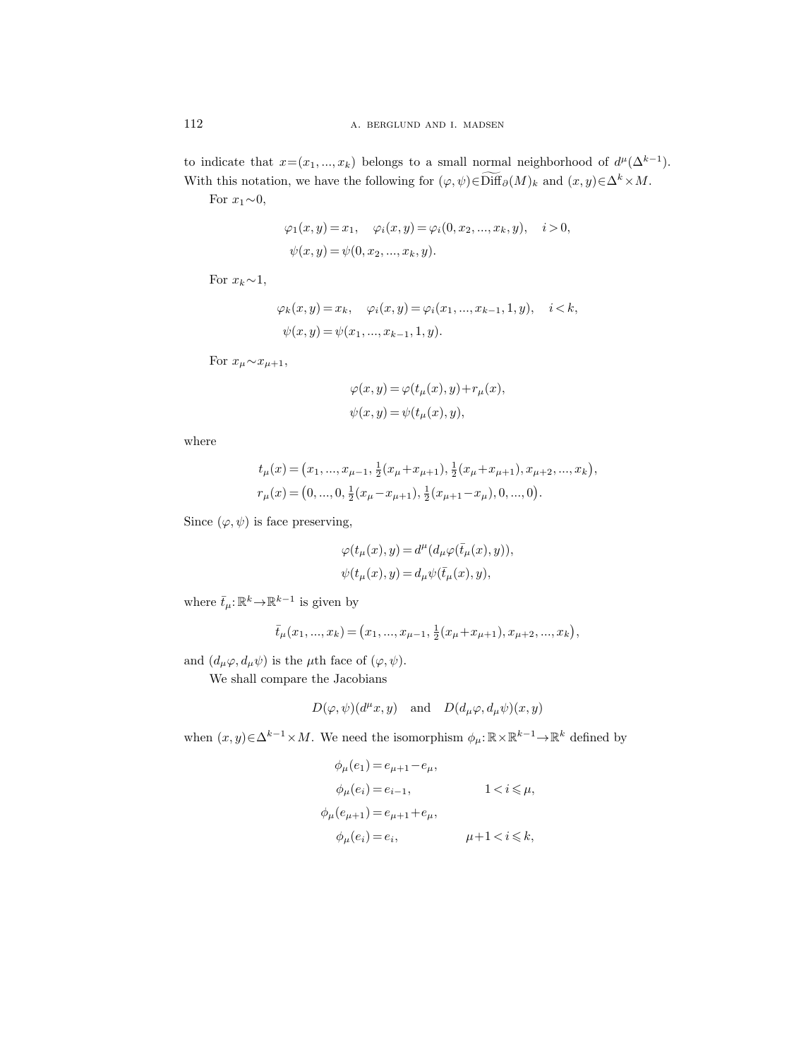to indicate that $x=(x_1,...,x_k)$ belongs to a small normal neighborhood of $d^\mu(\Delta^{k-1})$. With this notation, we have the following for $(\varphi,\psi)\in\widetilde{\mathrm{Diff}}_\partial(M)_k$ and $(x,y)\in\Delta^k\times M$.

For $x_1\sim 0$,

$$\varphi_1(x,y)=x_1,\quad \varphi_i(x,y)=\varphi_i(0,x_2,...,x_k,y),\quad i>0,$$
$$\psi(x,y)=\psi(0,x_2,...,x_k,y).$$

For $x_k\sim 1$,

$$\varphi_k(x,y)=x_k,\quad \varphi_i(x,y)=\varphi_i(x_1,...,x_{k-1},1,y),\quad i<k,$$
$$\psi(x,y)=\psi(x_1,...,x_{k-1},1,y).$$

For $x_\mu\sim x_{\mu+1}$,

$$\varphi(x,y)=\varphi(t_\mu(x),y)+r_\mu(x),$$
$$\psi(x,y)=\psi(t_\mu(x),y),$$

where

$$t_\mu(x)=\big(x_1,...,x_{\mu-1},\tfrac{1}{2}(x_\mu+x_{\mu+1}),\tfrac{1}{2}(x_\mu+x_{\mu+1}),x_{\mu+2},...,x_k\big),$$
$$r_\mu(x)=\big(0,...,0,\tfrac{1}{2}(x_\mu-x_{\mu+1}),\tfrac{1}{2}(x_{\mu+1}-x_\mu),0,...,0\big).$$

Since $(\varphi,\psi)$ is face preserving,

$$\varphi(t_\mu(x),y)=d^\mu(d_\mu\varphi(\bar t_\mu(x),y)),$$
$$\psi(t_\mu(x),y)=d_\mu\psi(\bar t_\mu(x),y),$$

where $\bar t_\mu:\mathbb{R}^k\to\mathbb{R}^{k-1}$ is given by

$$\bar t_\mu(x_1,...,x_k)=\big(x_1,...,x_{\mu-1},\tfrac{1}{2}(x_\mu+x_{\mu+1}),x_{\mu+2},...,x_k\big),$$

and $(d_\mu\varphi,d_\mu\psi)$ is the $\mu$th face of $(\varphi,\psi)$.

We shall compare the Jacobians

$$D(\varphi,\psi)(d^\mu x,y)\quad\text{and}\quad D(d_\mu\varphi,d_\mu\psi)(x,y)$$

when $(x,y)\in\Delta^{k-1}\times M$. We need the isomorphism $\phi_\mu:\mathbb{R}\times\mathbb{R}^{k-1}\to\mathbb{R}^k$ defined by

$$\begin{aligned}
\phi_\mu(e_1)&=e_{\mu+1}-e_\mu,\\
\phi_\mu(e_i)&=e_{i-1}, && 1<i\leqslant\mu,\\
\phi_\mu(e_{\mu+1})&=e_{\mu+1}+e_\mu,\\
\phi_\mu(e_i)&=e_i, && \mu+1<i\leqslant k,
\end{aligned}$$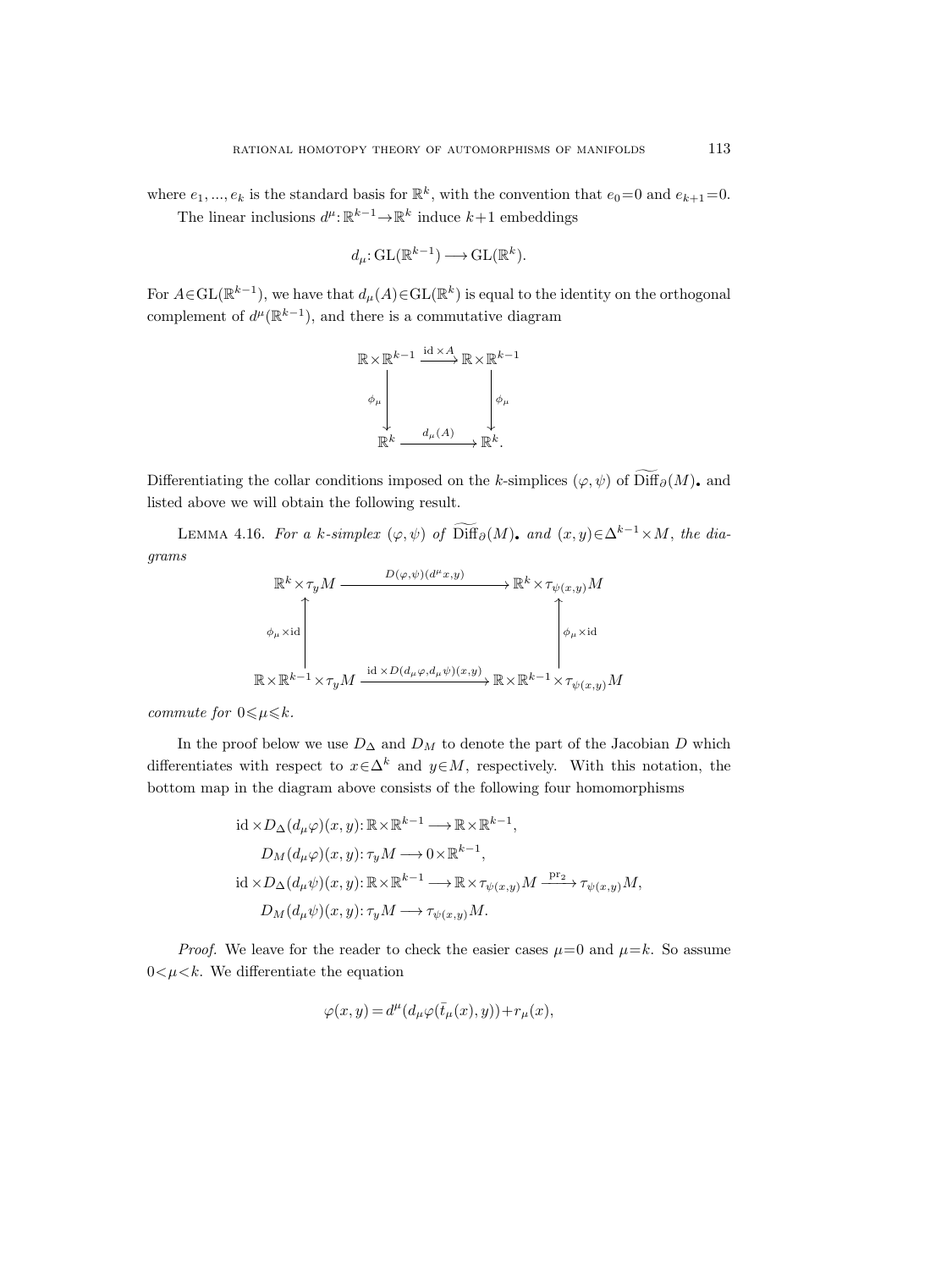where $e_1, ..., e_k$ is the standard basis for $\mathbb{R}^k$, with the convention that $e_0=0$ and $e_{k+1}=0$.

The linear inclusions $d^\mu: \mathbb{R}^{k-1} \to \mathbb{R}^k$ induce $k+1$ embeddings

$$d_\mu: \mathrm{GL}(\mathbb{R}^{k-1}) \longrightarrow \mathrm{GL}(\mathbb{R}^k).$$

For $A \in \mathrm{GL}(\mathbb{R}^{k-1})$, we have that $d_\mu(A) \in \mathrm{GL}(\mathbb{R}^k)$ is equal to the identity on the orthogonal complement of $d^\mu(\mathbb{R}^{k-1})$, and there is a commutative diagram

$$\begin{array}{ccc}
\mathbb{R} \times \mathbb{R}^{k-1} & \xrightarrow{\mathrm{id} \times A} & \mathbb{R} \times \mathbb{R}^{k-1} \\
\Big\downarrow{\scriptstyle \phi_\mu} & & \Big\downarrow{\scriptstyle \phi_\mu} \\
\mathbb{R}^k & \xrightarrow{d_\mu(A)} & \mathbb{R}^k.
\end{array}$$

Differentiating the collar conditions imposed on the $k$-simplices $(\varphi, \psi)$ of $\widetilde{\mathrm{Diff}}_\partial(M)_\bullet$ and listed above we will obtain the following result.

LEMMA 4.16. *For a $k$-simplex $(\varphi, \psi)$ of $\widetilde{\mathrm{Diff}}_\partial(M)_\bullet$ and $(x, y) \in \Delta^{k-1} \times M$, the diagrams*

$$\begin{array}{ccc}
\mathbb{R}^k \times \tau_y M & \xrightarrow{D(\varphi,\psi)(d^\mu x, y)} & \mathbb{R}^k \times \tau_{\psi(x,y)} M \\
\Big\uparrow{\scriptstyle \phi_\mu \times \mathrm{id}} & & \Big\uparrow{\scriptstyle \phi_\mu \times \mathrm{id}} \\
\mathbb{R} \times \mathbb{R}^{k-1} \times \tau_y M & \xrightarrow{\mathrm{id} \times D(d_\mu \varphi, d_\mu \psi)(x,y)} & \mathbb{R} \times \mathbb{R}^{k-1} \times \tau_{\psi(x,y)} M
\end{array}$$

*commute for $0 \leqslant \mu \leqslant k$.*

In the proof below we use $D_\Delta$ and $D_M$ to denote the part of the Jacobian $D$ which differentiates with respect to $x \in \Delta^k$ and $y \in M$, respectively. With this notation, the bottom map in the diagram above consists of the following four homomorphisms

$$\begin{aligned}
\mathrm{id} \times D_\Delta(d_\mu \varphi)(x, y) &: \mathbb{R} \times \mathbb{R}^{k-1} \longrightarrow \mathbb{R} \times \mathbb{R}^{k-1}, \\
D_M(d_\mu \varphi)(x, y) &: \tau_y M \longrightarrow 0 \times \mathbb{R}^{k-1}, \\
\mathrm{id} \times D_\Delta(d_\mu \psi)(x, y) &: \mathbb{R} \times \mathbb{R}^{k-1} \longrightarrow \mathbb{R} \times \tau_{\psi(x,y)} M \xrightarrow{\mathrm{pr}_2} \tau_{\psi(x,y)} M, \\
D_M(d_\mu \psi)(x, y) &: \tau_y M \longrightarrow \tau_{\psi(x,y)} M.
\end{aligned}$$

*Proof.* We leave for the reader to check the easier cases $\mu=0$ and $\mu=k$. So assume $0<\mu<k$. We differentiate the equation

$$\varphi(x, y) = d^\mu(d_\mu \varphi(\bar{t}_\mu(x), y)) + r_\mu(x),$$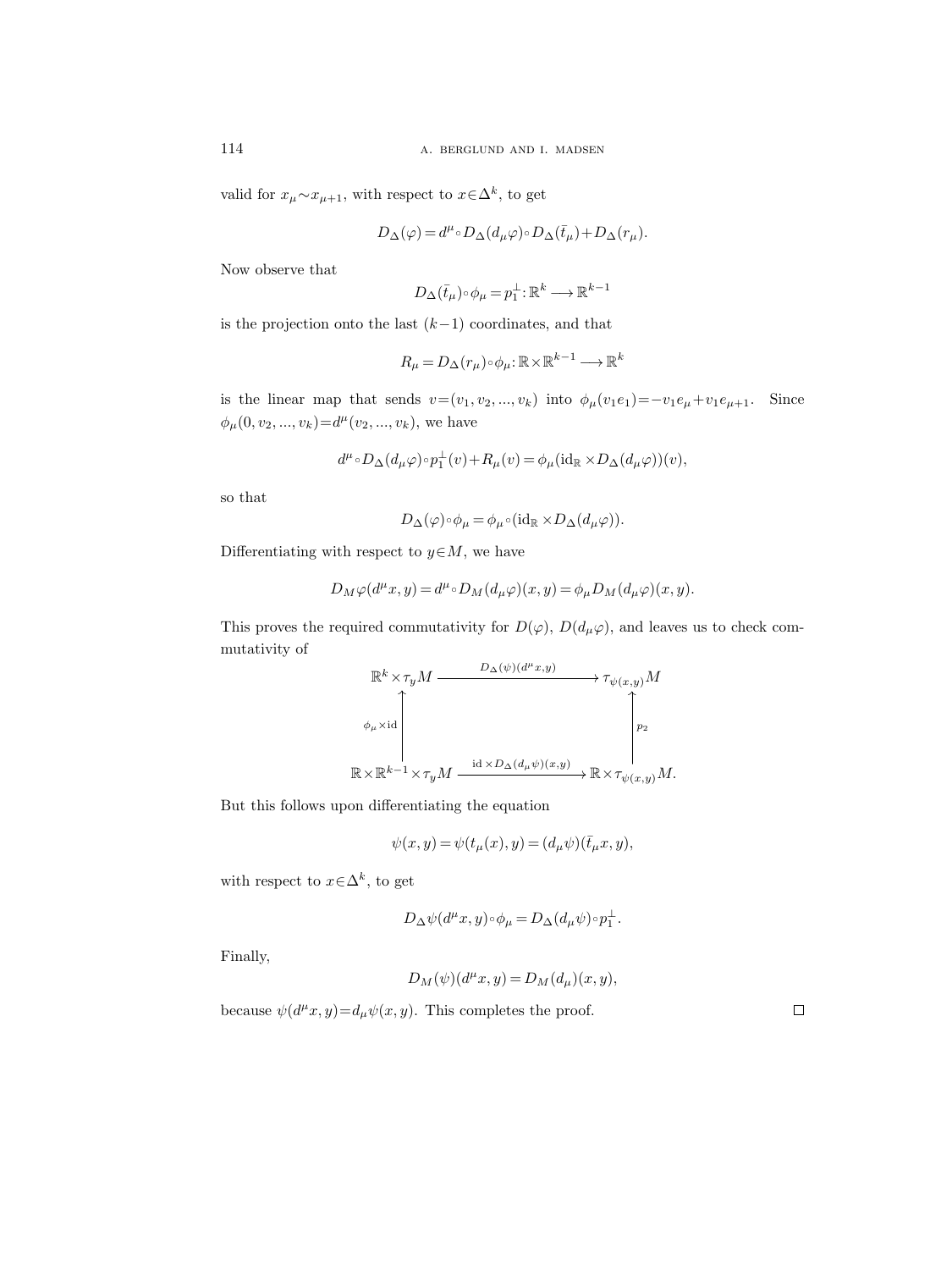valid for $x_\mu \sim x_{\mu+1}$, with respect to $x \in \Delta^k$, to get

$$D_\Delta(\varphi) = d^\mu \circ D_\Delta(d_\mu \varphi) \circ D_\Delta(\bar{t}_\mu) + D_\Delta(r_\mu).$$

Now observe that

$$D_\Delta(\bar{t}_\mu) \circ \phi_\mu = p_1^\perp : \mathbb{R}^k \longrightarrow \mathbb{R}^{k-1}$$

is the projection onto the last $(k-1)$ coordinates, and that

$$R_\mu = D_\Delta(r_\mu) \circ \phi_\mu : \mathbb{R} \times \mathbb{R}^{k-1} \longrightarrow \mathbb{R}^k$$

is the linear map that sends $v = (v_1, v_2, ..., v_k)$ into $\phi_\mu(v_1 e_1) = -v_1 e_\mu + v_1 e_{\mu+1}$. Since $\phi_\mu(0, v_2, ..., v_k) = d^\mu(v_2, ..., v_k)$, we have

$$d^\mu \circ D_\Delta(d_\mu \varphi) \circ p_1^\perp(v) + R_\mu(v) = \phi_\mu(\mathrm{id}_\mathbb{R} \times D_\Delta(d_\mu \varphi))(v),$$

so that

$$D_\Delta(\varphi) \circ \phi_\mu = \phi_\mu \circ (\mathrm{id}_\mathbb{R} \times D_\Delta(d_\mu \varphi)).$$

Differentiating with respect to $y \in M$, we have

$$D_M \varphi(d^\mu x, y) = d^\mu \circ D_M(d_\mu \varphi)(x, y) = \phi_\mu D_M(d_\mu \varphi)(x, y).$$

This proves the required commutativity for $D(\varphi)$, $D(d_\mu \varphi)$, and leaves us to check commutativity of

$$\begin{array}{ccc}
\mathbb{R}^k \times \tau_y M & \xrightarrow{D_\Delta(\psi)(d^\mu x, y)} & \tau_{\psi(x,y)} M \\
\uparrow{\scriptstyle \phi_\mu \times \mathrm{id}} & & \uparrow{\scriptstyle p_2} \\
\mathbb{R} \times \mathbb{R}^{k-1} \times \tau_y M & \xrightarrow{\mathrm{id} \times D_\Delta(d_\mu \psi)(x,y)} & \mathbb{R} \times \tau_{\psi(x,y)} M.
\end{array}$$

But this follows upon differentiating the equation

$$\psi(x, y) = \psi(t_\mu(x), y) = (d_\mu \psi)(\bar{t}_\mu x, y),$$

with respect to $x \in \Delta^k$, to get

$$D_\Delta \psi(d^\mu x, y) \circ \phi_\mu = D_\Delta(d_\mu \psi) \circ p_1^\perp.$$

Finally,

$$D_M(\psi)(d^\mu x, y) = D_M(d_\mu)(x, y),$$

because $\psi(d^\mu x, y) = d_\mu \psi(x, y)$. This completes the proof. $\square$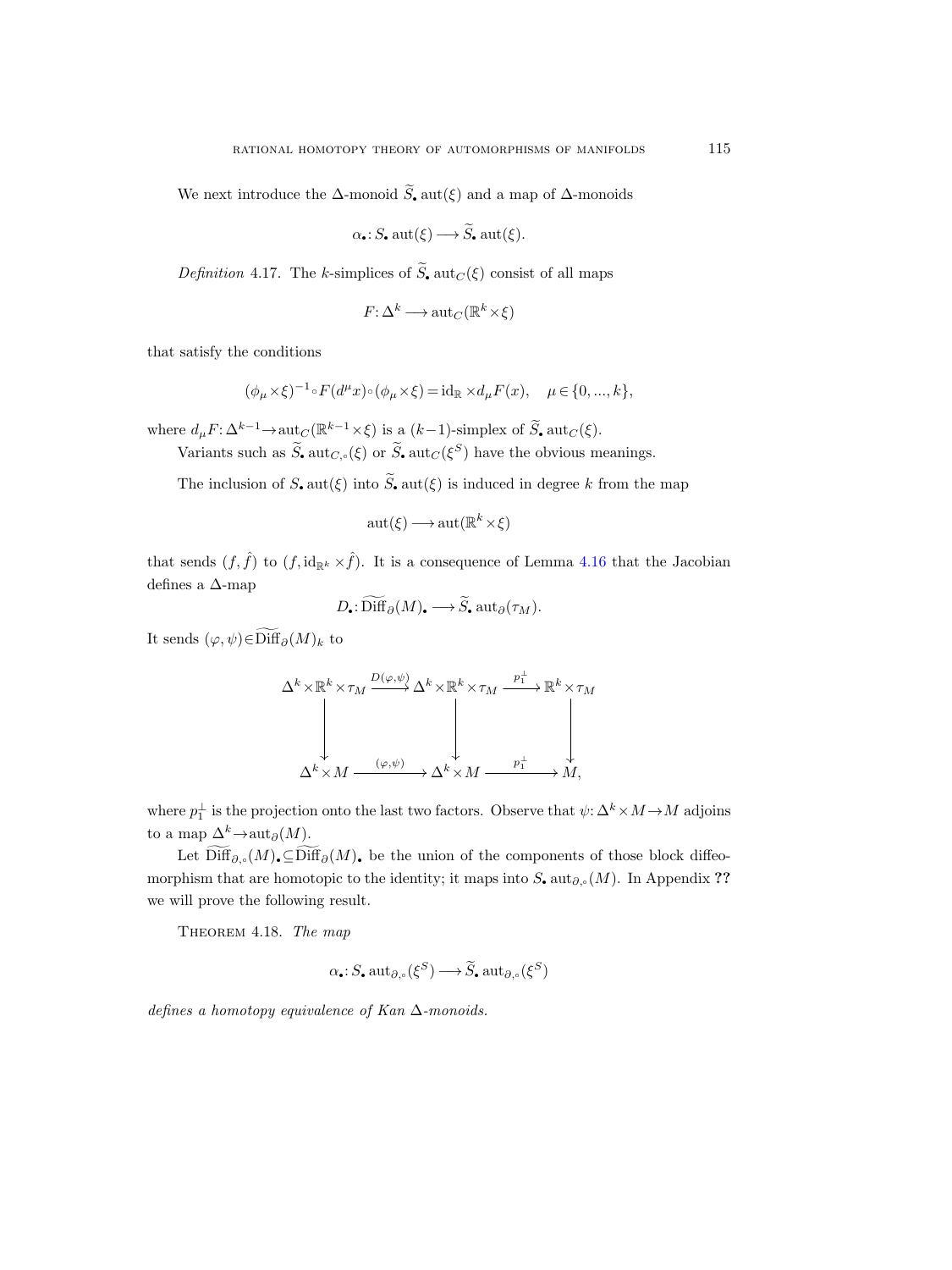We next introduce the $\Delta$-monoid $\widetilde{S}_\bullet \operatorname{aut}(\xi)$ and a map of $\Delta$-monoids

$$\alpha_\bullet \colon S_\bullet \operatorname{aut}(\xi) \longrightarrow \widetilde{S}_\bullet \operatorname{aut}(\xi).$$

*Definition* 4.17. The $k$-simplices of $\widetilde{S}_\bullet \operatorname{aut}_C(\xi)$ consist of all maps

$$F \colon \Delta^k \longrightarrow \operatorname{aut}_C(\mathbb{R}^k \times \xi)$$

that satisfy the conditions

$$(\phi_\mu \times \xi)^{-1} \circ F(d^\mu x) \circ (\phi_\mu \times \xi) = \mathrm{id}_{\mathbb{R}} \times d_\mu F(x), \quad \mu \in \{0, ..., k\},$$

where $d_\mu F \colon \Delta^{k-1} \to \operatorname{aut}_C(\mathbb{R}^{k-1} \times \xi)$ is a $(k-1)$-simplex of $\widetilde{S}_\bullet \operatorname{aut}_C(\xi)$.

Variants such as $\widetilde{S}_\bullet \operatorname{aut}_{C,\circ}(\xi)$ or $\widetilde{S}_\bullet \operatorname{aut}_C(\xi^S)$ have the obvious meanings.

The inclusion of $S_\bullet \operatorname{aut}(\xi)$ into $\widetilde{S}_\bullet \operatorname{aut}(\xi)$ is induced in degree $k$ from the map

$$\operatorname{aut}(\xi) \longrightarrow \operatorname{aut}(\mathbb{R}^k \times \xi)$$

that sends $(f, \hat{f})$ to $(f, \mathrm{id}_{\mathbb{R}^k} \times \hat{f})$. It is a consequence of Lemma 4.16 that the Jacobian defines a $\Delta$-map

$$D_\bullet \colon \widetilde{\operatorname{Diff}}_\partial(M)_\bullet \longrightarrow \widetilde{S}_\bullet \operatorname{aut}_\partial(\tau_M).$$

It sends $(\varphi, \psi) \in \widetilde{\operatorname{Diff}}_\partial(M)_k$ to

$$\begin{array}{ccccc}
\Delta^k \times \mathbb{R}^k \times \tau_M & \xrightarrow{D(\varphi,\psi)} & \Delta^k \times \mathbb{R}^k \times \tau_M & \xrightarrow{p_1^\perp} & \mathbb{R}^k \times \tau_M \\
\downarrow & & \downarrow & & \downarrow \\
\Delta^k \times M & \xrightarrow{(\varphi,\psi)} & \Delta^k \times M & \xrightarrow{p_1^\perp} & M,
\end{array}$$

where $p_1^\perp$ is the projection onto the last two factors. Observe that $\psi \colon \Delta^k \times M \to M$ adjoins to a map $\Delta^k \to \operatorname{aut}_\partial(M)$.

Let $\widetilde{\operatorname{Diff}}_{\partial,\circ}(M)_\bullet \subseteq \widetilde{\operatorname{Diff}}_\partial(M)_\bullet$ be the union of the components of those block diffeomorphism that are homotopic to the identity; it maps into $S_\bullet \operatorname{aut}_{\partial,\circ}(M)$. In Appendix ?? we will prove the following result.

Theorem 4.18. *The map*

$$\alpha_\bullet \colon S_\bullet \operatorname{aut}_{\partial,\circ}(\xi^S) \longrightarrow \widetilde{S}_\bullet \operatorname{aut}_{\partial,\circ}(\xi^S)$$

*defines a homotopy equivalence of Kan $\Delta$-monoids.*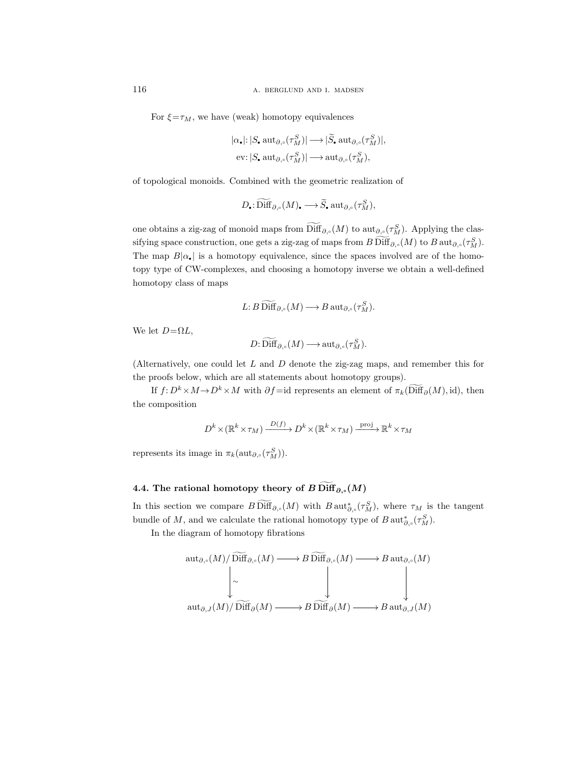For $\xi = \tau_M$, we have (weak) homotopy equivalences

$$|\alpha_\bullet| \colon |S_\bullet \operatorname{aut}_{\partial,\circ}(\tau_M^S)| \longrightarrow |\widetilde{S}_\bullet \operatorname{aut}_{\partial,\circ}(\tau_M^S)|,$$
$$\mathrm{ev} \colon |S_\bullet \operatorname{aut}_{\partial,\circ}(\tau_M^S)| \longrightarrow \operatorname{aut}_{\partial,\circ}(\tau_M^S),$$

of topological monoids. Combined with the geometric realization of

$$D_\bullet \colon \widetilde{\mathrm{Diff}}_{\partial,\circ}(M)_\bullet \longrightarrow \widetilde{S}_\bullet \operatorname{aut}_{\partial,\circ}(\tau_M^S),$$

one obtains a zig-zag of monoid maps from $\widetilde{\mathrm{Diff}}_{\partial,\circ}(M)$ to $\operatorname{aut}_{\partial,\circ}(\tau_M^S)$. Applying the classifying space construction, one gets a zig-zag of maps from $B\,\widetilde{\mathrm{Diff}}_{\partial,\circ}(M)$ to $B\operatorname{aut}_{\partial,\circ}(\tau_M^S)$. The map $B|\alpha_\bullet|$ is a homotopy equivalence, since the spaces involved are of the homotopy type of CW-complexes, and choosing a homotopy inverse we obtain a well-defined homotopy class of maps

$$L \colon B\,\widetilde{\mathrm{Diff}}_{\partial,\circ}(M) \longrightarrow B\operatorname{aut}_{\partial,\circ}(\tau_M^S).$$

We let $D = \Omega L$,

$$D \colon \widetilde{\mathrm{Diff}}_{\partial,\circ}(M) \longrightarrow \operatorname{aut}_{\partial,\circ}(\tau_M^S).$$

(Alternatively, one could let $L$ and $D$ denote the zig-zag maps, and remember this for the proofs below, which are all statements about homotopy groups).

If $f \colon D^k \times M \to D^k \times M$ with $\partial f = \mathrm{id}$ represents an element of $\pi_k(\widetilde{\mathrm{Diff}}_\partial(M), \mathrm{id})$, then the composition

$$D^k \times (\mathbb{R}^k \times \tau_M) \xrightarrow{D(f)} D^k \times (\mathbb{R}^k \times \tau_M) \xrightarrow{\mathrm{proj}} \mathbb{R}^k \times \tau_M$$

represents its image in $\pi_k(\operatorname{aut}_{\partial,\circ}(\tau_M^S))$.

## 4.4. The rational homotopy theory of $B\,\widetilde{\mathrm{Diff}}_{\partial,\circ}(M)$

In this section we compare $B\,\widetilde{\mathrm{Diff}}_{\partial,\circ}(M)$ with $B\operatorname{aut}^*_{\partial,\circ}(\tau_M^S)$, where $\tau_M$ is the tangent bundle of $M$, and we calculate the rational homotopy type of $B\operatorname{aut}^*_{\partial,\circ}(\tau_M^S)$.

In the diagram of homotopy fibrations

$$\begin{array}{ccccc}
\operatorname{aut}_{\partial,\circ}(M)/\widetilde{\mathrm{Diff}}_{\partial,\circ}(M) & \longrightarrow & B\,\widetilde{\mathrm{Diff}}_{\partial,\circ}(M) & \longrightarrow & B\operatorname{aut}_{\partial,\circ}(M) \\
\big\downarrow \sim & & \big\downarrow & & \big\downarrow \\
\operatorname{aut}_{\partial,J}(M)/\widetilde{\mathrm{Diff}}_{\partial}(M) & \longrightarrow & B\,\widetilde{\mathrm{Diff}}_{\partial}(M) & \longrightarrow & B\operatorname{aut}_{\partial,J}(M)
\end{array}$$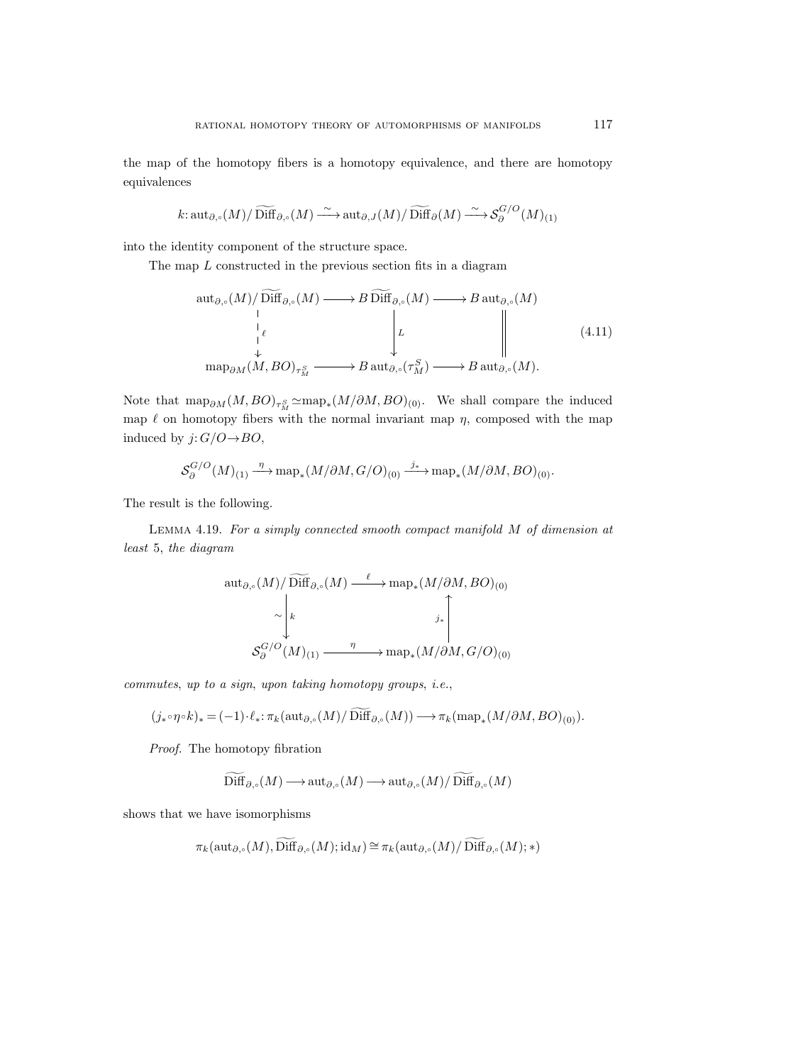the map of the homotopy fibers is a homotopy equivalence, and there are homotopy equivalences

$$k\colon \operatorname{aut}_{\partial,\circ}(M)/\widetilde{\operatorname{Diff}}_{\partial,\circ}(M) \xrightarrow{\sim} \operatorname{aut}_{\partial,J}(M)/\widetilde{\operatorname{Diff}}_{\partial}(M) \xrightarrow{\sim} \mathcal{S}_{\partial}^{G/O}(M)_{(1)}$$

into the identity component of the structure space.

The map $L$ constructed in the previous section fits in a diagram

$$\begin{array}{ccccc}
\operatorname{aut}_{\partial,\circ}(M)/\widetilde{\operatorname{Diff}}_{\partial,\circ}(M) & \longrightarrow & B\widetilde{\operatorname{Diff}}_{\partial,\circ}(M) & \longrightarrow & B\operatorname{aut}_{\partial,\circ}(M) \\
\Big\downarrow{\scriptstyle \ell} & & \Big\downarrow{\scriptstyle L} & & \Big\| \\
\operatorname{map}_{\partial M}(M,BO)_{\tau_M^S} & \longrightarrow & B\operatorname{aut}_{\partial,\circ}(\tau_M^S) & \longrightarrow & B\operatorname{aut}_{\partial,\circ}(M).
\end{array} \tag{4.11}$$

Note that $\operatorname{map}_{\partial M}(M,BO)_{\tau_M^S} \simeq \operatorname{map}_*(M/\partial M, BO)_{(0)}$. We shall compare the induced map $\ell$ on homotopy fibers with the normal invariant map $\eta$, composed with the map induced by $j\colon G/O \to BO$,

$$\mathcal{S}_{\partial}^{G/O}(M)_{(1)} \xrightarrow{\eta} \operatorname{map}_*(M/\partial M, G/O)_{(0)} \xrightarrow{j_*} \operatorname{map}_*(M/\partial M, BO)_{(0)}.$$

The result is the following.

Lemma 4.19. *For a simply connected smooth compact manifold $M$ of dimension at least* 5, *the diagram*

$$\begin{array}{ccc}
\operatorname{aut}_{\partial,\circ}(M)/\widetilde{\operatorname{Diff}}_{\partial,\circ}(M) & \xrightarrow{\ \ell\ } & \operatorname{map}_*(M/\partial M, BO)_{(0)} \\
{\scriptstyle \sim}\Big\downarrow{\scriptstyle k} & & \Big\uparrow{\scriptstyle j_*} \\
\mathcal{S}_{\partial}^{G/O}(M)_{(1)} & \xrightarrow{\ \eta\ } & \operatorname{map}_*(M/\partial M, G/O)_{(0)}
\end{array}$$

*commutes*, *up to a sign*, *upon taking homotopy groups*, *i.e.*,

$$(j_*\circ\eta\circ k)_* = (-1)\cdot \ell_*\colon \pi_k(\operatorname{aut}_{\partial,\circ}(M)/\widetilde{\operatorname{Diff}}_{\partial,\circ}(M)) \longrightarrow \pi_k(\operatorname{map}_*(M/\partial M, BO)_{(0)}).$$

*Proof.* The homotopy fibration

$$\widetilde{\operatorname{Diff}}_{\partial,\circ}(M) \longrightarrow \operatorname{aut}_{\partial,\circ}(M) \longrightarrow \operatorname{aut}_{\partial,\circ}(M)/\widetilde{\operatorname{Diff}}_{\partial,\circ}(M)$$

shows that we have isomorphisms

$$\pi_k(\operatorname{aut}_{\partial,\circ}(M), \widetilde{\operatorname{Diff}}_{\partial,\circ}(M); \mathrm{id}_M) \cong \pi_k(\operatorname{aut}_{\partial,\circ}(M)/\widetilde{\operatorname{Diff}}_{\partial,\circ}(M); *)$$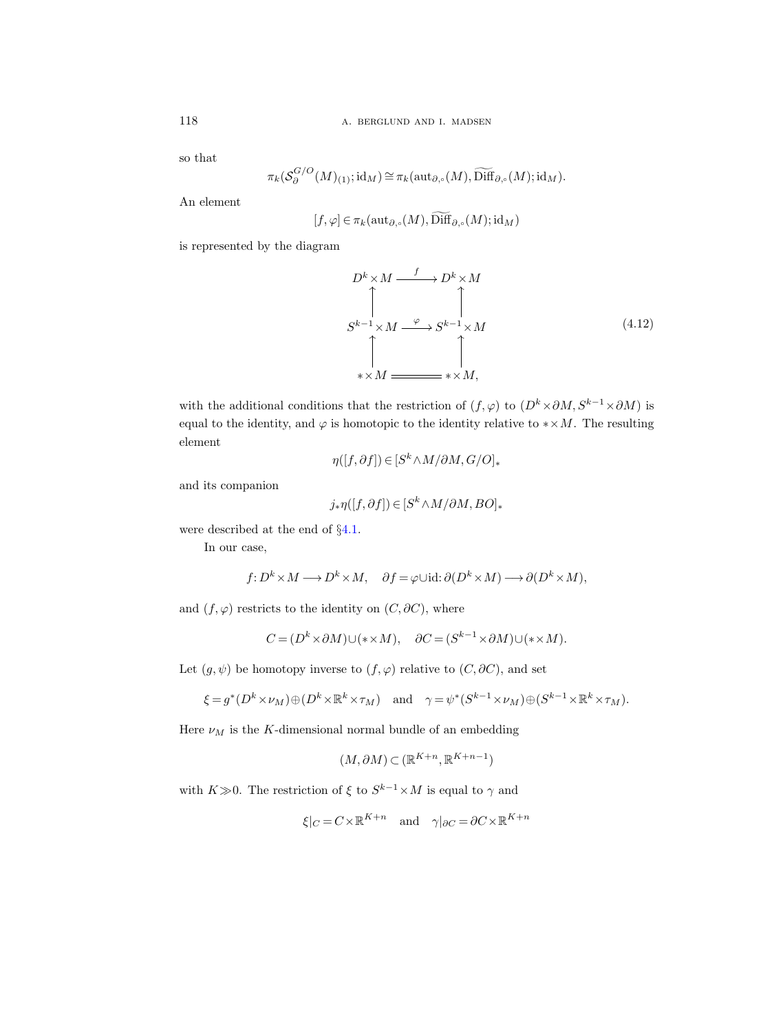so that

$$\pi_k(\mathcal{S}_\partial^{G/O}(M)_{(1)};\mathrm{id}_M)\cong\pi_k(\mathrm{aut}_{\partial,\circ}(M),\widetilde{\mathrm{Diff}}_{\partial,\circ}(M);\mathrm{id}_M).$$

An element

$$[f,\varphi]\in\pi_k(\mathrm{aut}_{\partial,\circ}(M),\widetilde{\mathrm{Diff}}_{\partial,\circ}(M);\mathrm{id}_M)$$

is represented by the diagram

$$\begin{array}{ccc} D^k\times M & \xrightarrow{\ f\ } & D^k\times M \\ \uparrow & & \uparrow \\ S^{k-1}\times M & \xrightarrow{\ \varphi\ } & S^{k-1}\times M \\ \uparrow & & \uparrow \\ *\times M & = & *\times M, \end{array} \tag{4.12}$$

with the additional conditions that the restriction of $(f,\varphi)$ to $(D^k\times\partial M, S^{k-1}\times\partial M)$ is equal to the identity, and $\varphi$ is homotopic to the identity relative to $*\times M$. The resulting element

$$\eta([f,\partial f])\in[S^k\wedge M/\partial M, G/O]_*$$

and its companion

$$j_*\eta([f,\partial f])\in[S^k\wedge M/\partial M, BO]_*$$

were described at the end of §4.1.

In our case,

$$f\colon D^k\times M\longrightarrow D^k\times M,\quad \partial f=\varphi\cup\mathrm{id}\colon\partial(D^k\times M)\longrightarrow\partial(D^k\times M),$$

and $(f,\varphi)$ restricts to the identity on $(C,\partial C)$, where

$$C=(D^k\times\partial M)\cup(*\times M),\quad \partial C=(S^{k-1}\times\partial M)\cup(*\times M).$$

Let $(g,\psi)$ be homotopy inverse to $(f,\varphi)$ relative to $(C,\partial C)$, and set

$$\xi=g^*(D^k\times\nu_M)\oplus(D^k\times\mathbb{R}^k\times\tau_M)\quad\text{and}\quad\gamma=\psi^*(S^{k-1}\times\nu_M)\oplus(S^{k-1}\times\mathbb{R}^k\times\tau_M).$$

Here $\nu_M$ is the $K$-dimensional normal bundle of an embedding

$$(M,\partial M)\subset(\mathbb{R}^{K+n},\mathbb{R}^{K+n-1})$$

with $K\gg0$. The restriction of $\xi$ to $S^{k-1}\times M$ is equal to $\gamma$ and

$$\xi|_C=C\times\mathbb{R}^{K+n}\quad\text{and}\quad\gamma|_{\partial C}=\partial C\times\mathbb{R}^{K+n}$$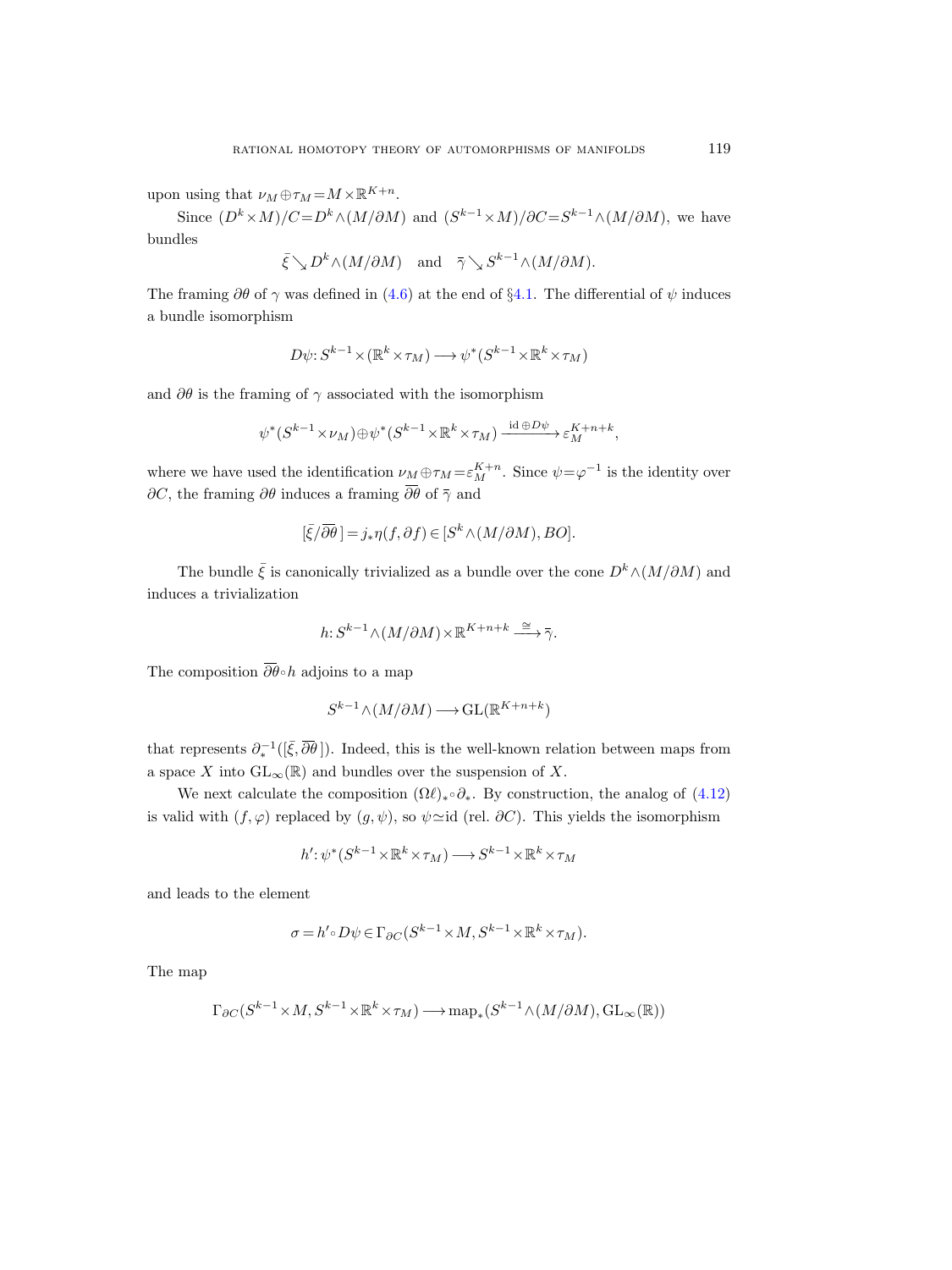upon using that $\nu_M \oplus \tau_M = M \times \mathbb{R}^{K+n}$.

Since $(D^k \times M)/C = D^k \wedge (M/\partial M)$ and $(S^{k-1} \times M)/\partial C = S^{k-1} \wedge (M/\partial M)$, we have bundles

$$\bar{\xi} \searrow D^k \wedge (M/\partial M) \quad \text{and} \quad \bar{\gamma} \searrow S^{k-1} \wedge (M/\partial M).$$

The framing $\partial\theta$ of $\gamma$ was defined in (4.6) at the end of §4.1. The differential of $\psi$ induces a bundle isomorphism

$$D\psi: S^{k-1} \times (\mathbb{R}^k \times \tau_M) \longrightarrow \psi^*(S^{k-1} \times \mathbb{R}^k \times \tau_M)$$

and $\partial\theta$ is the framing of $\gamma$ associated with the isomorphism

$$\psi^*(S^{k-1} \times \nu_M) \oplus \psi^*(S^{k-1} \times \mathbb{R}^k \times \tau_M) \xrightarrow{\mathrm{id} \oplus D\psi} \varepsilon_M^{K+n+k},$$

where we have used the identification $\nu_M \oplus \tau_M = \varepsilon_M^{K+n}$. Since $\psi = \varphi^{-1}$ is the identity over $\partial C$, the framing $\partial\theta$ induces a framing $\overline{\partial\theta}$ of $\bar{\gamma}$ and

$$[\bar{\xi}/\overline{\partial\theta}\,] = j_* \eta(f, \partial f) \in [S^k \wedge (M/\partial M), BO].$$

The bundle $\bar{\xi}$ is canonically trivialized as a bundle over the cone $D^k \wedge (M/\partial M)$ and induces a trivialization

$$h: S^{k-1} \wedge (M/\partial M) \times \mathbb{R}^{K+n+k} \xrightarrow{\cong} \bar{\gamma}.$$

The composition $\overline{\partial\theta} \circ h$ adjoins to a map

$$S^{k-1} \wedge (M/\partial M) \longrightarrow \mathrm{GL}(\mathbb{R}^{K+n+k})$$

that represents $\partial_*^{-1}([\bar{\xi}, \overline{\partial\theta}\,])$. Indeed, this is the well-known relation between maps from a space $X$ into $\mathrm{GL}_\infty(\mathbb{R})$ and bundles over the suspension of $X$.

We next calculate the composition $(\Omega\ell)_* \circ \partial_*$. By construction, the analog of (4.12) is valid with $(f, \varphi)$ replaced by $(g, \psi)$, so $\psi \simeq \mathrm{id}$ (rel. $\partial C$). This yields the isomorphism

$$h': \psi^*(S^{k-1} \times \mathbb{R}^k \times \tau_M) \longrightarrow S^{k-1} \times \mathbb{R}^k \times \tau_M$$

and leads to the element

$$\sigma = h' \circ D\psi \in \Gamma_{\partial C}(S^{k-1} \times M, S^{k-1} \times \mathbb{R}^k \times \tau_M).$$

The map

$$\Gamma_{\partial C}(S^{k-1} \times M, S^{k-1} \times \mathbb{R}^k \times \tau_M) \longrightarrow \mathrm{map}_*(S^{k-1} \wedge (M/\partial M), \mathrm{GL}_\infty(\mathbb{R}))$$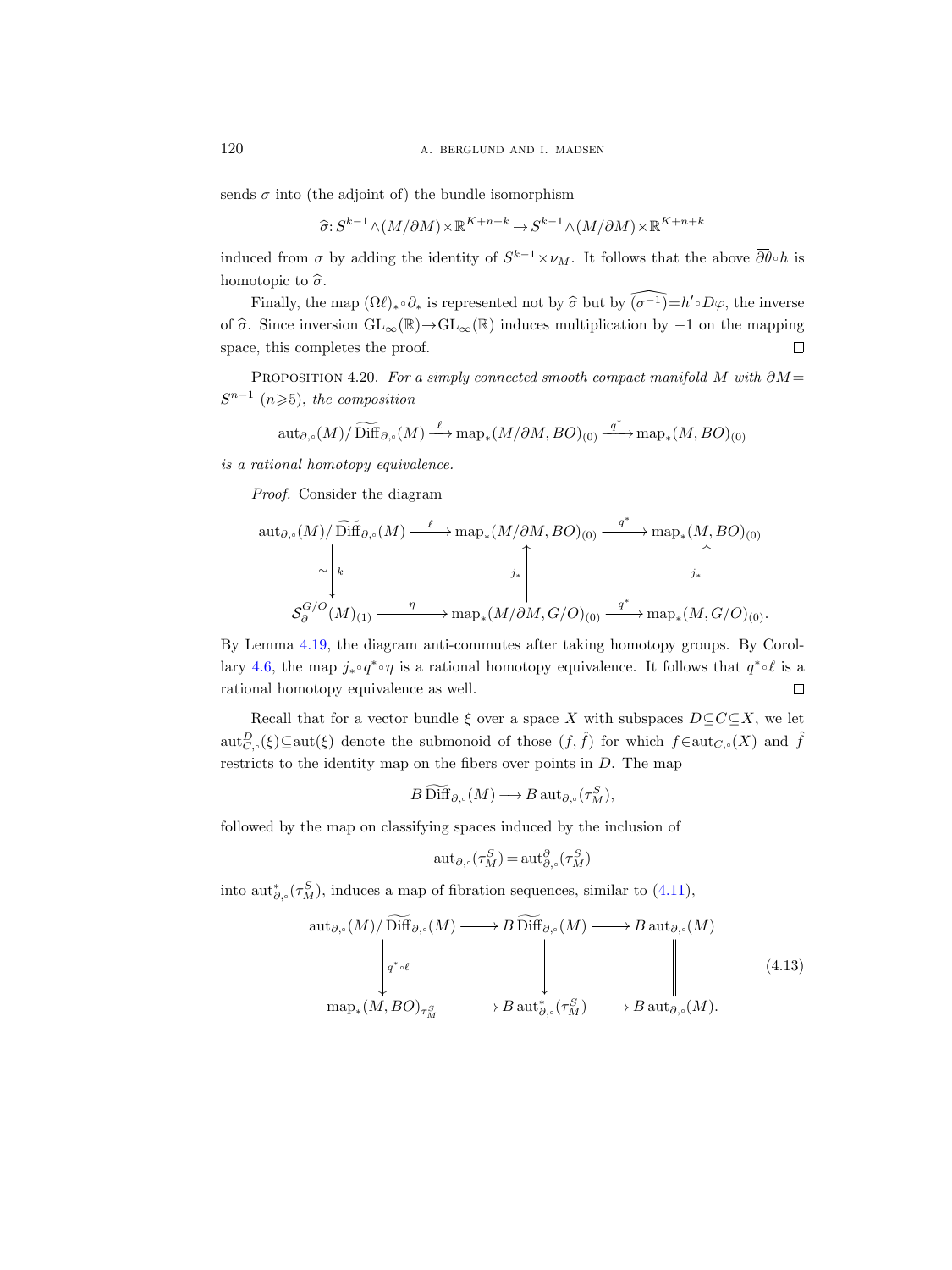sends $\sigma$ into (the adjoint of) the bundle isomorphism

$$\widehat{\sigma}\colon S^{k-1}\wedge(M/\partial M)\times\mathbb{R}^{K+n+k}\to S^{k-1}\wedge(M/\partial M)\times\mathbb{R}^{K+n+k}$$

induced from $\sigma$ by adding the identity of $S^{k-1}\times\nu_M$. It follows that the above $\overline{\partial}\theta\circ h$ is homotopic to $\widehat{\sigma}$.

Finally, the map $(\Omega\ell)_*\circ\partial_*$ is represented not by $\widehat{\sigma}$ but by $\widehat{(\sigma^{-1})}=h'\circ D\varphi$, the inverse of $\widehat{\sigma}$. Since inversion $\mathrm{GL}_\infty(\mathbb{R})\to\mathrm{GL}_\infty(\mathbb{R})$ induces multiplication by $-1$ on the mapping space, this completes the proof. $\square$

PROPOSITION 4.20. *For a simply connected smooth compact manifold $M$ with $\partial M=S^{n-1}$ $(n\geqslant 5)$, the composition*

$$\mathrm{aut}_{\partial,\circ}(M)/\widetilde{\mathrm{Diff}}_{\partial,\circ}(M)\xrightarrow{\ \ell\ }\mathrm{map}_*(M/\partial M,BO)_{(0)}\xrightarrow{\ q^*\ }\mathrm{map}_*(M,BO)_{(0)}$$

*is a rational homotopy equivalence.*

*Proof.* Consider the diagram

$$\begin{array}{ccccc}
\mathrm{aut}_{\partial,\circ}(M)/\widetilde{\mathrm{Diff}}_{\partial,\circ}(M) & \xrightarrow{\ \ell\ } & \mathrm{map}_*(M/\partial M,BO)_{(0)} & \xrightarrow{\ q^*\ } & \mathrm{map}_*(M,BO)_{(0)} \\
\sim\big\downarrow k & & \big\uparrow j_* & & \big\uparrow j_* \\
\mathcal{S}_\partial^{G/O}(M)_{(1)} & \xrightarrow{\ \eta\ } & \mathrm{map}_*(M/\partial M,G/O)_{(0)} & \xrightarrow{\ q^*\ } & \mathrm{map}_*(M,G/O)_{(0)}.
\end{array}$$

By Lemma 4.19, the diagram anti-commutes after taking homotopy groups. By Corollary 4.6, the map $j_*\circ q^*\circ\eta$ is a rational homotopy equivalence. It follows that $q^*\circ\ell$ is a rational homotopy equivalence as well. $\square$

Recall that for a vector bundle $\xi$ over a space $X$ with subspaces $D\subseteq C\subseteq X$, we let $\mathrm{aut}_{C,\circ}^D(\xi)\subseteq\mathrm{aut}(\xi)$ denote the submonoid of those $(f,\hat{f})$ for which $f\in\mathrm{aut}_{C,\circ}(X)$ and $\hat{f}$ restricts to the identity map on the fibers over points in $D$. The map

$$B\,\widetilde{\mathrm{Diff}}_{\partial,\circ}(M)\longrightarrow B\,\mathrm{aut}_{\partial,\circ}(\tau_M^S),$$

followed by the map on classifying spaces induced by the inclusion of

$$\mathrm{aut}_{\partial,\circ}(\tau_M^S)=\mathrm{aut}_{\partial,\circ}^{\partial}(\tau_M^S)$$

into $\mathrm{aut}_{\partial,\circ}^*(\tau_M^S)$, induces a map of fibration sequences, similar to (4.11),

$$\begin{array}{ccccc}
\mathrm{aut}_{\partial,\circ}(M)/\widetilde{\mathrm{Diff}}_{\partial,\circ}(M) & \longrightarrow & B\,\widetilde{\mathrm{Diff}}_{\partial,\circ}(M) & \longrightarrow & B\,\mathrm{aut}_{\partial,\circ}(M) \\
\big\downarrow q^*\circ\ell & & \big\downarrow & & \big\| \\
\mathrm{map}_*(M,BO)_{\tau_M^S} & \longrightarrow & B\,\mathrm{aut}_{\partial,\circ}^*(\tau_M^S) & \longrightarrow & B\,\mathrm{aut}_{\partial,\circ}(M).
\end{array}\tag{4.13}$$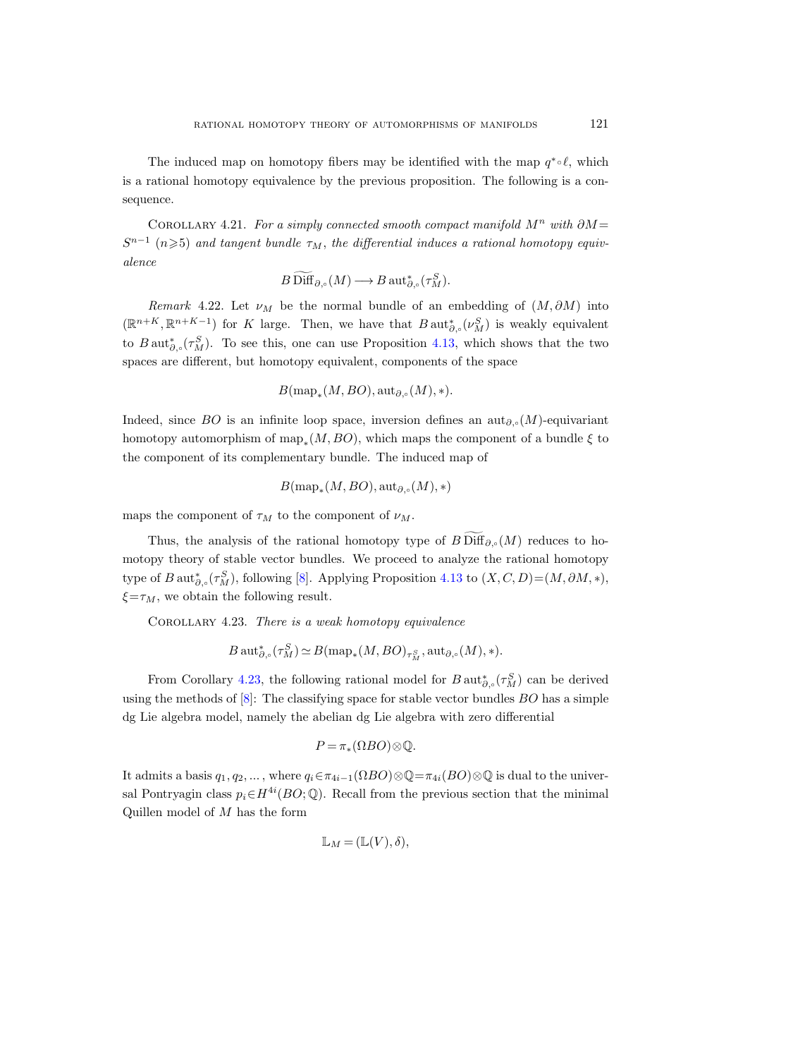The induced map on homotopy fibers may be identified with the map $q^* \circ \ell$, which is a rational homotopy equivalence by the previous proposition. The following is a consequence.

Corollary 4.21. *For a simply connected smooth compact manifold $M^n$ with $\partial M = S^{n-1}$ ($n \geqslant 5$) and tangent bundle $\tau_M$, the differential induces a rational homotopy equivalence*

$$B \widetilde{\mathrm{Diff}}_{\partial,\circ}(M) \longrightarrow B \operatorname{aut}^*_{\partial,\circ}(\tau_M^S).$$

*Remark* 4.22. Let $\nu_M$ be the normal bundle of an embedding of $(M, \partial M)$ into $(\mathbb{R}^{n+K}, \mathbb{R}^{n+K-1})$ for $K$ large. Then, we have that $B \operatorname{aut}^*_{\partial,\circ}(\nu_M^S)$ is weakly equivalent to $B \operatorname{aut}^*_{\partial,\circ}(\tau_M^S)$. To see this, one can use Proposition 4.13, which shows that the two spaces are different, but homotopy equivalent, components of the space

$$B(\operatorname{map}_*(M, BO), \operatorname{aut}_{\partial,\circ}(M), *).$$

Indeed, since $BO$ is an infinite loop space, inversion defines an $\operatorname{aut}_{\partial,\circ}(M)$-equivariant homotopy automorphism of $\operatorname{map}_*(M, BO)$, which maps the component of a bundle $\xi$ to the component of its complementary bundle. The induced map of

$$B(\operatorname{map}_*(M, BO), \operatorname{aut}_{\partial,\circ}(M), *)$$

maps the component of $\tau_M$ to the component of $\nu_M$.

Thus, the analysis of the rational homotopy type of $B \widetilde{\mathrm{Diff}}_{\partial,\circ}(M)$ reduces to homotopy theory of stable vector bundles. We proceed to analyze the rational homotopy type of $B \operatorname{aut}^*_{\partial,\circ}(\tau_M^S)$, following [8]. Applying Proposition 4.13 to $(X, C, D) = (M, \partial M, *)$, $\xi = \tau_M$, we obtain the following result.

Corollary 4.23. *There is a weak homotopy equivalence*

$$B \operatorname{aut}^*_{\partial,\circ}(\tau_M^S) \simeq B(\operatorname{map}_*(M, BO)_{\tau_M^S}, \operatorname{aut}_{\partial,\circ}(M), *).$$

From Corollary 4.23, the following rational model for $B \operatorname{aut}^*_{\partial,\circ}(\tau_M^S)$ can be derived using the methods of [8]: The classifying space for stable vector bundles $BO$ has a simple dg Lie algebra model, namely the abelian dg Lie algebra with zero differential

$$P = \pi_*(\Omega BO) \otimes \mathbb{Q}.$$

It admits a basis $q_1, q_2, \dots$, where $q_i \in \pi_{4i-1}(\Omega BO) \otimes \mathbb{Q} = \pi_{4i}(BO) \otimes \mathbb{Q}$ is dual to the universal Pontryagin class $p_i \in H^{4i}(BO; \mathbb{Q})$. Recall from the previous section that the minimal Quillen model of $M$ has the form

$$\mathbb{L}_M = (\mathbb{L}(V), \delta),$$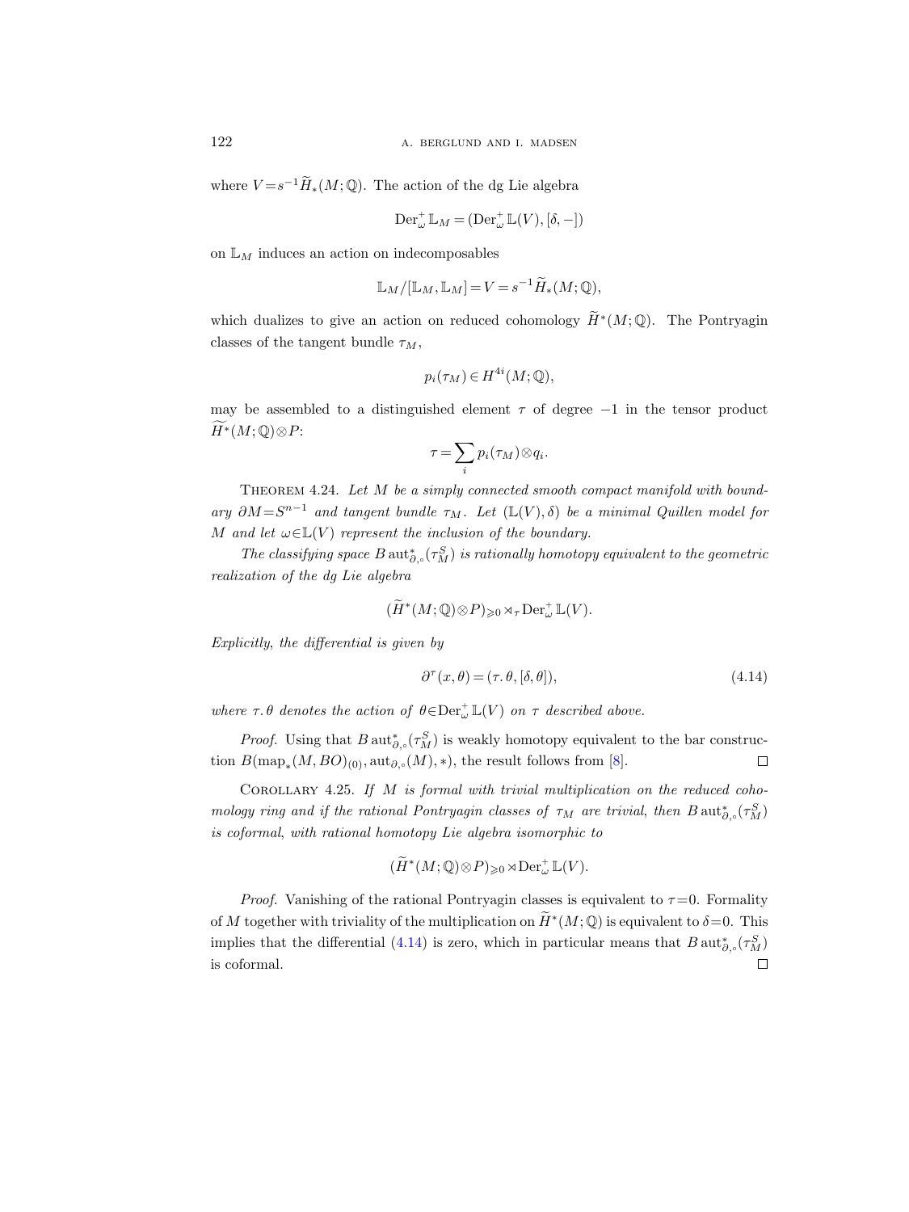where $V = s^{-1}\widetilde{H}_*(M;\mathbb{Q})$. The action of the dg Lie algebra

$$\operatorname{Der}^+_\omega \mathbb{L}_M = (\operatorname{Der}^+_\omega \mathbb{L}(V), [\delta, -])$$

on $\mathbb{L}_M$ induces an action on indecomposables

$$\mathbb{L}_M/[\mathbb{L}_M, \mathbb{L}_M] = V = s^{-1}\widetilde{H}_*(M;\mathbb{Q}),$$

which dualizes to give an action on reduced cohomology $\widetilde{H}^*(M;\mathbb{Q})$. The Pontryagin classes of the tangent bundle $\tau_M$,

$$p_i(\tau_M) \in H^{4i}(M;\mathbb{Q}),$$

may be assembled to a distinguished element $\tau$ of degree $-1$ in the tensor product $\widetilde{H}^*(M;\mathbb{Q}) \otimes P$:

$$\tau = \sum_i p_i(\tau_M) \otimes q_i.$$

Theorem 4.24. *Let $M$ be a simply connected smooth compact manifold with boundary $\partial M = S^{n-1}$ and tangent bundle $\tau_M$. Let $(\mathbb{L}(V), \delta)$ be a minimal Quillen model for $M$ and let $\omega \in \mathbb{L}(V)$ represent the inclusion of the boundary.*

*The classifying space $B\operatorname{aut}^*_{\partial,\circ}(\tau^S_M)$ is rationally homotopy equivalent to the geometric realization of the dg Lie algebra*

$$(\widetilde{H}^*(M;\mathbb{Q}) \otimes P)_{\geqslant 0} \rtimes_\tau \operatorname{Der}^+_\omega \mathbb{L}(V).$$

*Explicitly, the differential is given by*

$$\partial^\tau(x, \theta) = (\tau.\theta, [\delta, \theta]), \tag{4.14}$$

*where $\tau.\theta$ denotes the action of $\theta \in \operatorname{Der}^+_\omega \mathbb{L}(V)$ on $\tau$ described above.*

*Proof.* Using that $B\operatorname{aut}^*_{\partial,\circ}(\tau^S_M)$ is weakly homotopy equivalent to the bar construction $B(\operatorname{map}_*(M, BO)_{(0)}, \operatorname{aut}_{\partial,\circ}(M), *)$, the result follows from [8]. $\square$

Corollary 4.25. *If $M$ is formal with trivial multiplication on the reduced cohomology ring and if the rational Pontryagin classes of $\tau_M$ are trivial, then $B\operatorname{aut}^*_{\partial,\circ}(\tau^S_M)$ is coformal, with rational homotopy Lie algebra isomorphic to*

$$(\widetilde{H}^*(M;\mathbb{Q}) \otimes P)_{\geqslant 0} \rtimes \operatorname{Der}^+_\omega \mathbb{L}(V).$$

*Proof.* Vanishing of the rational Pontryagin classes is equivalent to $\tau = 0$. Formality of $M$ together with triviality of the multiplication on $\widetilde{H}^*(M;\mathbb{Q})$ is equivalent to $\delta = 0$. This implies that the differential (4.14) is zero, which in particular means that $B\operatorname{aut}^*_{\partial,\circ}(\tau^S_M)$ is coformal. $\square$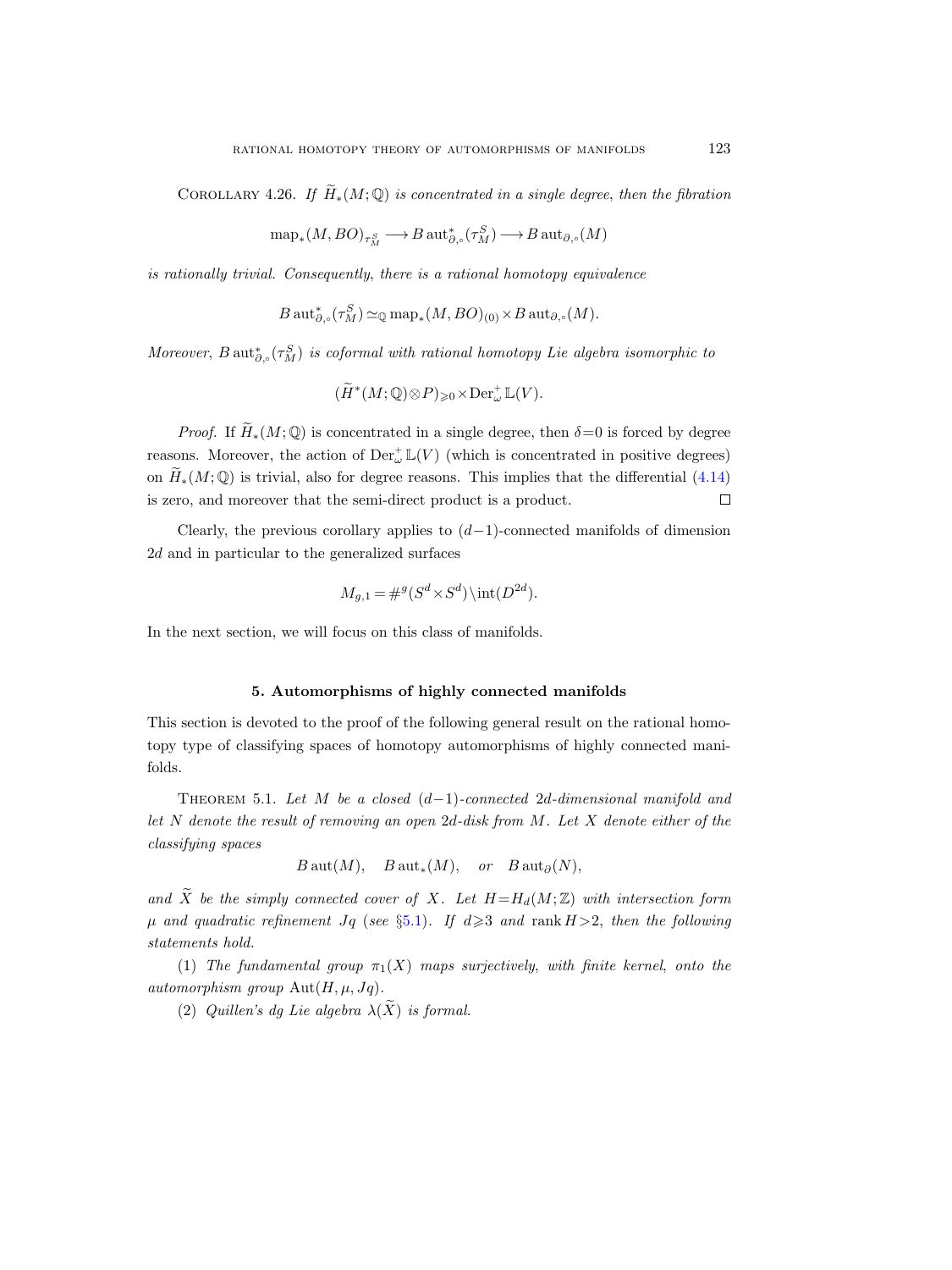Corollary 4.26. *If $\widetilde{H}_*(M;\mathbb{Q})$ is concentrated in a single degree, then the fibration*

$$\mathrm{map}_*(M,BO)_{\tau_M^S} \longrightarrow B\,\mathrm{aut}^*_{\partial,\circ}(\tau_M^S) \longrightarrow B\,\mathrm{aut}_{\partial,\circ}(M)$$

*is rationally trivial. Consequently, there is a rational homotopy equivalence*

$$B\,\mathrm{aut}^*_{\partial,\circ}(\tau_M^S) \simeq_{\mathbb{Q}} \mathrm{map}_*(M,BO)_{(0)} \times B\,\mathrm{aut}_{\partial,\circ}(M).$$

*Moreover, $B\,\mathrm{aut}^*_{\partial,\circ}(\tau_M^S)$ is coformal with rational homotopy Lie algebra isomorphic to*

$$(\widetilde{H}^*(M;\mathbb{Q})\otimes P)_{\geqslant 0} \times \mathrm{Der}^+_\omega \mathbb{L}(V).$$

*Proof.* If $\widetilde{H}_*(M;\mathbb{Q})$ is concentrated in a single degree, then $\delta=0$ is forced by degree reasons. Moreover, the action of $\mathrm{Der}^+_\omega \mathbb{L}(V)$ (which is concentrated in positive degrees) on $\widetilde{H}_*(M;\mathbb{Q})$ is trivial, also for degree reasons. This implies that the differential (4.14) is zero, and moreover that the semi-direct product is a product. □

Clearly, the previous corollary applies to $(d-1)$-connected manifolds of dimension $2d$ and in particular to the generalized surfaces

$$M_{g,1} = \#^g(S^d \times S^d) \setminus \mathrm{int}(D^{2d}).$$

In the next section, we will focus on this class of manifolds.

## 5. Automorphisms of highly connected manifolds

This section is devoted to the proof of the following general result on the rational homotopy type of classifying spaces of homotopy automorphisms of highly connected manifolds.

Theorem 5.1. *Let $M$ be a closed $(d-1)$-connected $2d$-dimensional manifold and let $N$ denote the result of removing an open $2d$-disk from $M$. Let $X$ denote either of the classifying spaces*

$$B\,\mathrm{aut}(M), \quad B\,\mathrm{aut}_*(M), \quad \text{or} \quad B\,\mathrm{aut}_\partial(N),$$

*and $\widetilde{X}$ be the simply connected cover of $X$. Let $H=H_d(M;\mathbb{Z})$ with intersection form $\mu$ and quadratic refinement $Jq$ (see §5.1). If $d\geqslant 3$ and $\mathrm{rank}\,H>2$, then the following statements hold.*

(1) *The fundamental group $\pi_1(X)$ maps surjectively, with finite kernel, onto the automorphism group $\mathrm{Aut}(H,\mu,Jq)$.*

(2) *Quillen's dg Lie algebra $\lambda(\widetilde{X})$ is formal.*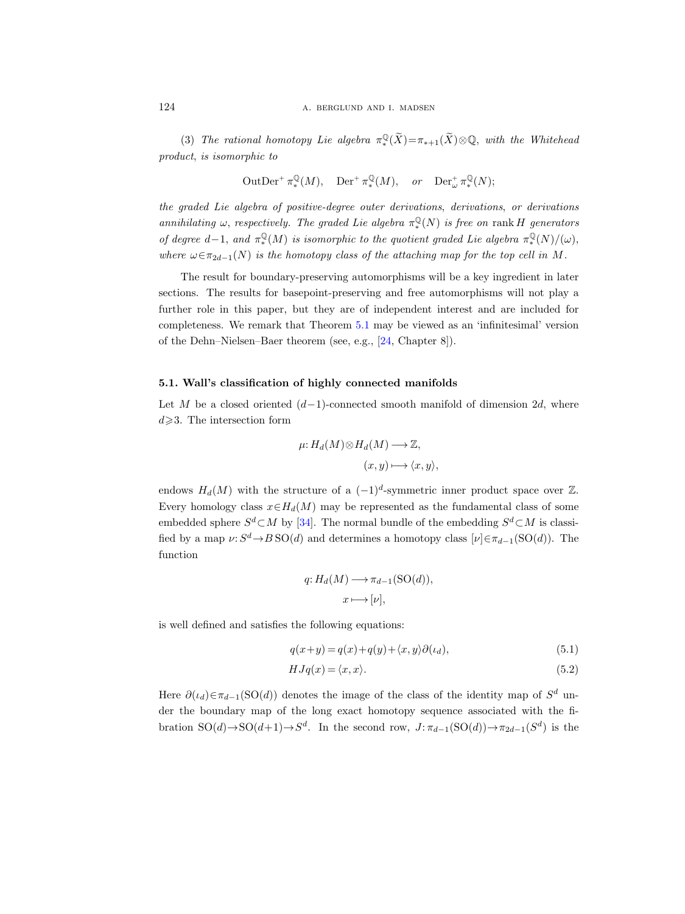(3) *The rational homotopy Lie algebra* $\pi_*^{\mathbb{Q}}(\widetilde{X})=\pi_{*+1}(\widetilde{X})\otimes\mathbb{Q}$, *with the Whitehead product*, *is isomorphic to*

$$\operatorname{OutDer}^+\pi_*^{\mathbb{Q}}(M), \quad \operatorname{Der}^+\pi_*^{\mathbb{Q}}(M), \quad \textit{or} \quad \operatorname{Der}_\omega^+\pi_*^{\mathbb{Q}}(N);$$

*the graded Lie algebra of positive-degree outer derivations*, *derivations*, *or derivations annihilating* $\omega$, *respectively. The graded Lie algebra* $\pi_*^{\mathbb{Q}}(N)$ *is free on* $\operatorname{rank} H$ *generators of degree* $d-1$, *and* $\pi_*^{\mathbb{Q}}(M)$ *is isomorphic to the quotient graded Lie algebra* $\pi_*^{\mathbb{Q}}(N)/(\omega)$, *where* $\omega\in\pi_{2d-1}(N)$ *is the homotopy class of the attaching map for the top cell in* $M$.

The result for boundary-preserving automorphisms will be a key ingredient in later sections. The results for basepoint-preserving and free automorphisms will not play a further role in this paper, but they are of independent interest and are included for completeness. We remark that Theorem 5.1 may be viewed as an 'infinitesimal' version of the Dehn–Nielsen–Baer theorem (see, e.g., [24, Chapter 8]).

### 5.1. Wall's classification of highly connected manifolds

Let $M$ be a closed oriented $(d-1)$-connected smooth manifold of dimension $2d$, where $d\geqslant 3$. The intersection form

$$\mu: H_d(M)\otimes H_d(M)\longrightarrow\mathbb{Z},$$
$$(x,y)\longmapsto\langle x,y\rangle,$$

endows $H_d(M)$ with the structure of a $(-1)^d$-symmetric inner product space over $\mathbb{Z}$. Every homology class $x\in H_d(M)$ may be represented as the fundamental class of some embedded sphere $S^d\subset M$ by [34]. The normal bundle of the embedding $S^d\subset M$ is classified by a map $\nu: S^d\to B\operatorname{SO}(d)$ and determines a homotopy class $[\nu]\in\pi_{d-1}(\operatorname{SO}(d))$. The function

$$q: H_d(M)\longrightarrow\pi_{d-1}(\operatorname{SO}(d)),$$
$$x\longmapsto[\nu],$$

is well defined and satisfies the following equations:

$$q(x+y)=q(x)+q(y)+\langle x,y\rangle\partial(\iota_d), \tag{5.1}$$

$$HJq(x)=\langle x,x\rangle. \tag{5.2}$$

Here $\partial(\iota_d)\in\pi_{d-1}(\operatorname{SO}(d))$ denotes the image of the class of the identity map of $S^d$ under the boundary map of the long exact homotopy sequence associated with the fibration $\operatorname{SO}(d)\to\operatorname{SO}(d+1)\to S^d$. In the second row, $J:\pi_{d-1}(\operatorname{SO}(d))\to\pi_{2d-1}(S^d)$ is the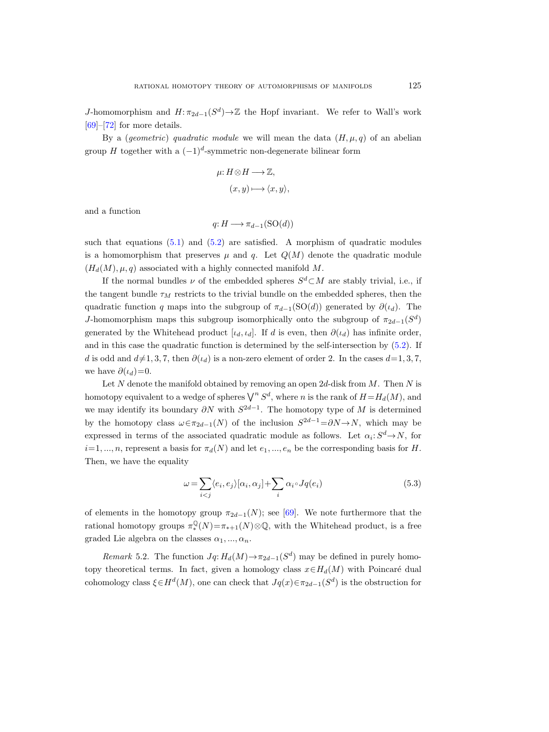$J$-homomorphism and $H: \pi_{2d-1}(S^d) \to \mathbb{Z}$ the Hopf invariant. We refer to Wall's work [69]–[72] for more details.

By a (*geometric*) *quadratic module* we will mean the data $(H, \mu, q)$ of an abelian group $H$ together with a $(-1)^d$-symmetric non-degenerate bilinear form

$$
\begin{aligned}
\mu: H \otimes H &\longrightarrow \mathbb{Z}, \\
(x, y) &\longmapsto \langle x, y \rangle,
\end{aligned}
$$

and a function

$$q: H \longrightarrow \pi_{d-1}(\mathrm{SO}(d))$$

such that equations (5.1) and (5.2) are satisfied. A morphism of quadratic modules is a homomorphism that preserves $\mu$ and $q$. Let $Q(M)$ denote the quadratic module $(H_d(M), \mu, q)$ associated with a highly connected manifold $M$.

If the normal bundles $\nu$ of the embedded spheres $S^d \subset M$ are stably trivial, i.e., if the tangent bundle $\tau_M$ restricts to the trivial bundle on the embedded spheres, then the quadratic function $q$ maps into the subgroup of $\pi_{d-1}(\mathrm{SO}(d))$ generated by $\partial(\iota_d)$. The $J$-homomorphism maps this subgroup isomorphically onto the subgroup of $\pi_{2d-1}(S^d)$ generated by the Whitehead product $[\iota_d, \iota_d]$. If $d$ is even, then $\partial(\iota_d)$ has infinite order, and in this case the quadratic function is determined by the self-intersection by (5.2). If $d$ is odd and $d \neq 1, 3, 7$, then $\partial(\iota_d)$ is a non-zero element of order 2. In the cases $d = 1, 3, 7$, we have $\partial(\iota_d) = 0$.

Let $N$ denote the manifold obtained by removing an open $2d$-disk from $M$. Then $N$ is homotopy equivalent to a wedge of spheres $\bigvee^n S^d$, where $n$ is the rank of $H = H_d(M)$, and we may identify its boundary $\partial N$ with $S^{2d-1}$. The homotopy type of $M$ is determined by the homotopy class $\omega \in \pi_{2d-1}(N)$ of the inclusion $S^{2d-1} = \partial N \to N$, which may be expressed in terms of the associated quadratic module as follows. Let $\alpha_i: S^d \to N$, for $i = 1, ..., n$, represent a basis for $\pi_d(N)$ and let $e_1, ..., e_n$ be the corresponding basis for $H$. Then, we have the equality

$$\omega = \sum_{i<j} \langle e_i, e_j \rangle [\alpha_i, \alpha_j] + \sum_i \alpha_i \circ Jq(e_i) \tag{5.3}$$

of elements in the homotopy group $\pi_{2d-1}(N)$; see [69]. We note furthermore that the rational homotopy groups $\pi_*^{\mathbb{Q}}(N) = \pi_{*+1}(N) \otimes \mathbb{Q}$, with the Whitehead product, is a free graded Lie algebra on the classes $\alpha_1, ..., \alpha_n$.

*Remark* 5.2. The function $Jq: H_d(M) \to \pi_{2d-1}(S^d)$ may be defined in purely homotopy theoretical terms. In fact, given a homology class $x \in H_d(M)$ with Poincaré dual cohomology class $\xi \in H^d(M)$, one can check that $Jq(x) \in \pi_{2d-1}(S^d)$ is the obstruction for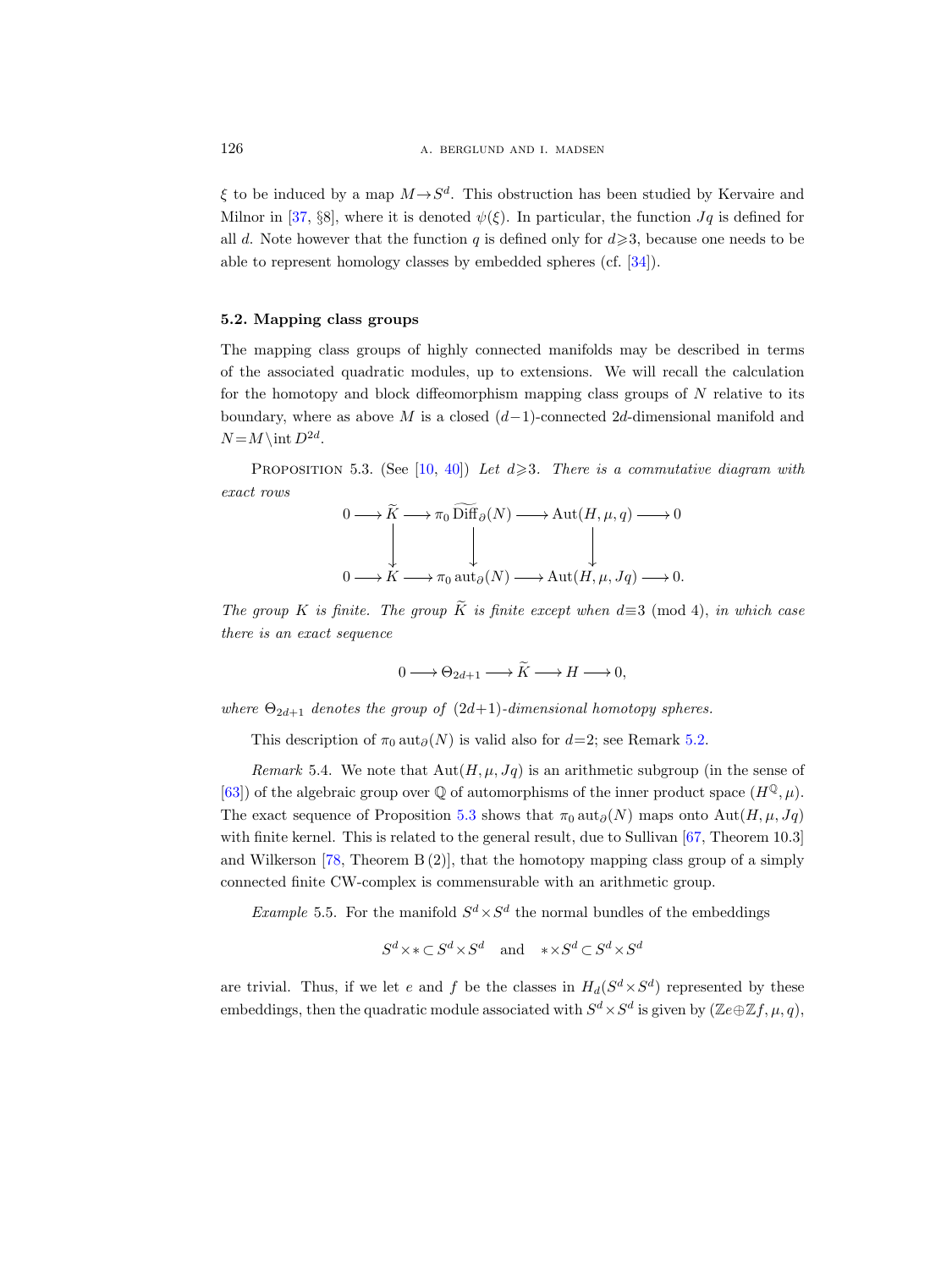$\xi$ to be induced by a map $M \to S^d$. This obstruction has been studied by Kervaire and Milnor in [37, §8], where it is denoted $\psi(\xi)$. In particular, the function $Jq$ is defined for all $d$. Note however that the function $q$ is defined only for $d \geqslant 3$, because one needs to be able to represent homology classes by embedded spheres (cf. [34]).

### 5.2. Mapping class groups

The mapping class groups of highly connected manifolds may be described in terms of the associated quadratic modules, up to extensions. We will recall the calculation for the homotopy and block diffeomorphism mapping class groups of $N$ relative to its boundary, where as above $M$ is a closed $(d-1)$-connected $2d$-dimensional manifold and $N = M \setminus \operatorname{int} D^{2d}$.

Proposition 5.3. (See [10, 40]) *Let $d \geqslant 3$. There is a commutative diagram with exact rows*

$$\begin{array}{ccccccccc} 0 & \longrightarrow & \widetilde{K} & \longrightarrow & \pi_0 \widetilde{\operatorname{Diff}}_\partial(N) & \longrightarrow & \operatorname{Aut}(H, \mu, q) & \longrightarrow & 0 \\ & & \downarrow & & \downarrow & & \downarrow & & \\ 0 & \longrightarrow & K & \longrightarrow & \pi_0 \operatorname{aut}_\partial(N) & \longrightarrow & \operatorname{Aut}(H, \mu, Jq) & \longrightarrow & 0. \end{array}$$

*The group $K$ is finite. The group $\widetilde{K}$ is finite except when $d \equiv 3 \pmod 4$, in which case there is an exact sequence*

$$0 \longrightarrow \Theta_{2d+1} \longrightarrow \widetilde{K} \longrightarrow H \longrightarrow 0,$$

*where $\Theta_{2d+1}$ denotes the group of $(2d+1)$-dimensional homotopy spheres.*

This description of $\pi_0 \operatorname{aut}_\partial(N)$ is valid also for $d=2$; see Remark 5.2.

*Remark* 5.4. We note that $\operatorname{Aut}(H, \mu, Jq)$ is an arithmetic subgroup (in the sense of [63]) of the algebraic group over $\mathbb{Q}$ of automorphisms of the inner product space $(H^{\mathbb{Q}}, \mu)$. The exact sequence of Proposition 5.3 shows that $\pi_0 \operatorname{aut}_\partial(N)$ maps onto $\operatorname{Aut}(H, \mu, Jq)$ with finite kernel. This is related to the general result, due to Sullivan [67, Theorem 10.3] and Wilkerson [78, Theorem B (2)], that the homotopy mapping class group of a simply connected finite CW-complex is commensurable with an arithmetic group.

*Example* 5.5. For the manifold $S^d \times S^d$ the normal bundles of the embeddings

$$S^d \times * \subset S^d \times S^d \quad \text{and} \quad * \times S^d \subset S^d \times S^d$$

are trivial. Thus, if we let $e$ and $f$ be the classes in $H_d(S^d \times S^d)$ represented by these embeddings, then the quadratic module associated with $S^d \times S^d$ is given by $(\mathbb{Z}e \oplus \mathbb{Z}f, \mu, q)$,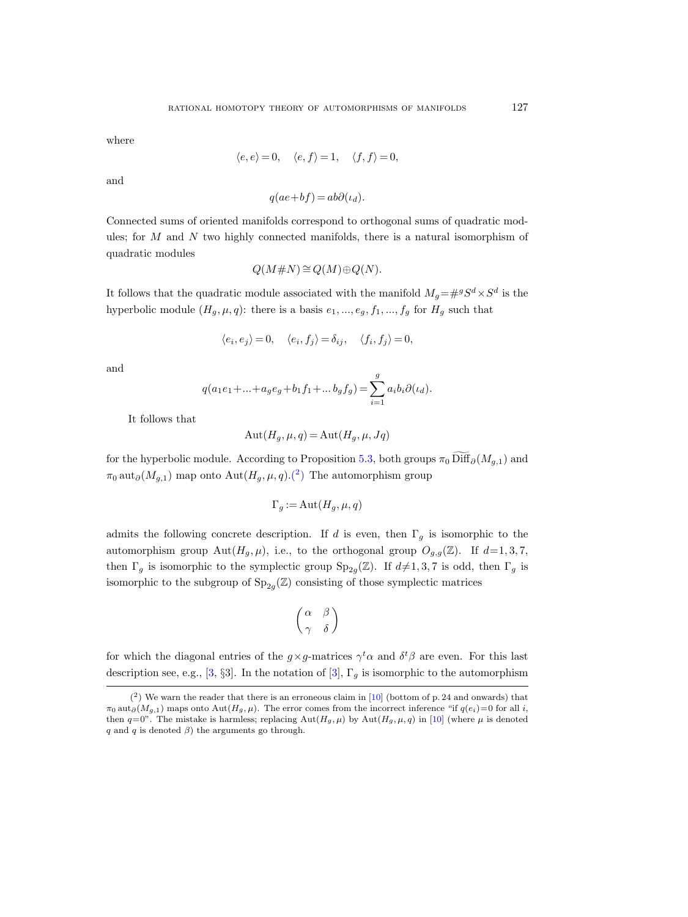where

$$\langle e, e\rangle = 0, \quad \langle e, f\rangle = 1, \quad \langle f, f\rangle = 0,$$

and

$$q(ae+bf) = ab\partial(\iota_d).$$

Connected sums of oriented manifolds correspond to orthogonal sums of quadratic modules; for $M$ and $N$ two highly connected manifolds, there is a natural isomorphism of quadratic modules

$$Q(M\#N) \cong Q(M)\oplus Q(N).$$

It follows that the quadratic module associated with the manifold $M_g = \#^g S^d\times S^d$ is the hyperbolic module $(H_g, \mu, q)$: there is a basis $e_1, ..., e_g, f_1, ..., f_g$ for $H_g$ such that

$$\langle e_i, e_j\rangle = 0, \quad \langle e_i, f_j\rangle = \delta_{ij}, \quad \langle f_i, f_j\rangle = 0,$$

and

$$q(a_1e_1+...+a_ge_g+b_1f_1+...\, b_gf_g) = \sum_{i=1}^{g} a_ib_i\partial(\iota_d).$$

It follows that

$$\operatorname{Aut}(H_g, \mu, q) = \operatorname{Aut}(H_g, \mu, Jq)$$

for the hyperbolic module. According to Proposition 5.3, both groups $\pi_0\,\widetilde{\operatorname{Diff}}_\partial(M_{g,1})$ and $\pi_0\operatorname{aut}_\partial(M_{g,1})$ map onto $\operatorname{Aut}(H_g, \mu, q)$.(2) The automorphism group

$$\Gamma_g := \operatorname{Aut}(H_g, \mu, q)$$

admits the following concrete description. If $d$ is even, then $\Gamma_g$ is isomorphic to the automorphism group $\operatorname{Aut}(H_g, \mu)$, i.e., to the orthogonal group $O_{g,g}(\mathbb{Z})$. If $d=1,3,7$, then $\Gamma_g$ is isomorphic to the symplectic group $\operatorname{Sp}_{2g}(\mathbb{Z})$. If $d\neq 1,3,7$ is odd, then $\Gamma_g$ is isomorphic to the subgroup of $\operatorname{Sp}_{2g}(\mathbb{Z})$ consisting of those symplectic matrices

$$\begin{pmatrix} \alpha & \beta \\ \gamma & \delta \end{pmatrix}$$

for which the diagonal entries of the $g\times g$-matrices $\gamma^t\alpha$ and $\delta^t\beta$ are even. For this last description see, e.g., [3, §3]. In the notation of [3], $\Gamma_g$ is isomorphic to the automorphism

---

(2) We warn the reader that there is an erroneous claim in [10] (bottom of p. 24 and onwards) that $\pi_0\operatorname{aut}_\partial(M_{g,1})$ maps onto $\operatorname{Aut}(H_g, \mu)$. The error comes from the incorrect inference "if $q(e_i)=0$ for all $i$, then $q=0$". The mistake is harmless; replacing $\operatorname{Aut}(H_g, \mu)$ by $\operatorname{Aut}(H_g, \mu, q)$ in [10] (where $\mu$ is denoted $q$ and $q$ is denoted $\beta$) the arguments go through.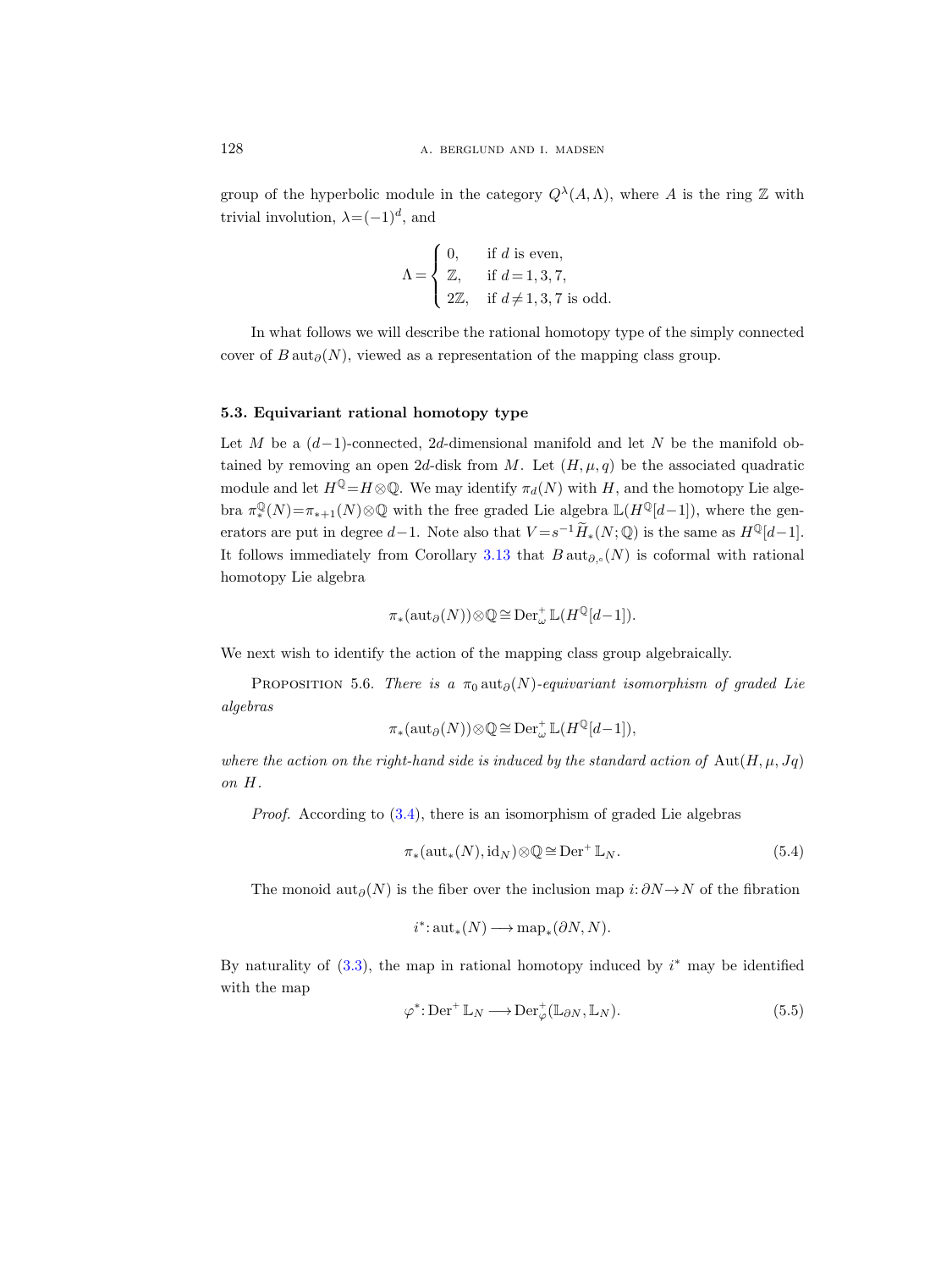group of the hyperbolic module in the category $Q^\lambda(A,\Lambda)$, where $A$ is the ring $\mathbb{Z}$ with trivial involution, $\lambda=(-1)^d$, and

$$\Lambda = \begin{cases} 0, & \text{if } d \text{ is even,} \\ \mathbb{Z}, & \text{if } d=1,3,7, \\ 2\mathbb{Z}, & \text{if } d\neq 1,3,7 \text{ is odd.} \end{cases}$$

In what follows we will describe the rational homotopy type of the simply connected cover of $B\operatorname{aut}_\partial(N)$, viewed as a representation of the mapping class group.

### 5.3. Equivariant rational homotopy type

Let $M$ be a $(d-1)$-connected, $2d$-dimensional manifold and let $N$ be the manifold obtained by removing an open $2d$-disk from $M$. Let $(H,\mu,q)$ be the associated quadratic module and let $H^{\mathbb{Q}}=H\otimes\mathbb{Q}$. We may identify $\pi_d(N)$ with $H$, and the homotopy Lie algebra $\pi_*^{\mathbb{Q}}(N)=\pi_{*+1}(N)\otimes\mathbb{Q}$ with the free graded Lie algebra $\mathbb{L}(H^{\mathbb{Q}}[d-1])$, where the generators are put in degree $d-1$. Note also that $V=s^{-1}\widetilde{H}_*(N;\mathbb{Q})$ is the same as $H^{\mathbb{Q}}[d-1]$. It follows immediately from Corollary 3.13 that $B\operatorname{aut}_{\partial,\circ}(N)$ is coformal with rational homotopy Lie algebra

$$\pi_*(\operatorname{aut}_\partial(N))\otimes\mathbb{Q}\cong \operatorname{Der}^+_\omega \mathbb{L}(H^{\mathbb{Q}}[d-1]).$$

We next wish to identify the action of the mapping class group algebraically.

Proposition 5.6. *There is a $\pi_0\operatorname{aut}_\partial(N)$-equivariant isomorphism of graded Lie algebras*

$$\pi_*(\operatorname{aut}_\partial(N))\otimes\mathbb{Q}\cong \operatorname{Der}^+_\omega \mathbb{L}(H^{\mathbb{Q}}[d-1]),$$

*where the action on the right-hand side is induced by the standard action of $\operatorname{Aut}(H,\mu,Jq)$ on $H$.*

*Proof.* According to (3.4), there is an isomorphism of graded Lie algebras

$$\pi_*(\operatorname{aut}_*(N),\mathrm{id}_N)\otimes\mathbb{Q}\cong \operatorname{Der}^+\mathbb{L}_N. \tag{5.4}$$

The monoid $\operatorname{aut}_\partial(N)$ is the fiber over the inclusion map $i\colon\partial N\to N$ of the fibration

$$i^*\colon \operatorname{aut}_*(N)\longrightarrow \operatorname{map}_*(\partial N,N).$$

By naturality of (3.3), the map in rational homotopy induced by $i^*$ may be identified with the map

$$\varphi^*\colon \operatorname{Der}^+\mathbb{L}_N\longrightarrow \operatorname{Der}^+_\varphi(\mathbb{L}_{\partial N},\mathbb{L}_N). \tag{5.5}$$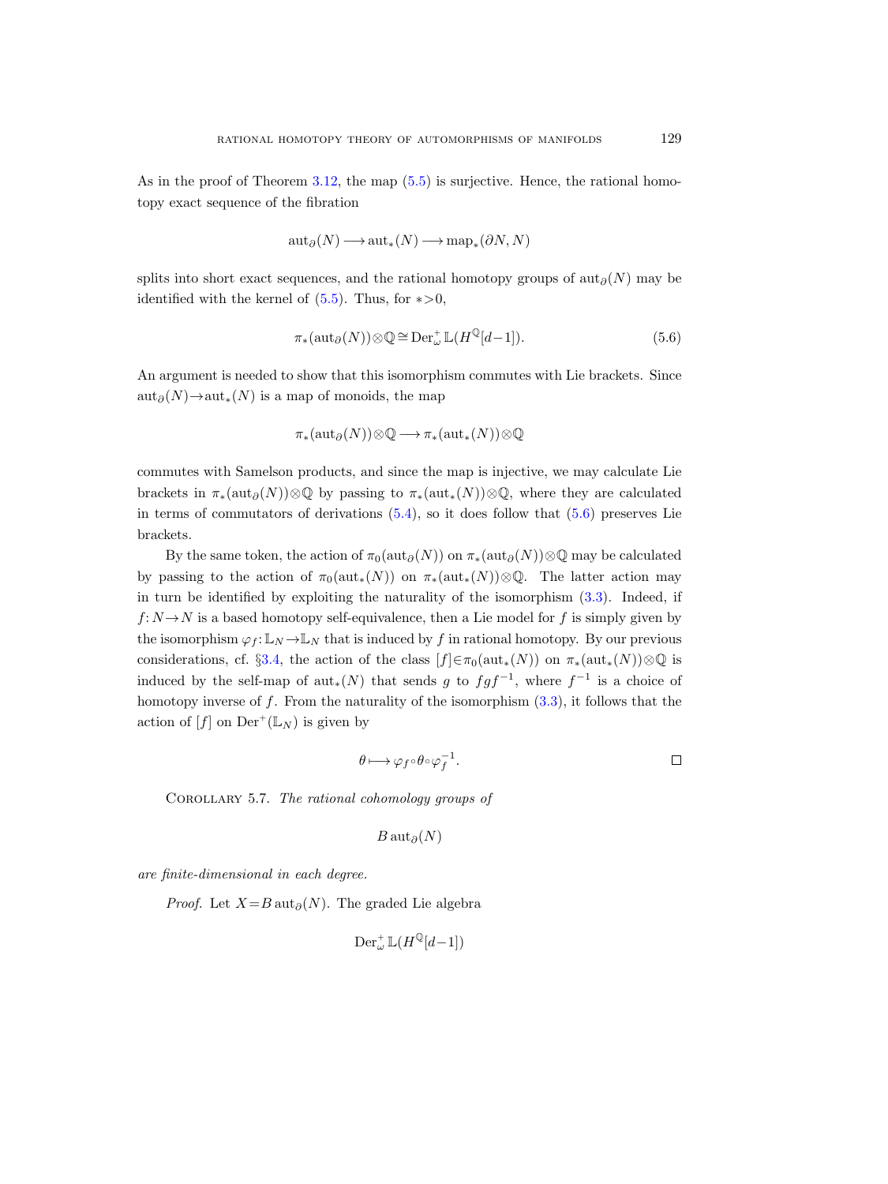As in the proof of Theorem 3.12, the map (5.5) is surjective. Hence, the rational homotopy exact sequence of the fibration

$$\mathrm{aut}_\partial(N) \longrightarrow \mathrm{aut}_*(N) \longrightarrow \mathrm{map}_*(\partial N, N)$$

splits into short exact sequences, and the rational homotopy groups of $\mathrm{aut}_\partial(N)$ may be identified with the kernel of (5.5). Thus, for $*>0$,

$$\pi_*(\mathrm{aut}_\partial(N)) \otimes \mathbb{Q} \cong \mathrm{Der}_\omega^+ \mathbb{L}(H^{\mathbb{Q}}[d-1]). \tag{5.6}$$

An argument is needed to show that this isomorphism commutes with Lie brackets. Since $\mathrm{aut}_\partial(N) \to \mathrm{aut}_*(N)$ is a map of monoids, the map

$$\pi_*(\mathrm{aut}_\partial(N)) \otimes \mathbb{Q} \longrightarrow \pi_*(\mathrm{aut}_*(N)) \otimes \mathbb{Q}$$

commutes with Samelson products, and since the map is injective, we may calculate Lie brackets in $\pi_*(\mathrm{aut}_\partial(N)) \otimes \mathbb{Q}$ by passing to $\pi_*(\mathrm{aut}_*(N)) \otimes \mathbb{Q}$, where they are calculated in terms of commutators of derivations (5.4), so it does follow that (5.6) preserves Lie brackets.

By the same token, the action of $\pi_0(\mathrm{aut}_\partial(N))$ on $\pi_*(\mathrm{aut}_\partial(N)) \otimes \mathbb{Q}$ may be calculated by passing to the action of $\pi_0(\mathrm{aut}_*(N))$ on $\pi_*(\mathrm{aut}_*(N)) \otimes \mathbb{Q}$. The latter action may in turn be identified by exploiting the naturality of the isomorphism (3.3). Indeed, if $f\colon N \to N$ is a based homotopy self-equivalence, then a Lie model for $f$ is simply given by the isomorphism $\varphi_f\colon \mathbb{L}_N \to \mathbb{L}_N$ that is induced by $f$ in rational homotopy. By our previous considerations, cf. §3.4, the action of the class $[f] \in \pi_0(\mathrm{aut}_*(N))$ on $\pi_*(\mathrm{aut}_*(N)) \otimes \mathbb{Q}$ is induced by the self-map of $\mathrm{aut}_*(N)$ that sends $g$ to $fgf^{-1}$, where $f^{-1}$ is a choice of homotopy inverse of $f$. From the naturality of the isomorphism (3.3), it follows that the action of $[f]$ on $\mathrm{Der}^+(\mathbb{L}_N)$ is given by

$$\theta \longmapsto \varphi_f \circ \theta \circ \varphi_f^{-1}. \qquad \square$$

Corollary 5.7. *The rational cohomology groups of*

$$B\,\mathrm{aut}_\partial(N)$$

*are finite-dimensional in each degree.*

*Proof.* Let $X = B\,\mathrm{aut}_\partial(N)$. The graded Lie algebra

$$\mathrm{Der}_\omega^+ \mathbb{L}(H^{\mathbb{Q}}[d-1])$$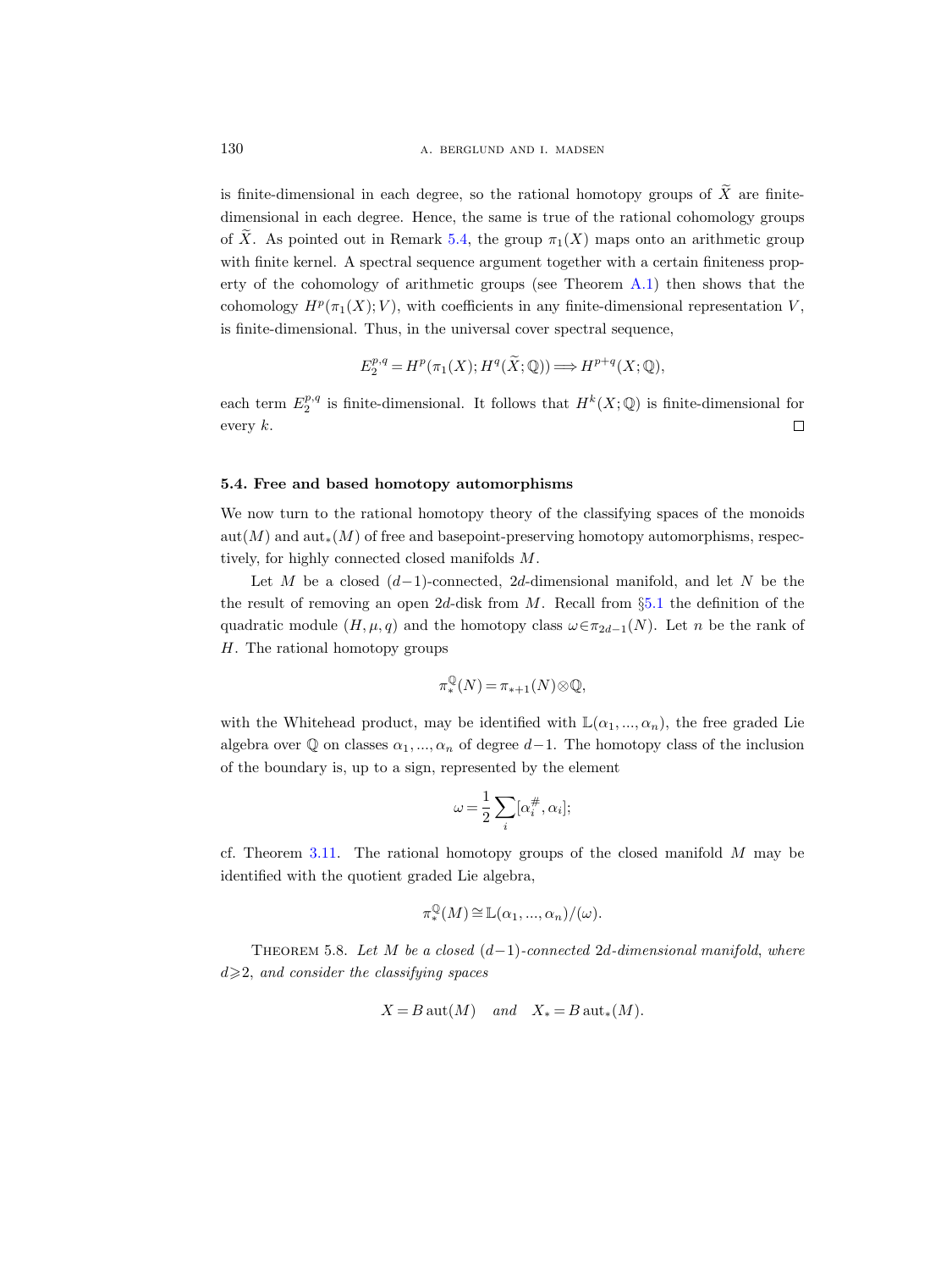is finite-dimensional in each degree, so the rational homotopy groups of $\widetilde{X}$ are finite-dimensional in each degree. Hence, the same is true of the rational cohomology groups of $\widetilde{X}$. As pointed out in Remark 5.4, the group $\pi_1(X)$ maps onto an arithmetic group with finite kernel. A spectral sequence argument together with a certain finiteness property of the cohomology of arithmetic groups (see Theorem A.1) then shows that the cohomology $H^p(\pi_1(X); V)$, with coefficients in any finite-dimensional representation $V$, is finite-dimensional. Thus, in the universal cover spectral sequence,

$$E_2^{p,q} = H^p(\pi_1(X); H^q(\widetilde{X}; \mathbb{Q})) \Longrightarrow H^{p+q}(X; \mathbb{Q}),$$

each term $E_2^{p,q}$ is finite-dimensional. It follows that $H^k(X;\mathbb{Q})$ is finite-dimensional for every $k$. □

### 5.4. Free and based homotopy automorphisms

We now turn to the rational homotopy theory of the classifying spaces of the monoids $\mathrm{aut}(M)$ and $\mathrm{aut}_*(M)$ of free and basepoint-preserving homotopy automorphisms, respectively, for highly connected closed manifolds $M$.

Let $M$ be a closed $(d-1)$-connected, $2d$-dimensional manifold, and let $N$ be the the result of removing an open $2d$-disk from $M$. Recall from §5.1 the definition of the quadratic module $(H, \mu, q)$ and the homotopy class $\omega \in \pi_{2d-1}(N)$. Let $n$ be the rank of $H$. The rational homotopy groups

$$\pi_*^{\mathbb{Q}}(N) = \pi_{*+1}(N) \otimes \mathbb{Q},$$

with the Whitehead product, may be identified with $\mathbb{L}(\alpha_1, ..., \alpha_n)$, the free graded Lie algebra over $\mathbb{Q}$ on classes $\alpha_1, ..., \alpha_n$ of degree $d-1$. The homotopy class of the inclusion of the boundary is, up to a sign, represented by the element

$$\omega = \frac{1}{2} \sum_i [\alpha_i^{\#}, \alpha_i];$$

cf. Theorem 3.11. The rational homotopy groups of the closed manifold $M$ may be identified with the quotient graded Lie algebra,

$$\pi_*^{\mathbb{Q}}(M) \cong \mathbb{L}(\alpha_1, ..., \alpha_n)/(\omega).$$

Theorem 5.8. *Let $M$ be a closed $(d-1)$-connected $2d$-dimensional manifold, where $d \geqslant 2$, and consider the classifying spaces*

$$X = B\,\mathrm{aut}(M) \quad \textit{and} \quad X_* = B\,\mathrm{aut}_*(M).$$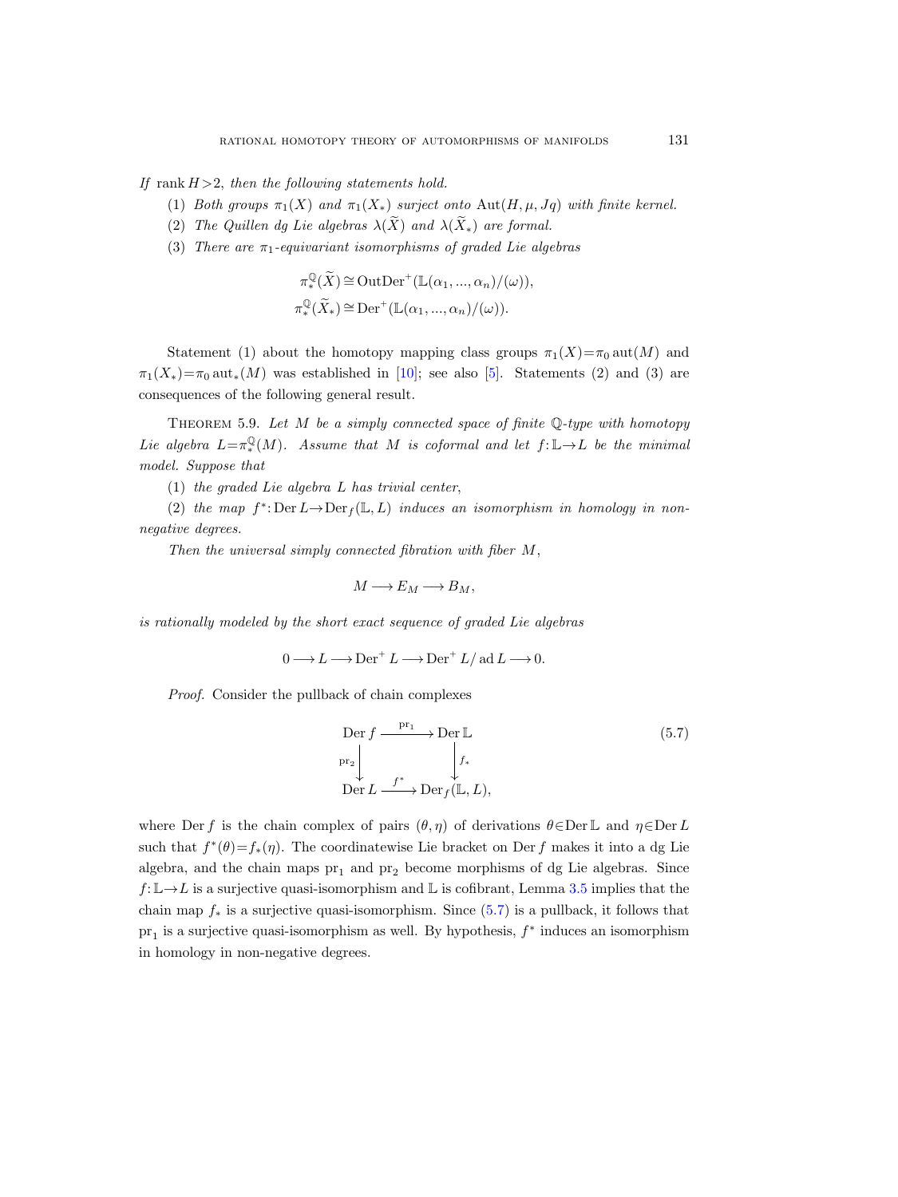*If* $\operatorname{rank} H > 2$*, then the following statements hold.*

(1) *Both groups* $\pi_1(X)$ *and* $\pi_1(X_*)$ *surject onto* $\operatorname{Aut}(H, \mu, Jq)$ *with finite kernel.*

(2) *The Quillen dg Lie algebras* $\lambda(\widetilde{X})$ *and* $\lambda(\widetilde{X}_*)$ *are formal.*

(3) *There are* $\pi_1$*-equivariant isomorphisms of graded Lie algebras*

$$\pi_*^{\mathbb{Q}}(\widetilde{X}) \cong \operatorname{OutDer}^+(\mathbb{L}(\alpha_1, ..., \alpha_n)/(\omega)),$$
$$\pi_*^{\mathbb{Q}}(\widetilde{X}_*) \cong \operatorname{Der}^+(\mathbb{L}(\alpha_1, ..., \alpha_n)/(\omega)).$$

Statement (1) about the homotopy mapping class groups $\pi_1(X) = \pi_0 \operatorname{aut}(M)$ and $\pi_1(X_*) = \pi_0 \operatorname{aut}_*(M)$ was established in [10]; see also [5]. Statements (2) and (3) are consequences of the following general result.

Theorem 5.9. *Let* $M$ *be a simply connected space of finite* $\mathbb{Q}$*-type with homotopy Lie algebra* $L = \pi_*^{\mathbb{Q}}(M)$*. Assume that* $M$ *is coformal and let* $f \colon \mathbb{L} \to L$ *be the minimal model. Suppose that*

(1) *the graded Lie algebra* $L$ *has trivial center*,

(2) *the map* $f^* \colon \operatorname{Der} L \to \operatorname{Der}_f(\mathbb{L}, L)$ *induces an isomorphism in homology in non-negative degrees.*

*Then the universal simply connected fibration with fiber* $M$,

$$M \longrightarrow E_M \longrightarrow B_M,$$

*is rationally modeled by the short exact sequence of graded Lie algebras*

$$0 \longrightarrow L \longrightarrow \operatorname{Der}^+ L \longrightarrow \operatorname{Der}^+ L/\operatorname{ad} L \longrightarrow 0.$$

*Proof.* Consider the pullback of chain complexes

$$\begin{array}{ccc} \operatorname{Der} f & \xrightarrow{\operatorname{pr}_1} & \operatorname{Der} \mathbb{L} \\ {\scriptstyle \operatorname{pr}_2}\downarrow & & \downarrow{\scriptstyle f_*} \\ \operatorname{Der} L & \xrightarrow{f^*} & \operatorname{Der}_f(\mathbb{L}, L), \end{array} \tag{5.7}$$

where $\operatorname{Der} f$ is the chain complex of pairs $(\theta, \eta)$ of derivations $\theta \in \operatorname{Der} \mathbb{L}$ and $\eta \in \operatorname{Der} L$ such that $f^*(\theta) = f_*(\eta)$. The coordinatewise Lie bracket on $\operatorname{Der} f$ makes it into a dg Lie algebra, and the chain maps $\operatorname{pr}_1$ and $\operatorname{pr}_2$ become morphisms of dg Lie algebras. Since $f \colon \mathbb{L} \to L$ is a surjective quasi-isomorphism and $\mathbb{L}$ is cofibrant, Lemma 3.5 implies that the chain map $f_*$ is a surjective quasi-isomorphism. Since (5.7) is a pullback, it follows that $\operatorname{pr}_1$ is a surjective quasi-isomorphism as well. By hypothesis, $f^*$ induces an isomorphism in homology in non-negative degrees.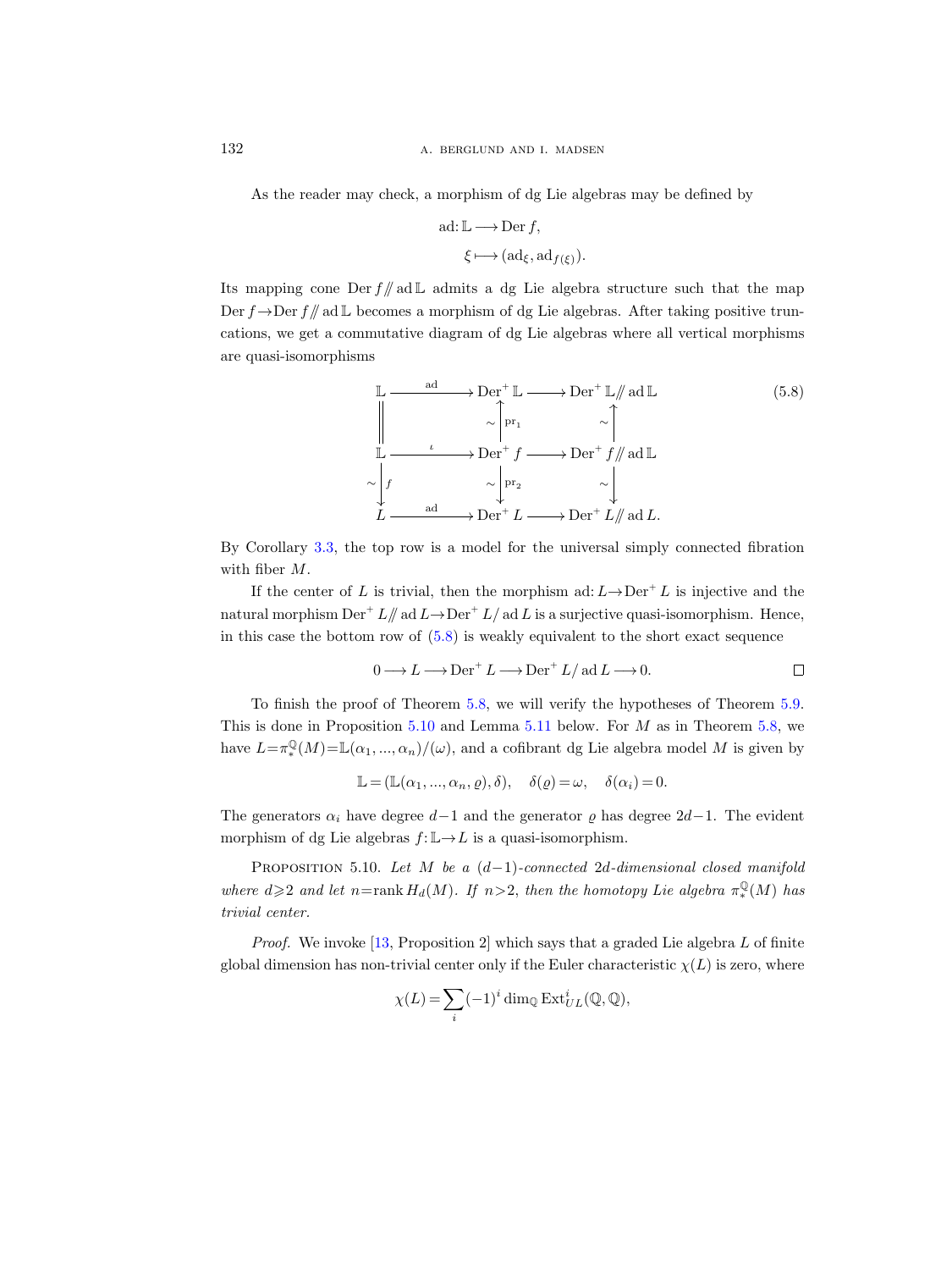As the reader may check, a morphism of dg Lie algebras may be defined by

$$\begin{aligned} \mathrm{ad}\colon \mathbb{L} &\longrightarrow \operatorname{Der} f, \\ \xi &\longmapsto (\mathrm{ad}_\xi, \mathrm{ad}_{f(\xi)}). \end{aligned}$$

Its mapping cone $\operatorname{Der} f /\!\!/ \mathrm{ad}\, \mathbb{L}$ admits a dg Lie algebra structure such that the map $\operatorname{Der} f \to \operatorname{Der} f /\!\!/ \mathrm{ad}\, \mathbb{L}$ becomes a morphism of dg Lie algebras. After taking positive truncations, we get a commutative diagram of dg Lie algebras where all vertical morphisms are quasi-isomorphisms

$$\begin{array}{ccccc}
\mathbb{L} & \xrightarrow{\mathrm{ad}} & \operatorname{Der}^+ \mathbb{L} & \longrightarrow & \operatorname{Der}^+ \mathbb{L} /\!\!/ \mathrm{ad}\, \mathbb{L} \\
\Big\| & & \sim \Big\uparrow \mathrm{pr}_1 & & \sim \Big\uparrow \\
\mathbb{L} & \xrightarrow{\iota} & \operatorname{Der}^+ f & \longrightarrow & \operatorname{Der}^+ f /\!\!/ \mathrm{ad}\, \mathbb{L} \\
\sim \Big\downarrow f & & \sim \Big\downarrow \mathrm{pr}_2 & & \sim \Big\downarrow \\
L & \xrightarrow{\mathrm{ad}} & \operatorname{Der}^+ L & \longrightarrow & \operatorname{Der}^+ L /\!\!/ \mathrm{ad}\, L.
\end{array} \tag{5.8}$$

By Corollary 3.3, the top row is a model for the universal simply connected fibration with fiber $M$.

If the center of $L$ is trivial, then the morphism $\mathrm{ad}\colon L \to \operatorname{Der}^+ L$ is injective and the natural morphism $\operatorname{Der}^+ L /\!\!/ \mathrm{ad}\, L \to \operatorname{Der}^+ L / \mathrm{ad}\, L$ is a surjective quasi-isomorphism. Hence, in this case the bottom row of (5.8) is weakly equivalent to the short exact sequence

$$0 \longrightarrow L \longrightarrow \operatorname{Der}^+ L \longrightarrow \operatorname{Der}^+ L / \mathrm{ad}\, L \longrightarrow 0. \qquad \square$$

To finish the proof of Theorem 5.8, we will verify the hypotheses of Theorem 5.9. This is done in Proposition 5.10 and Lemma 5.11 below. For $M$ as in Theorem 5.8, we have $L = \pi_*^{\mathbb{Q}}(M) = \mathbb{L}(\alpha_1, \ldots, \alpha_n)/(\omega)$, and a cofibrant dg Lie algebra model $M$ is given by

$$\mathbb{L} = (\mathbb{L}(\alpha_1, \ldots, \alpha_n, \varrho), \delta), \quad \delta(\varrho) = \omega, \quad \delta(\alpha_i) = 0.$$

The generators $\alpha_i$ have degree $d-1$ and the generator $\varrho$ has degree $2d-1$. The evident morphism of dg Lie algebras $f\colon \mathbb{L} \to L$ is a quasi-isomorphism.

Proposition 5.10. *Let $M$ be a $(d-1)$-connected $2d$-dimensional closed manifold where $d \geqslant 2$ and let $n = \operatorname{rank} H_d(M)$. If $n > 2$, then the homotopy Lie algebra $\pi_*^{\mathbb{Q}}(M)$ has trivial center.*

*Proof.* We invoke [13, Proposition 2] which says that a graded Lie algebra $L$ of finite global dimension has non-trivial center only if the Euler characteristic $\chi(L)$ is zero, where

$$\chi(L) = \sum_i (-1)^i \dim_{\mathbb{Q}} \operatorname{Ext}^i_{UL}(\mathbb{Q}, \mathbb{Q}),$$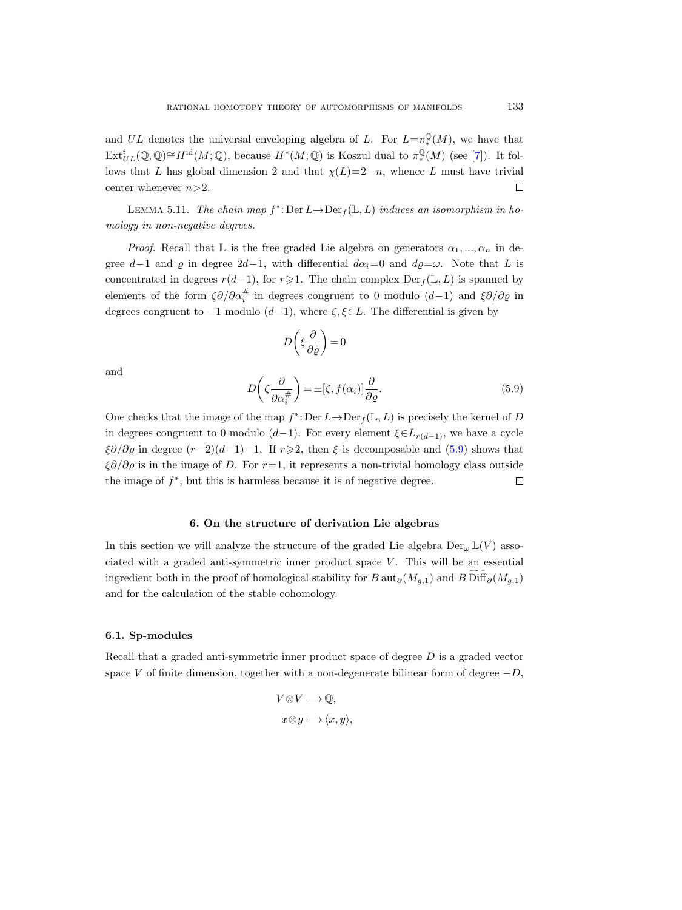and $UL$ denotes the universal enveloping algebra of $L$. For $L=\pi_*^{\mathbb{Q}}(M)$, we have that $\mathrm{Ext}^i_{UL}(\mathbb{Q},\mathbb{Q})\cong H^{\mathrm{id}}(M;\mathbb{Q})$, because $H^*(M;\mathbb{Q})$ is Koszul dual to $\pi_*^{\mathbb{Q}}(M)$ (see [7]). It follows that $L$ has global dimension 2 and that $\chi(L)=2-n$, whence $L$ must have trivial center whenever $n>2$. □

LEMMA 5.11. *The chain map $f^*\colon \mathrm{Der}\, L\to \mathrm{Der}_f(\mathbb{L},L)$ induces an isomorphism in homology in non-negative degrees.*

*Proof.* Recall that $\mathbb{L}$ is the free graded Lie algebra on generators $\alpha_1,\dots,\alpha_n$ in degree $d-1$ and $\varrho$ in degree $2d-1$, with differential $d\alpha_i=0$ and $d\varrho=\omega$. Note that $L$ is concentrated in degrees $r(d-1)$, for $r\geqslant 1$. The chain complex $\mathrm{Der}_f(\mathbb{L},L)$ is spanned by elements of the form $\zeta\partial/\partial\alpha_i^{\#}$ in degrees congruent to 0 modulo $(d-1)$ and $\xi\partial/\partial\varrho$ in degrees congruent to $-1$ modulo $(d-1)$, where $\zeta,\xi\in L$. The differential is given by

$$D\biggl(\xi\frac{\partial}{\partial\varrho}\biggr)=0$$

and

$$D\biggl(\zeta\frac{\partial}{\partial\alpha_i^{\#}}\biggr)=\pm[\zeta,f(\alpha_i)]\frac{\partial}{\partial\varrho}. \tag{5.9}$$

One checks that the image of the map $f^*\colon \mathrm{Der}\, L\to \mathrm{Der}_f(\mathbb{L},L)$ is precisely the kernel of $D$ in degrees congruent to 0 modulo $(d-1)$. For every element $\xi\in L_{r(d-1)}$, we have a cycle $\xi\partial/\partial\varrho$ in degree $(r-2)(d-1)-1$. If $r\geqslant 2$, then $\xi$ is decomposable and (5.9) shows that $\xi\partial/\partial\varrho$ is in the image of $D$. For $r=1$, it represents a non-trivial homology class outside the image of $f^*$, but this is harmless because it is of negative degree. □

## 6. On the structure of derivation Lie algebras

In this section we will analyze the structure of the graded Lie algebra $\mathrm{Der}_\omega\, \mathbb{L}(V)$ associated with a graded anti-symmetric inner product space $V$. This will be an essential ingredient both in the proof of homological stability for $B\,\mathrm{aut}_\partial(M_{g,1})$ and $B\,\widetilde{\mathrm{Diff}}_\partial(M_{g,1})$ and for the calculation of the stable cohomology.

### 6.1. Sp-modules

Recall that a graded anti-symmetric inner product space of degree $D$ is a graded vector space $V$ of finite dimension, together with a non-degenerate bilinear form of degree $-D$,

$$\begin{aligned} V\otimes V &\longrightarrow \mathbb{Q}, \\ x\otimes y &\longmapsto \langle x,y\rangle, \end{aligned}$$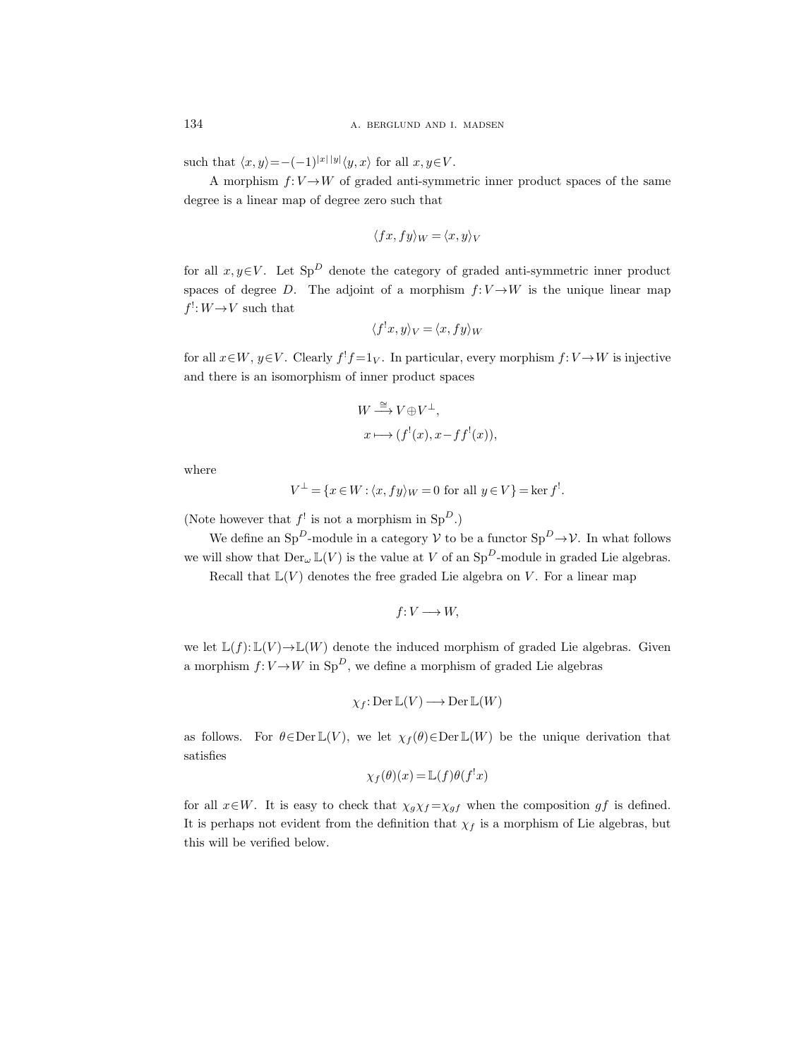such that $\langle x,y\rangle = -(-1)^{|x||y|}\langle y,x\rangle$ for all $x,y\in V$.

A morphism $f\colon V\to W$ of graded anti-symmetric inner product spaces of the same degree is a linear map of degree zero such that

$$\langle fx, fy\rangle_W = \langle x,y\rangle_V$$

for all $x,y\in V$. Let $\mathrm{Sp}^D$ denote the category of graded anti-symmetric inner product spaces of degree $D$. The adjoint of a morphism $f\colon V\to W$ is the unique linear map $f^!\colon W\to V$ such that

$$\langle f^! x, y\rangle_V = \langle x, fy\rangle_W$$

for all $x\in W$, $y\in V$. Clearly $f^! f = 1_V$. In particular, every morphism $f\colon V\to W$ is injective and there is an isomorphism of inner product spaces

$$\begin{aligned} W &\xrightarrow{\cong} V\oplus V^{\perp}, \\ x &\longmapsto (f^!(x), x - ff^!(x)), \end{aligned}$$

where

$$V^{\perp} = \{x\in W : \langle x, fy\rangle_W = 0 \text{ for all } y\in V\} = \ker f^!.$$

(Note however that $f^!$ is not a morphism in $\mathrm{Sp}^D$.)

We define an $\mathrm{Sp}^D$-module in a category $\mathcal{V}$ to be a functor $\mathrm{Sp}^D\to\mathcal{V}$. In what follows we will show that $\mathrm{Der}_\omega \mathbb{L}(V)$ is the value at $V$ of an $\mathrm{Sp}^D$-module in graded Lie algebras.

Recall that $\mathbb{L}(V)$ denotes the free graded Lie algebra on $V$. For a linear map

$$f\colon V\longrightarrow W,$$

we let $\mathbb{L}(f)\colon \mathbb{L}(V)\to\mathbb{L}(W)$ denote the induced morphism of graded Lie algebras. Given a morphism $f\colon V\to W$ in $\mathrm{Sp}^D$, we define a morphism of graded Lie algebras

$$\chi_f\colon \mathrm{Der}\,\mathbb{L}(V)\longrightarrow \mathrm{Der}\,\mathbb{L}(W)$$

as follows. For $\theta\in\mathrm{Der}\,\mathbb{L}(V)$, we let $\chi_f(\theta)\in\mathrm{Der}\,\mathbb{L}(W)$ be the unique derivation that satisfies

$$\chi_f(\theta)(x) = \mathbb{L}(f)\theta(f^! x)$$

for all $x\in W$. It is easy to check that $\chi_g\chi_f = \chi_{gf}$ when the composition $gf$ is defined. It is perhaps not evident from the definition that $\chi_f$ is a morphism of Lie algebras, but this will be verified below.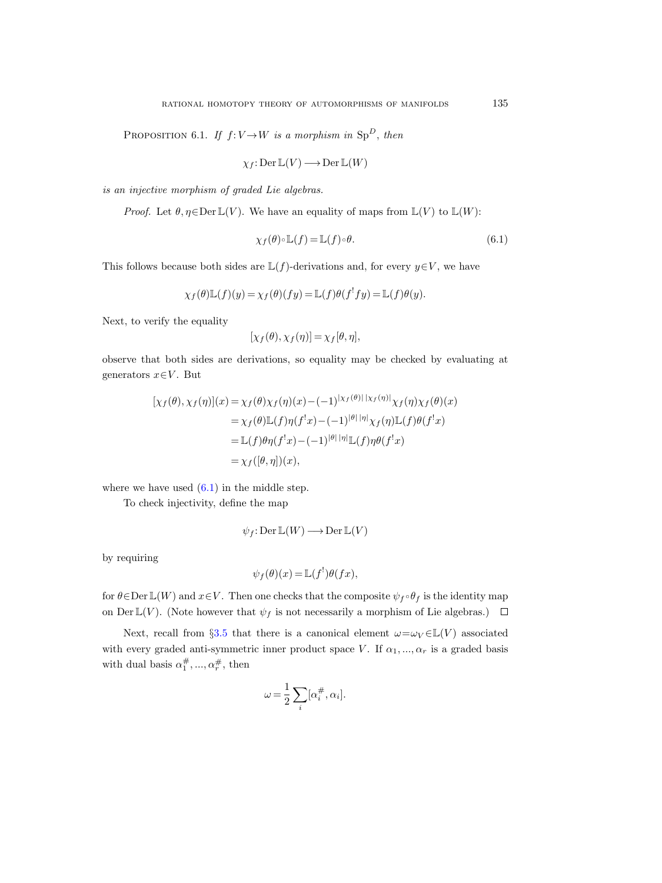Proposition 6.1. *If $f: V \to W$ is a morphism in $\mathrm{Sp}^D$, then*

$$\chi_f : \operatorname{Der} \mathbb{L}(V) \longrightarrow \operatorname{Der} \mathbb{L}(W)$$

*is an injective morphism of graded Lie algebras.*

*Proof.* Let $\theta, \eta \in \operatorname{Der} \mathbb{L}(V)$. We have an equality of maps from $\mathbb{L}(V)$ to $\mathbb{L}(W)$:

$$\chi_f(\theta) \circ \mathbb{L}(f) = \mathbb{L}(f) \circ \theta. \tag{6.1}$$

This follows because both sides are $\mathbb{L}(f)$-derivations and, for every $y \in V$, we have

$$\chi_f(\theta)\mathbb{L}(f)(y) = \chi_f(\theta)(fy) = \mathbb{L}(f)\theta(f^! fy) = \mathbb{L}(f)\theta(y).$$

Next, to verify the equality

$$[\chi_f(\theta), \chi_f(\eta)] = \chi_f[\theta, \eta],$$

observe that both sides are derivations, so equality may be checked by evaluating at generators $x \in V$. But

$$\begin{aligned}
[\chi_f(\theta), \chi_f(\eta)](x) &= \chi_f(\theta)\chi_f(\eta)(x) - (-1)^{|\chi_f(\theta)|\,|\chi_f(\eta)|}\chi_f(\eta)\chi_f(\theta)(x) \\
&= \chi_f(\theta)\mathbb{L}(f)\eta(f^! x) - (-1)^{|\theta|\,|\eta|}\chi_f(\eta)\mathbb{L}(f)\theta(f^! x) \\
&= \mathbb{L}(f)\theta\eta(f^! x) - (-1)^{|\theta|\,|\eta|}\mathbb{L}(f)\eta\theta(f^! x) \\
&= \chi_f([\theta, \eta])(x),
\end{aligned}$$

where we have used (6.1) in the middle step.

To check injectivity, define the map

$$\psi_f : \operatorname{Der} \mathbb{L}(W) \longrightarrow \operatorname{Der} \mathbb{L}(V)$$

by requiring

$$\psi_f(\theta)(x) = \mathbb{L}(f^!)\theta(fx),$$

for $\theta \in \operatorname{Der} \mathbb{L}(W)$ and $x \in V$. Then one checks that the composite $\psi_f \circ \theta_f$ is the identity map on $\operatorname{Der} \mathbb{L}(V)$. (Note however that $\psi_f$ is not necessarily a morphism of Lie algebras.) $\square$

Next, recall from §3.5 that there is a canonical element $\omega = \omega_V \in \mathbb{L}(V)$ associated with every graded anti-symmetric inner product space $V$. If $\alpha_1, ..., \alpha_r$ is a graded basis with dual basis $\alpha_1^{\#}, ..., \alpha_r^{\#}$, then

$$\omega = \frac{1}{2} \sum_i [\alpha_i^{\#}, \alpha_i].$$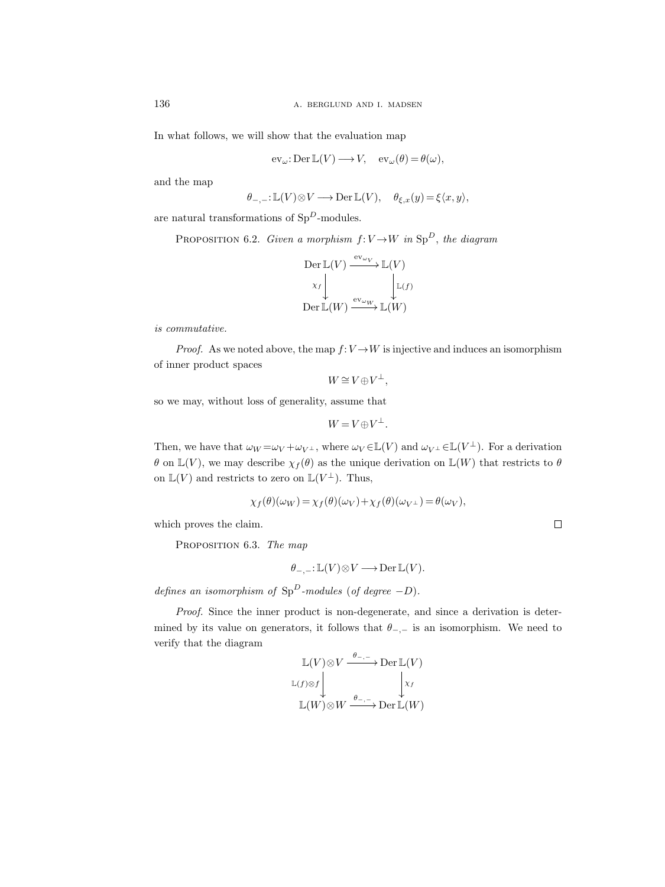In what follows, we will show that the evaluation map

$$\mathrm{ev}_\omega\colon \operatorname{Der}\mathbb{L}(V) \longrightarrow V, \quad \mathrm{ev}_\omega(\theta) = \theta(\omega),$$

and the map

$$\theta_{-,-}\colon \mathbb{L}(V)\otimes V \longrightarrow \operatorname{Der}\mathbb{L}(V), \quad \theta_{\xi,x}(y) = \xi\langle x,y\rangle,$$

are natural transformations of $\mathrm{Sp}^D$-modules.

Proposition 6.2. *Given a morphism $f\colon V \to W$ in $\mathrm{Sp}^D$, the diagram*

$$\begin{array}{ccc} \operatorname{Der}\mathbb{L}(V) & \xrightarrow{\mathrm{ev}_{\omega_V}} & \mathbb{L}(V) \\ {\scriptstyle \chi_f}\downarrow & & \downarrow{\scriptstyle \mathbb{L}(f)} \\ \operatorname{Der}\mathbb{L}(W) & \xrightarrow{\mathrm{ev}_{\omega_W}} & \mathbb{L}(W) \end{array}$$

*is commutative.*

*Proof.* As we noted above, the map $f\colon V \to W$ is injective and induces an isomorphism of inner product spaces

$$W \cong V \oplus V^\perp,$$

so we may, without loss of generality, assume that

$$W = V \oplus V^\perp.$$

Then, we have that $\omega_W = \omega_V + \omega_{V^\perp}$, where $\omega_V \in \mathbb{L}(V)$ and $\omega_{V^\perp} \in \mathbb{L}(V^\perp)$. For a derivation $\theta$ on $\mathbb{L}(V)$, we may describe $\chi_f(\theta)$ as the unique derivation on $\mathbb{L}(W)$ that restricts to $\theta$ on $\mathbb{L}(V)$ and restricts to zero on $\mathbb{L}(V^\perp)$. Thus,

$$\chi_f(\theta)(\omega_W) = \chi_f(\theta)(\omega_V) + \chi_f(\theta)(\omega_{V^\perp}) = \theta(\omega_V),$$

which proves the claim. □

Proposition 6.3. *The map*

$$\theta_{-,-}\colon \mathbb{L}(V)\otimes V \longrightarrow \operatorname{Der}\mathbb{L}(V).$$

*defines an isomorphism of $\mathrm{Sp}^D$-modules (of degree $-D$).*

*Proof.* Since the inner product is non-degenerate, and since a derivation is determined by its value on generators, it follows that $\theta_{-,-}$ is an isomorphism. We need to verify that the diagram

$$\begin{array}{ccc} \mathbb{L}(V)\otimes V & \xrightarrow{\theta_{-,-}} & \operatorname{Der}\mathbb{L}(V) \\ {\scriptstyle \mathbb{L}(f)\otimes f}\downarrow & & \downarrow{\scriptstyle \chi_f} \\ \mathbb{L}(W)\otimes W & \xrightarrow{\theta_{-,-}} & \operatorname{Der}\mathbb{L}(W) \end{array}$$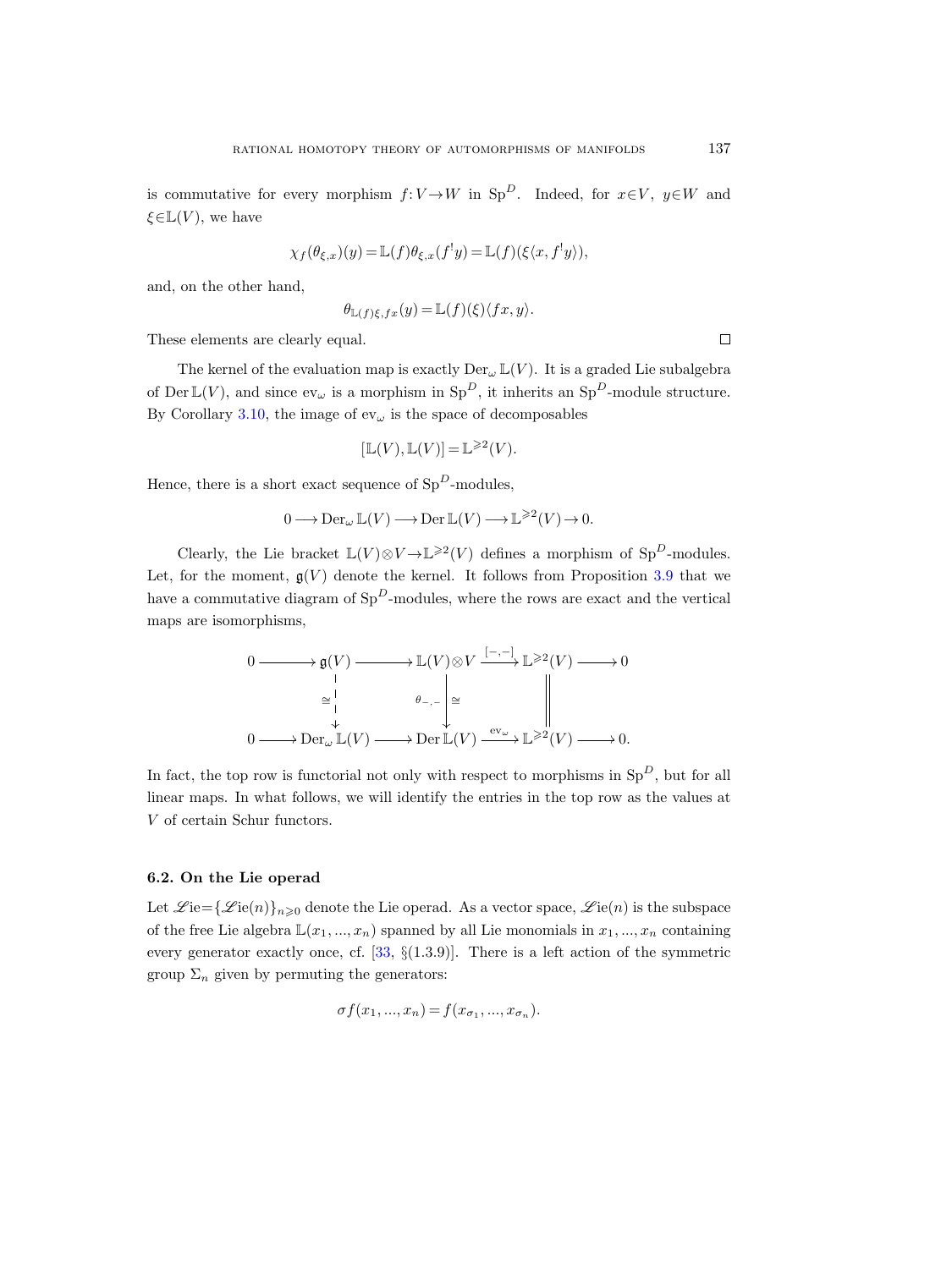is commutative for every morphism $f: V \to W$ in $\mathrm{Sp}^D$. Indeed, for $x \in V$, $y \in W$ and $\xi \in \mathbb{L}(V)$, we have

$$\chi_f(\theta_{\xi,x})(y) = \mathbb{L}(f)\theta_{\xi,x}(f^! y) = \mathbb{L}(f)(\xi\langle x, f^! y\rangle),$$

and, on the other hand,

$$\theta_{\mathbb{L}(f)\xi, fx}(y) = \mathbb{L}(f)(\xi)\langle fx, y\rangle.$$

These elements are clearly equal. $\square$

The kernel of the evaluation map is exactly $\mathrm{Der}_\omega \mathbb{L}(V)$. It is a graded Lie subalgebra of $\mathrm{Der}\,\mathbb{L}(V)$, and since $\mathrm{ev}_\omega$ is a morphism in $\mathrm{Sp}^D$, it inherits an $\mathrm{Sp}^D$-module structure. By Corollary 3.10, the image of $\mathrm{ev}_\omega$ is the space of decomposables

$$[\mathbb{L}(V), \mathbb{L}(V)] = \mathbb{L}^{\geqslant 2}(V).$$

Hence, there is a short exact sequence of $\mathrm{Sp}^D$-modules,

$$0 \longrightarrow \mathrm{Der}_\omega \mathbb{L}(V) \longrightarrow \mathrm{Der}\,\mathbb{L}(V) \longrightarrow \mathbb{L}^{\geqslant 2}(V) \to 0.$$

Clearly, the Lie bracket $\mathbb{L}(V) \otimes V \to \mathbb{L}^{\geqslant 2}(V)$ defines a morphism of $\mathrm{Sp}^D$-modules. Let, for the moment, $\mathfrak{g}(V)$ denote the kernel. It follows from Proposition 3.9 that we have a commutative diagram of $\mathrm{Sp}^D$-modules, where the rows are exact and the vertical maps are isomorphisms,

$$\begin{array}{ccccccccc}
0 & \longrightarrow & \mathfrak{g}(V) & \longrightarrow & \mathbb{L}(V) \otimes V & \xrightarrow{[-,-]} & \mathbb{L}^{\geqslant 2}(V) & \longrightarrow & 0 \\
 & & \downarrow \cong & & \theta_{-,-} \downarrow \cong & & \| & & \\
0 & \longrightarrow & \mathrm{Der}_\omega \mathbb{L}(V) & \longrightarrow & \mathrm{Der}\,\mathbb{L}(V) & \xrightarrow{\mathrm{ev}_\omega} & \mathbb{L}^{\geqslant 2}(V) & \longrightarrow & 0.
\end{array}$$

In fact, the top row is functorial not only with respect to morphisms in $\mathrm{Sp}^D$, but for all linear maps. In what follows, we will identify the entries in the top row as the values at $V$ of certain Schur functors.

### 6.2. On the Lie operad

Let $\mathscr{L}\mathrm{ie} = \{\mathscr{L}\mathrm{ie}(n)\}_{n \geqslant 0}$ denote the Lie operad. As a vector space, $\mathscr{L}\mathrm{ie}(n)$ is the subspace of the free Lie algebra $\mathbb{L}(x_1, ..., x_n)$ spanned by all Lie monomials in $x_1, ..., x_n$ containing every generator exactly once, cf. [33, §(1.3.9)]. There is a left action of the symmetric group $\Sigma_n$ given by permuting the generators:

$$\sigma f(x_1, ..., x_n) = f(x_{\sigma_1}, ..., x_{\sigma_n}).$$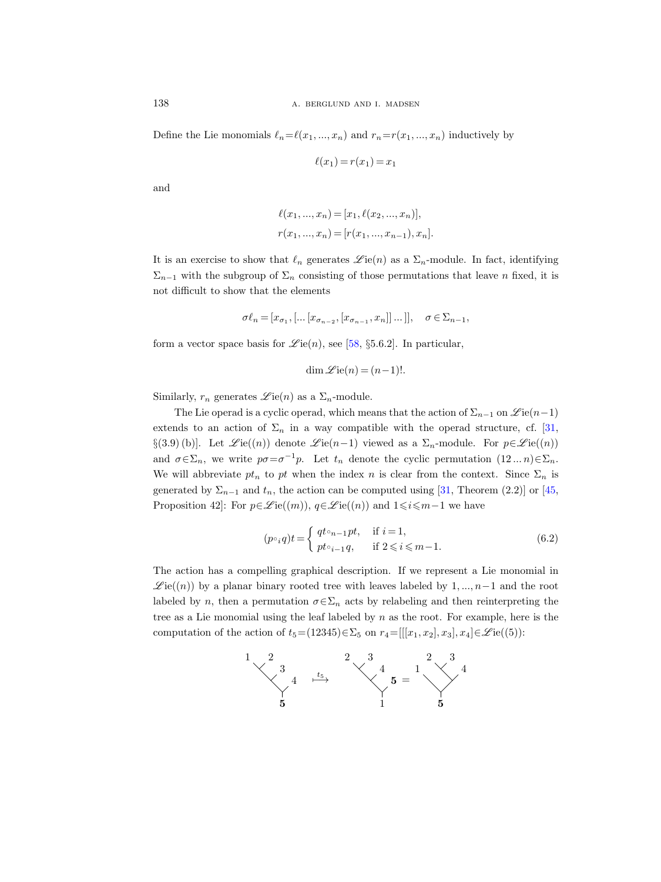Define the Lie monomials $\ell_n = \ell(x_1, ..., x_n)$ and $r_n = r(x_1, ..., x_n)$ inductively by

$$\ell(x_1) = r(x_1) = x_1$$

and

$$\ell(x_1, ..., x_n) = [x_1, \ell(x_2, ..., x_n)],$$
$$r(x_1, ..., x_n) = [r(x_1, ..., x_{n-1}), x_n].$$

It is an exercise to show that $\ell_n$ generates $\mathscr{L}\mathrm{ie}(n)$ as a $\Sigma_n$-module. In fact, identifying $\Sigma_{n-1}$ with the subgroup of $\Sigma_n$ consisting of those permutations that leave $n$ fixed, it is not difficult to show that the elements

$$\sigma\ell_n = [x_{\sigma_1}, [\dots [x_{\sigma_{n-2}}, [x_{\sigma_{n-1}}, x_n]] \dots ]], \quad \sigma \in \Sigma_{n-1},$$

form a vector space basis for $\mathscr{L}\mathrm{ie}(n)$, see [58, §5.6.2]. In particular,

$$\dim \mathscr{L}\mathrm{ie}(n) = (n-1)!.$$

Similarly, $r_n$ generates $\mathscr{L}\mathrm{ie}(n)$ as a $\Sigma_n$-module.

The Lie operad is a cyclic operad, which means that the action of $\Sigma_{n-1}$ on $\mathscr{L}\mathrm{ie}(n-1)$ extends to an action of $\Sigma_n$ in a way compatible with the operad structure, cf. [31, §(3.9) (b)]. Let $\mathscr{L}\mathrm{ie}((n))$ denote $\mathscr{L}\mathrm{ie}(n-1)$ viewed as a $\Sigma_n$-module. For $p \in \mathscr{L}\mathrm{ie}((n))$ and $\sigma \in \Sigma_n$, we write $p\sigma = \sigma^{-1}p$. Let $t_n$ denote the cyclic permutation $(12 \dots n) \in \Sigma_n$. We will abbreviate $pt_n$ to $pt$ when the index $n$ is clear from the context. Since $\Sigma_n$ is generated by $\Sigma_{n-1}$ and $t_n$, the action can be computed using [31, Theorem (2.2)] or [45, Proposition 42]: For $p \in \mathscr{L}\mathrm{ie}((m))$, $q \in \mathscr{L}\mathrm{ie}((n))$ and $1 \leqslant i \leqslant m-1$ we have

$$(p \circ_i q)t = \begin{cases} qt \circ_{n-1} pt, & \text{if } i = 1, \\ pt \circ_{i-1} q, & \text{if } 2 \leqslant i \leqslant m-1. \end{cases} \tag{6.2}$$

The action has a compelling graphical description. If we represent a Lie monomial in $\mathscr{L}\mathrm{ie}((n))$ by a planar binary rooted tree with leaves labeled by $1, ..., n-1$ and the root labeled by $n$, then a permutation $\sigma \in \Sigma_n$ acts by relabeling and then reinterpreting the tree as a Lie monomial using the leaf labeled by $n$ as the root. For example, here is the computation of the action of $t_5 = (12345) \in \Sigma_5$ on $r_4 = [[[x_1, x_2], x_3], x_4] \in \mathscr{L}\mathrm{ie}((5))$: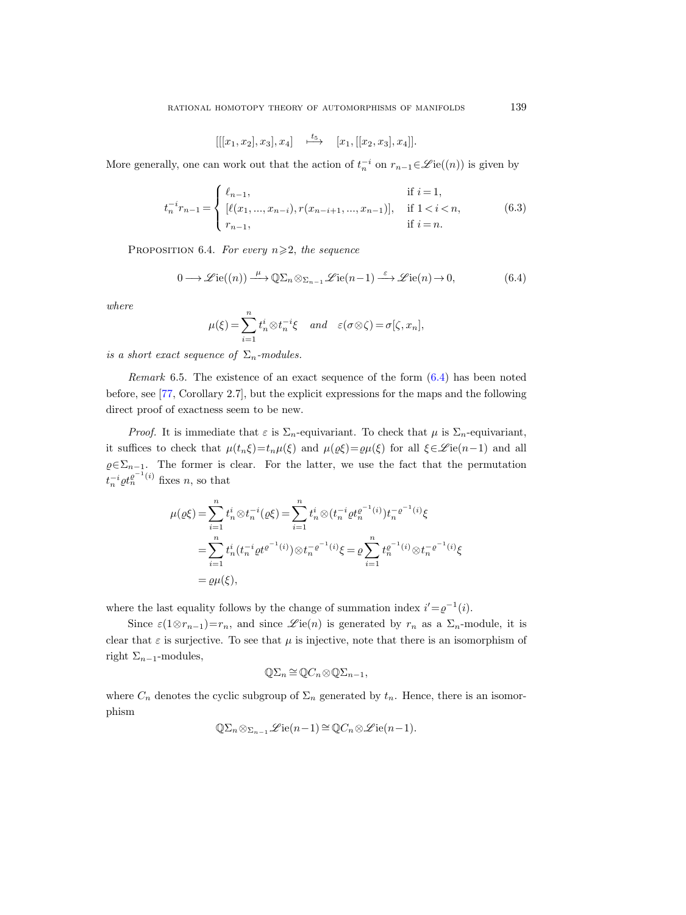$$[[[x_1,x_2],x_3],x_4] \quad \overset{t_5}{\longmapsto} \quad [x_1,[[x_2,x_3],x_4]].$$

More generally, one can work out that the action of $t_n^{-i}$ on $r_{n-1} \in \mathscr{L}\mathrm{ie}((n))$ is given by

$$t_n^{-i} r_{n-1} = \begin{cases} \ell_{n-1}, & \text{if } i=1, \\ [\ell(x_1,...,x_{n-i}), r(x_{n-i+1},...,x_{n-1})], & \text{if } 1<i<n, \\ r_{n-1}, & \text{if } i=n. \end{cases} \tag{6.3}$$

Proposition 6.4. *For every $n \geqslant 2$, the sequence*

$$0 \longrightarrow \mathscr{L}\mathrm{ie}((n)) \xrightarrow{\mu} \mathbb{Q}\Sigma_n \otimes_{\Sigma_{n-1}} \mathscr{L}\mathrm{ie}(n-1) \xrightarrow{\varepsilon} \mathscr{L}\mathrm{ie}(n) \to 0, \tag{6.4}$$

*where*

$$\mu(\xi) = \sum_{i=1}^{n} t_n^i \otimes t_n^{-i} \xi \quad \text{and} \quad \varepsilon(\sigma \otimes \zeta) = \sigma[\zeta, x_n],$$

*is a short exact sequence of $\Sigma_n$-modules.*

*Remark* 6.5. The existence of an exact sequence of the form (6.4) has been noted before, see [77, Corollary 2.7], but the explicit expressions for the maps and the following direct proof of exactness seem to be new.

*Proof.* It is immediate that $\varepsilon$ is $\Sigma_n$-equivariant. To check that $\mu$ is $\Sigma_n$-equivariant, it suffices to check that $\mu(t_n\xi) = t_n\mu(\xi)$ and $\mu(\varrho\xi) = \varrho\mu(\xi)$ for all $\xi \in \mathscr{L}\mathrm{ie}(n-1)$ and all $\varrho \in \Sigma_{n-1}$. The former is clear. For the latter, we use the fact that the permutation $t_n^{-i}\varrho t_n^{\varrho^{-1}(i)}$ fixes $n$, so that

$$\begin{aligned} \mu(\varrho\xi) &= \sum_{i=1}^{n} t_n^i \otimes t_n^{-i}(\varrho\xi) = \sum_{i=1}^{n} t_n^i \otimes (t_n^{-i}\varrho t_n^{\varrho^{-1}(i)}) t_n^{-\varrho^{-1}(i)}\xi \\ &= \sum_{i=1}^{n} t_n^i (t_n^{-i}\varrho t^{\varrho^{-1}(i)}) \otimes t_n^{-\varrho^{-1}(i)}\xi = \varrho \sum_{i=1}^{n} t_n^{\varrho^{-1}(i)} \otimes t_n^{-\varrho^{-1}(i)}\xi \\ &= \varrho\mu(\xi), \end{aligned}$$

where the last equality follows by the change of summation index $i' = \varrho^{-1}(i)$.

Since $\varepsilon(1 \otimes r_{n-1}) = r_n$, and since $\mathscr{L}\mathrm{ie}(n)$ is generated by $r_n$ as a $\Sigma_n$-module, it is clear that $\varepsilon$ is surjective. To see that $\mu$ is injective, note that there is an isomorphism of right $\Sigma_{n-1}$-modules,

$$\mathbb{Q}\Sigma_n \cong \mathbb{Q}C_n \otimes \mathbb{Q}\Sigma_{n-1},$$

where $C_n$ denotes the cyclic subgroup of $\Sigma_n$ generated by $t_n$. Hence, there is an isomorphism

$$\mathbb{Q}\Sigma_n \otimes_{\Sigma_{n-1}} \mathscr{L}\mathrm{ie}(n-1) \cong \mathbb{Q}C_n \otimes \mathscr{L}\mathrm{ie}(n-1).$$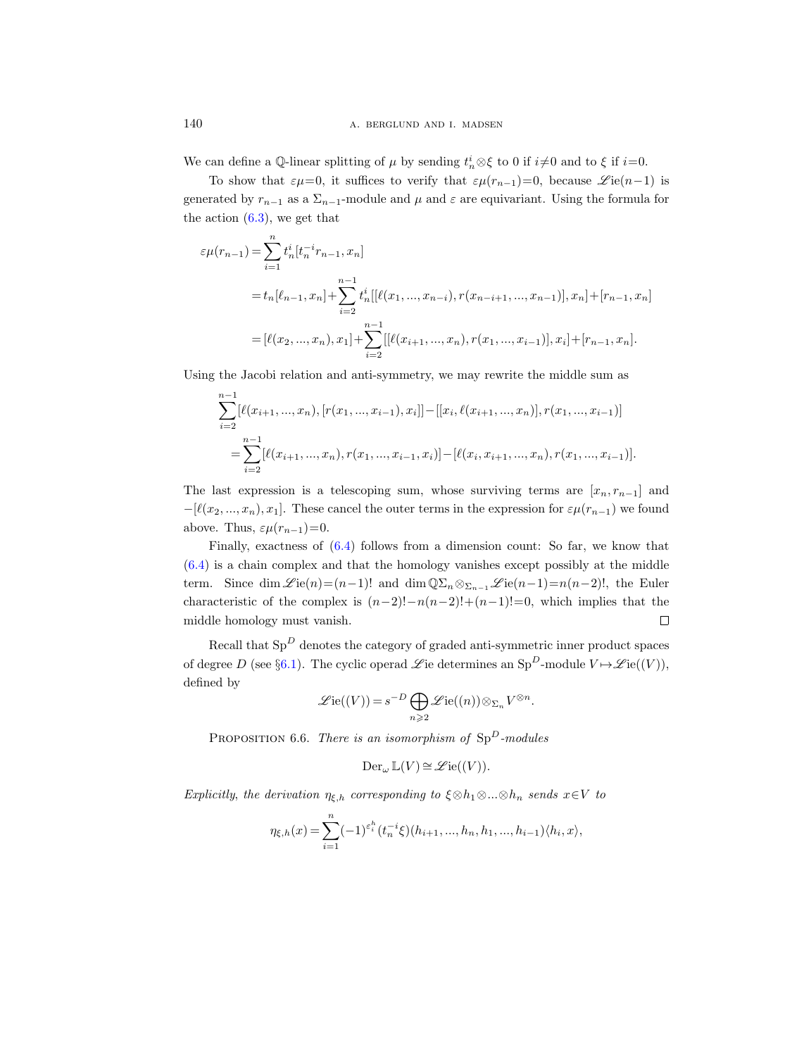We can define a $\mathbb{Q}$-linear splitting of $\mu$ by sending $t_n^i \otimes \xi$ to 0 if $i \neq 0$ and to $\xi$ if $i=0$.

To show that $\varepsilon\mu=0$, it suffices to verify that $\varepsilon\mu(r_{n-1})=0$, because $\mathscr{L}\mathrm{ie}(n-1)$ is generated by $r_{n-1}$ as a $\Sigma_{n-1}$-module and $\mu$ and $\varepsilon$ are equivariant. Using the formula for the action (6.3), we get that

$$
\begin{aligned}
\varepsilon\mu(r_{n-1}) &= \sum_{i=1}^{n} t_n^i [t_n^{-i} r_{n-1}, x_n] \\
&= t_n[\ell_{n-1}, x_n] + \sum_{i=2}^{n-1} t_n^i [[\ell(x_1, ..., x_{n-i}), r(x_{n-i+1}, ..., x_{n-1})], x_n] + [r_{n-1}, x_n] \\
&= [\ell(x_2, ..., x_n), x_1] + \sum_{i=2}^{n-1} [[\ell(x_{i+1}, ..., x_n), r(x_1, ..., x_{i-1})], x_i] + [r_{n-1}, x_n].
\end{aligned}
$$

Using the Jacobi relation and anti-symmetry, we may rewrite the middle sum as

$$
\begin{aligned}
&\sum_{i=2}^{n-1} [\ell(x_{i+1}, ..., x_n), [r(x_1, ..., x_{i-1}), x_i]] - [[x_i, \ell(x_{i+1}, ..., x_n)], r(x_1, ..., x_{i-1})] \\
&\quad = \sum_{i=2}^{n-1} [\ell(x_{i+1}, ..., x_n), r(x_1, ..., x_{i-1}, x_i)] - [\ell(x_i, x_{i+1}, ..., x_n), r(x_1, ..., x_{i-1})].
\end{aligned}
$$

The last expression is a telescoping sum, whose surviving terms are $[x_n, r_{n-1}]$ and $-[\ell(x_2, ..., x_n), x_1]$. These cancel the outer terms in the expression for $\varepsilon\mu(r_{n-1})$ we found above. Thus, $\varepsilon\mu(r_{n-1})=0$.

Finally, exactness of (6.4) follows from a dimension count: So far, we know that (6.4) is a chain complex and that the homology vanishes except possibly at the middle term. Since $\dim \mathscr{L}\mathrm{ie}(n)=(n-1)!$ and $\dim \mathbb{Q}\Sigma_n \otimes_{\Sigma_{n-1}} \mathscr{L}\mathrm{ie}(n-1)=n(n-2)!$, the Euler characteristic of the complex is $(n-2)!-n(n-2)!+(n-1)!=0$, which implies that the middle homology must vanish. $\square$

Recall that $\mathrm{Sp}^D$ denotes the category of graded anti-symmetric inner product spaces of degree $D$ (see §6.1). The cyclic operad $\mathscr{L}\mathrm{ie}$ determines an $\mathrm{Sp}^D$-module $V \mapsto \mathscr{L}\mathrm{ie}((V))$, defined by

$$
\mathscr{L}\mathrm{ie}((V)) = s^{-D} \bigoplus_{n \geqslant 2} \mathscr{L}\mathrm{ie}((n)) \otimes_{\Sigma_n} V^{\otimes n}.
$$

PROPOSITION 6.6. *There is an isomorphism of $\mathrm{Sp}^D$-modules*

$$
\mathrm{Der}_\omega \mathbb{L}(V) \cong \mathscr{L}\mathrm{ie}((V)).
$$

*Explicitly, the derivation $\eta_{\xi,h}$ corresponding to $\xi \otimes h_1 \otimes ... \otimes h_n$ sends $x \in V$ to*

$$
\eta_{\xi,h}(x) = \sum_{i=1}^{n} (-1)^{\varepsilon_i^h} (t_n^{-i}\xi)(h_{i+1}, ..., h_n, h_1, ..., h_{i-1}) \langle h_i, x \rangle,
$$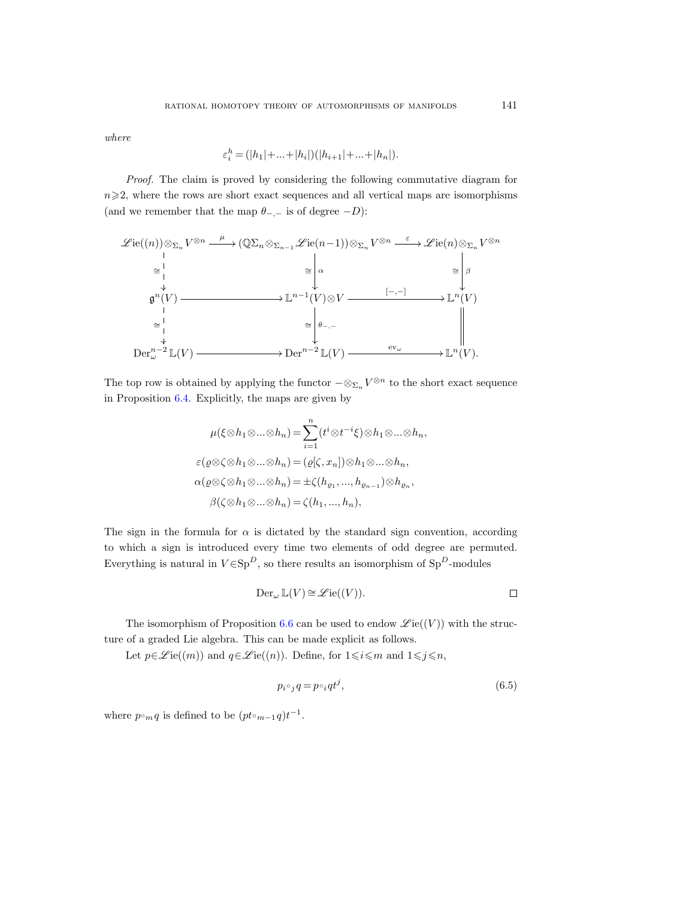*where*

$$\varepsilon_i^h = (|h_1|+...+|h_i|)(|h_{i+1}|+...+|h_n|).$$

*Proof.* The claim is proved by considering the following commutative diagram for $n\geqslant 2$, where the rows are short exact sequences and all vertical maps are isomorphisms (and we remember that the map $\theta_{-,-}$ is of degree $-D$):

$$\begin{array}{ccccc}
\mathscr{L}\mathrm{ie}((n))\otimes_{\Sigma_n} V^{\otimes n} & \xrightarrow{\ \mu\ } & (\mathbb{Q}\Sigma_n \otimes_{\Sigma_{n-1}} \mathscr{L}\mathrm{ie}(n-1))\otimes_{\Sigma_n} V^{\otimes n} & \xrightarrow{\ \varepsilon\ } & \mathscr{L}\mathrm{ie}(n)\otimes_{\Sigma_n} V^{\otimes n} \\
\downarrow \cong & & \cong \downarrow \alpha & & \cong \downarrow \beta \\
\mathfrak{g}^n(V) & \longrightarrow & \mathbb{L}^{n-1}(V)\otimes V & \xrightarrow{\ [-,-]\ } & \mathbb{L}^n(V) \\
\downarrow \cong & & \cong \downarrow \theta_{-,-} & & \| \\
\mathrm{Der}_\omega^{n-2}\,\mathbb{L}(V) & \longrightarrow & \mathrm{Der}^{n-2}\,\mathbb{L}(V) & \xrightarrow{\ \mathrm{ev}_\omega\ } & \mathbb{L}^n(V).
\end{array}$$

The top row is obtained by applying the functor $-\otimes_{\Sigma_n} V^{\otimes n}$ to the short exact sequence in Proposition 6.4. Explicitly, the maps are given by

$$\begin{aligned}
\mu(\xi\otimes h_1\otimes...\otimes h_n) &= \sum_{i=1}^{n} (t^i\otimes t^{-i}\xi)\otimes h_1\otimes...\otimes h_n, \\
\varepsilon(\varrho\otimes\zeta\otimes h_1\otimes...\otimes h_n) &= (\varrho[\zeta,x_n])\otimes h_1\otimes...\otimes h_n, \\
\alpha(\varrho\otimes\zeta\otimes h_1\otimes...\otimes h_n) &= \pm\zeta(h_{\varrho_1},...,h_{\varrho_{n-1}})\otimes h_{\varrho_n}, \\
\beta(\zeta\otimes h_1\otimes...\otimes h_n) &= \zeta(h_1,...,h_n),
\end{aligned}$$

The sign in the formula for $\alpha$ is dictated by the standard sign convention, according to which a sign is introduced every time two elements of odd degree are permuted. Everything is natural in $V\in\mathrm{Sp}^D$, so there results an isomorphism of $\mathrm{Sp}^D$-modules

$$\mathrm{Der}_\omega\,\mathbb{L}(V)\cong\mathscr{L}\mathrm{ie}((V)). \qquad \square$$

The isomorphism of Proposition 6.6 can be used to endow $\mathscr{L}\mathrm{ie}((V))$ with the structure of a graded Lie algebra. This can be made explicit as follows.

Let $p\in\mathscr{L}\mathrm{ie}((m))$ and $q\in\mathscr{L}\mathrm{ie}((n))$. Define, for $1\leqslant i\leqslant m$ and $1\leqslant j\leqslant n$,

$$p\,{}_i{\circ}_j\,q = p\circ_i q t^j, \tag{6.5}$$

where $p\circ_m q$ is defined to be $(pt\circ_{m-1}q)t^{-1}$.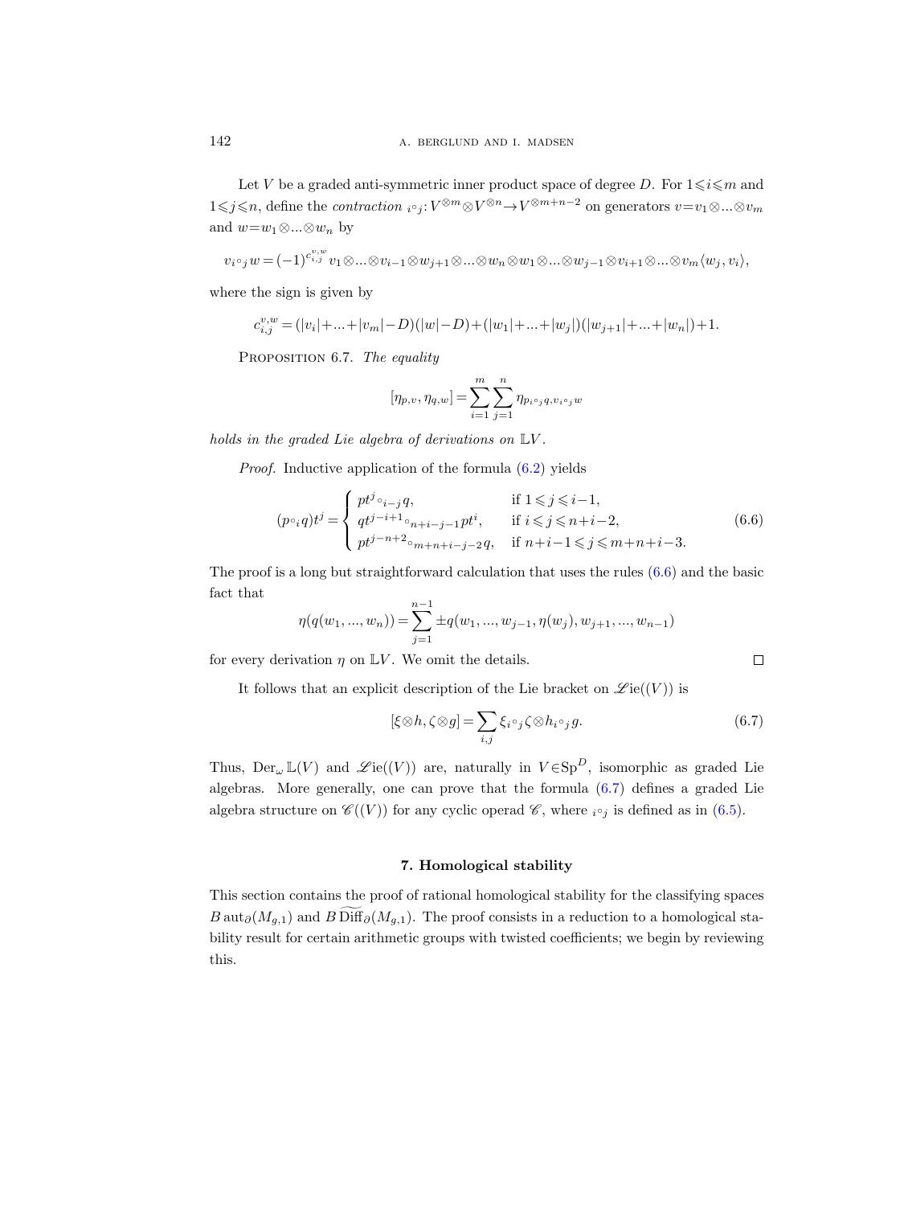Let $V$ be a graded anti-symmetric inner product space of degree $D$. For $1\leqslant i\leqslant m$ and $1\leqslant j\leqslant n$, define the *contraction* ${}_i\circ_j\colon V^{\otimes m}\otimes V^{\otimes n}\to V^{\otimes m+n-2}$ on generators $v=v_1\otimes...\otimes v_m$ and $w=w_1\otimes...\otimes w_n$ by

$$v\,{}_i\circ_j\, w = (-1)^{c_{i,j}^{v,w}}\, v_1\otimes...\otimes v_{i-1}\otimes w_{j+1}\otimes...\otimes w_n\otimes w_1\otimes...\otimes w_{j-1}\otimes v_{i+1}\otimes...\otimes v_m\langle w_j, v_i\rangle,$$

where the sign is given by

$$c_{i,j}^{v,w} = (|v_i|+...+|v_m|-D)(|w|-D)+(|w_1|+...+|w_j|)(|w_{j+1}|+...+|w_n|)+1.$$

Proposition 6.7. *The equality*

$$[\eta_{p,v},\eta_{q,w}] = \sum_{i=1}^{m}\sum_{j=1}^{n}\eta_{p\,{}_i\circ_j\, q,\, v\,{}_i\circ_j\, w}$$

*holds in the graded Lie algebra of derivations on* $\mathbb{L}V$.

*Proof.* Inductive application of the formula (6.2) yields

$$(p\circ_i q)t^j = \begin{cases} pt^j\circ_{i-j} q, & \text{if } 1\leqslant j\leqslant i-1,\\ qt^{j-i+1}\circ_{n+i-j-1} pt^i, & \text{if } i\leqslant j\leqslant n+i-2,\\ pt^{j-n+2}\circ_{m+n+i-j-2} q, & \text{if } n+i-1\leqslant j\leqslant m+n+i-3. \end{cases} \tag{6.6}$$

The proof is a long but straightforward calculation that uses the rules (6.6) and the basic fact that

$$\eta(q(w_1,...,w_n)) = \sum_{j=1}^{n-1} \pm q(w_1,...,w_{j-1},\eta(w_j),w_{j+1},...,w_{n-1})$$

for every derivation $\eta$ on $\mathbb{L}V$. We omit the details. $\square$

It follows that an explicit description of the Lie bracket on $\mathscr{L}\mathrm{ie}((V))$ is

$$[\xi\otimes h,\zeta\otimes g] = \sum_{i,j}\xi\,{}_i\circ_j\,\zeta\otimes h\,{}_i\circ_j\, g. \tag{6.7}$$

Thus, $\mathrm{Der}_\omega\,\mathbb{L}(V)$ and $\mathscr{L}\mathrm{ie}((V))$ are, naturally in $V\in\mathrm{Sp}^D$, isomorphic as graded Lie algebras. More generally, one can prove that the formula (6.7) defines a graded Lie algebra structure on $\mathscr{C}((V))$ for any cyclic operad $\mathscr{C}$, where ${}_i\circ_j$ is defined as in (6.5).

## 7. Homological stability

This section contains the proof of rational homological stability for the classifying spaces $B\,\mathrm{aut}_\partial(M_{g,1})$ and $B\,\widetilde{\mathrm{Diff}}_\partial(M_{g,1})$. The proof consists in a reduction to a homological stability result for certain arithmetic groups with twisted coefficients; we begin by reviewing this.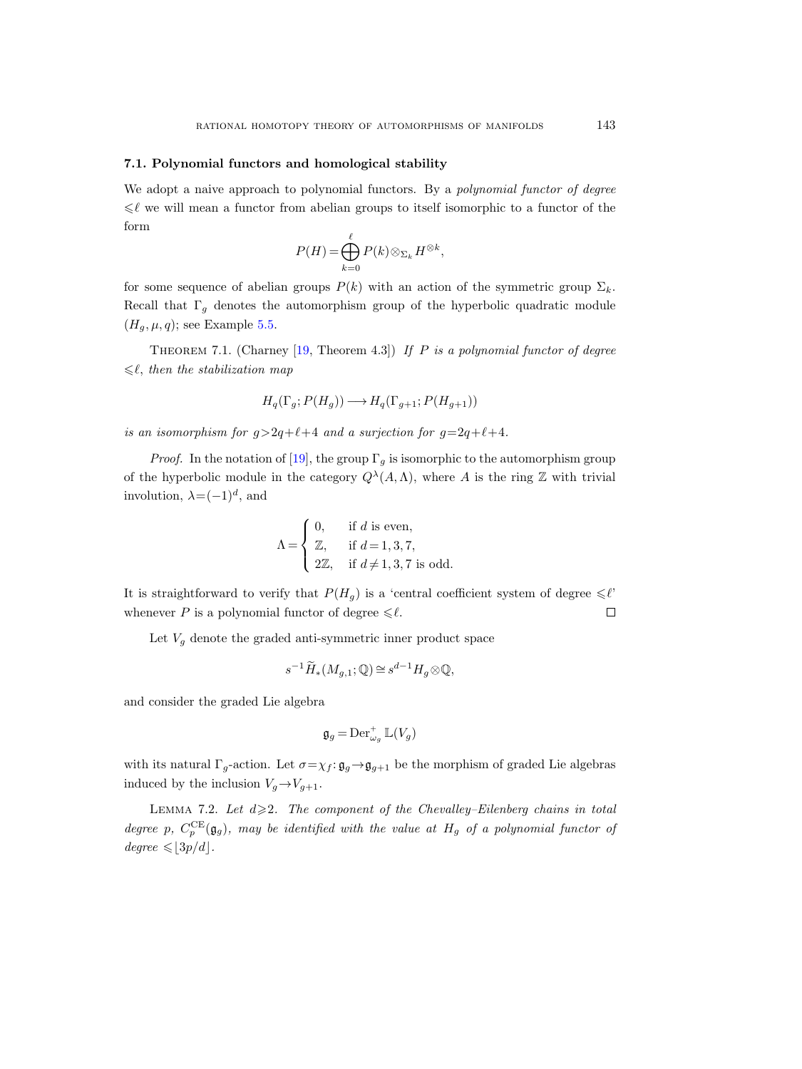### 7.1. Polynomial functors and homological stability

We adopt a naive approach to polynomial functors. By a *polynomial functor of degree* $\leqslant \ell$ we will mean a functor from abelian groups to itself isomorphic to a functor of the form

$$P(H) = \bigoplus_{k=0}^{\ell} P(k) \otimes_{\Sigma_k} H^{\otimes k},$$

for some sequence of abelian groups $P(k)$ with an action of the symmetric group $\Sigma_k$. Recall that $\Gamma_g$ denotes the automorphism group of the hyperbolic quadratic module $(H_g, \mu, q)$; see Example 5.5.

Theorem 7.1. (Charney [19, Theorem 4.3]) *If $P$ is a polynomial functor of degree $\leqslant \ell$, then the stabilization map*

$$H_q(\Gamma_g; P(H_g)) \longrightarrow H_q(\Gamma_{g+1}; P(H_{g+1}))$$

*is an isomorphism for $g > 2q+\ell+4$ and a surjection for $g = 2q+\ell+4$.*

*Proof.* In the notation of [19], the group $\Gamma_g$ is isomorphic to the automorphism group of the hyperbolic module in the category $Q^\lambda(A, \Lambda)$, where $A$ is the ring $\mathbb{Z}$ with trivial involution, $\lambda = (-1)^d$, and

$$\Lambda = \begin{cases} 0, & \text{if } d \text{ is even,} \\ \mathbb{Z}, & \text{if } d = 1, 3, 7, \\ 2\mathbb{Z}, & \text{if } d \neq 1, 3, 7 \text{ is odd.} \end{cases}$$

It is straightforward to verify that $P(H_g)$ is a 'central coefficient system of degree $\leqslant \ell$' whenever $P$ is a polynomial functor of degree $\leqslant \ell$. $\square$

Let $V_g$ denote the graded anti-symmetric inner product space

$$s^{-1} \widetilde{H}_*(M_{g,1}; \mathbb{Q}) \cong s^{d-1} H_g \otimes \mathbb{Q},$$

and consider the graded Lie algebra

$$\mathfrak{g}_g = \operatorname{Der}^+_{\omega_g} \mathbb{L}(V_g)$$

with its natural $\Gamma_g$-action. Let $\sigma = \chi_f \colon \mathfrak{g}_g \to \mathfrak{g}_{g+1}$ be the morphism of graded Lie algebras induced by the inclusion $V_g \to V_{g+1}$.

Lemma 7.2. *Let $d \geqslant 2$. The component of the Chevalley–Eilenberg chains in total degree $p$, $C_p^{\mathrm{CE}}(\mathfrak{g}_g)$, may be identified with the value at $H_g$ of a polynomial functor of degree $\leqslant \lfloor 3p/d \rfloor$.*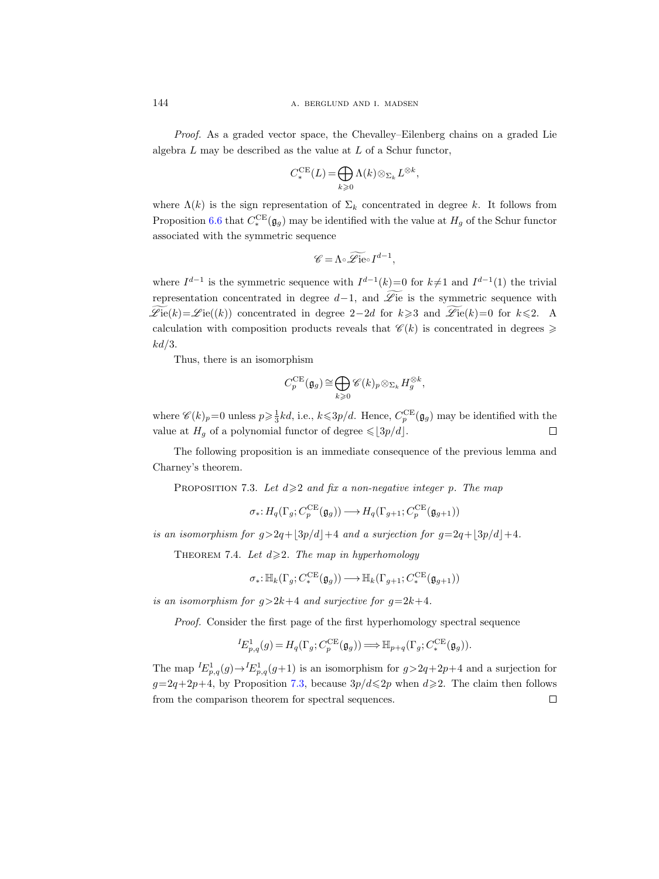*Proof.* As a graded vector space, the Chevalley–Eilenberg chains on a graded Lie algebra $L$ may be described as the value at $L$ of a Schur functor,

$$C_*^{\mathrm{CE}}(L) = \bigoplus_{k\geqslant 0} \Lambda(k) \otimes_{\Sigma_k} L^{\otimes k},$$

where $\Lambda(k)$ is the sign representation of $\Sigma_k$ concentrated in degree $k$. It follows from Proposition 6.6 that $C_*^{\mathrm{CE}}(\mathfrak{g}_g)$ may be identified with the value at $H_g$ of the Schur functor associated with the symmetric sequence

$$\mathscr{C} = \Lambda \circ \widetilde{\mathscr{L}\mathrm{ie}} \circ I^{d-1},$$

where $I^{d-1}$ is the symmetric sequence with $I^{d-1}(k)=0$ for $k\neq 1$ and $I^{d-1}(1)$ the trivial representation concentrated in degree $d-1$, and $\widetilde{\mathscr{L}\mathrm{ie}}$ is the symmetric sequence with $\widetilde{\mathscr{L}\mathrm{ie}}(k) = \mathscr{L}\mathrm{ie}((k))$ concentrated in degree $2-2d$ for $k\geqslant 3$ and $\widetilde{\mathscr{L}\mathrm{ie}}(k)=0$ for $k\leqslant 2$. A calculation with composition products reveals that $\mathscr{C}(k)$ is concentrated in degrees $\geqslant kd/3$.

Thus, there is an isomorphism

$$C_p^{\mathrm{CE}}(\mathfrak{g}_g) \cong \bigoplus_{k\geqslant 0} \mathscr{C}(k)_p \otimes_{\Sigma_k} H_g^{\otimes k},$$

where $\mathscr{C}(k)_p = 0$ unless $p\geqslant \frac{1}{3}kd$, i.e., $k\leqslant 3p/d$. Hence, $C_p^{\mathrm{CE}}(\mathfrak{g}_g)$ may be identified with the value at $H_g$ of a polynomial functor of degree $\leqslant \lfloor 3p/d \rfloor$. $\square$

The following proposition is an immediate consequence of the previous lemma and Charney's theorem.

Proposition 7.3. *Let $d\geqslant 2$ and fix a non-negative integer $p$. The map*

$$\sigma_*\colon H_q(\Gamma_g; C_p^{\mathrm{CE}}(\mathfrak{g}_g)) \longrightarrow H_q(\Gamma_{g+1}; C_p^{\mathrm{CE}}(\mathfrak{g}_{g+1}))$$

*is an isomorphism for $g > 2q + \lfloor 3p/d \rfloor + 4$ and a surjection for $g = 2q + \lfloor 3p/d \rfloor + 4$.*

Theorem 7.4. *Let $d\geqslant 2$. The map in hyperhomology*

$$\sigma_*\colon \mathbb{H}_k(\Gamma_g; C_*^{\mathrm{CE}}(\mathfrak{g}_g)) \longrightarrow \mathbb{H}_k(\Gamma_{g+1}; C_*^{\mathrm{CE}}(\mathfrak{g}_{g+1}))$$

*is an isomorphism for $g > 2k+4$ and surjective for $g = 2k+4$.*

*Proof.* Consider the first page of the first hyperhomology spectral sequence

$${}^{I}E^1_{p,q}(g) = H_q(\Gamma_g; C_p^{\mathrm{CE}}(\mathfrak{g}_g)) \Longrightarrow \mathbb{H}_{p+q}(\Gamma_g; C_*^{\mathrm{CE}}(\mathfrak{g}_g)).$$

The map ${}^{I}E^1_{p,q}(g) \to {}^{I}E^1_{p,q}(g+1)$ is an isomorphism for $g > 2q+2p+4$ and a surjection for $g = 2q+2p+4$, by Proposition 7.3, because $3p/d \leqslant 2p$ when $d\geqslant 2$. The claim then follows from the comparison theorem for spectral sequences. $\square$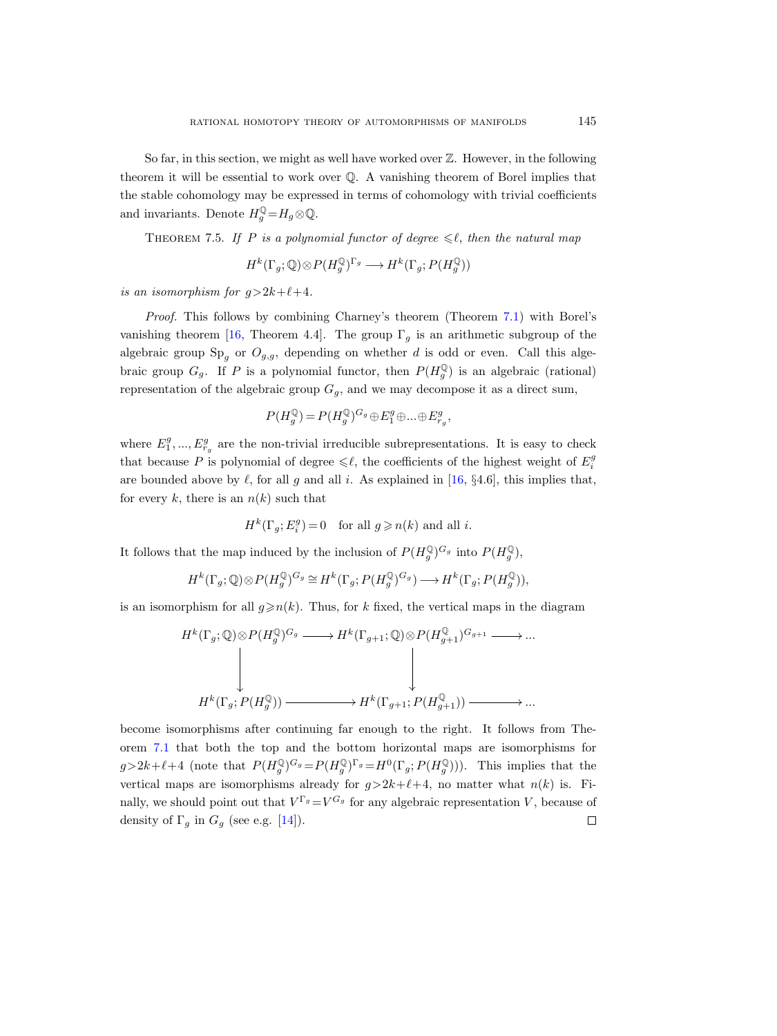So far, in this section, we might as well have worked over $\mathbb{Z}$. However, in the following theorem it will be essential to work over $\mathbb{Q}$. A vanishing theorem of Borel implies that the stable cohomology may be expressed in terms of cohomology with trivial coefficients and invariants. Denote $H_g^{\mathbb{Q}} = H_g \otimes \mathbb{Q}$.

Theorem 7.5. *If $P$ is a polynomial functor of degree $\leqslant \ell$, then the natural map*

$$H^k(\Gamma_g; \mathbb{Q}) \otimes P(H_g^{\mathbb{Q}})^{\Gamma_g} \longrightarrow H^k(\Gamma_g; P(H_g^{\mathbb{Q}}))$$

*is an isomorphism for $g > 2k + \ell + 4$.*

*Proof.* This follows by combining Charney's theorem (Theorem 7.1) with Borel's vanishing theorem [16, Theorem 4.4]. The group $\Gamma_g$ is an arithmetic subgroup of the algebraic group $\mathrm{Sp}_g$ or $O_{g,g}$, depending on whether $d$ is odd or even. Call this algebraic group $G_g$. If $P$ is a polynomial functor, then $P(H_g^{\mathbb{Q}})$ is an algebraic (rational) representation of the algebraic group $G_g$, and we may decompose it as a direct sum,

$$P(H_g^{\mathbb{Q}}) = P(H_g^{\mathbb{Q}})^{G_g} \oplus E_1^g \oplus \ldots \oplus E_{r_g}^g,$$

where $E_1^g, \ldots, E_{r_g}^g$ are the non-trivial irreducible subrepresentations. It is easy to check that because $P$ is polynomial of degree $\leqslant \ell$, the coefficients of the highest weight of $E_i^g$ are bounded above by $\ell$, for all $g$ and all $i$. As explained in [16, §4.6], this implies that, for every $k$, there is an $n(k)$ such that

$$H^k(\Gamma_g; E_i^g) = 0 \quad \text{for all } g \geqslant n(k) \text{ and all } i.$$

It follows that the map induced by the inclusion of $P(H_g^{\mathbb{Q}})^{G_g}$ into $P(H_g^{\mathbb{Q}})$,

$$H^k(\Gamma_g; \mathbb{Q}) \otimes P(H_g^{\mathbb{Q}})^{G_g} \cong H^k(\Gamma_g; P(H_g^{\mathbb{Q}})^{G_g}) \longrightarrow H^k(\Gamma_g; P(H_g^{\mathbb{Q}})),$$

is an isomorphism for all $g \geqslant n(k)$. Thus, for $k$ fixed, the vertical maps in the diagram

$$\begin{array}{ccccc}
H^k(\Gamma_g; \mathbb{Q}) \otimes P(H_g^{\mathbb{Q}})^{G_g} & \longrightarrow & H^k(\Gamma_{g+1}; \mathbb{Q}) \otimes P(H_{g+1}^{\mathbb{Q}})^{G_{g+1}} & \longrightarrow & \ldots \\
\downarrow & & \downarrow & & \\
H^k(\Gamma_g; P(H_g^{\mathbb{Q}})) & \longrightarrow & H^k(\Gamma_{g+1}; P(H_{g+1}^{\mathbb{Q}})) & \longrightarrow & \ldots
\end{array}$$

become isomorphisms after continuing far enough to the right. It follows from Theorem 7.1 that both the top and the bottom horizontal maps are isomorphisms for $g > 2k + \ell + 4$ (note that $P(H_g^{\mathbb{Q}})^{G_g} = P(H_g^{\mathbb{Q}})^{\Gamma_g} = H^0(\Gamma_g; P(H_g^{\mathbb{Q}}))$). This implies that the vertical maps are isomorphisms already for $g > 2k + \ell + 4$, no matter what $n(k)$ is. Finally, we should point out that $V^{\Gamma_g} = V^{G_g}$ for any algebraic representation $V$, because of density of $\Gamma_g$ in $G_g$ (see e.g. [14]). □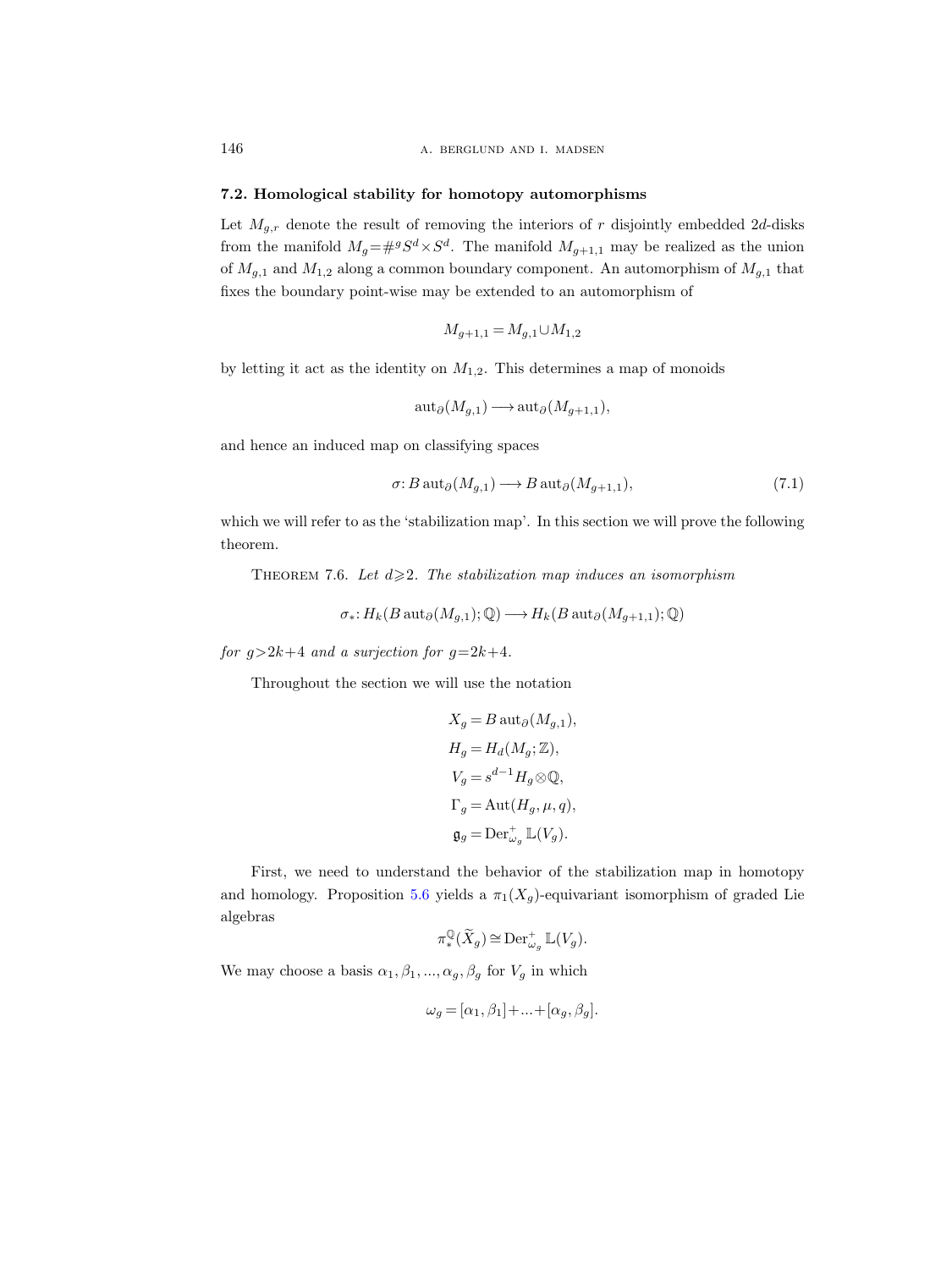### 7.2. Homological stability for homotopy automorphisms

Let $M_{g,r}$ denote the result of removing the interiors of $r$ disjointly embedded $2d$-disks from the manifold $M_g = \#^g S^d \times S^d$. The manifold $M_{g+1,1}$ may be realized as the union of $M_{g,1}$ and $M_{1,2}$ along a common boundary component. An automorphism of $M_{g,1}$ that fixes the boundary point-wise may be extended to an automorphism of

$$M_{g+1,1} = M_{g,1} \cup M_{1,2}$$

by letting it act as the identity on $M_{1,2}$. This determines a map of monoids

$$\operatorname{aut}_\partial(M_{g,1}) \longrightarrow \operatorname{aut}_\partial(M_{g+1,1}),$$

and hence an induced map on classifying spaces

$$\sigma\colon B\operatorname{aut}_\partial(M_{g,1}) \longrightarrow B\operatorname{aut}_\partial(M_{g+1,1}), \tag{7.1}$$

which we will refer to as the 'stabilization map'. In this section we will prove the following theorem.

Theorem 7.6. *Let $d \geqslant 2$. The stabilization map induces an isomorphism*

$$\sigma_*\colon H_k(B\operatorname{aut}_\partial(M_{g,1});\mathbb{Q}) \longrightarrow H_k(B\operatorname{aut}_\partial(M_{g+1,1});\mathbb{Q})$$

*for $g > 2k+4$ and a surjection for $g = 2k+4$.*

Throughout the section we will use the notation

$$\begin{aligned}
X_g &= B\operatorname{aut}_\partial(M_{g,1}), \\
H_g &= H_d(M_g;\mathbb{Z}), \\
V_g &= s^{d-1}H_g \otimes \mathbb{Q}, \\
\Gamma_g &= \operatorname{Aut}(H_g,\mu,q), \\
\mathfrak{g}_g &= \operatorname{Der}^+_{\omega_g}\mathbb{L}(V_g).
\end{aligned}$$

First, we need to understand the behavior of the stabilization map in homotopy and homology. Proposition 5.6 yields a $\pi_1(X_g)$-equivariant isomorphism of graded Lie algebras

$$\pi_*^{\mathbb{Q}}(\widetilde{X}_g) \cong \operatorname{Der}^+_{\omega_g}\mathbb{L}(V_g).$$

We may choose a basis $\alpha_1, \beta_1, \ldots, \alpha_g, \beta_g$ for $V_g$ in which

$$\omega_g = [\alpha_1, \beta_1] + \ldots + [\alpha_g, \beta_g].$$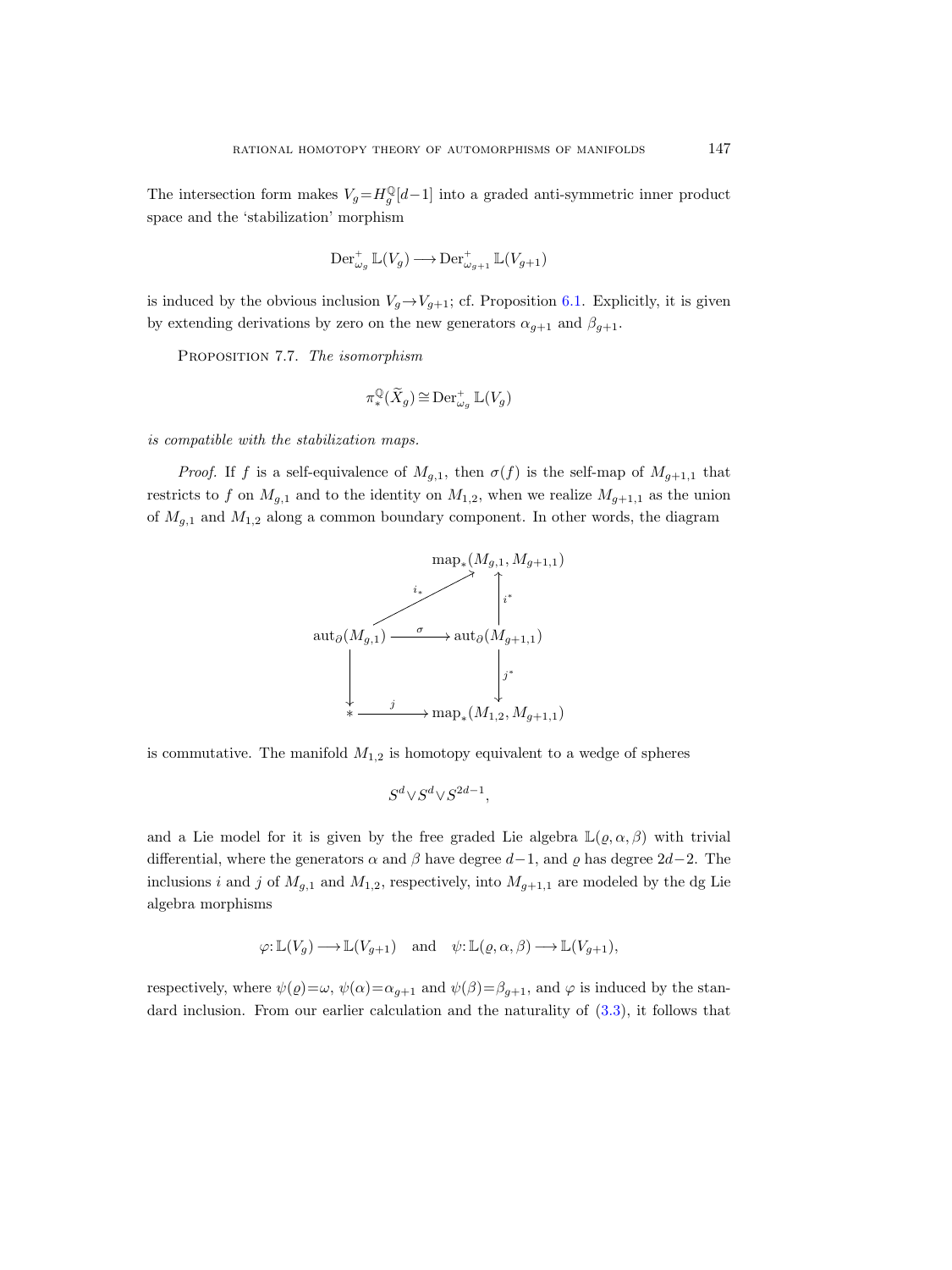The intersection form makes $V_g = H_g^{\mathbb{Q}}[d-1]$ into a graded anti-symmetric inner product space and the 'stabilization' morphism

$$\operatorname{Der}^+_{\omega_g} \mathbb{L}(V_g) \longrightarrow \operatorname{Der}^+_{\omega_{g+1}} \mathbb{L}(V_{g+1})$$

is induced by the obvious inclusion $V_g \to V_{g+1}$; cf. Proposition 6.1. Explicitly, it is given by extending derivations by zero on the new generators $\alpha_{g+1}$ and $\beta_{g+1}$.

Proposition 7.7. *The isomorphism*

$$\pi_*^{\mathbb{Q}}(\widetilde{X}_g) \cong \operatorname{Der}^+_{\omega_g} \mathbb{L}(V_g)$$

*is compatible with the stabilization maps.*

*Proof.* If $f$ is a self-equivalence of $M_{g,1}$, then $\sigma(f)$ is the self-map of $M_{g+1,1}$ that restricts to $f$ on $M_{g,1}$ and to the identity on $M_{1,2}$, when we realize $M_{g+1,1}$ as the union of $M_{g,1}$ and $M_{1,2}$ along a common boundary component. In other words, the diagram

$$\begin{array}{ccc}
 & & \operatorname{map}_*(M_{g,1}, M_{g+1,1}) \\
 & \overset{i_*}{\nearrow} & \uparrow{\scriptstyle i^*} \\
\operatorname{aut}_\partial(M_{g,1}) & \xrightarrow{\ \sigma\ } & \operatorname{aut}_\partial(M_{g+1,1}) \\
\downarrow & & \downarrow{\scriptstyle j^*} \\
* & \xrightarrow{\ j\ } & \operatorname{map}_*(M_{1,2}, M_{g+1,1})
\end{array}$$

is commutative. The manifold $M_{1,2}$ is homotopy equivalent to a wedge of spheres

$$S^d \vee S^d \vee S^{2d-1},$$

and a Lie model for it is given by the free graded Lie algebra $\mathbb{L}(\varrho, \alpha, \beta)$ with trivial differential, where the generators $\alpha$ and $\beta$ have degree $d-1$, and $\varrho$ has degree $2d-2$. The inclusions $i$ and $j$ of $M_{g,1}$ and $M_{1,2}$, respectively, into $M_{g+1,1}$ are modeled by the dg Lie algebra morphisms

$$\varphi: \mathbb{L}(V_g) \longrightarrow \mathbb{L}(V_{g+1}) \quad \text{and} \quad \psi: \mathbb{L}(\varrho, \alpha, \beta) \longrightarrow \mathbb{L}(V_{g+1}),$$

respectively, where $\psi(\varrho) = \omega$, $\psi(\alpha) = \alpha_{g+1}$ and $\psi(\beta) = \beta_{g+1}$, and $\varphi$ is induced by the standard inclusion. From our earlier calculation and the naturality of (3.3), it follows that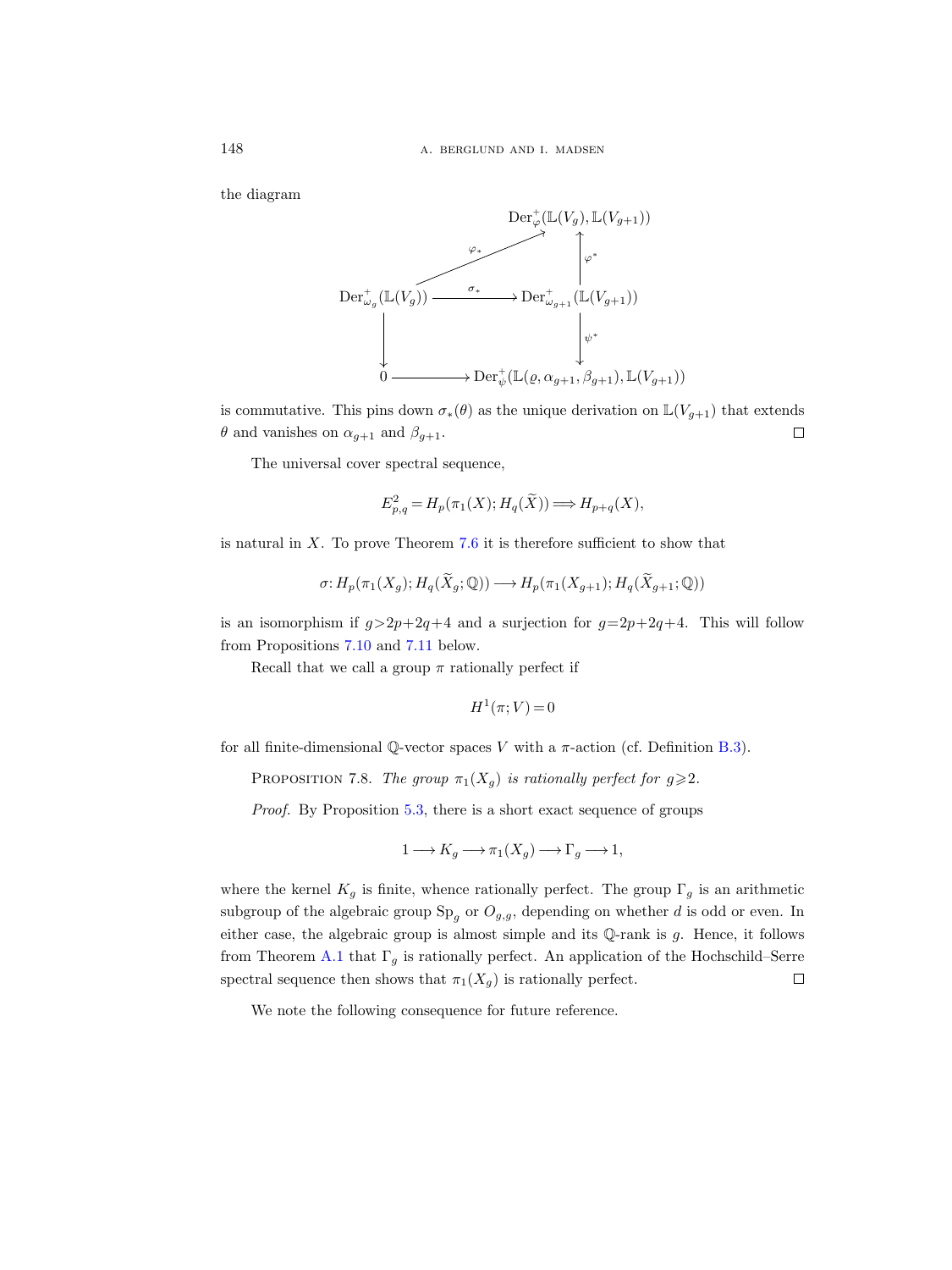the diagram

$$
\begin{array}{ccc}
 & & \mathrm{Der}^+_{\varphi}(\mathbb{L}(V_g), \mathbb{L}(V_{g+1})) \\
 & \overset{\varphi_*}{\nearrow} & \uparrow \varphi^* \\
\mathrm{Der}^+_{\omega_g}(\mathbb{L}(V_g)) & \xrightarrow{\sigma_*} & \mathrm{Der}^+_{\omega_{g+1}}(\mathbb{L}(V_{g+1})) \\
\downarrow & & \downarrow \psi^* \\
0 & \longrightarrow & \mathrm{Der}^+_{\psi}(\mathbb{L}(\varrho, \alpha_{g+1}, \beta_{g+1}), \mathbb{L}(V_{g+1}))
\end{array}
$$

is commutative. This pins down $\sigma_*(\theta)$ as the unique derivation on $\mathbb{L}(V_{g+1})$ that extends $\theta$ and vanishes on $\alpha_{g+1}$ and $\beta_{g+1}$. □

The universal cover spectral sequence,

$$E^2_{p,q} = H_p(\pi_1(X); H_q(\widetilde{X})) \Longrightarrow H_{p+q}(X),$$

is natural in $X$. To prove Theorem 7.6 it is therefore sufficient to show that

$$\sigma\colon H_p(\pi_1(X_g); H_q(\widetilde{X}_g; \mathbb{Q})) \longrightarrow H_p(\pi_1(X_{g+1}); H_q(\widetilde{X}_{g+1}; \mathbb{Q}))$$

is an isomorphism if $g > 2p+2q+4$ and a surjection for $g = 2p+2q+4$. This will follow from Propositions 7.10 and 7.11 below.

Recall that we call a group $\pi$ rationally perfect if

$$H^1(\pi; V) = 0$$

for all finite-dimensional $\mathbb{Q}$-vector spaces $V$ with a $\pi$-action (cf. Definition B.3).

Proposition 7.8. *The group $\pi_1(X_g)$ is rationally perfect for $g \geqslant 2$.*

*Proof.* By Proposition 5.3, there is a short exact sequence of groups

$$1 \longrightarrow K_g \longrightarrow \pi_1(X_g) \longrightarrow \Gamma_g \longrightarrow 1,$$

where the kernel $K_g$ is finite, whence rationally perfect. The group $\Gamma_g$ is an arithmetic subgroup of the algebraic group $\mathrm{Sp}_g$ or $O_{g,g}$, depending on whether $d$ is odd or even. In either case, the algebraic group is almost simple and its $\mathbb{Q}$-rank is $g$. Hence, it follows from Theorem A.1 that $\Gamma_g$ is rationally perfect. An application of the Hochschild–Serre spectral sequence then shows that $\pi_1(X_g)$ is rationally perfect. □

We note the following consequence for future reference.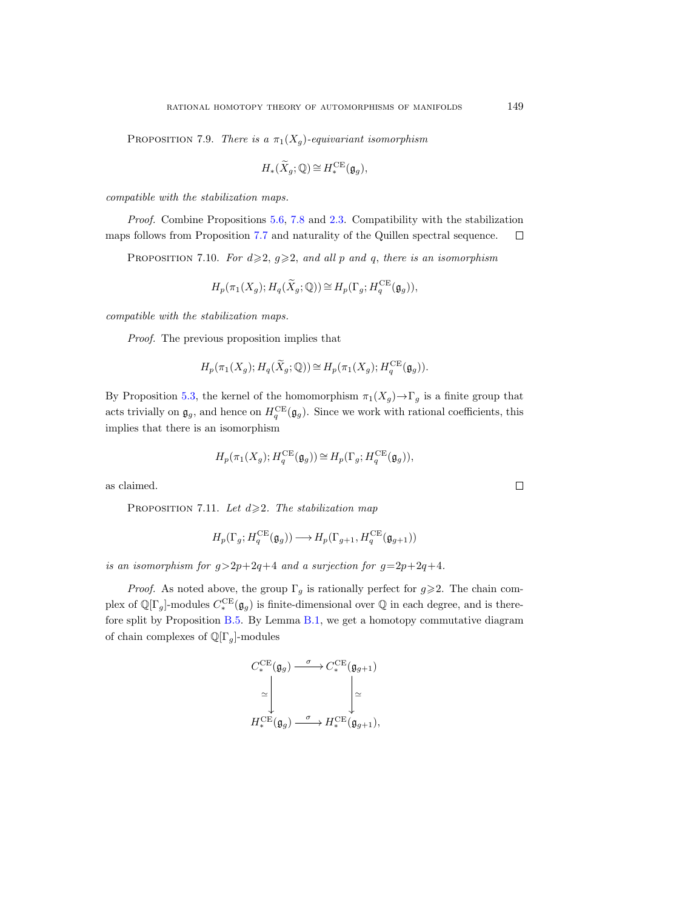Proposition 7.9. *There is a* $\pi_1(X_g)$*-equivariant isomorphism*

$$H_*(\widetilde{X}_g;\mathbb{Q}) \cong H_*^{\mathrm{CE}}(\mathfrak{g}_g),$$

*compatible with the stabilization maps.*

*Proof.* Combine Propositions 5.6, 7.8 and 2.3. Compatibility with the stabilization maps follows from Proposition 7.7 and naturality of the Quillen spectral sequence. □

Proposition 7.10. *For* $d \geqslant 2$*,* $g \geqslant 2$*, and all* $p$ *and* $q$*, there is an isomorphism*

$$H_p(\pi_1(X_g); H_q(\widetilde{X}_g;\mathbb{Q})) \cong H_p(\Gamma_g; H_q^{\mathrm{CE}}(\mathfrak{g}_g)),$$

*compatible with the stabilization maps.*

*Proof.* The previous proposition implies that

$$H_p(\pi_1(X_g); H_q(\widetilde{X}_g;\mathbb{Q})) \cong H_p(\pi_1(X_g); H_q^{\mathrm{CE}}(\mathfrak{g}_g)).$$

By Proposition 5.3, the kernel of the homomorphism $\pi_1(X_g) \to \Gamma_g$ is a finite group that acts trivially on $\mathfrak{g}_g$, and hence on $H_q^{\mathrm{CE}}(\mathfrak{g}_g)$. Since we work with rational coefficients, this implies that there is an isomorphism

$$H_p(\pi_1(X_g); H_q^{\mathrm{CE}}(\mathfrak{g}_g)) \cong H_p(\Gamma_g; H_q^{\mathrm{CE}}(\mathfrak{g}_g)),$$

as claimed. □

Proposition 7.11. *Let* $d \geqslant 2$*. The stabilization map*

$$H_p(\Gamma_g; H_q^{\mathrm{CE}}(\mathfrak{g}_g)) \longrightarrow H_p(\Gamma_{g+1}, H_q^{\mathrm{CE}}(\mathfrak{g}_{g+1}))$$

*is an isomorphism for* $g > 2p+2q+4$ *and a surjection for* $g = 2p+2q+4$*.*

*Proof.* As noted above, the group $\Gamma_g$ is rationally perfect for $g \geqslant 2$. The chain complex of $\mathbb{Q}[\Gamma_g]$-modules $C_*^{\mathrm{CE}}(\mathfrak{g}_g)$ is finite-dimensional over $\mathbb{Q}$ in each degree, and is therefore split by Proposition B.5. By Lemma B.1, we get a homotopy commutative diagram of chain complexes of $\mathbb{Q}[\Gamma_g]$-modules

$$\begin{array}{ccc}
C_*^{\mathrm{CE}}(\mathfrak{g}_g) & \xrightarrow{\ \sigma\ } & C_*^{\mathrm{CE}}(\mathfrak{g}_{g+1}) \\
\big\downarrow \simeq & & \big\downarrow \simeq \\
H_*^{\mathrm{CE}}(\mathfrak{g}_g) & \xrightarrow{\ \sigma\ } & H_*^{\mathrm{CE}}(\mathfrak{g}_{g+1}),
\end{array}$$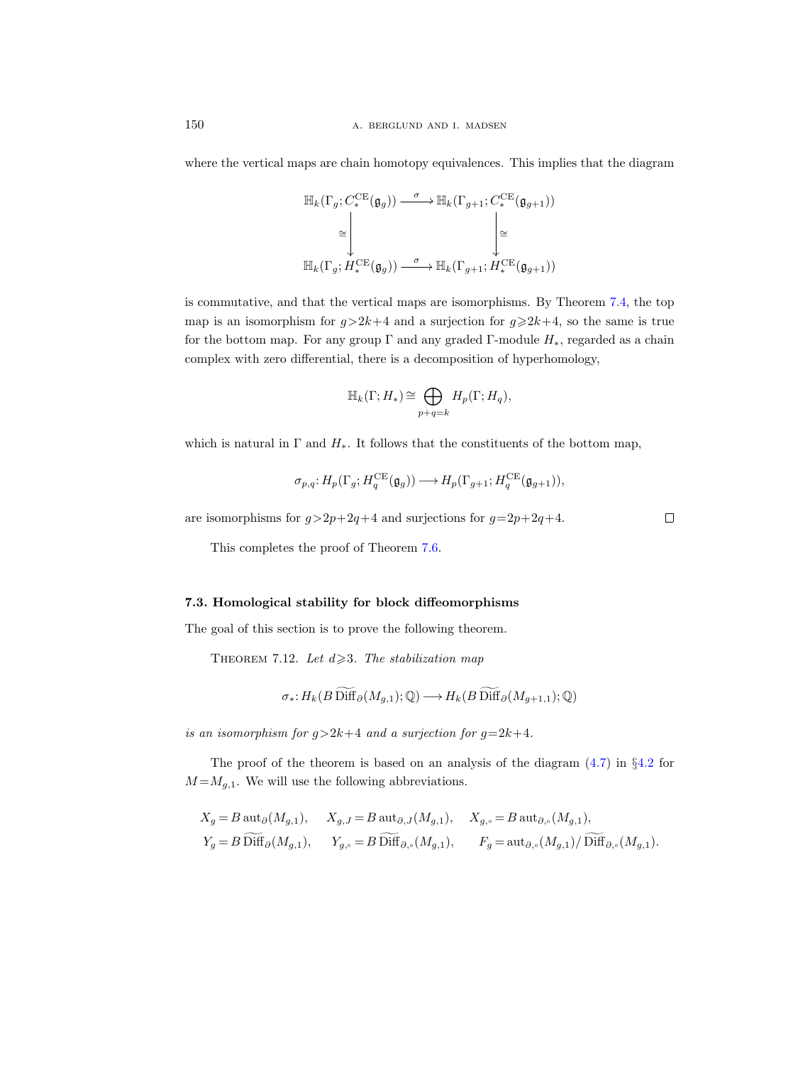where the vertical maps are chain homotopy equivalences. This implies that the diagram

$$
\begin{array}{ccc}
\mathbb{H}_k(\Gamma_g; C_*^{\mathrm{CE}}(\mathfrak{g}_g)) & \xrightarrow{\sigma} & \mathbb{H}_k(\Gamma_{g+1}; C_*^{\mathrm{CE}}(\mathfrak{g}_{g+1})) \\
\cong \downarrow & & \downarrow \cong \\
\mathbb{H}_k(\Gamma_g; H_*^{\mathrm{CE}}(\mathfrak{g}_g)) & \xrightarrow{\sigma} & \mathbb{H}_k(\Gamma_{g+1}; H_*^{\mathrm{CE}}(\mathfrak{g}_{g+1}))
\end{array}
$$

is commutative, and that the vertical maps are isomorphisms. By Theorem 7.4, the top map is an isomorphism for $g>2k+4$ and a surjection for $g\geqslant 2k+4$, so the same is true for the bottom map. For any group $\Gamma$ and any graded $\Gamma$-module $H_*$, regarded as a chain complex with zero differential, there is a decomposition of hyperhomology,

$$\mathbb{H}_k(\Gamma; H_*) \cong \bigoplus_{p+q=k} H_p(\Gamma; H_q),$$

which is natural in $\Gamma$ and $H_*$. It follows that the constituents of the bottom map,

$$\sigma_{p,q}\colon H_p(\Gamma_g; H_q^{\mathrm{CE}}(\mathfrak{g}_g)) \longrightarrow H_p(\Gamma_{g+1}; H_q^{\mathrm{CE}}(\mathfrak{g}_{g+1})),$$

are isomorphisms for $g>2p+2q+4$ and surjections for $g=2p+2q+4$. $\square$

This completes the proof of Theorem 7.6.

### 7.3. Homological stability for block diffeomorphisms

The goal of this section is to prove the following theorem.

Theorem 7.12. *Let $d\geqslant 3$. The stabilization map*

$$\sigma_*\colon H_k(B\,\widetilde{\mathrm{Diff}}_\partial(M_{g,1}); \mathbb{Q}) \longrightarrow H_k(B\,\widetilde{\mathrm{Diff}}_\partial(M_{g+1,1}); \mathbb{Q})$$

*is an isomorphism for $g>2k+4$ and a surjection for $g=2k+4$.*

The proof of the theorem is based on an analysis of the diagram (4.7) in §4.2 for $M=M_{g,1}$. We will use the following abbreviations.

$$
\begin{aligned}
&X_g = B\,\mathrm{aut}_\partial(M_{g,1}), \quad X_{g,J} = B\,\mathrm{aut}_{\partial,J}(M_{g,1}), \quad X_{g,\circ} = B\,\mathrm{aut}_{\partial,\circ}(M_{g,1}),\\
&Y_g = B\,\widetilde{\mathrm{Diff}}_\partial(M_{g,1}), \quad Y_{g,\circ} = B\,\widetilde{\mathrm{Diff}}_{\partial,\circ}(M_{g,1}), \quad F_g = \mathrm{aut}_{\partial,\circ}(M_{g,1})/\,\widetilde{\mathrm{Diff}}_{\partial,\circ}(M_{g,1}).
\end{aligned}
$$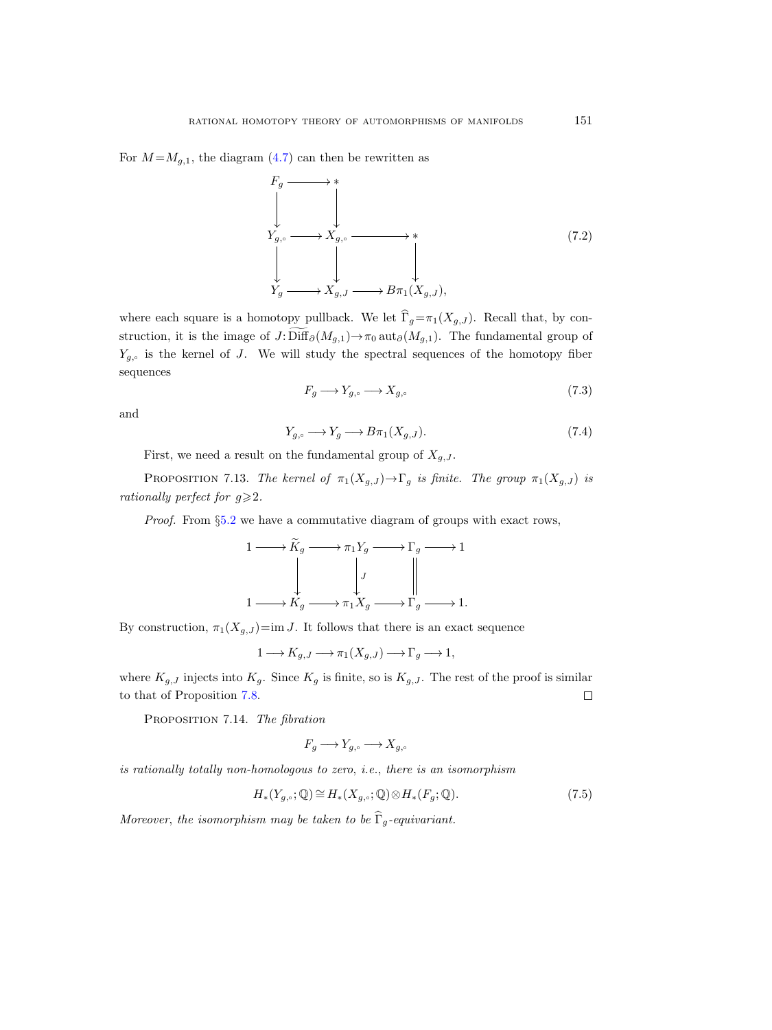For $M = M_{g,1}$, the diagram (4.7) can then be rewritten as

$$\begin{array}{ccccc}
F_g & \longrightarrow & * & & \\
\downarrow & & \downarrow & & \\
Y_{g,\circ} & \longrightarrow & X_{g,\circ} & \longrightarrow & * \\
\downarrow & & \downarrow & & \downarrow \\
Y_g & \longrightarrow & X_{g,J} & \longrightarrow & B\pi_1(X_{g,J}),
\end{array} \tag{7.2}$$

where each square is a homotopy pullback. We let $\widehat{\Gamma}_g = \pi_1(X_{g,J})$. Recall that, by construction, it is the image of $J: \widetilde{\mathrm{Diff}}_\partial(M_{g,1}) \to \pi_0 \operatorname{aut}_\partial(M_{g,1})$. The fundamental group of $Y_{g,\circ}$ is the kernel of $J$. We will study the spectral sequences of the homotopy fiber sequences

$$F_g \longrightarrow Y_{g,\circ} \longrightarrow X_{g,\circ} \tag{7.3}$$

and

$$Y_{g,\circ} \longrightarrow Y_g \longrightarrow B\pi_1(X_{g,J}). \tag{7.4}$$

First, we need a result on the fundamental group of $X_{g,J}$.

Proposition 7.13. *The kernel of $\pi_1(X_{g,J}) \to \Gamma_g$ is finite. The group $\pi_1(X_{g,J})$ is rationally perfect for $g \geqslant 2$.*

*Proof.* From §5.2 we have a commutative diagram of groups with exact rows,

$$\begin{array}{ccccccccc}
1 & \longrightarrow & \widetilde{K}_g & \longrightarrow & \pi_1 Y_g & \longrightarrow & \Gamma_g & \longrightarrow & 1 \\
 & & \downarrow & & \downarrow{\scriptstyle J} & & \| & & \\
1 & \longrightarrow & K_g & \longrightarrow & \pi_1 X_g & \longrightarrow & \Gamma_g & \longrightarrow & 1.
\end{array}$$

By construction, $\pi_1(X_{g,J}) = \operatorname{im} J$. It follows that there is an exact sequence

$$1 \longrightarrow K_{g,J} \longrightarrow \pi_1(X_{g,J}) \longrightarrow \Gamma_g \longrightarrow 1,$$

where $K_{g,J}$ injects into $K_g$. Since $K_g$ is finite, so is $K_{g,J}$. The rest of the proof is similar to that of Proposition 7.8. $\square$

Proposition 7.14. *The fibration*

$$F_g \longrightarrow Y_{g,\circ} \longrightarrow X_{g,\circ}$$

*is rationally totally non-homologous to zero, i.e., there is an isomorphism*

$$H_*(Y_{g,\circ}; \mathbb{Q}) \cong H_*(X_{g,\circ}; \mathbb{Q}) \otimes H_*(F_g; \mathbb{Q}). \tag{7.5}$$

*Moreover, the isomorphism may be taken to be $\widehat{\Gamma}_g$-equivariant.*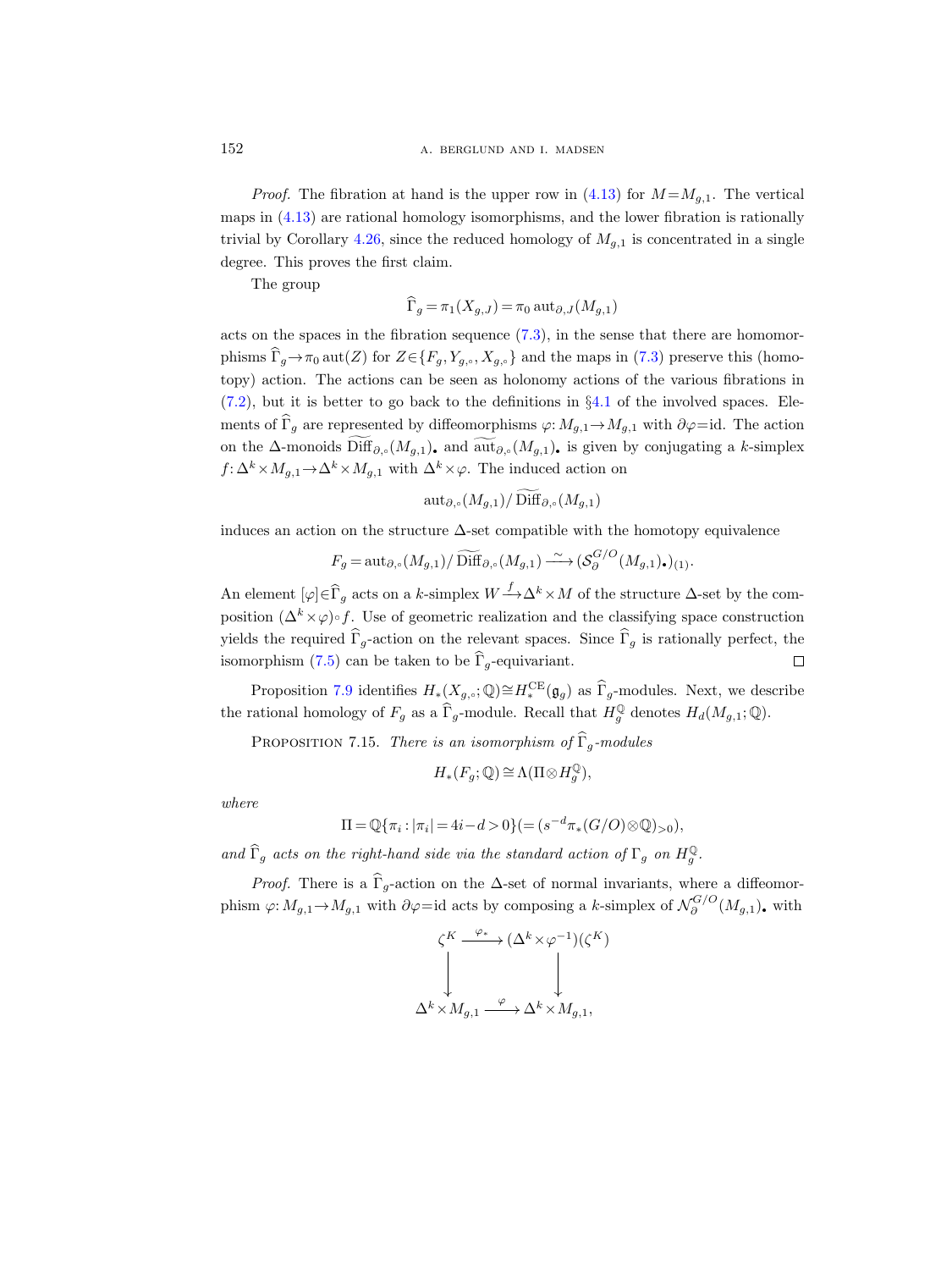*Proof.* The fibration at hand is the upper row in (4.13) for $M=M_{g,1}$. The vertical maps in (4.13) are rational homology isomorphisms, and the lower fibration is rationally trivial by Corollary 4.26, since the reduced homology of $M_{g,1}$ is concentrated in a single degree. This proves the first claim.

The group

$$\widehat{\Gamma}_g = \pi_1(X_{g,J}) = \pi_0 \operatorname{aut}_{\partial,J}(M_{g,1})$$

acts on the spaces in the fibration sequence (7.3), in the sense that there are homomorphisms $\widehat{\Gamma}_g \to \pi_0 \operatorname{aut}(Z)$ for $Z \in \{F_g, Y_{g,\circ}, X_{g,\circ}\}$ and the maps in (7.3) preserve this (homotopy) action. The actions can be seen as holonomy actions of the various fibrations in (7.2), but it is better to go back to the definitions in §4.1 of the involved spaces. Elements of $\widehat{\Gamma}_g$ are represented by diffeomorphisms $\varphi\colon M_{g,1}\to M_{g,1}$ with $\partial\varphi=\mathrm{id}$. The action on the $\Delta$-monoids $\widetilde{\operatorname{Diff}}_{\partial,\circ}(M_{g,1})_\bullet$ and $\widetilde{\operatorname{aut}}_{\partial,\circ}(M_{g,1})_\bullet$ is given by conjugating a $k$-simplex $f\colon \Delta^k\times M_{g,1}\to\Delta^k\times M_{g,1}$ with $\Delta^k\times\varphi$. The induced action on

$$\operatorname{aut}_{\partial,\circ}(M_{g,1})/\widetilde{\operatorname{Diff}}_{\partial,\circ}(M_{g,1})$$

induces an action on the structure $\Delta$-set compatible with the homotopy equivalence

$$F_g = \operatorname{aut}_{\partial,\circ}(M_{g,1})/\widetilde{\operatorname{Diff}}_{\partial,\circ}(M_{g,1}) \xrightarrow{\ \sim\ } (\mathcal{S}_\partial^{G/O}(M_{g,1})_\bullet)_{(1)}.$$

An element $[\varphi]\in\widehat{\Gamma}_g$ acts on a $k$-simplex $W\xrightarrow{f}\Delta^k\times M$ of the structure $\Delta$-set by the composition $(\Delta^k\times\varphi)\circ f$. Use of geometric realization and the classifying space construction yields the required $\widehat{\Gamma}_g$-action on the relevant spaces. Since $\widehat{\Gamma}_g$ is rationally perfect, the isomorphism (7.5) can be taken to be $\widehat{\Gamma}_g$-equivariant. $\square$

Proposition 7.9 identifies $H_*(X_{g,\circ};\mathbb{Q})\cong H_*^{\mathrm{CE}}(\mathfrak{g}_g)$ as $\widehat{\Gamma}_g$-modules. Next, we describe the rational homology of $F_g$ as a $\widehat{\Gamma}_g$-module. Recall that $H_g^{\mathbb{Q}}$ denotes $H_d(M_{g,1};\mathbb{Q})$.

Proposition 7.15. *There is an isomorphism of $\widehat{\Gamma}_g$-modules*

$$H_*(F_g;\mathbb{Q})\cong\Lambda(\Pi\otimes H_g^{\mathbb{Q}}),$$

*where*

$$\Pi=\mathbb{Q}\{\pi_i : |\pi_i| = 4i-d>0\}\,(=(s^{-d}\pi_*(G/O)\otimes\mathbb{Q})_{>0}),$$

*and $\widehat{\Gamma}_g$ acts on the right-hand side via the standard action of $\Gamma_g$ on $H_g^{\mathbb{Q}}$.*

*Proof.* There is a $\widehat{\Gamma}_g$-action on the $\Delta$-set of normal invariants, where a diffeomorphism $\varphi\colon M_{g,1}\to M_{g,1}$ with $\partial\varphi=\mathrm{id}$ acts by composing a $k$-simplex of $\mathcal{N}_\partial^{G/O}(M_{g,1})_\bullet$ with

$$\begin{array}{ccc}
\zeta^K & \xrightarrow{\ \varphi_*\ } & (\Delta^k\times\varphi^{-1})(\zeta^K) \\
\big\downarrow & & \big\downarrow \\
\Delta^k\times M_{g,1} & \xrightarrow{\ \varphi\ } & \Delta^k\times M_{g,1},
\end{array}$$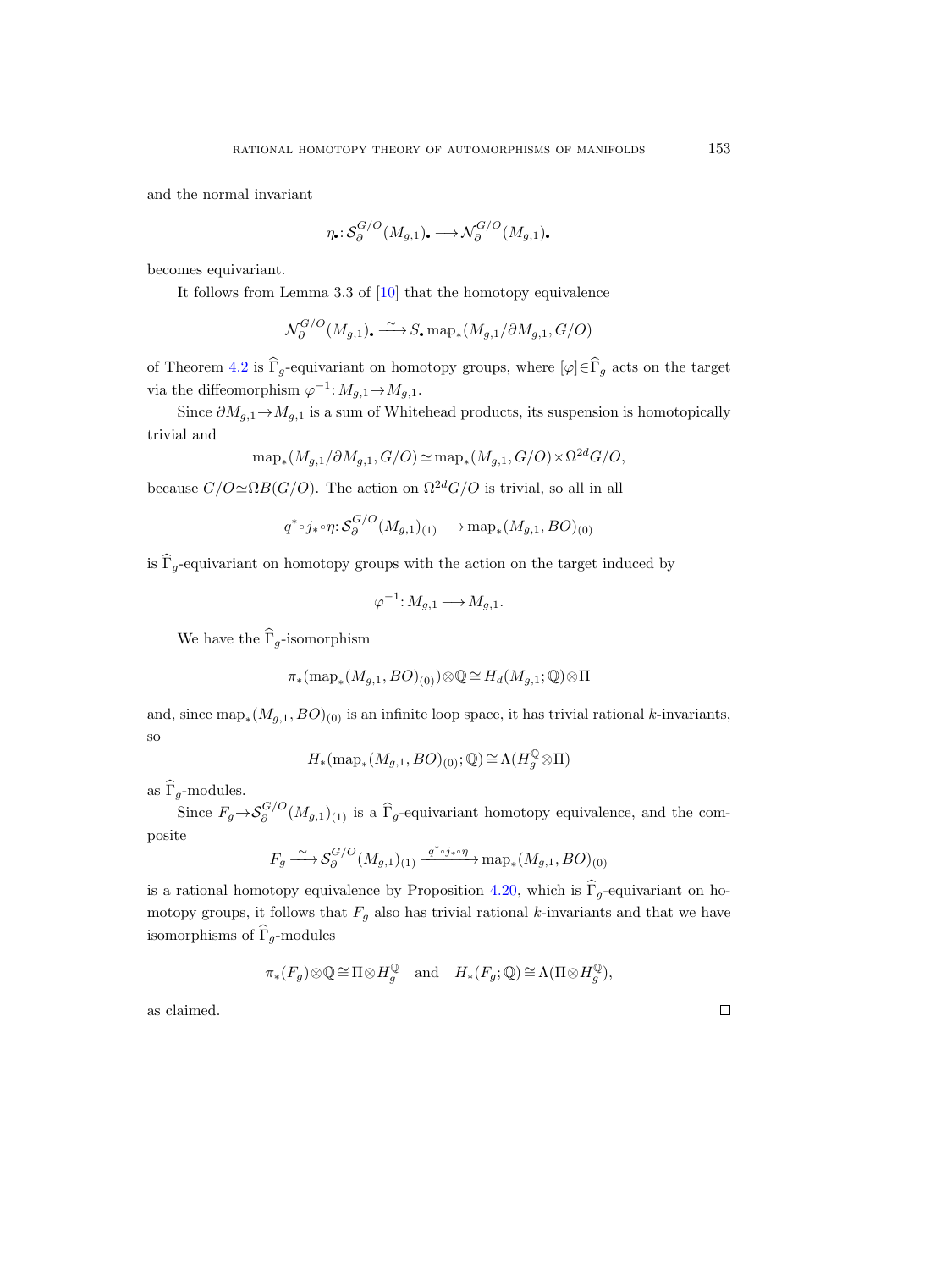and the normal invariant

$$\eta_\bullet \colon \mathcal{S}_\partial^{G/O}(M_{g,1})_\bullet \longrightarrow \mathcal{N}_\partial^{G/O}(M_{g,1})_\bullet$$

becomes equivariant.

It follows from Lemma 3.3 of [10] that the homotopy equivalence

$$\mathcal{N}_\partial^{G/O}(M_{g,1})_\bullet \xrightarrow{\sim} S_\bullet \operatorname{map}_*(M_{g,1}/\partial M_{g,1}, G/O)$$

of Theorem 4.2 is $\widehat{\Gamma}_g$-equivariant on homotopy groups, where $[\varphi]\in\widehat{\Gamma}_g$ acts on the target via the diffeomorphism $\varphi^{-1}\colon M_{g,1}\to M_{g,1}$.

Since $\partial M_{g,1}\to M_{g,1}$ is a sum of Whitehead products, its suspension is homotopically trivial and

$$\operatorname{map}_*(M_{g,1}/\partial M_{g,1}, G/O) \simeq \operatorname{map}_*(M_{g,1}, G/O)\times \Omega^{2d} G/O,$$

because $G/O\simeq \Omega B(G/O)$. The action on $\Omega^{2d}G/O$ is trivial, so all in all

$$q^*\circ j_*\circ \eta \colon \mathcal{S}_\partial^{G/O}(M_{g,1})_{(1)} \longrightarrow \operatorname{map}_*(M_{g,1}, BO)_{(0)}$$

is $\widehat{\Gamma}_g$-equivariant on homotopy groups with the action on the target induced by

$$\varphi^{-1}\colon M_{g,1}\longrightarrow M_{g,1}.$$

We have the $\widehat{\Gamma}_g$-isomorphism

$$\pi_*(\operatorname{map}_*(M_{g,1}, BO)_{(0)})\otimes\mathbb{Q} \cong H_d(M_{g,1};\mathbb{Q})\otimes \Pi$$

and, since $\operatorname{map}_*(M_{g,1}, BO)_{(0)}$ is an infinite loop space, it has trivial rational $k$-invariants, so

$$H_*(\operatorname{map}_*(M_{g,1}, BO)_{(0)};\mathbb{Q}) \cong \Lambda(H_g^{\mathbb{Q}}\otimes \Pi)$$

as $\widehat{\Gamma}_g$-modules.

Since $F_g\to \mathcal{S}_\partial^{G/O}(M_{g,1})_{(1)}$ is a $\widehat{\Gamma}_g$-equivariant homotopy equivalence, and the composite

$$F_g \xrightarrow{\sim} \mathcal{S}_\partial^{G/O}(M_{g,1})_{(1)} \xrightarrow{q^*\circ j_*\circ\eta} \operatorname{map}_*(M_{g,1}, BO)_{(0)}$$

is a rational homotopy equivalence by Proposition 4.20, which is $\widehat{\Gamma}_g$-equivariant on homotopy groups, it follows that $F_g$ also has trivial rational $k$-invariants and that we have isomorphisms of $\widehat{\Gamma}_g$-modules

$$\pi_*(F_g)\otimes\mathbb{Q}\cong \Pi\otimes H_g^{\mathbb{Q}} \quad \text{and} \quad H_*(F_g;\mathbb{Q})\cong \Lambda(\Pi\otimes H_g^{\mathbb{Q}}),$$

as claimed. □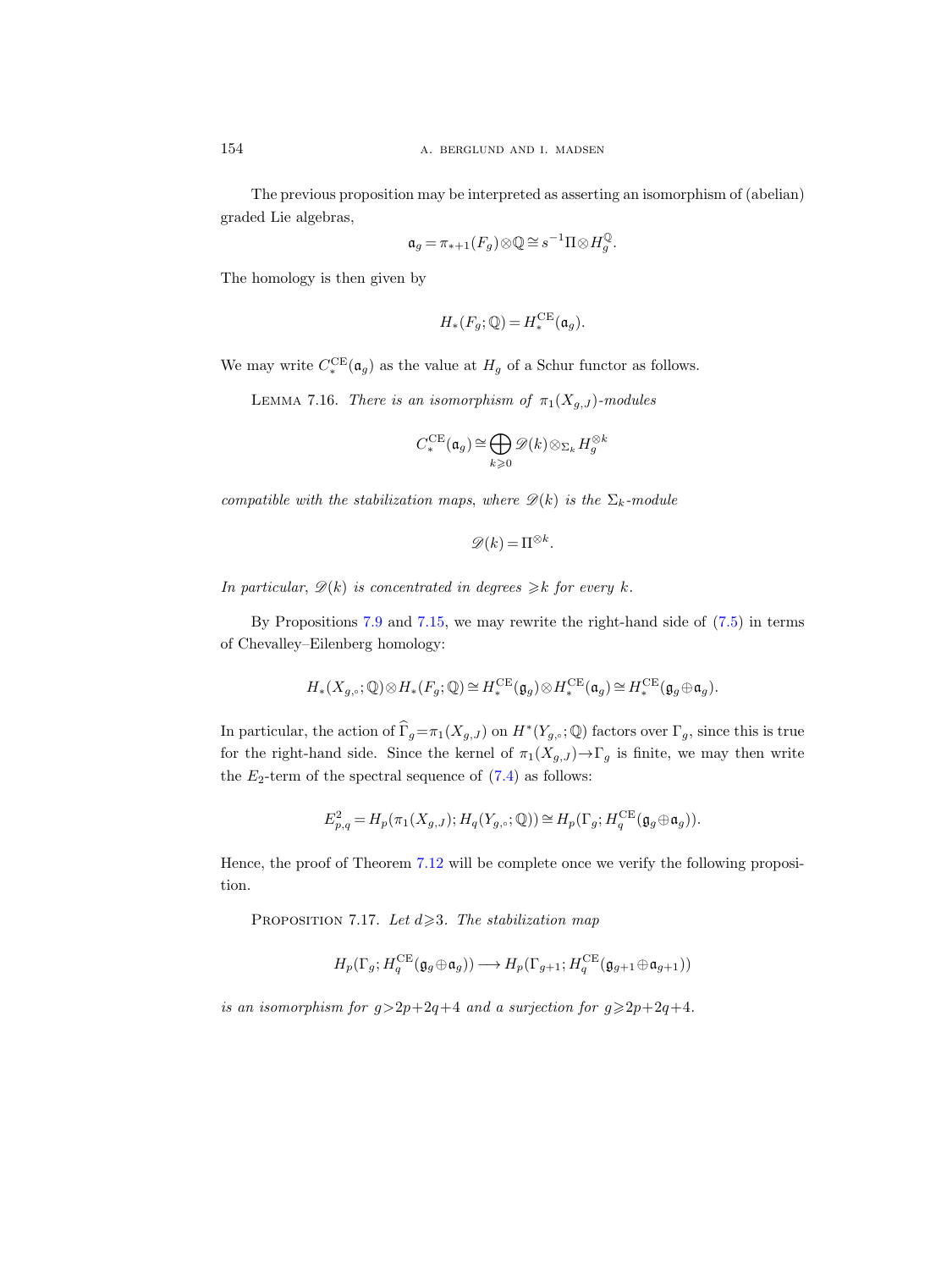The previous proposition may be interpreted as asserting an isomorphism of (abelian) graded Lie algebras,

$$\mathfrak{a}_g = \pi_{*+1}(F_g)\otimes\mathbb{Q} \cong s^{-1}\Pi\otimes H_g^{\mathbb{Q}}.$$

The homology is then given by

$$H_*(F_g;\mathbb{Q}) = H_*^{\mathrm{CE}}(\mathfrak{a}_g).$$

We may write $C_*^{\mathrm{CE}}(\mathfrak{a}_g)$ as the value at $H_g$ of a Schur functor as follows.

Lemma 7.16. *There is an isomorphism of $\pi_1(X_{g,J})$-modules*

$$C_*^{\mathrm{CE}}(\mathfrak{a}_g) \cong \bigoplus_{k\geqslant 0} \mathscr{D}(k)\otimes_{\Sigma_k} H_g^{\otimes k}$$

*compatible with the stabilization maps, where $\mathscr{D}(k)$ is the $\Sigma_k$-module*

$$\mathscr{D}(k) = \Pi^{\otimes k}.$$

*In particular, $\mathscr{D}(k)$ is concentrated in degrees $\geqslant k$ for every $k$.*

By Propositions 7.9 and 7.15, we may rewrite the right-hand side of (7.5) in terms of Chevalley–Eilenberg homology:

$$H_*(X_{g,\circ};\mathbb{Q})\otimes H_*(F_g;\mathbb{Q}) \cong H_*^{\mathrm{CE}}(\mathfrak{g}_g)\otimes H_*^{\mathrm{CE}}(\mathfrak{a}_g) \cong H_*^{\mathrm{CE}}(\mathfrak{g}_g\oplus\mathfrak{a}_g).$$

In particular, the action of $\widehat{\Gamma}_g=\pi_1(X_{g,J})$ on $H^*(Y_{g,\circ};\mathbb{Q})$ factors over $\Gamma_g$, since this is true for the right-hand side. Since the kernel of $\pi_1(X_{g,J})\to\Gamma_g$ is finite, we may then write the $E_2$-term of the spectral sequence of (7.4) as follows:

$$E_{p,q}^2 = H_p(\pi_1(X_{g,J}); H_q(Y_{g,\circ};\mathbb{Q})) \cong H_p(\Gamma_g; H_q^{\mathrm{CE}}(\mathfrak{g}_g\oplus\mathfrak{a}_g)).$$

Hence, the proof of Theorem 7.12 will be complete once we verify the following proposition.

Proposition 7.17. *Let $d\geqslant 3$. The stabilization map*

$$H_p(\Gamma_g; H_q^{\mathrm{CE}}(\mathfrak{g}_g\oplus\mathfrak{a}_g)) \longrightarrow H_p(\Gamma_{g+1}; H_q^{\mathrm{CE}}(\mathfrak{g}_{g+1}\oplus\mathfrak{a}_{g+1}))$$

*is an isomorphism for $g>2p+2q+4$ and a surjection for $g\geqslant 2p+2q+4$.*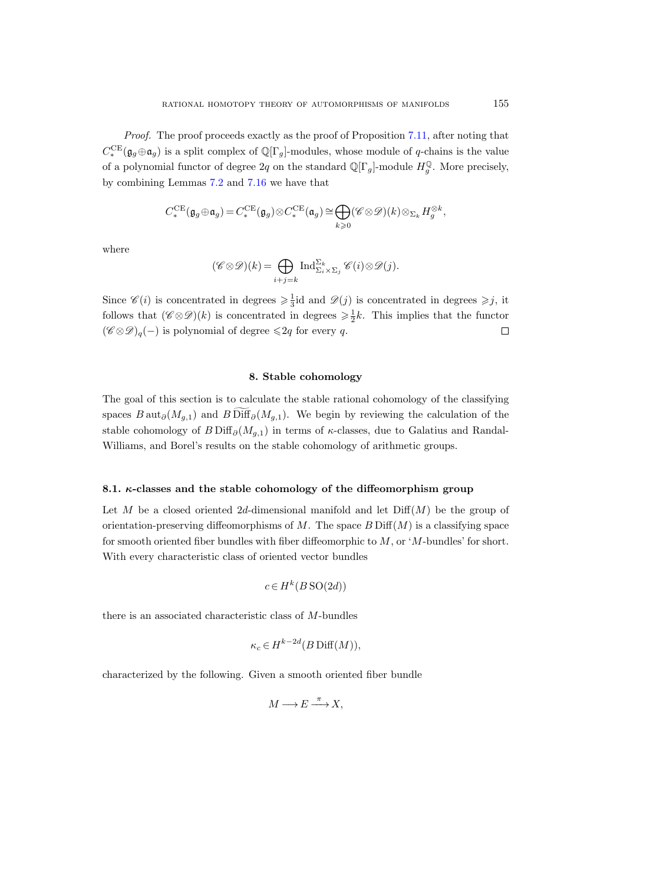*Proof.* The proof proceeds exactly as the proof of Proposition 7.11, after noting that $C_*^{\mathrm{CE}}(\mathfrak{g}_g \oplus \mathfrak{a}_g)$ is a split complex of $\mathbb{Q}[\Gamma_g]$-modules, whose module of $q$-chains is the value of a polynomial functor of degree $2q$ on the standard $\mathbb{Q}[\Gamma_g]$-module $H_g^{\mathbb{Q}}$. More precisely, by combining Lemmas 7.2 and 7.16 we have that

$$C_*^{\mathrm{CE}}(\mathfrak{g}_g \oplus \mathfrak{a}_g) = C_*^{\mathrm{CE}}(\mathfrak{g}_g) \otimes C_*^{\mathrm{CE}}(\mathfrak{a}_g) \cong \bigoplus_{k \geqslant 0} (\mathscr{C} \otimes \mathscr{D})(k) \otimes_{\Sigma_k} H_g^{\otimes k},$$

where

$$(\mathscr{C} \otimes \mathscr{D})(k) = \bigoplus_{i+j=k} \operatorname{Ind}_{\Sigma_i \times \Sigma_j}^{\Sigma_k} \mathscr{C}(i) \otimes \mathscr{D}(j).$$

Since $\mathscr{C}(i)$ is concentrated in degrees $\geqslant \frac{1}{3}\mathrm{id}$ and $\mathscr{D}(j)$ is concentrated in degrees $\geqslant j$, it follows that $(\mathscr{C} \otimes \mathscr{D})(k)$ is concentrated in degrees $\geqslant \frac{1}{2}k$. This implies that the functor $(\mathscr{C} \otimes \mathscr{D})_q(-)$ is polynomial of degree $\leqslant 2q$ for every $q$. $\square$

## 8. Stable cohomology

The goal of this section is to calculate the stable rational cohomology of the classifying spaces $B\operatorname{aut}_\partial(M_{g,1})$ and $B\widetilde{\operatorname{Diff}}_\partial(M_{g,1})$. We begin by reviewing the calculation of the stable cohomology of $B\operatorname{Diff}_\partial(M_{g,1})$ in terms of $\kappa$-classes, due to Galatius and Randal-Williams, and Borel's results on the stable cohomology of arithmetic groups.

### 8.1. $\kappa$-classes and the stable cohomology of the diffeomorphism group

Let $M$ be a closed oriented $2d$-dimensional manifold and let $\operatorname{Diff}(M)$ be the group of orientation-preserving diffeomorphisms of $M$. The space $B\operatorname{Diff}(M)$ is a classifying space for smooth oriented fiber bundles with fiber diffeomorphic to $M$, or '$M$-bundles' for short. With every characteristic class of oriented vector bundles

$$c \in H^k(B\,\mathrm{SO}(2d))$$

there is an associated characteristic class of $M$-bundles

$$\kappa_c \in H^{k-2d}(B\operatorname{Diff}(M)),$$

characterized by the following. Given a smooth oriented fiber bundle

$$M \longrightarrow E \xrightarrow{\ \pi\ } X,$$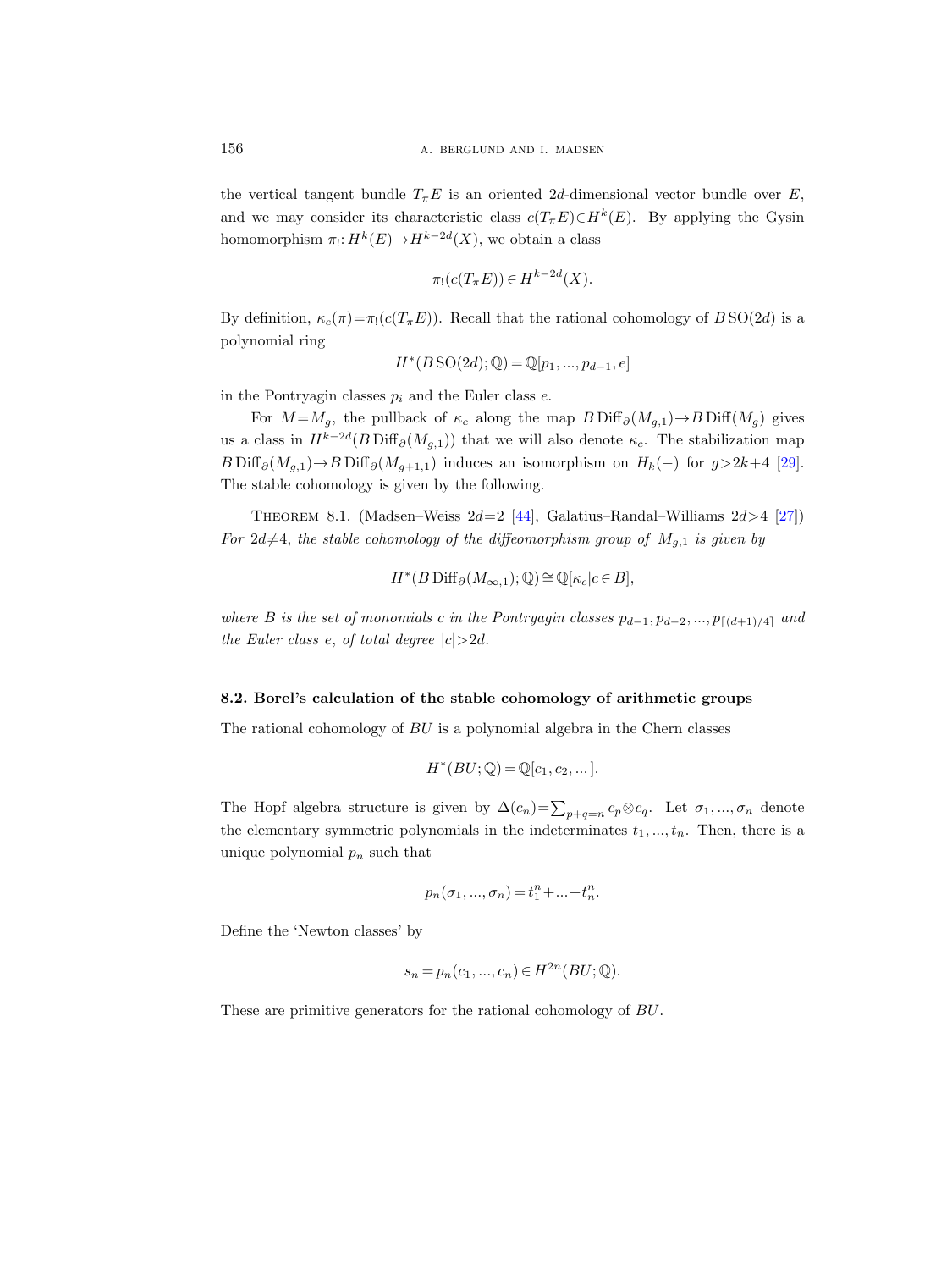the vertical tangent bundle $T_\pi E$ is an oriented $2d$-dimensional vector bundle over $E$, and we may consider its characteristic class $c(T_\pi E)\in H^k(E)$. By applying the Gysin homomorphism $\pi_!\colon H^k(E)\to H^{k-2d}(X)$, we obtain a class

$$\pi_!(c(T_\pi E))\in H^{k-2d}(X).$$

By definition, $\kappa_c(\pi)=\pi_!(c(T_\pi E))$. Recall that the rational cohomology of $B\,\mathrm{SO}(2d)$ is a polynomial ring

$$H^*(B\,\mathrm{SO}(2d);\mathbb{Q})=\mathbb{Q}[p_1,...,p_{d-1},e]$$

in the Pontryagin classes $p_i$ and the Euler class $e$.

For $M=M_g$, the pullback of $\kappa_c$ along the map $B\,\mathrm{Diff}_\partial(M_{g,1})\to B\,\mathrm{Diff}(M_g)$ gives us a class in $H^{k-2d}(B\,\mathrm{Diff}_\partial(M_{g,1}))$ that we will also denote $\kappa_c$. The stabilization map $B\,\mathrm{Diff}_\partial(M_{g,1})\to B\,\mathrm{Diff}_\partial(M_{g+1,1})$ induces an isomorphism on $H_k(-)$ for $g>2k+4$ [29]. The stable cohomology is given by the following.

Theorem 8.1. (Madsen–Weiss $2d=2$ [44], Galatius–Randal–Williams $2d>4$ [27]) *For $2d\neq 4$, the stable cohomology of the diffeomorphism group of $M_{g,1}$ is given by*

$$H^*(B\,\mathrm{Diff}_\partial(M_{\infty,1});\mathbb{Q})\cong\mathbb{Q}[\kappa_c|c\in B],$$

*where $B$ is the set of monomials $c$ in the Pontryagin classes $p_{d-1},p_{d-2},...,p_{\lceil(d+1)/4\rceil}$ and the Euler class $e$, of total degree $|c|>2d$.*

### 8.2. Borel's calculation of the stable cohomology of arithmetic groups

The rational cohomology of $BU$ is a polynomial algebra in the Chern classes

$$H^*(BU;\mathbb{Q})=\mathbb{Q}[c_1,c_2,...].$$

The Hopf algebra structure is given by $\Delta(c_n)=\sum_{p+q=n}c_p\otimes c_q$. Let $\sigma_1,...,\sigma_n$ denote the elementary symmetric polynomials in the indeterminates $t_1,...,t_n$. Then, there is a unique polynomial $p_n$ such that

$$p_n(\sigma_1,...,\sigma_n)=t_1^n+...+t_n^n.$$

Define the 'Newton classes' by

$$s_n=p_n(c_1,...,c_n)\in H^{2n}(BU;\mathbb{Q}).$$

These are primitive generators for the rational cohomology of $BU$.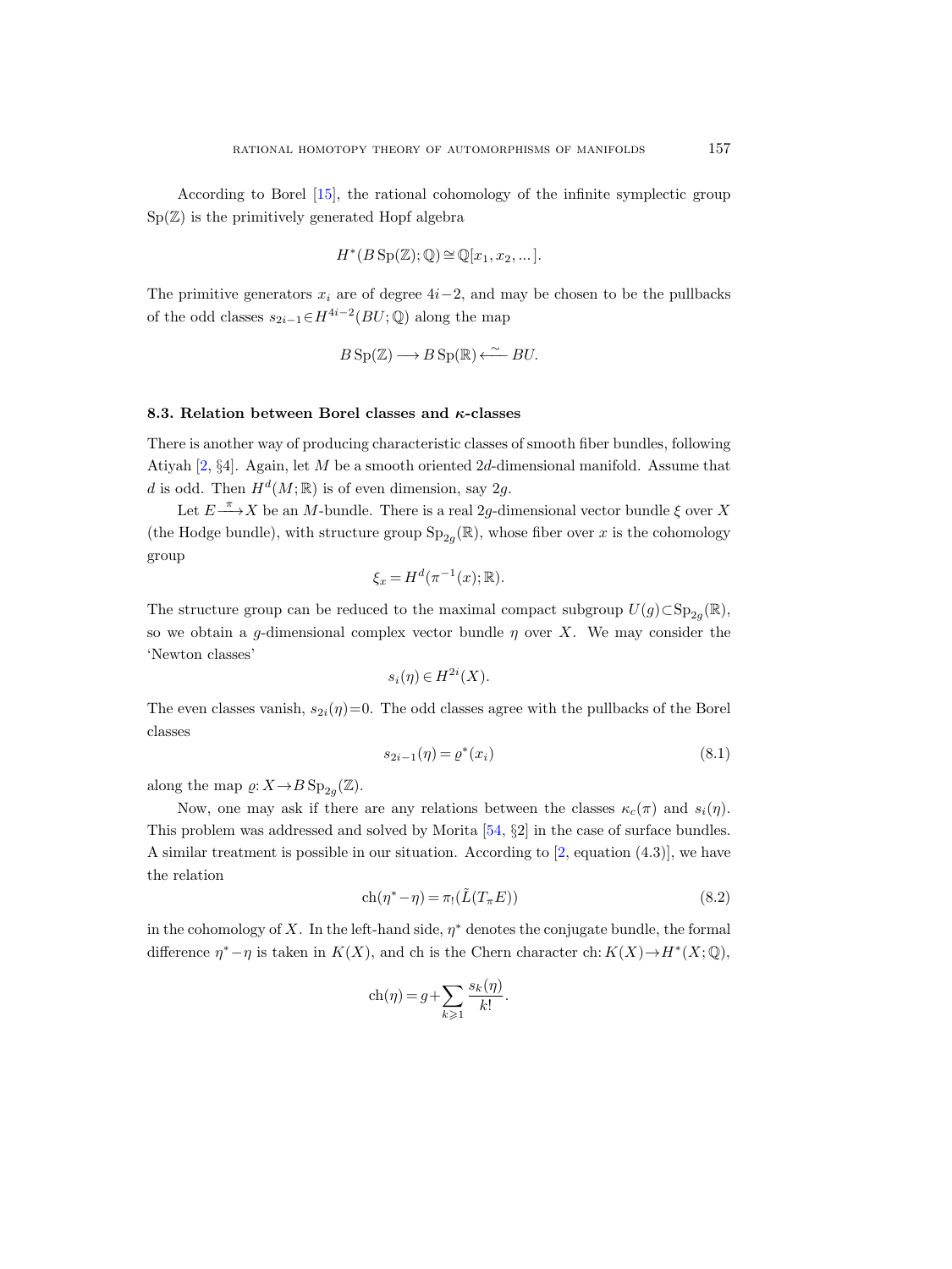According to Borel [15], the rational cohomology of the infinite symplectic group $\mathrm{Sp}(\mathbb{Z})$ is the primitively generated Hopf algebra

$$H^*(B\,\mathrm{Sp}(\mathbb{Z});\mathbb{Q}) \cong \mathbb{Q}[x_1, x_2, ...].$$

The primitive generators $x_i$ are of degree $4i-2$, and may be chosen to be the pullbacks of the odd classes $s_{2i-1} \in H^{4i-2}(BU;\mathbb{Q})$ along the map

$$B\,\mathrm{Sp}(\mathbb{Z}) \longrightarrow B\,\mathrm{Sp}(\mathbb{R}) \xleftarrow{\;\sim\;} BU.$$

### 8.3. Relation between Borel classes and $\kappa$-classes

There is another way of producing characteristic classes of smooth fiber bundles, following Atiyah [2, §4]. Again, let $M$ be a smooth oriented $2d$-dimensional manifold. Assume that $d$ is odd. Then $H^d(M;\mathbb{R})$ is of even dimension, say $2g$.

Let $E \xrightarrow{\pi} X$ be an $M$-bundle. There is a real $2g$-dimensional vector bundle $\xi$ over $X$ (the Hodge bundle), with structure group $\mathrm{Sp}_{2g}(\mathbb{R})$, whose fiber over $x$ is the cohomology group

$$\xi_x = H^d(\pi^{-1}(x);\mathbb{R}).$$

The structure group can be reduced to the maximal compact subgroup $U(g) \subset \mathrm{Sp}_{2g}(\mathbb{R})$, so we obtain a $g$-dimensional complex vector bundle $\eta$ over $X$. We may consider the 'Newton classes'

$$s_i(\eta) \in H^{2i}(X).$$

The even classes vanish, $s_{2i}(\eta)=0$. The odd classes agree with the pullbacks of the Borel classes

$$s_{2i-1}(\eta) = \varrho^*(x_i) \tag{8.1}$$

along the map $\varrho\colon X \to B\,\mathrm{Sp}_{2g}(\mathbb{Z})$.

Now, one may ask if there are any relations between the classes $\kappa_c(\pi)$ and $s_i(\eta)$. This problem was addressed and solved by Morita [54, §2] in the case of surface bundles. A similar treatment is possible in our situation. According to [2, equation (4.3)], we have the relation

$$\mathrm{ch}(\eta^* - \eta) = \pi_!(\tilde{L}(T_\pi E)) \tag{8.2}$$

in the cohomology of $X$. In the left-hand side, $\eta^*$ denotes the conjugate bundle, the formal difference $\eta^* - \eta$ is taken in $K(X)$, and ch is the Chern character $\mathrm{ch}\colon K(X) \to H^*(X;\mathbb{Q})$,

$$\mathrm{ch}(\eta) = g + \sum_{k \geqslant 1} \frac{s_k(\eta)}{k!}.$$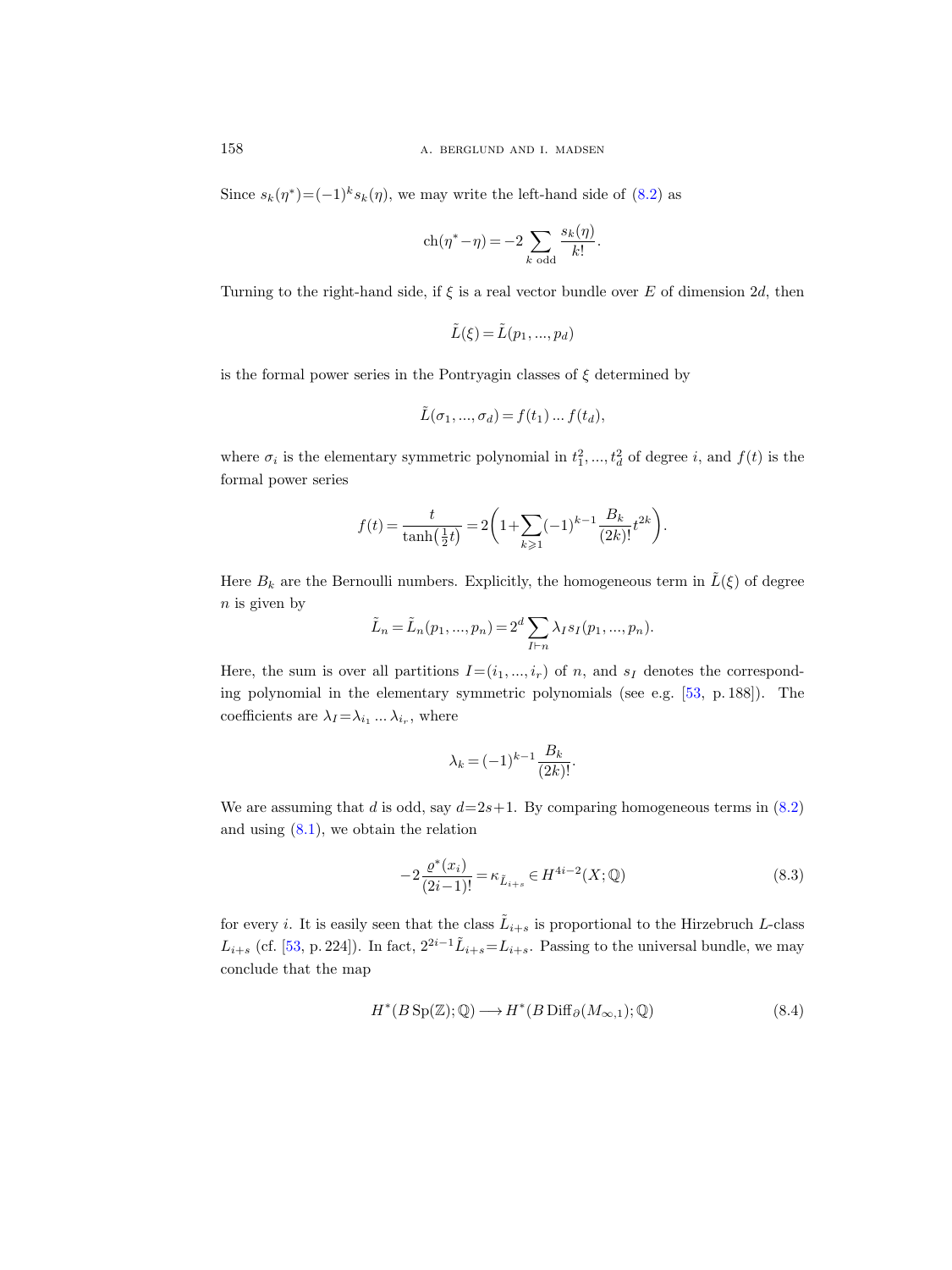Since $s_k(\eta^*)=(-1)^k s_k(\eta)$, we may write the left-hand side of (8.2) as

$$\mathrm{ch}(\eta^*-\eta) = -2\sum_{k \text{ odd}} \frac{s_k(\eta)}{k!}.$$

Turning to the right-hand side, if $\xi$ is a real vector bundle over $E$ of dimension $2d$, then

$$\tilde{L}(\xi)=\tilde{L}(p_1,...,p_d)$$

is the formal power series in the Pontryagin classes of $\xi$ determined by

$$\tilde{L}(\sigma_1,...,\sigma_d)=f(t_1)\,...\,f(t_d),$$

where $\sigma_i$ is the elementary symmetric polynomial in $t_1^2,...,t_d^2$ of degree $i$, and $f(t)$ is the formal power series

$$f(t)=\frac{t}{\tanh\left(\frac{1}{2}t\right)} = 2\left(1+\sum_{k\geqslant 1}(-1)^{k-1}\frac{B_k}{(2k)!}t^{2k}\right).$$

Here $B_k$ are the Bernoulli numbers. Explicitly, the homogeneous term in $\tilde{L}(\xi)$ of degree $n$ is given by

$$\tilde{L}_n=\tilde{L}_n(p_1,...,p_n)=2^d\sum_{I\vdash n}\lambda_I s_I(p_1,...,p_n).$$

Here, the sum is over all partitions $I=(i_1,...,i_r)$ of $n$, and $s_I$ denotes the corresponding polynomial in the elementary symmetric polynomials (see e.g. [53, p. 188]). The coefficients are $\lambda_I=\lambda_{i_1}\,...\,\lambda_{i_r}$, where

$$\lambda_k=(-1)^{k-1}\frac{B_k}{(2k)!}.$$

We are assuming that $d$ is odd, say $d=2s+1$. By comparing homogeneous terms in (8.2) and using (8.1), we obtain the relation

$$-2\frac{\varrho^*(x_i)}{(2i-1)!}=\kappa_{\tilde{L}_{i+s}}\in H^{4i-2}(X;\mathbb{Q}) \tag{8.3}$$

for every $i$. It is easily seen that the class $\tilde{L}_{i+s}$ is proportional to the Hirzebruch $L$-class $L_{i+s}$ (cf. [53, p. 224]). In fact, $2^{2i-1}\tilde{L}_{i+s}=L_{i+s}$. Passing to the universal bundle, we may conclude that the map

$$H^*(B\,\mathrm{Sp}(\mathbb{Z});\mathbb{Q})\longrightarrow H^*(B\,\mathrm{Diff}_\partial(M_{\infty,1});\mathbb{Q}) \tag{8.4}$$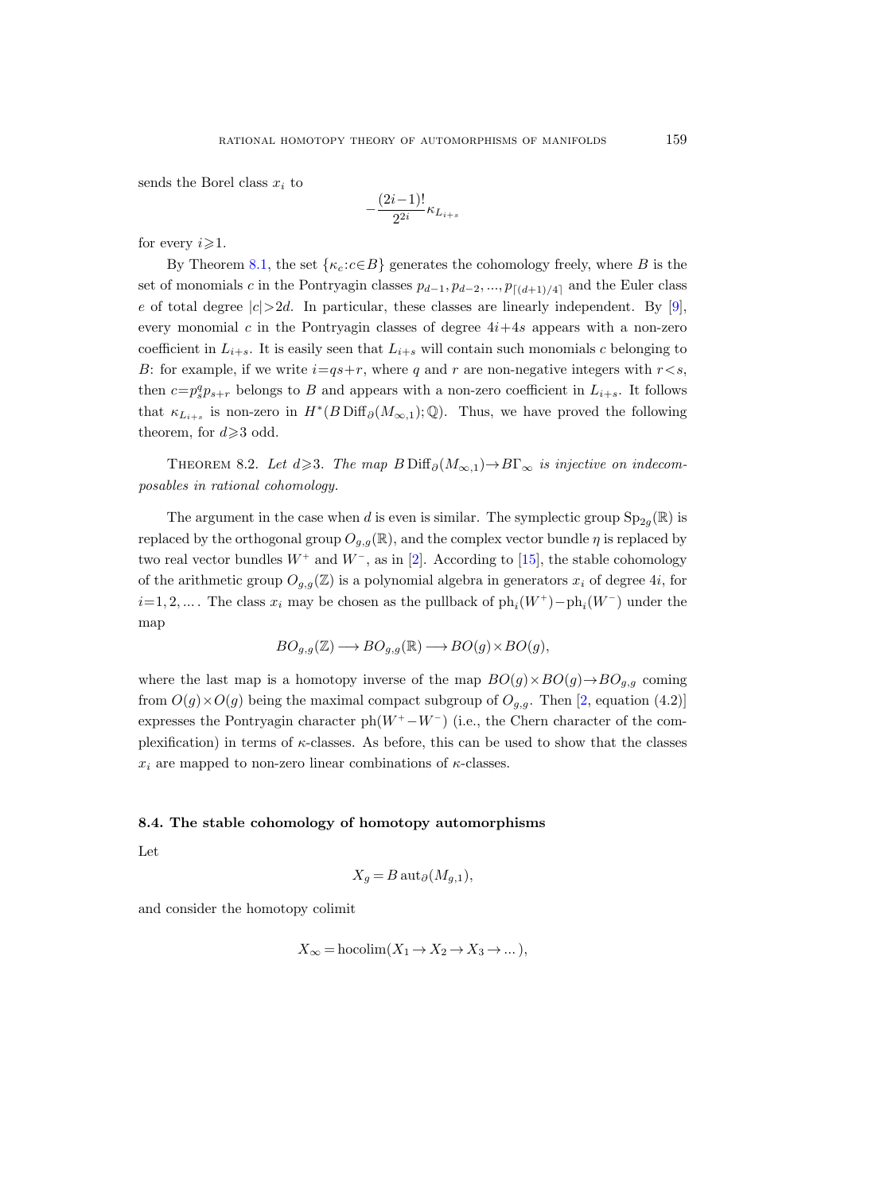sends the Borel class $x_i$ to

$$-\frac{(2i-1)!}{2^{2i}}\kappa_{L_{i+s}}$$

for every $i\geqslant 1$.

By Theorem 8.1, the set $\{\kappa_c : c\in B\}$ generates the cohomology freely, where $B$ is the set of monomials $c$ in the Pontryagin classes $p_{d-1}, p_{d-2}, ..., p_{\lceil (d+1)/4\rceil}$ and the Euler class $e$ of total degree $|c|>2d$. In particular, these classes are linearly independent. By [9], every monomial $c$ in the Pontryagin classes of degree $4i+4s$ appears with a non-zero coefficient in $L_{i+s}$. It is easily seen that $L_{i+s}$ will contain such monomials $c$ belonging to $B$: for example, if we write $i=qs+r$, where $q$ and $r$ are non-negative integers with $r<s$, then $c=p_s^q p_{s+r}$ belongs to $B$ and appears with a non-zero coefficient in $L_{i+s}$. It follows that $\kappa_{L_{i+s}}$ is non-zero in $H^*(B\operatorname{Diff}_\partial(M_{\infty,1});\mathbb{Q})$. Thus, we have proved the following theorem, for $d\geqslant 3$ odd.

THEOREM 8.2. *Let $d\geqslant 3$. The map $B\operatorname{Diff}_\partial(M_{\infty,1})\to B\Gamma_\infty$ is injective on indecomposables in rational cohomology.*

The argument in the case when $d$ is even is similar. The symplectic group $\operatorname{Sp}_{2g}(\mathbb{R})$ is replaced by the orthogonal group $O_{g,g}(\mathbb{R})$, and the complex vector bundle $\eta$ is replaced by two real vector bundles $W^+$ and $W^-$, as in [2]. According to [15], the stable cohomology of the arithmetic group $O_{g,g}(\mathbb{Z})$ is a polynomial algebra in generators $x_i$ of degree $4i$, for $i=1,2,...$. The class $x_i$ may be chosen as the pullback of $\operatorname{ph}_i(W^+)-\operatorname{ph}_i(W^-)$ under the map

$$BO_{g,g}(\mathbb{Z})\longrightarrow BO_{g,g}(\mathbb{R})\longrightarrow BO(g)\times BO(g),$$

where the last map is a homotopy inverse of the map $BO(g)\times BO(g)\to BO_{g,g}$ coming from $O(g)\times O(g)$ being the maximal compact subgroup of $O_{g,g}$. Then [2, equation (4.2)] expresses the Pontryagin character $\operatorname{ph}(W^+-W^-)$ (i.e., the Chern character of the complexification) in terms of $\kappa$-classes. As before, this can be used to show that the classes $x_i$ are mapped to non-zero linear combinations of $\kappa$-classes.

### 8.4. The stable cohomology of homotopy automorphisms

Let

$$X_g = B\operatorname{aut}_\partial(M_{g,1}),$$

and consider the homotopy colimit

$$X_\infty = \operatorname{hocolim}(X_1\to X_2\to X_3\to ...),$$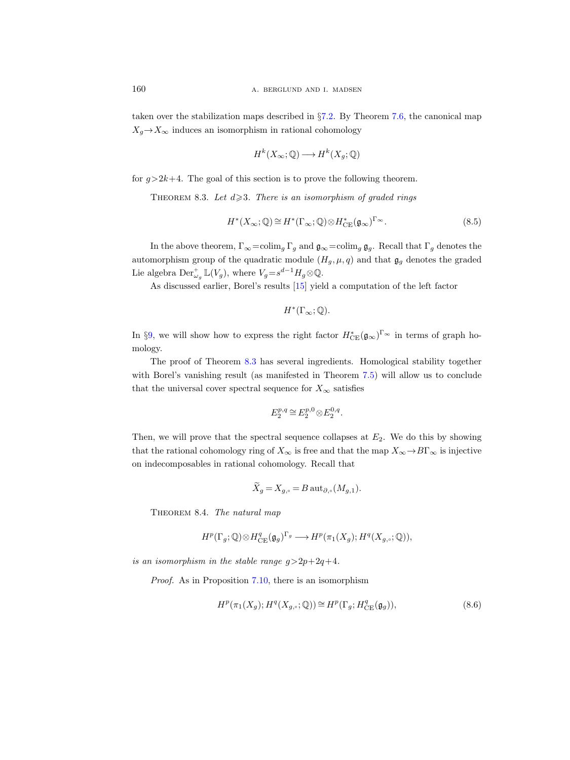taken over the stabilization maps described in §7.2. By Theorem 7.6, the canonical map $X_g \to X_\infty$ induces an isomorphism in rational cohomology

$$H^k(X_\infty;\mathbb{Q}) \longrightarrow H^k(X_g;\mathbb{Q})$$

for $g > 2k+4$. The goal of this section is to prove the following theorem.

Theorem 8.3. *Let $d \geqslant 3$. There is an isomorphism of graded rings*

$$H^*(X_\infty;\mathbb{Q}) \cong H^*(\Gamma_\infty;\mathbb{Q}) \otimes H^*_{\mathrm{CE}}(\mathfrak{g}_\infty)^{\Gamma_\infty}. \tag{8.5}$$

In the above theorem, $\Gamma_\infty = \operatorname{colim}_g \Gamma_g$ and $\mathfrak{g}_\infty = \operatorname{colim}_g \mathfrak{g}_g$. Recall that $\Gamma_g$ denotes the automorphism group of the quadratic module $(H_g, \mu, q)$ and that $\mathfrak{g}_g$ denotes the graded Lie algebra $\mathrm{Der}^+_{\omega_g} \mathbb{L}(V_g)$, where $V_g = s^{d-1} H_g \otimes \mathbb{Q}$.

As discussed earlier, Borel's results [15] yield a computation of the left factor

$$H^*(\Gamma_\infty;\mathbb{Q}).$$

In §9, we will show how to express the right factor $H^*_{\mathrm{CE}}(\mathfrak{g}_\infty)^{\Gamma_\infty}$ in terms of graph homology.

The proof of Theorem 8.3 has several ingredients. Homological stability together with Borel's vanishing result (as manifested in Theorem 7.5) will allow us to conclude that the universal cover spectral sequence for $X_\infty$ satisfies

$$E_2^{p,q} \cong E_2^{p,0} \otimes E_2^{0,q}.$$

Then, we will prove that the spectral sequence collapses at $E_2$. We do this by showing that the rational cohomology ring of $X_\infty$ is free and that the map $X_\infty \to B\Gamma_\infty$ is injective on indecomposables in rational cohomology. Recall that

$$\widetilde{X}_g = X_{g,\circ} = B\operatorname{aut}_{\partial,\circ}(M_{g,1}).$$

Theorem 8.4. *The natural map*

$$H^p(\Gamma_g;\mathbb{Q}) \otimes H^q_{\mathrm{CE}}(\mathfrak{g}_g)^{\Gamma_g} \longrightarrow H^p(\pi_1(X_g); H^q(X_{g,\circ};\mathbb{Q})),$$

*is an isomorphism in the stable range $g > 2p+2q+4$.*

*Proof.* As in Proposition 7.10, there is an isomorphism

$$H^p(\pi_1(X_g); H^q(X_{g,\circ};\mathbb{Q})) \cong H^p(\Gamma_g; H^q_{\mathrm{CE}}(\mathfrak{g}_g)), \tag{8.6}$$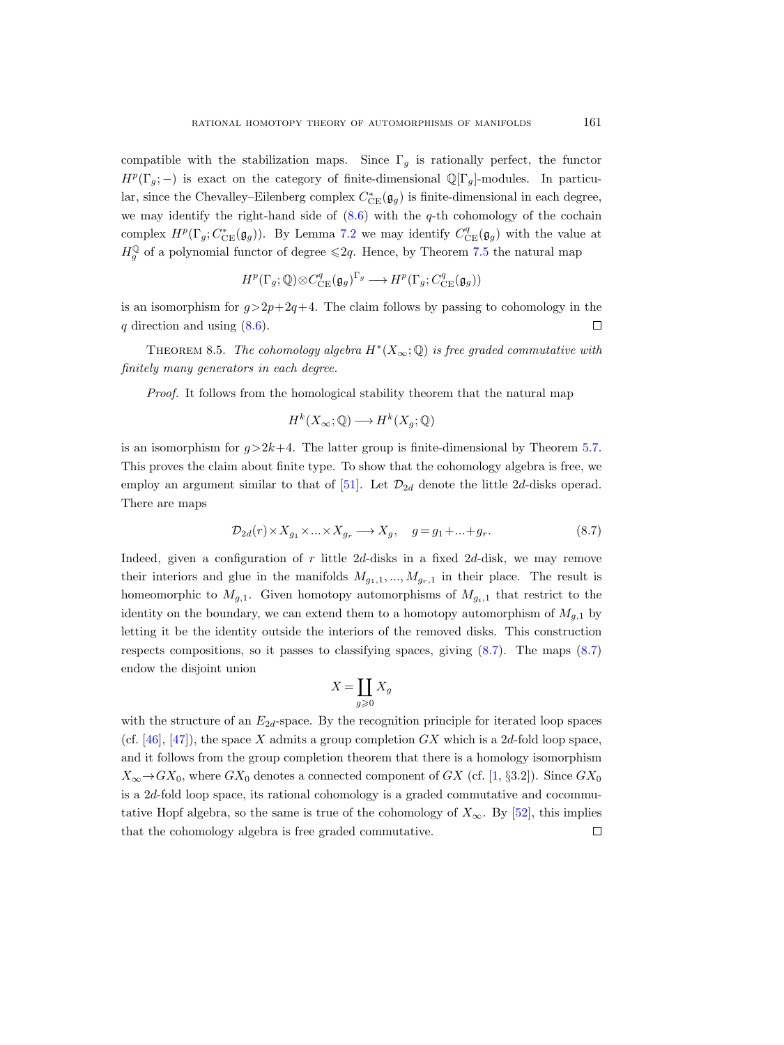compatible with the stabilization maps. Since $\Gamma_g$ is rationally perfect, the functor $H^p(\Gamma_g;-)$ is exact on the category of finite-dimensional $\mathbb{Q}[\Gamma_g]$-modules. In particular, since the Chevalley–Eilenberg complex $C^*_{\mathrm{CE}}(\mathfrak{g}_g)$ is finite-dimensional in each degree, we may identify the right-hand side of (8.6) with the $q$-th cohomology of the cochain complex $H^p(\Gamma_g; C^*_{\mathrm{CE}}(\mathfrak{g}_g))$. By Lemma 7.2 we may identify $C^q_{\mathrm{CE}}(\mathfrak{g}_g)$ with the value at $H_g^{\mathbb{Q}}$ of a polynomial functor of degree $\leqslant 2q$. Hence, by Theorem 7.5 the natural map

$$H^p(\Gamma_g;\mathbb{Q}) \otimes C^q_{\mathrm{CE}}(\mathfrak{g}_g)^{\Gamma_g} \longrightarrow H^p(\Gamma_g; C^q_{\mathrm{CE}}(\mathfrak{g}_g))$$

is an isomorphism for $g > 2p+2q+4$. The claim follows by passing to cohomology in the $q$ direction and using (8.6). ∎

Theorem 8.5. *The cohomology algebra $H^*(X_\infty;\mathbb{Q})$ is free graded commutative with finitely many generators in each degree.*

*Proof.* It follows from the homological stability theorem that the natural map

$$H^k(X_\infty;\mathbb{Q}) \longrightarrow H^k(X_g;\mathbb{Q})$$

is an isomorphism for $g > 2k+4$. The latter group is finite-dimensional by Theorem 5.7. This proves the claim about finite type. To show that the cohomology algebra is free, we employ an argument similar to that of [51]. Let $\mathcal{D}_{2d}$ denote the little $2d$-disks operad. There are maps

$$\mathcal{D}_{2d}(r) \times X_{g_1} \times \ldots \times X_{g_r} \longrightarrow X_g, \quad g = g_1 + \ldots + g_r. \tag{8.7}$$

Indeed, given a configuration of $r$ little $2d$-disks in a fixed $2d$-disk, we may remove their interiors and glue in the manifolds $M_{g_1,1}, \ldots, M_{g_r,1}$ in their place. The result is homeomorphic to $M_{g,1}$. Given homotopy automorphisms of $M_{g_i,1}$ that restrict to the identity on the boundary, we can extend them to a homotopy automorphism of $M_{g,1}$ by letting it be the identity outside the interiors of the removed disks. This construction respects compositions, so it passes to classifying spaces, giving (8.7). The maps (8.7) endow the disjoint union

$$X = \coprod_{g \geqslant 0} X_g$$

with the structure of an $E_{2d}$-space. By the recognition principle for iterated loop spaces (cf. [46], [47]), the space $X$ admits a group completion $GX$ which is a $2d$-fold loop space, and it follows from the group completion theorem that there is a homology isomorphism $X_\infty \to GX_0$, where $GX_0$ denotes a connected component of $GX$ (cf. [1, §3.2]). Since $GX_0$ is a $2d$-fold loop space, its rational cohomology is a graded commutative and cocommutative Hopf algebra, so the same is true of the cohomology of $X_\infty$. By [52], this implies that the cohomology algebra is free graded commutative. ∎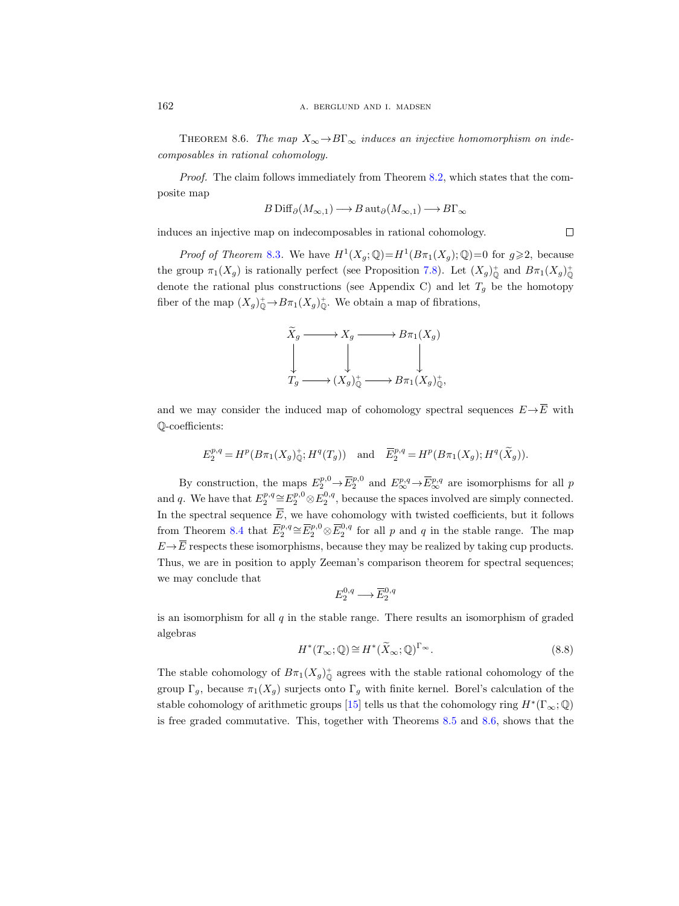Theorem 8.6. *The map $X_\infty \to B\Gamma_\infty$ induces an injective homomorphism on indecomposables in rational cohomology.*

*Proof.* The claim follows immediately from Theorem 8.2, which states that the composite map

$$B\operatorname{Diff}_\partial(M_{\infty,1}) \longrightarrow B\operatorname{aut}_\partial(M_{\infty,1}) \longrightarrow B\Gamma_\infty$$

induces an injective map on indecomposables in rational cohomology. □

*Proof of Theorem 8.3.* We have $H^1(X_g;\mathbb{Q}) = H^1(B\pi_1(X_g);\mathbb{Q}) = 0$ for $g \geqslant 2$, because the group $\pi_1(X_g)$ is rationally perfect (see Proposition 7.8). Let $(X_g)^+_{\mathbb{Q}}$ and $B\pi_1(X_g)^+_{\mathbb{Q}}$ denote the rational plus constructions (see Appendix C) and let $T_g$ be the homotopy fiber of the map $(X_g)^+_{\mathbb{Q}} \to B\pi_1(X_g)^+_{\mathbb{Q}}$. We obtain a map of fibrations,

$$\begin{array}{ccccc}
\widetilde{X}_g & \longrightarrow & X_g & \longrightarrow & B\pi_1(X_g) \\
\downarrow & & \downarrow & & \downarrow \\
T_g & \longrightarrow & (X_g)^+_{\mathbb{Q}} & \longrightarrow & B\pi_1(X_g)^+_{\mathbb{Q}},
\end{array}$$

and we may consider the induced map of cohomology spectral sequences $E \to \overline{E}$ with $\mathbb{Q}$-coefficients:

$$E_2^{p,q} = H^p(B\pi_1(X_g)^+_{\mathbb{Q}}; H^q(T_g)) \quad \text{and} \quad \overline{E}_2^{p,q} = H^p(B\pi_1(X_g); H^q(\widetilde{X}_g)).$$

By construction, the maps $E_2^{p,0} \to \overline{E}_2^{p,0}$ and $E_\infty^{p,q} \to \overline{E}_\infty^{p,q}$ are isomorphisms for all $p$ and $q$. We have that $E_2^{p,q} \cong E_2^{p,0} \otimes E_2^{0,q}$, because the spaces involved are simply connected. In the spectral sequence $\overline{E}$, we have cohomology with twisted coefficients, but it follows from Theorem 8.4 that $\overline{E}_2^{p,q} \cong \overline{E}_2^{p,0} \otimes \overline{E}_2^{0,q}$ for all $p$ and $q$ in the stable range. The map $E \to \overline{E}$ respects these isomorphisms, because they may be realized by taking cup products. Thus, we are in position to apply Zeeman's comparison theorem for spectral sequences; we may conclude that

$$E_2^{0,q} \longrightarrow \overline{E}_2^{0,q}$$

is an isomorphism for all $q$ in the stable range. There results an isomorphism of graded algebras

$$H^*(T_\infty;\mathbb{Q}) \cong H^*(\widetilde{X}_\infty;\mathbb{Q})^{\Gamma_\infty}. \tag{8.8}$$

The stable cohomology of $B\pi_1(X_g)^+_{\mathbb{Q}}$ agrees with the stable rational cohomology of the group $\Gamma_g$, because $\pi_1(X_g)$ surjects onto $\Gamma_g$ with finite kernel. Borel's calculation of the stable cohomology of arithmetic groups [15] tells us that the cohomology ring $H^*(\Gamma_\infty;\mathbb{Q})$ is free graded commutative. This, together with Theorems 8.5 and 8.6, shows that the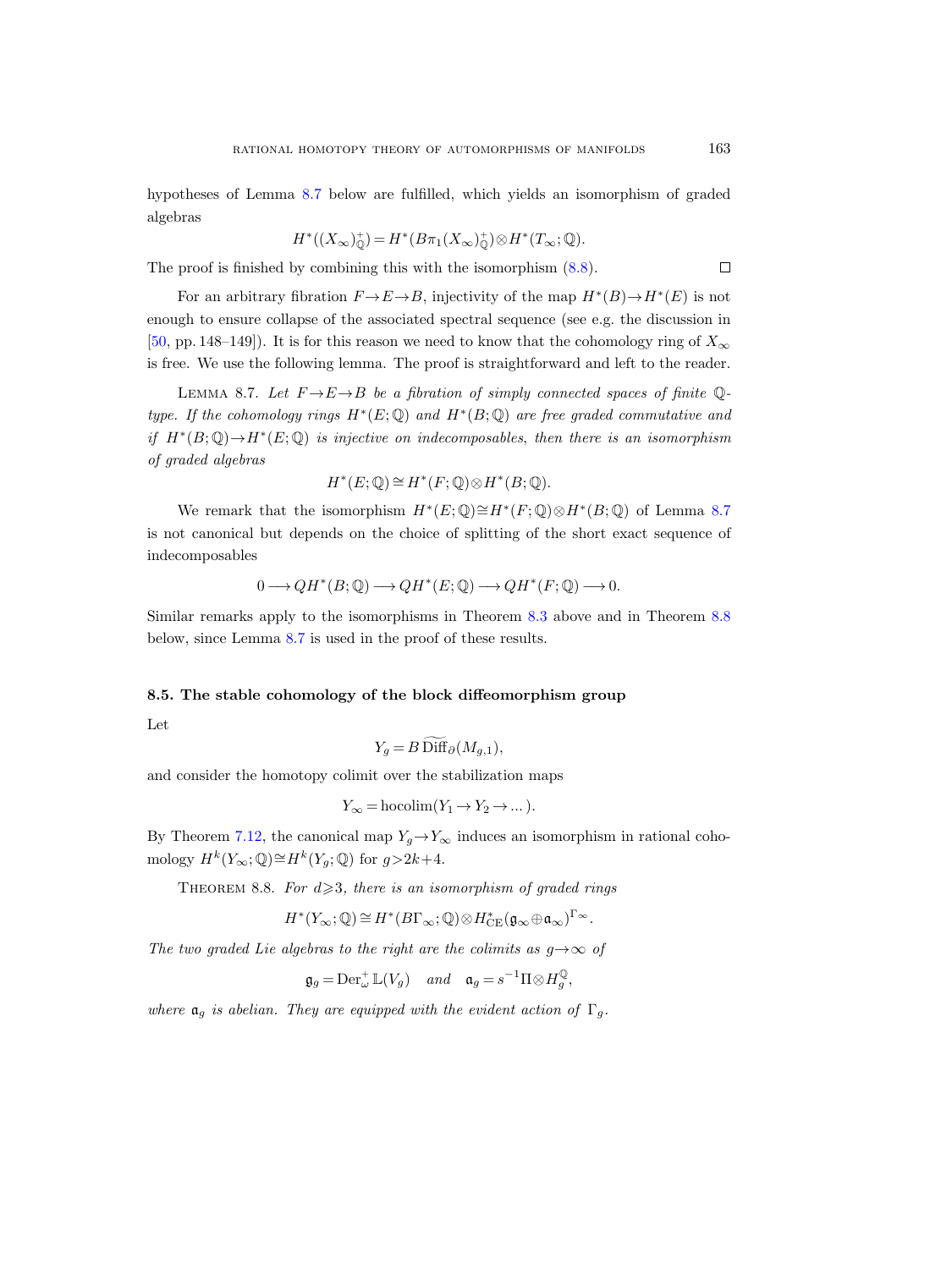hypotheses of Lemma 8.7 below are fulfilled, which yields an isomorphism of graded algebras

$$H^*((X_\infty)^+_{\mathbb{Q}}) = H^*(B\pi_1(X_\infty)^+_{\mathbb{Q}}) \otimes H^*(T_\infty;\mathbb{Q}).$$

The proof is finished by combining this with the isomorphism (8.8). □

For an arbitrary fibration $F \to E \to B$, injectivity of the map $H^*(B) \to H^*(E)$ is not enough to ensure collapse of the associated spectral sequence (see e.g. the discussion in [50, pp. 148–149]). It is for this reason we need to know that the cohomology ring of $X_\infty$ is free. We use the following lemma. The proof is straightforward and left to the reader.

Lemma 8.7. *Let $F \to E \to B$ be a fibration of simply connected spaces of finite $\mathbb{Q}$-type. If the cohomology rings $H^*(E;\mathbb{Q})$ and $H^*(B;\mathbb{Q})$ are free graded commutative and if $H^*(B;\mathbb{Q}) \to H^*(E;\mathbb{Q})$ is injective on indecomposables, then there is an isomorphism of graded algebras*

$$H^*(E;\mathbb{Q}) \cong H^*(F;\mathbb{Q}) \otimes H^*(B;\mathbb{Q}).$$

We remark that the isomorphism $H^*(E;\mathbb{Q}) \cong H^*(F;\mathbb{Q}) \otimes H^*(B;\mathbb{Q})$ of Lemma 8.7 is not canonical but depends on the choice of splitting of the short exact sequence of indecomposables

$$0 \longrightarrow QH^*(B;\mathbb{Q}) \longrightarrow QH^*(E;\mathbb{Q}) \longrightarrow QH^*(F;\mathbb{Q}) \longrightarrow 0.$$

Similar remarks apply to the isomorphisms in Theorem 8.3 above and in Theorem 8.8 below, since Lemma 8.7 is used in the proof of these results.

### 8.5. The stable cohomology of the block diffeomorphism group

Let

$$Y_g = B\,\widetilde{\mathrm{Diff}}_\partial(M_{g,1}),$$

and consider the homotopy colimit over the stabilization maps

$$Y_\infty = \operatorname{hocolim}(Y_1 \to Y_2 \to \dots).$$

By Theorem 7.12, the canonical map $Y_g \to Y_\infty$ induces an isomorphism in rational cohomology $H^k(Y_\infty;\mathbb{Q}) \cong H^k(Y_g;\mathbb{Q})$ for $g > 2k+4$.

Theorem 8.8. *For $d \geqslant 3$, there is an isomorphism of graded rings*

$$H^*(Y_\infty;\mathbb{Q}) \cong H^*(B\Gamma_\infty;\mathbb{Q}) \otimes H^*_{\mathrm{CE}}(\mathfrak{g}_\infty \oplus \mathfrak{a}_\infty)^{\Gamma_\infty}.$$

*The two graded Lie algebras to the right are the colimits as $g \to \infty$ of*

$$\mathfrak{g}_g = \mathrm{Der}^+_\omega \mathbb{L}(V_g) \quad \text{and} \quad \mathfrak{a}_g = s^{-1}\Pi \otimes H_g^{\mathbb{Q}},$$

*where $\mathfrak{a}_g$ is abelian. They are equipped with the evident action of $\Gamma_g$.*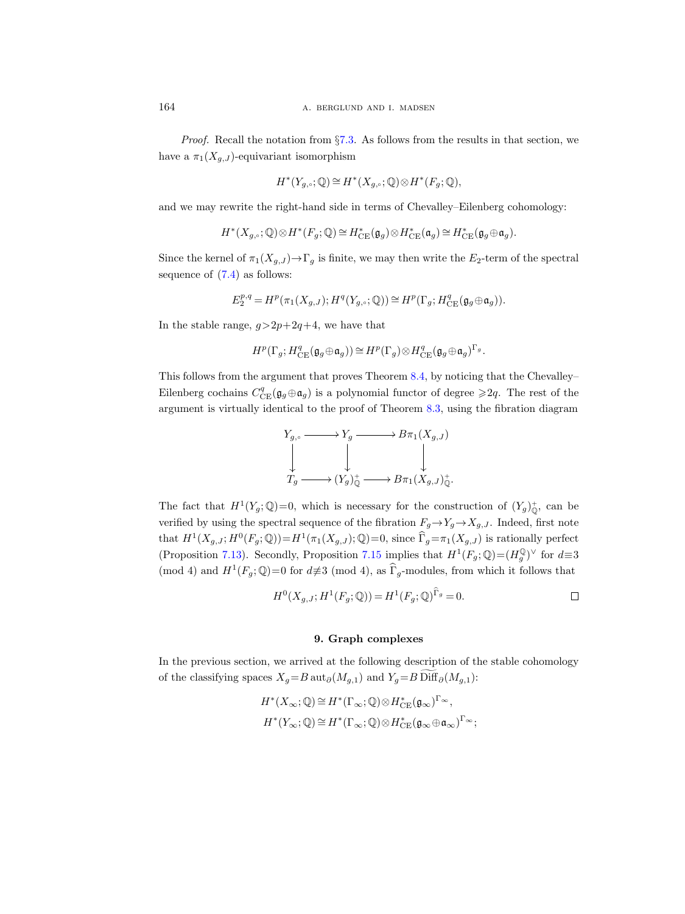*Proof.* Recall the notation from §7.3. As follows from the results in that section, we have a $\pi_1(X_{g,J})$-equivariant isomorphism

$$H^*(Y_{g,\circ};\mathbb{Q}) \cong H^*(X_{g,\circ};\mathbb{Q}) \otimes H^*(F_g;\mathbb{Q}),$$

and we may rewrite the right-hand side in terms of Chevalley–Eilenberg cohomology:

$$H^*(X_{g,\circ};\mathbb{Q}) \otimes H^*(F_g;\mathbb{Q}) \cong H^*_{\mathrm{CE}}(\mathfrak{g}_g) \otimes H^*_{\mathrm{CE}}(\mathfrak{a}_g) \cong H^*_{\mathrm{CE}}(\mathfrak{g}_g \oplus \mathfrak{a}_g).$$

Since the kernel of $\pi_1(X_{g,J}) \to \Gamma_g$ is finite, we may then write the $E_2$-term of the spectral sequence of (7.4) as follows:

$$E_2^{p,q} = H^p(\pi_1(X_{g,J}); H^q(Y_{g,\circ};\mathbb{Q})) \cong H^p(\Gamma_g; H^q_{\mathrm{CE}}(\mathfrak{g}_g \oplus \mathfrak{a}_g)).$$

In the stable range, $g > 2p+2q+4$, we have that

$$H^p(\Gamma_g; H^q_{\mathrm{CE}}(\mathfrak{g}_g \oplus \mathfrak{a}_g)) \cong H^p(\Gamma_g) \otimes H^q_{\mathrm{CE}}(\mathfrak{g}_g \oplus \mathfrak{a}_g)^{\Gamma_g}.$$

This follows from the argument that proves Theorem 8.4, by noticing that the Chevalley–Eilenberg cochains $C^q_{\mathrm{CE}}(\mathfrak{g}_g \oplus \mathfrak{a}_g)$ is a polynomial functor of degree $\geqslant 2q$. The rest of the argument is virtually identical to the proof of Theorem 8.3, using the fibration diagram

$$\begin{array}{ccccc}
Y_{g,\circ} & \longrightarrow & Y_g & \longrightarrow & B\pi_1(X_{g,J}) \\
\downarrow & & \downarrow & & \downarrow \\
T_g & \longrightarrow & (Y_g)^+_{\mathbb{Q}} & \longrightarrow & B\pi_1(X_{g,J})^+_{\mathbb{Q}}.
\end{array}$$

The fact that $H^1(Y_g;\mathbb{Q})=0$, which is necessary for the construction of $(Y_g)^+_{\mathbb{Q}}$, can be verified by using the spectral sequence of the fibration $F_g \to Y_g \to X_{g,J}$. Indeed, first note that $H^1(X_{g,J}; H^0(F_g;\mathbb{Q})) = H^1(\pi_1(X_{g,J});\mathbb{Q}) = 0$, since $\widehat{\Gamma}_g = \pi_1(X_{g,J})$ is rationally perfect (Proposition 7.13). Secondly, Proposition 7.15 implies that $H^1(F_g;\mathbb{Q}) = (H_g^{\mathbb{Q}})^\vee$ for $d \equiv 3 \pmod 4$ and $H^1(F_g;\mathbb{Q}) = 0$ for $d \not\equiv 3 \pmod 4$, as $\widehat{\Gamma}_g$-modules, from which it follows that

$$H^0(X_{g,J}; H^1(F_g;\mathbb{Q})) = H^1(F_g;\mathbb{Q})^{\widehat{\Gamma}_g} = 0. \qquad \square$$

## 9. Graph complexes

In the previous section, we arrived at the following description of the stable cohomology of the classifying spaces $X_g = B\operatorname{aut}_\partial(M_{g,1})$ and $Y_g = B\widetilde{\mathrm{Diff}}_\partial(M_{g,1})$:

$$H^*(X_\infty;\mathbb{Q}) \cong H^*(\Gamma_\infty;\mathbb{Q}) \otimes H^*_{\mathrm{CE}}(\mathfrak{g}_\infty)^{\Gamma_\infty},$$
$$H^*(Y_\infty;\mathbb{Q}) \cong H^*(\Gamma_\infty;\mathbb{Q}) \otimes H^*_{\mathrm{CE}}(\mathfrak{g}_\infty \oplus \mathfrak{a}_\infty)^{\Gamma_\infty};$$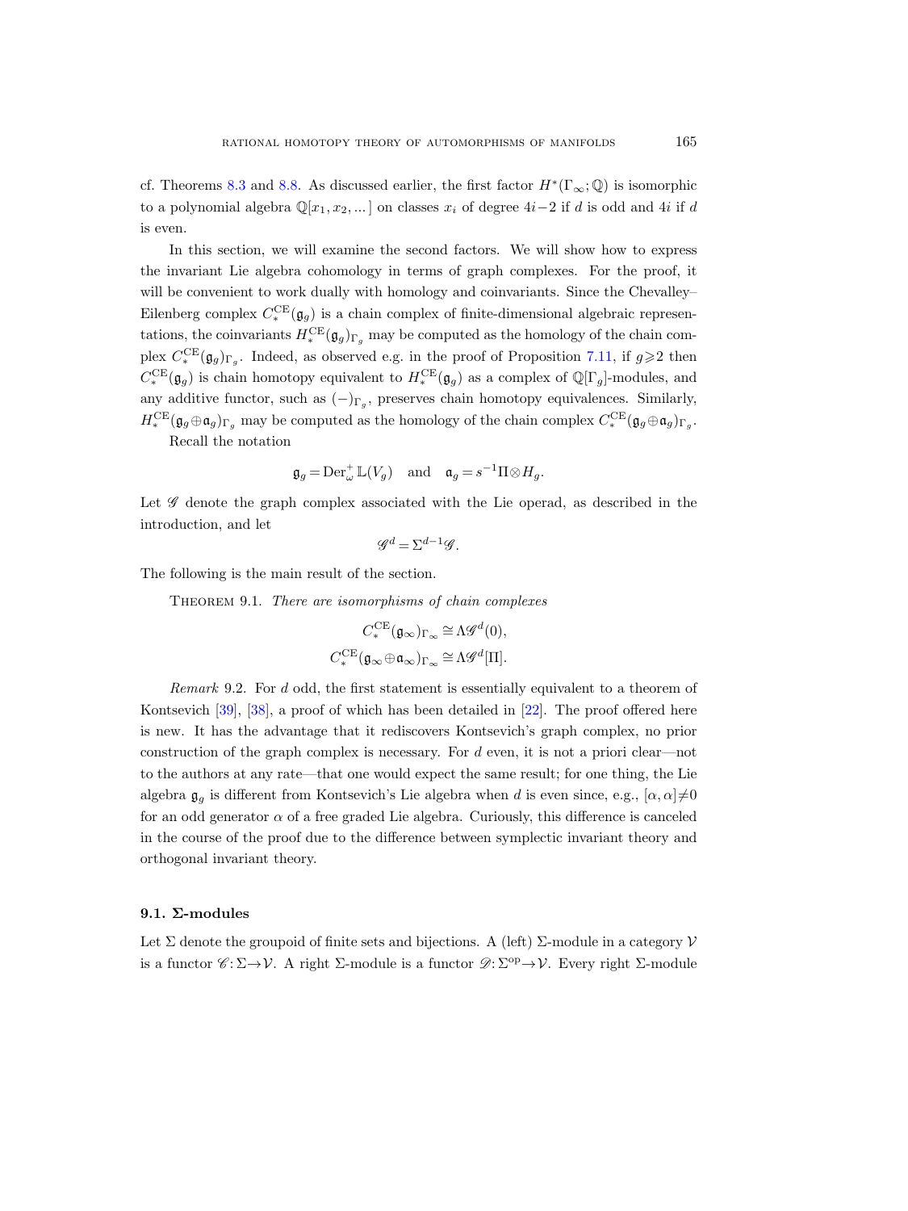cf. Theorems 8.3 and 8.8. As discussed earlier, the first factor $H^*(\Gamma_\infty;\mathbb{Q})$ is isomorphic to a polynomial algebra $\mathbb{Q}[x_1,x_2,...]$ on classes $x_i$ of degree $4i-2$ if $d$ is odd and $4i$ if $d$ is even.

In this section, we will examine the second factors. We will show how to express the invariant Lie algebra cohomology in terms of graph complexes. For the proof, it will be convenient to work dually with homology and coinvariants. Since the Chevalley–Eilenberg complex $C_*^{\mathrm{CE}}(\mathfrak{g}_g)$ is a chain complex of finite-dimensional algebraic representations, the coinvariants $H_*^{\mathrm{CE}}(\mathfrak{g}_g)_{\Gamma_g}$ may be computed as the homology of the chain complex $C_*^{\mathrm{CE}}(\mathfrak{g}_g)_{\Gamma_g}$. Indeed, as observed e.g. in the proof of Proposition 7.11, if $g\geqslant 2$ then $C_*^{\mathrm{CE}}(\mathfrak{g}_g)$ is chain homotopy equivalent to $H_*^{\mathrm{CE}}(\mathfrak{g}_g)$ as a complex of $\mathbb{Q}[\Gamma_g]$-modules, and any additive functor, such as $(-)_{\Gamma_g}$, preserves chain homotopy equivalences. Similarly, $H_*^{\mathrm{CE}}(\mathfrak{g}_g\oplus\mathfrak{a}_g)_{\Gamma_g}$ may be computed as the homology of the chain complex $C_*^{\mathrm{CE}}(\mathfrak{g}_g\oplus\mathfrak{a}_g)_{\Gamma_g}$.

Recall the notation

$$\mathfrak{g}_g=\mathrm{Der}_\omega^+\mathbb{L}(V_g)\quad\text{and}\quad \mathfrak{a}_g=s^{-1}\Pi\otimes H_g.$$

Let $\mathscr{G}$ denote the graph complex associated with the Lie operad, as described in the introduction, and let

$$\mathscr{G}^d=\Sigma^{d-1}\mathscr{G}.$$

The following is the main result of the section.

Theorem 9.1. *There are isomorphisms of chain complexes*

$$C_*^{\mathrm{CE}}(\mathfrak{g}_\infty)_{\Gamma_\infty}\cong\Lambda\mathscr{G}^d(0),$$
$$C_*^{\mathrm{CE}}(\mathfrak{g}_\infty\oplus\mathfrak{a}_\infty)_{\Gamma_\infty}\cong\Lambda\mathscr{G}^d[\Pi].$$

*Remark* 9.2. For $d$ odd, the first statement is essentially equivalent to a theorem of Kontsevich [39], [38], a proof of which has been detailed in [22]. The proof offered here is new. It has the advantage that it rediscovers Kontsevich's graph complex, no prior construction of the graph complex is necessary. For $d$ even, it is not a priori clear—not to the authors at any rate—that one would expect the same result; for one thing, the Lie algebra $\mathfrak{g}_g$ is different from Kontsevich's Lie algebra when $d$ is even since, e.g., $[\alpha,\alpha]\neq 0$ for an odd generator $\alpha$ of a free graded Lie algebra. Curiously, this difference is canceled in the course of the proof due to the difference between symplectic invariant theory and orthogonal invariant theory.

### 9.1. Σ-modules

Let $\Sigma$ denote the groupoid of finite sets and bijections. A (left) $\Sigma$-module in a category $\mathcal{V}$ is a functor $\mathscr{C}\colon\Sigma\to\mathcal{V}$. A right $\Sigma$-module is a functor $\mathscr{D}\colon\Sigma^{\mathrm{op}}\to\mathcal{V}$. Every right $\Sigma$-module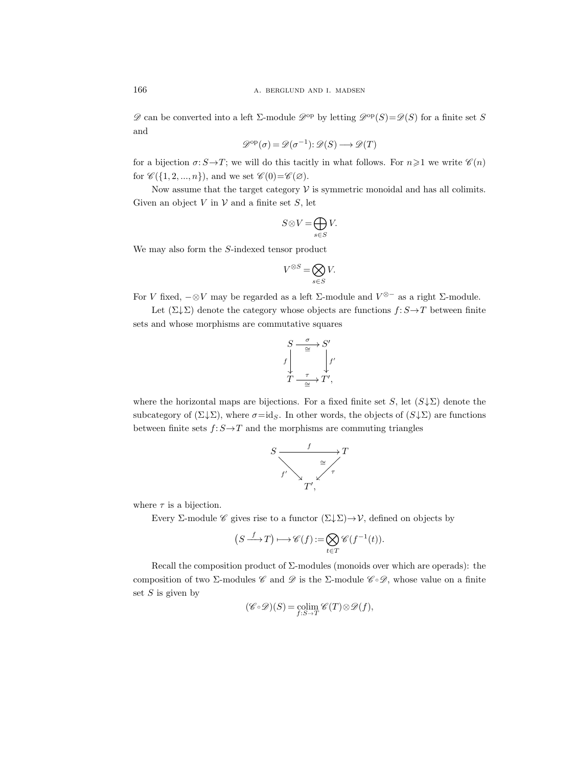$\mathscr{D}$ can be converted into a left $\Sigma$-module $\mathscr{D}^{\mathrm{op}}$ by letting $\mathscr{D}^{\mathrm{op}}(S)=\mathscr{D}(S)$ for a finite set $S$ and

$$\mathscr{D}^{\mathrm{op}}(\sigma)=\mathscr{D}(\sigma^{-1})\colon \mathscr{D}(S)\longrightarrow \mathscr{D}(T)$$

for a bijection $\sigma\colon S\to T$; we will do this tacitly in what follows. For $n\geqslant 1$ we write $\mathscr{C}(n)$ for $\mathscr{C}(\{1,2,...,n\})$, and we set $\mathscr{C}(0)=\mathscr{C}(\varnothing)$.

Now assume that the target category $\mathcal{V}$ is symmetric monoidal and has all colimits. Given an object $V$ in $\mathcal{V}$ and a finite set $S$, let

$$S\otimes V=\bigoplus_{s\in S} V.$$

We may also form the $S$-indexed tensor product

$$V^{\otimes S}=\bigotimes_{s\in S} V.$$

For $V$ fixed, $-\otimes V$ may be regarded as a left $\Sigma$-module and $V^{\otimes -}$ as a right $\Sigma$-module.

Let $(\Sigma\!\downarrow\!\Sigma)$ denote the category whose objects are functions $f\colon S\to T$ between finite sets and whose morphisms are commutative squares

$$\begin{array}{ccc} S & \xrightarrow[\cong]{\sigma} & S' \\ {\scriptstyle f}\downarrow & & \downarrow{\scriptstyle f'} \\ T & \xrightarrow[\cong]{\tau} & T', \end{array}$$

where the horizontal maps are bijections. For a fixed finite set $S$, let $(S\!\downarrow\!\Sigma)$ denote the subcategory of $(\Sigma\!\downarrow\!\Sigma)$, where $\sigma=\mathrm{id}_S$. In other words, the objects of $(S\!\downarrow\!\Sigma)$ are functions between finite sets $f\colon S\to T$ and the morphisms are commuting triangles

$$\begin{array}{ccc} S & \xrightarrow{f} & T \\ & {\scriptstyle f'}\searrow \quad \swarrow{\scriptstyle \tau}\,\cong & \\ & T', & \end{array}$$

where $\tau$ is a bijection.

Every $\Sigma$-module $\mathscr{C}$ gives rise to a functor $(\Sigma\!\downarrow\!\Sigma)\to\mathcal{V}$, defined on objects by

$$\big(S\xrightarrow{f}T\big)\longmapsto \mathscr{C}(f):=\bigotimes_{t\in T}\mathscr{C}(f^{-1}(t)).$$

Recall the composition product of $\Sigma$-modules (monoids over which are operads): the composition of two $\Sigma$-modules $\mathscr{C}$ and $\mathscr{D}$ is the $\Sigma$-module $\mathscr{C}\circ\mathscr{D}$, whose value on a finite set $S$ is given by

$$(\mathscr{C}\circ\mathscr{D})(S)=\operatorname*{colim}_{f\colon S\to T}\mathscr{C}(T)\otimes\mathscr{D}(f),$$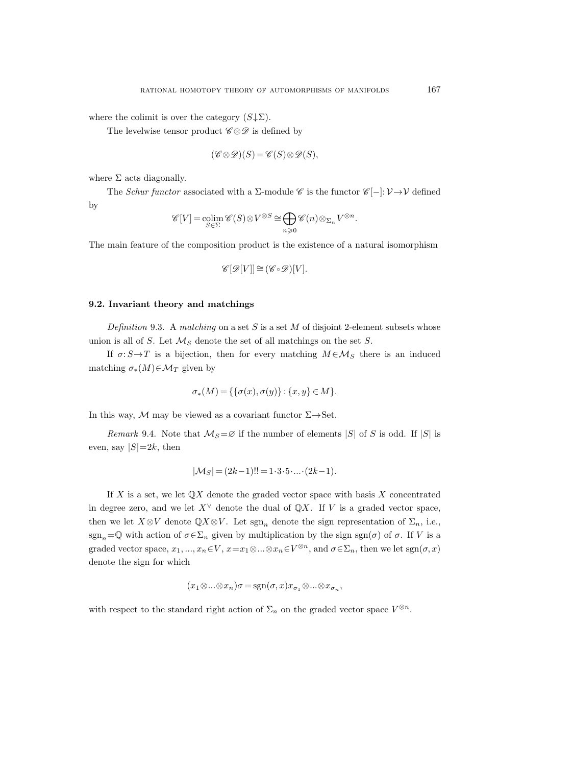where the colimit is over the category $(S{\downarrow}\Sigma)$.

The levelwise tensor product $\mathscr{C}\otimes\mathscr{D}$ is defined by

$$(\mathscr{C}\otimes\mathscr{D})(S)=\mathscr{C}(S)\otimes\mathscr{D}(S),$$

where $\Sigma$ acts diagonally.

The *Schur functor* associated with a $\Sigma$-module $\mathscr{C}$ is the functor $\mathscr{C}[-]\colon\mathcal{V}\to\mathcal{V}$ defined by

$$\mathscr{C}[V]=\operatorname*{colim}_{S\in\Sigma}\mathscr{C}(S)\otimes V^{\otimes S}\cong\bigoplus_{n\geqslant 0}\mathscr{C}(n)\otimes_{\Sigma_n}V^{\otimes n}.$$

The main feature of the composition product is the existence of a natural isomorphism

$$\mathscr{C}[\mathscr{D}[V]]\cong(\mathscr{C}\circ\mathscr{D})[V].$$

### 9.2. Invariant theory and matchings

*Definition* 9.3. A *matching* on a set $S$ is a set $M$ of disjoint 2-element subsets whose union is all of $S$. Let $\mathcal{M}_S$ denote the set of all matchings on the set $S$.

If $\sigma\colon S\to T$ is a bijection, then for every matching $M\in\mathcal{M}_S$ there is an induced matching $\sigma_*(M)\in\mathcal{M}_T$ given by

$$\sigma_*(M)=\{\{\sigma(x),\sigma(y)\}:\{x,y\}\in M\}.$$

In this way, $\mathcal{M}$ may be viewed as a covariant functor $\Sigma\to\mathrm{Set}$.

*Remark* 9.4. Note that $\mathcal{M}_S=\varnothing$ if the number of elements $|S|$ of $S$ is odd. If $|S|$ is even, say $|S|=2k$, then

$$|\mathcal{M}_S|=(2k-1)!!=1\cdot 3\cdot 5\cdot\ldots\cdot(2k-1).$$

If $X$ is a set, we let $\mathbb{Q}X$ denote the graded vector space with basis $X$ concentrated in degree zero, and we let $X^\vee$ denote the dual of $\mathbb{Q}X$. If $V$ is a graded vector space, then we let $X\otimes V$ denote $\mathbb{Q}X\otimes V$. Let $\mathrm{sgn}_n$ denote the sign representation of $\Sigma_n$, i.e., $\mathrm{sgn}_n=\mathbb{Q}$ with action of $\sigma\in\Sigma_n$ given by multiplication by the sign $\mathrm{sgn}(\sigma)$ of $\sigma$. If $V$ is a graded vector space, $x_1,\ldots,x_n\in V$, $x=x_1\otimes\ldots\otimes x_n\in V^{\otimes n}$, and $\sigma\in\Sigma_n$, then we let $\mathrm{sgn}(\sigma,x)$ denote the sign for which

$$(x_1\otimes\ldots\otimes x_n)\sigma=\mathrm{sgn}(\sigma,x)x_{\sigma_1}\otimes\ldots\otimes x_{\sigma_n},$$

with respect to the standard right action of $\Sigma_n$ on the graded vector space $V^{\otimes n}$.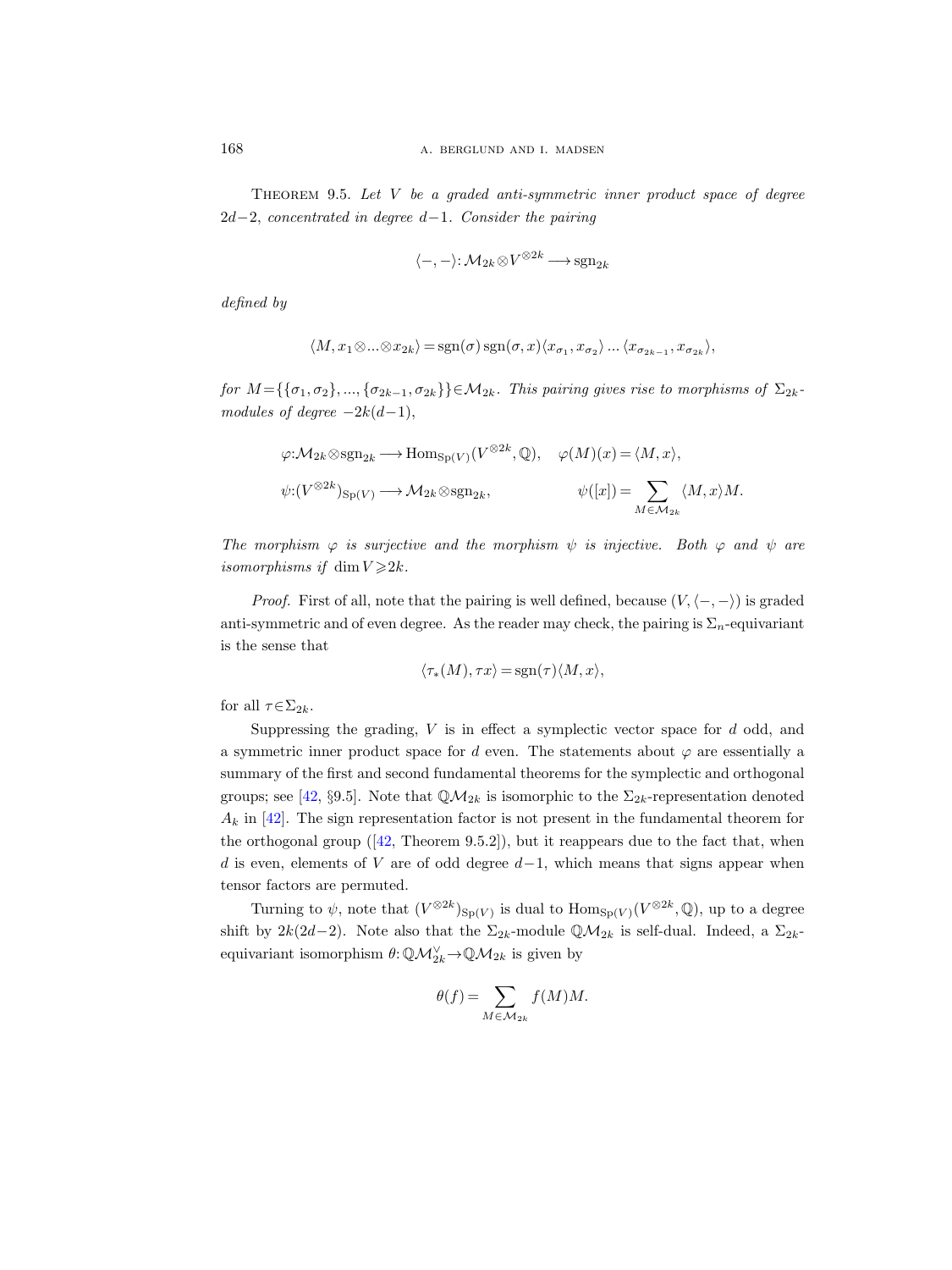THEOREM 9.5. *Let $V$ be a graded anti-symmetric inner product space of degree $2d-2$, concentrated in degree $d-1$. Consider the pairing*

$$\langle -,-\rangle : \mathcal{M}_{2k} \otimes V^{\otimes 2k} \longrightarrow \mathrm{sgn}_{2k}$$

*defined by*

$$\langle M, x_1 \otimes ... \otimes x_{2k}\rangle = \mathrm{sgn}(\sigma)\,\mathrm{sgn}(\sigma,x)\langle x_{\sigma_1}, x_{\sigma_2}\rangle \, ... \, \langle x_{\sigma_{2k-1}}, x_{\sigma_{2k}}\rangle,$$

*for $M = \{\{\sigma_1,\sigma_2\},...,\{\sigma_{2k-1},\sigma_{2k}\}\} \in \mathcal{M}_{2k}$. This pairing gives rise to morphisms of $\Sigma_{2k}$-modules of degree $-2k(d-1)$,*

$$\varphi : \mathcal{M}_{2k} \otimes \mathrm{sgn}_{2k} \longrightarrow \mathrm{Hom}_{\mathrm{Sp}(V)}(V^{\otimes 2k}, \mathbb{Q}), \quad \varphi(M)(x) = \langle M, x\rangle,$$

$$\psi : (V^{\otimes 2k})_{\mathrm{Sp}(V)} \longrightarrow \mathcal{M}_{2k} \otimes \mathrm{sgn}_{2k}, \qquad \psi([x]) = \sum_{M \in \mathcal{M}_{2k}} \langle M, x\rangle M.$$

*The morphism $\varphi$ is surjective and the morphism $\psi$ is injective. Both $\varphi$ and $\psi$ are isomorphisms if $\dim V \geqslant 2k$.*

*Proof.* First of all, note that the pairing is well defined, because $(V, \langle -,-\rangle)$ is graded anti-symmetric and of even degree. As the reader may check, the pairing is $\Sigma_n$-equivariant is the sense that

$$\langle \tau_*(M), \tau x\rangle = \mathrm{sgn}(\tau)\langle M, x\rangle,$$

for all $\tau \in \Sigma_{2k}$.

Suppressing the grading, $V$ is in effect a symplectic vector space for $d$ odd, and a symmetric inner product space for $d$ even. The statements about $\varphi$ are essentially a summary of the first and second fundamental theorems for the symplectic and orthogonal groups; see [42, §9.5]. Note that $\mathbb{Q}\mathcal{M}_{2k}$ is isomorphic to the $\Sigma_{2k}$-representation denoted $A_k$ in [42]. The sign representation factor is not present in the fundamental theorem for the orthogonal group ([42, Theorem 9.5.2]), but it reappears due to the fact that, when $d$ is even, elements of $V$ are of odd degree $d-1$, which means that signs appear when tensor factors are permuted.

Turning to $\psi$, note that $(V^{\otimes 2k})_{\mathrm{Sp}(V)}$ is dual to $\mathrm{Hom}_{\mathrm{Sp}(V)}(V^{\otimes 2k}, \mathbb{Q})$, up to a degree shift by $2k(2d-2)$. Note also that the $\Sigma_{2k}$-module $\mathbb{Q}\mathcal{M}_{2k}$ is self-dual. Indeed, a $\Sigma_{2k}$-equivariant isomorphism $\theta : \mathbb{Q}\mathcal{M}_{2k}^{\vee} \to \mathbb{Q}\mathcal{M}_{2k}$ is given by

$$\theta(f) = \sum_{M \in \mathcal{M}_{2k}} f(M)M.$$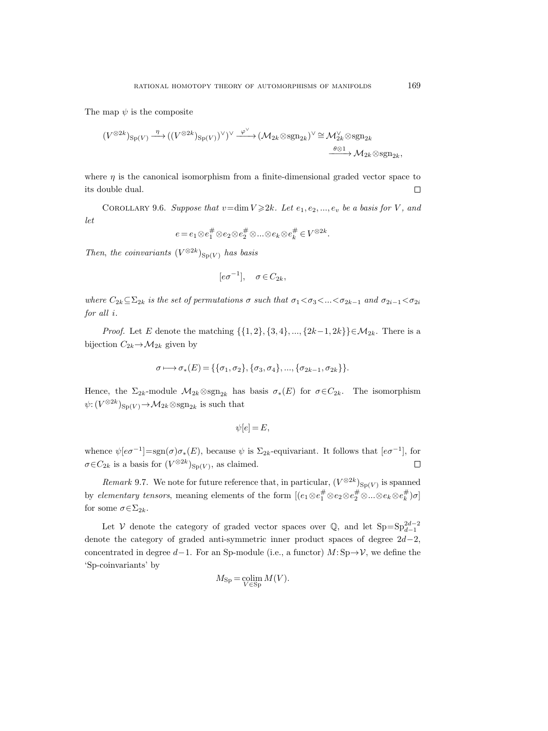The map $\psi$ is the composite

$$(V^{\otimes 2k})_{\mathrm{Sp}(V)} \xrightarrow{\eta} ((V^{\otimes 2k})_{\mathrm{Sp}(V)})^\vee)^\vee \xrightarrow{\varphi^\vee} (\mathcal{M}_{2k}\otimes \mathrm{sgn}_{2k})^\vee \cong \mathcal{M}_{2k}^\vee \otimes \mathrm{sgn}_{2k} \xrightarrow{\theta\otimes 1} \mathcal{M}_{2k}\otimes \mathrm{sgn}_{2k},$$

where $\eta$ is the canonical isomorphism from a finite-dimensional graded vector space to its double dual. □

COROLLARY 9.6. *Suppose that $v = \dim V \geqslant 2k$. Let $e_1, e_2, ..., e_v$ be a basis for $V$, and let*

$$e = e_1 \otimes e_1^\# \otimes e_2 \otimes e_2^\# \otimes ... \otimes e_k \otimes e_k^\# \in V^{\otimes 2k}.$$

*Then, the coinvariants $(V^{\otimes 2k})_{\mathrm{Sp}(V)}$ has basis*

$$[e\sigma^{-1}], \quad \sigma \in C_{2k},$$

*where $C_{2k} \subseteq \Sigma_{2k}$ is the set of permutations $\sigma$ such that $\sigma_1 < \sigma_3 < ... < \sigma_{2k-1}$ and $\sigma_{2i-1} < \sigma_{2i}$ for all $i$.*

*Proof.* Let $E$ denote the matching $\{\{1,2\},\{3,4\},...,\{2k-1,2k\}\} \in \mathcal{M}_{2k}$. There is a bijection $C_{2k} \to \mathcal{M}_{2k}$ given by

$$\sigma \longmapsto \sigma_*(E) = \{\{\sigma_1,\sigma_2\},\{\sigma_3,\sigma_4\},...,\{\sigma_{2k-1},\sigma_{2k}\}\}.$$

Hence, the $\Sigma_{2k}$-module $\mathcal{M}_{2k}\otimes \mathrm{sgn}_{2k}$ has basis $\sigma_*(E)$ for $\sigma \in C_{2k}$. The isomorphism $\psi: (V^{\otimes 2k})_{\mathrm{Sp}(V)} \to \mathcal{M}_{2k}\otimes \mathrm{sgn}_{2k}$ is such that

$$\psi[e] = E,$$

whence $\psi[e\sigma^{-1}] = \mathrm{sgn}(\sigma)\sigma_*(E)$, because $\psi$ is $\Sigma_{2k}$-equivariant. It follows that $[e\sigma^{-1}]$, for $\sigma \in C_{2k}$ is a basis for $(V^{\otimes 2k})_{\mathrm{Sp}(V)}$, as claimed. □

*Remark* 9.7. We note for future reference that, in particular, $(V^{\otimes 2k})_{\mathrm{Sp}(V)}$ is spanned by *elementary tensors*, meaning elements of the form $[(e_1 \otimes e_1^\# \otimes e_2 \otimes e_2^\# \otimes ... \otimes e_k \otimes e_k^\#)\sigma]$ for some $\sigma \in \Sigma_{2k}$.

Let $\mathcal{V}$ denote the category of graded vector spaces over $\mathbb{Q}$, and let $\mathrm{Sp} = \mathrm{Sp}_{d-1}^{2d-2}$ denote the category of graded anti-symmetric inner product spaces of degree $2d-2$, concentrated in degree $d-1$. For an Sp-module (i.e., a functor) $M: \mathrm{Sp} \to \mathcal{V}$, we define the 'Sp-coinvariants' by

$$M_{\mathrm{Sp}} = \operatorname*{colim}_{V \in \mathrm{Sp}} M(V).$$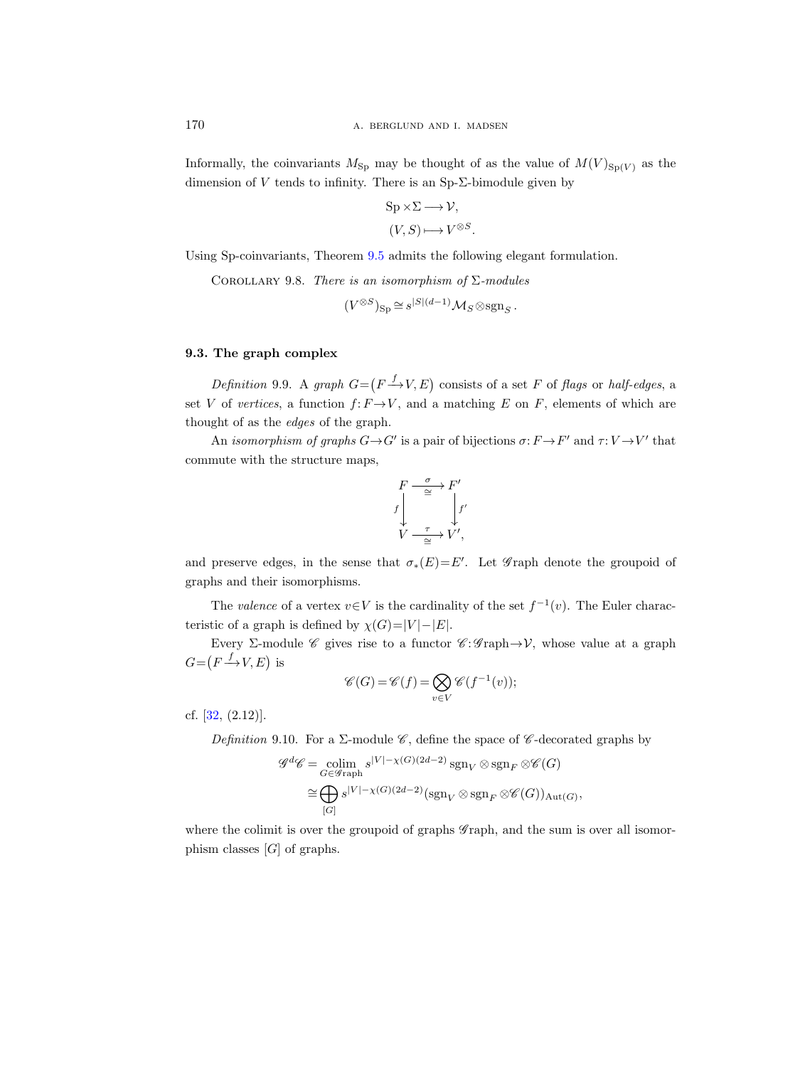Informally, the coinvariants $M_{\mathrm{Sp}}$ may be thought of as the value of $M(V)_{\mathrm{Sp}(V)}$ as the dimension of $V$ tends to infinity. There is an Sp-Σ-bimodule given by

$$\begin{aligned} \mathrm{Sp}\times\Sigma &\longrightarrow \mathcal{V},\\ (V,S) &\longmapsto V^{\otimes S}. \end{aligned}$$

Using Sp-coinvariants, Theorem 9.5 admits the following elegant formulation.

Corollary 9.8. *There is an isomorphism of* $\Sigma$*-modules*

$$(V^{\otimes S})_{\mathrm{Sp}} \cong s^{|S|(d-1)}\mathcal{M}_S \otimes \mathrm{sgn}_S\,.$$

### 9.3. The graph complex

*Definition* 9.9. A *graph* $G=\big(F\xrightarrow{f}V,E\big)$ consists of a set $F$ of *flags* or *half-edges*, a set $V$ of *vertices*, a function $f\colon F\to V$, and a matching $E$ on $F$, elements of which are thought of as the *edges* of the graph.

An *isomorphism of graphs* $G\to G'$ is a pair of bijections $\sigma\colon F\to F'$ and $\tau\colon V\to V'$ that commute with the structure maps,

$$\begin{array}{ccc} F & \xrightarrow[\cong]{\sigma} & F' \\ {\scriptstyle f}\downarrow & & \downarrow{\scriptstyle f'} \\ V & \xrightarrow[\cong]{\tau} & V', \end{array}$$

and preserve edges, in the sense that $\sigma_*(E)=E'$. Let $\mathscr{G}\mathrm{raph}$ denote the groupoid of graphs and their isomorphisms.

The *valence* of a vertex $v\in V$ is the cardinality of the set $f^{-1}(v)$. The Euler characteristic of a graph is defined by $\chi(G)=|V|-|E|$.

Every $\Sigma$-module $\mathscr{C}$ gives rise to a functor $\mathscr{C}\colon\mathscr{G}\mathrm{raph}\to\mathcal{V}$, whose value at a graph $G=\big(F\xrightarrow{f}V,E\big)$ is

$$\mathscr{C}(G)=\mathscr{C}(f)=\bigotimes_{v\in V}\mathscr{C}(f^{-1}(v));$$

cf. [32, (2.12)].

*Definition* 9.10. For a $\Sigma$-module $\mathscr{C}$, define the space of $\mathscr{C}$-decorated graphs by

$$\begin{aligned} \mathscr{G}^d\mathscr{C} &= \operatorname*{colim}_{G\in\mathscr{G}\mathrm{raph}} s^{|V|-\chi(G)(2d-2)}\,\mathrm{sgn}_V\otimes\mathrm{sgn}_F\otimes\mathscr{C}(G)\\ &\cong \bigoplus_{[G]} s^{|V|-\chi(G)(2d-2)}(\mathrm{sgn}_V\otimes\mathrm{sgn}_F\otimes\mathscr{C}(G))_{\mathrm{Aut}(G)}, \end{aligned}$$

where the colimit is over the groupoid of graphs $\mathscr{G}\mathrm{raph}$, and the sum is over all isomorphism classes $[G]$ of graphs.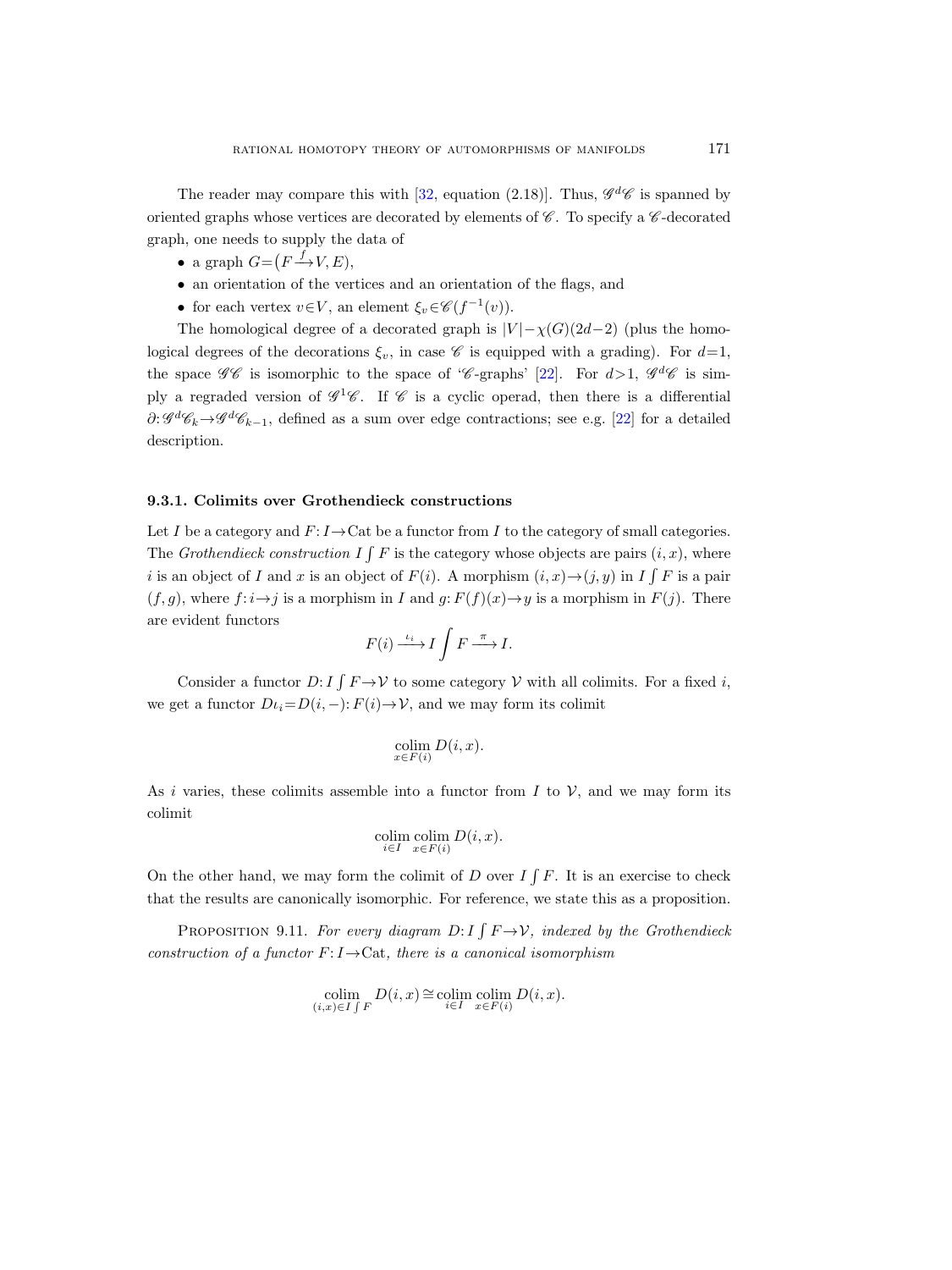The reader may compare this with [32, equation (2.18)]. Thus, $\mathscr{G}^d\mathscr{C}$ is spanned by oriented graphs whose vertices are decorated by elements of $\mathscr{C}$. To specify a $\mathscr{C}$-decorated graph, one needs to supply the data of

- a graph $G=(F \xrightarrow{f} V, E)$,
- an orientation of the vertices and an orientation of the flags, and
- for each vertex $v \in V$, an element $\xi_v \in \mathscr{C}(f^{-1}(v))$.

The homological degree of a decorated graph is $|V|-\chi(G)(2d-2)$ (plus the homological degrees of the decorations $\xi_v$, in case $\mathscr{C}$ is equipped with a grading). For $d=1$, the space $\mathscr{G}\mathscr{C}$ is isomorphic to the space of '$\mathscr{C}$-graphs' [22]. For $d>1$, $\mathscr{G}^d\mathscr{C}$ is simply a regraded version of $\mathscr{G}^1\mathscr{C}$. If $\mathscr{C}$ is a cyclic operad, then there is a differential $\partial: \mathscr{G}^d\mathscr{C}_k \to \mathscr{G}^d\mathscr{C}_{k-1}$, defined as a sum over edge contractions; see e.g. [22] for a detailed description.

### 9.3.1. Colimits over Grothendieck constructions

Let $I$ be a category and $F: I \to \mathrm{Cat}$ be a functor from $I$ to the category of small categories. The *Grothendieck construction* $I \int F$ is the category whose objects are pairs $(i,x)$, where $i$ is an object of $I$ and $x$ is an object of $F(i)$. A morphism $(i,x) \to (j,y)$ in $I \int F$ is a pair $(f,g)$, where $f: i \to j$ is a morphism in $I$ and $g: F(f)(x) \to y$ is a morphism in $F(j)$. There are evident functors

$$F(i) \xrightarrow{\iota_i} I \int F \xrightarrow{\pi} I.$$

Consider a functor $D: I \int F \to \mathcal{V}$ to some category $\mathcal{V}$ with all colimits. For a fixed $i$, we get a functor $D\iota_i = D(i,-): F(i) \to \mathcal{V}$, and we may form its colimit

$$\operatorname*{colim}_{x \in F(i)} D(i,x).$$

As $i$ varies, these colimits assemble into a functor from $I$ to $\mathcal{V}$, and we may form its colimit

$$\operatorname*{colim}_{i \in I} \operatorname*{colim}_{x \in F(i)} D(i,x).$$

On the other hand, we may form the colimit of $D$ over $I \int F$. It is an exercise to check that the results are canonically isomorphic. For reference, we state this as a proposition.

Proposition 9.11. *For every diagram $D: I \int F \to \mathcal{V}$, indexed by the Grothendieck construction of a functor $F: I \to \mathrm{Cat}$, there is a canonical isomorphism*

$$\operatorname*{colim}_{(i,x) \in I \int F} D(i,x) \cong \operatorname*{colim}_{i \in I} \operatorname*{colim}_{x \in F(i)} D(i,x).$$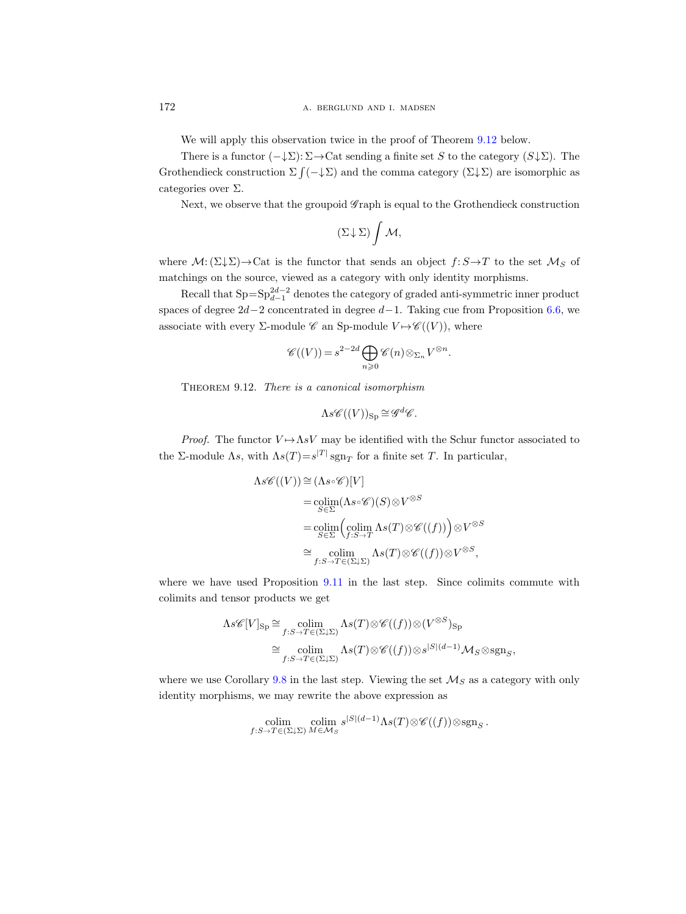We will apply this observation twice in the proof of Theorem 9.12 below.

There is a functor $(-\downarrow\Sigma)\colon\Sigma\to\mathrm{Cat}$ sending a finite set $S$ to the category $(S\downarrow\Sigma)$. The Grothendieck construction $\Sigma\int(-\downarrow\Sigma)$ and the comma category $(\Sigma\downarrow\Sigma)$ are isomorphic as categories over $\Sigma$.

Next, we observe that the groupoid $\mathscr{G}\mathrm{raph}$ is equal to the Grothendieck construction

$$(\Sigma\downarrow\Sigma)\int\mathcal{M},$$

where $\mathcal{M}\colon(\Sigma\downarrow\Sigma)\to\mathrm{Cat}$ is the functor that sends an object $f\colon S\to T$ to the set $\mathcal{M}_S$ of matchings on the source, viewed as a category with only identity morphisms.

Recall that $\mathrm{Sp}=\mathrm{Sp}_{d-1}^{2d-2}$ denotes the category of graded anti-symmetric inner product spaces of degree $2d-2$ concentrated in degree $d-1$. Taking cue from Proposition 6.6, we associate with every $\Sigma$-module $\mathscr{C}$ an Sp-module $V\mapsto\mathscr{C}((V))$, where

$$\mathscr{C}((V))=s^{2-2d}\bigoplus_{n\geqslant 0}\mathscr{C}(n)\otimes_{\Sigma_n}V^{\otimes n}.$$

THEOREM 9.12. *There is a canonical isomorphism*

$$\Lambda s\mathscr{C}((V))_{\mathrm{Sp}}\cong\mathscr{G}^d\mathscr{C}.$$

*Proof.* The functor $V\mapsto\Lambda sV$ may be identified with the Schur functor associated to the $\Sigma$-module $\Lambda s$, with $\Lambda s(T)=s^{|T|}\operatorname{sgn}_T$ for a finite set $T$. In particular,

$$\begin{aligned}
\Lambda s\mathscr{C}((V)) &\cong(\Lambda s\circ\mathscr{C})[V]\\
&=\operatorname*{colim}_{S\in\Sigma}(\Lambda s\circ\mathscr{C})(S)\otimes V^{\otimes S}\\
&=\operatorname*{colim}_{S\in\Sigma}\Big(\operatorname*{colim}_{f:S\to T}\Lambda s(T)\otimes\mathscr{C}((f))\Big)\otimes V^{\otimes S}\\
&\cong\operatorname*{colim}_{f:S\to T\in(\Sigma\downarrow\Sigma)}\Lambda s(T)\otimes\mathscr{C}((f))\otimes V^{\otimes S},
\end{aligned}$$

where we have used Proposition 9.11 in the last step. Since colimits commute with colimits and tensor products we get

$$\begin{aligned}
\Lambda s\mathscr{C}[V]_{\mathrm{Sp}} &\cong\operatorname*{colim}_{f:S\to T\in(\Sigma\downarrow\Sigma)}\Lambda s(T)\otimes\mathscr{C}((f))\otimes(V^{\otimes S})_{\mathrm{Sp}}\\
&\cong\operatorname*{colim}_{f:S\to T\in(\Sigma\downarrow\Sigma)}\Lambda s(T)\otimes\mathscr{C}((f))\otimes s^{|S|(d-1)}\mathcal{M}_S\otimes\mathrm{sgn}_S,
\end{aligned}$$

where we use Corollary 9.8 in the last step. Viewing the set $\mathcal{M}_S$ as a category with only identity morphisms, we may rewrite the above expression as

$$\operatorname*{colim}_{f:S\to T\in(\Sigma\downarrow\Sigma)}\operatorname*{colim}_{M\in\mathcal{M}_S}s^{|S|(d-1)}\Lambda s(T)\otimes\mathscr{C}((f))\otimes\mathrm{sgn}_S.$$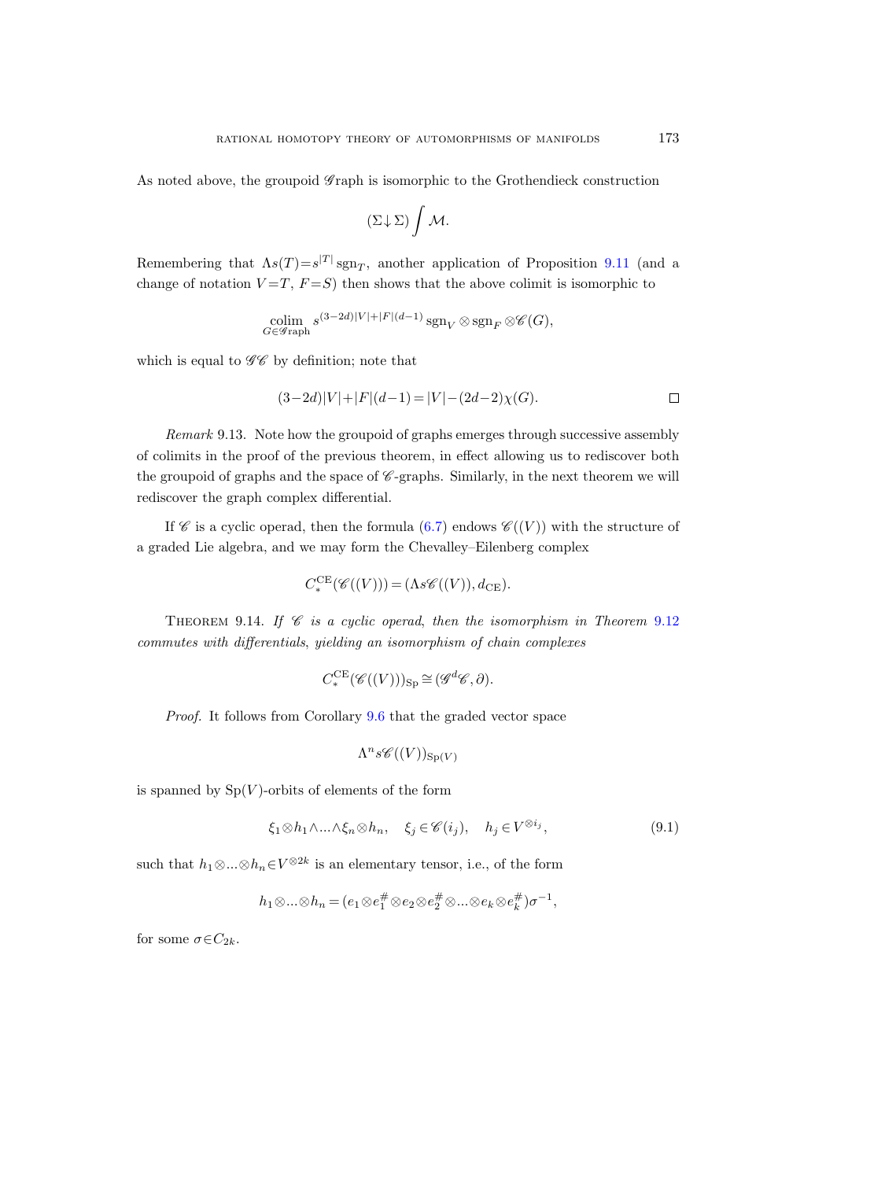As noted above, the groupoid $\mathscr{G}\text{raph}$ is isomorphic to the Grothendieck construction

$$(\Sigma\!\downarrow\!\Sigma)\int\mathcal{M}.$$

Remembering that $\Lambda s(T)=s^{|T|}\operatorname{sgn}_T$, another application of Proposition 9.11 (and a change of notation $V=T$, $F=S$) then shows that the above colimit is isomorphic to

$$\operatorname*{colim}_{G\in\mathscr{G}\text{raph}} s^{(3-2d)|V|+|F|(d-1)}\operatorname{sgn}_V\otimes\operatorname{sgn}_F\otimes\mathscr{C}(G),$$

which is equal to $\mathscr{G}\mathscr{C}$ by definition; note that

$$(3-2d)|V|+|F|(d-1)=|V|-(2d-2)\chi(G).$$

□

*Remark* 9.13. Note how the groupoid of graphs emerges through successive assembly of colimits in the proof of the previous theorem, in effect allowing us to rediscover both the groupoid of graphs and the space of $\mathscr{C}$-graphs. Similarly, in the next theorem we will rediscover the graph complex differential.

If $\mathscr{C}$ is a cyclic operad, then the formula (6.7) endows $\mathscr{C}((V))$ with the structure of a graded Lie algebra, and we may form the Chevalley–Eilenberg complex

$$C_*^{\mathrm{CE}}(\mathscr{C}((V)))=(\Lambda s\mathscr{C}((V)),d_{\mathrm{CE}}).$$

THEOREM 9.14. *If $\mathscr{C}$ is a cyclic operad, then the isomorphism in Theorem 9.12 commutes with differentials, yielding an isomorphism of chain complexes*

$$C_*^{\mathrm{CE}}(\mathscr{C}((V)))_{\mathrm{Sp}}\cong(\mathscr{G}^d\mathscr{C},\partial).$$

*Proof.* It follows from Corollary 9.6 that the graded vector space

$$\Lambda^n s\mathscr{C}((V))_{\mathrm{Sp}(V)}$$

is spanned by $\mathrm{Sp}(V)$-orbits of elements of the form

$$\xi_1\otimes h_1\wedge\ldots\wedge\xi_n\otimes h_n,\quad \xi_j\in\mathscr{C}(i_j),\quad h_j\in V^{\otimes i_j},\tag{9.1}$$

such that $h_1\otimes\ldots\otimes h_n\in V^{\otimes 2k}$ is an elementary tensor, i.e., of the form

$$h_1\otimes\ldots\otimes h_n=(e_1\otimes e_1^{\#}\otimes e_2\otimes e_2^{\#}\otimes\ldots\otimes e_k\otimes e_k^{\#})\sigma^{-1},$$

for some $\sigma\in C_{2k}$.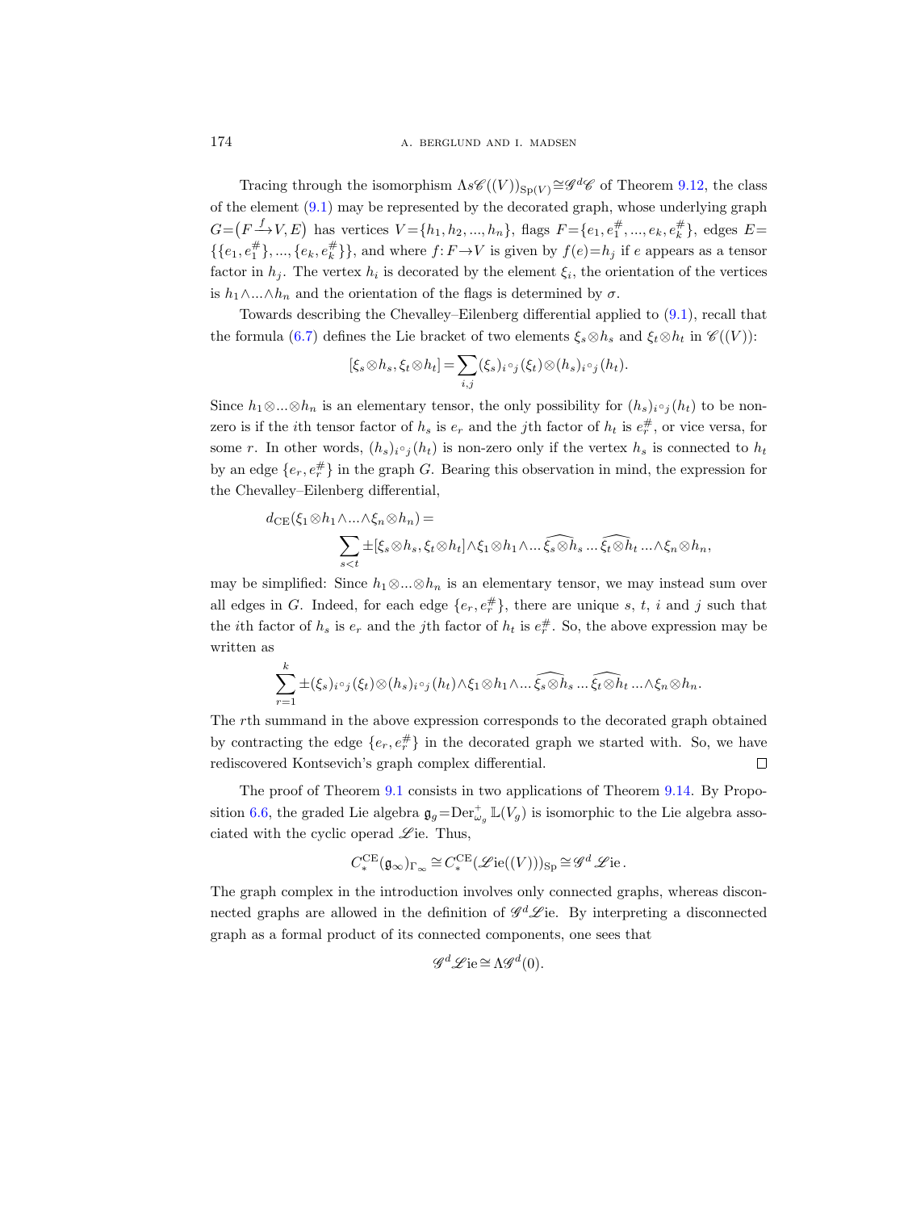Tracing through the isomorphism $\Lambda s\mathscr{C}((V))_{\mathrm{Sp}(V)} \cong \mathscr{G}^d\mathscr{C}$ of Theorem 9.12, the class of the element (9.1) may be represented by the decorated graph, whose underlying graph $G = (F \xrightarrow{f} V, E)$ has vertices $V = \{h_1, h_2, ..., h_n\}$, flags $F = \{e_1, e_1^\#, ..., e_k, e_k^\#\}$, edges $E = \{\{e_1, e_1^\#\}, ..., \{e_k, e_k^\#\}\}$, and where $f: F \to V$ is given by $f(e) = h_j$ if $e$ appears as a tensor factor in $h_j$. The vertex $h_i$ is decorated by the element $\xi_i$, the orientation of the vertices is $h_1 \wedge ... \wedge h_n$ and the orientation of the flags is determined by $\sigma$.

Towards describing the Chevalley–Eilenberg differential applied to (9.1), recall that the formula (6.7) defines the Lie bracket of two elements $\xi_s \otimes h_s$ and $\xi_t \otimes h_t$ in $\mathscr{C}((V))$:

$$[\xi_s \otimes h_s, \xi_t \otimes h_t] = \sum_{i,j} (\xi_s)_i\circ_j(\xi_t) \otimes (h_s)_i\circ_j(h_t).$$

Since $h_1 \otimes ... \otimes h_n$ is an elementary tensor, the only possibility for $(h_s)_i\circ_j(h_t)$ to be non-zero is if the $i$th tensor factor of $h_s$ is $e_r$ and the $j$th factor of $h_t$ is $e_r^\#$, or vice versa, for some $r$. In other words, $(h_s)_i\circ_j(h_t)$ is non-zero only if the vertex $h_s$ is connected to $h_t$ by an edge $\{e_r, e_r^\#\}$ in the graph $G$. Bearing this observation in mind, the expression for the Chevalley–Eilenberg differential,

$$d_{\mathrm{CE}}(\xi_1 \otimes h_1 \wedge ... \wedge \xi_n \otimes h_n) = \sum_{s<t} \pm [\xi_s \otimes h_s, \xi_t \otimes h_t] \wedge \xi_1 \otimes h_1 \wedge ... \widehat{\xi_s \otimes h_s} ... \widehat{\xi_t \otimes h_t} ... \wedge \xi_n \otimes h_n,$$

may be simplified: Since $h_1 \otimes ... \otimes h_n$ is an elementary tensor, we may instead sum over all edges in $G$. Indeed, for each edge $\{e_r, e_r^\#\}$, there are unique $s$, $t$, $i$ and $j$ such that the $i$th factor of $h_s$ is $e_r$ and the $j$th factor of $h_t$ is $e_r^\#$. So, the above expression may be written as

$$\sum_{r=1}^{k} \pm (\xi_s)_i\circ_j(\xi_t) \otimes (h_s)_i\circ_j(h_t) \wedge \xi_1 \otimes h_1 \wedge ... \widehat{\xi_s \otimes h_s} ... \widehat{\xi_t \otimes h_t} ... \wedge \xi_n \otimes h_n.$$

The $r$th summand in the above expression corresponds to the decorated graph obtained by contracting the edge $\{e_r, e_r^\#\}$ in the decorated graph we started with. So, we have rediscovered Kontsevich's graph complex differential. ◻

The proof of Theorem 9.1 consists in two applications of Theorem 9.14. By Proposition 6.6, the graded Lie algebra $\mathfrak{g}_g = \mathrm{Der}_{\omega_g}^+ \mathbb{L}(V_g)$ is isomorphic to the Lie algebra associated with the cyclic operad $\mathscr{L}\mathrm{ie}$. Thus,

$$C_*^{\mathrm{CE}}(\mathfrak{g}_\infty)_{\Gamma_\infty} \cong C_*^{\mathrm{CE}}(\mathscr{L}\mathrm{ie}((V)))_{\mathrm{Sp}} \cong \mathscr{G}^d\,\mathscr{L}\mathrm{ie}\,.$$

The graph complex in the introduction involves only connected graphs, whereas disconnected graphs are allowed in the definition of $\mathscr{G}^d\mathscr{L}\mathrm{ie}$. By interpreting a disconnected graph as a formal product of its connected components, one sees that

$$\mathscr{G}^d\mathscr{L}\mathrm{ie} \cong \Lambda\mathscr{G}^d(0).$$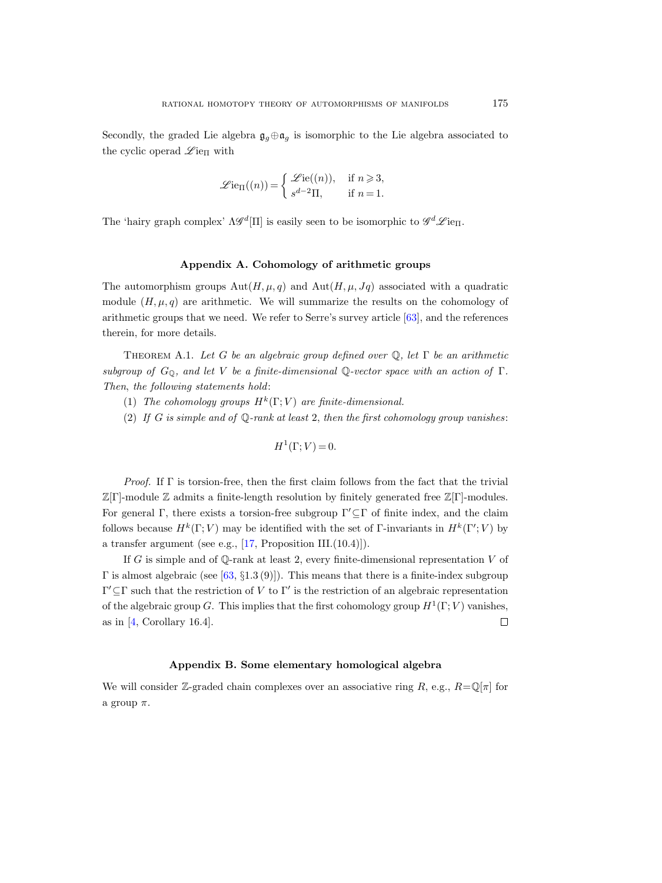Secondly, the graded Lie algebra $\mathfrak{g}_g \oplus \mathfrak{a}_g$ is isomorphic to the Lie algebra associated to the cyclic operad $\mathscr{L}\mathrm{ie}_\Pi$ with

$$\mathscr{L}\mathrm{ie}_\Pi((n)) = \begin{cases} \mathscr{L}\mathrm{ie}((n)), & \text{if } n \geqslant 3, \\ s^{d-2}\Pi, & \text{if } n = 1. \end{cases}$$

The 'hairy graph complex' $\Lambda\mathscr{G}^d[\Pi]$ is easily seen to be isomorphic to $\mathscr{G}^d\mathscr{L}\mathrm{ie}_\Pi$.

## Appendix A. Cohomology of arithmetic groups

The automorphism groups $\mathrm{Aut}(H,\mu,q)$ and $\mathrm{Aut}(H,\mu,Jq)$ associated with a quadratic module $(H,\mu,q)$ are arithmetic. We will summarize the results on the cohomology of arithmetic groups that we need. We refer to Serre's survey article [63], and the references therein, for more details.

Theorem A.1. *Let $G$ be an algebraic group defined over $\mathbb{Q}$, let $\Gamma$ be an arithmetic subgroup of $G_\mathbb{Q}$, and let $V$ be a finite-dimensional $\mathbb{Q}$-vector space with an action of $\Gamma$. Then, the following statements hold*:

(1) *The cohomology groups $H^k(\Gamma;V)$ are finite-dimensional.*

(2) *If $G$ is simple and of $\mathbb{Q}$-rank at least 2, then the first cohomology group vanishes*:

$$H^1(\Gamma;V) = 0.$$

*Proof.* If $\Gamma$ is torsion-free, then the first claim follows from the fact that the trivial $\mathbb{Z}[\Gamma]$-module $\mathbb{Z}$ admits a finite-length resolution by finitely generated free $\mathbb{Z}[\Gamma]$-modules. For general $\Gamma$, there exists a torsion-free subgroup $\Gamma' \subseteq \Gamma$ of finite index, and the claim follows because $H^k(\Gamma;V)$ may be identified with the set of $\Gamma$-invariants in $H^k(\Gamma';V)$ by a transfer argument (see e.g., [17, Proposition III.(10.4)]).

If $G$ is simple and of $\mathbb{Q}$-rank at least 2, every finite-dimensional representation $V$ of $\Gamma$ is almost algebraic (see [63, §1.3 (9)]). This means that there is a finite-index subgroup $\Gamma' \subseteq \Gamma$ such that the restriction of $V$ to $\Gamma'$ is the restriction of an algebraic representation of the algebraic group $G$. This implies that the first cohomology group $H^1(\Gamma;V)$ vanishes, as in [4, Corollary 16.4]. ∎

## Appendix B. Some elementary homological algebra

We will consider $\mathbb{Z}$-graded chain complexes over an associative ring $R$, e.g., $R = \mathbb{Q}[\pi]$ for a group $\pi$.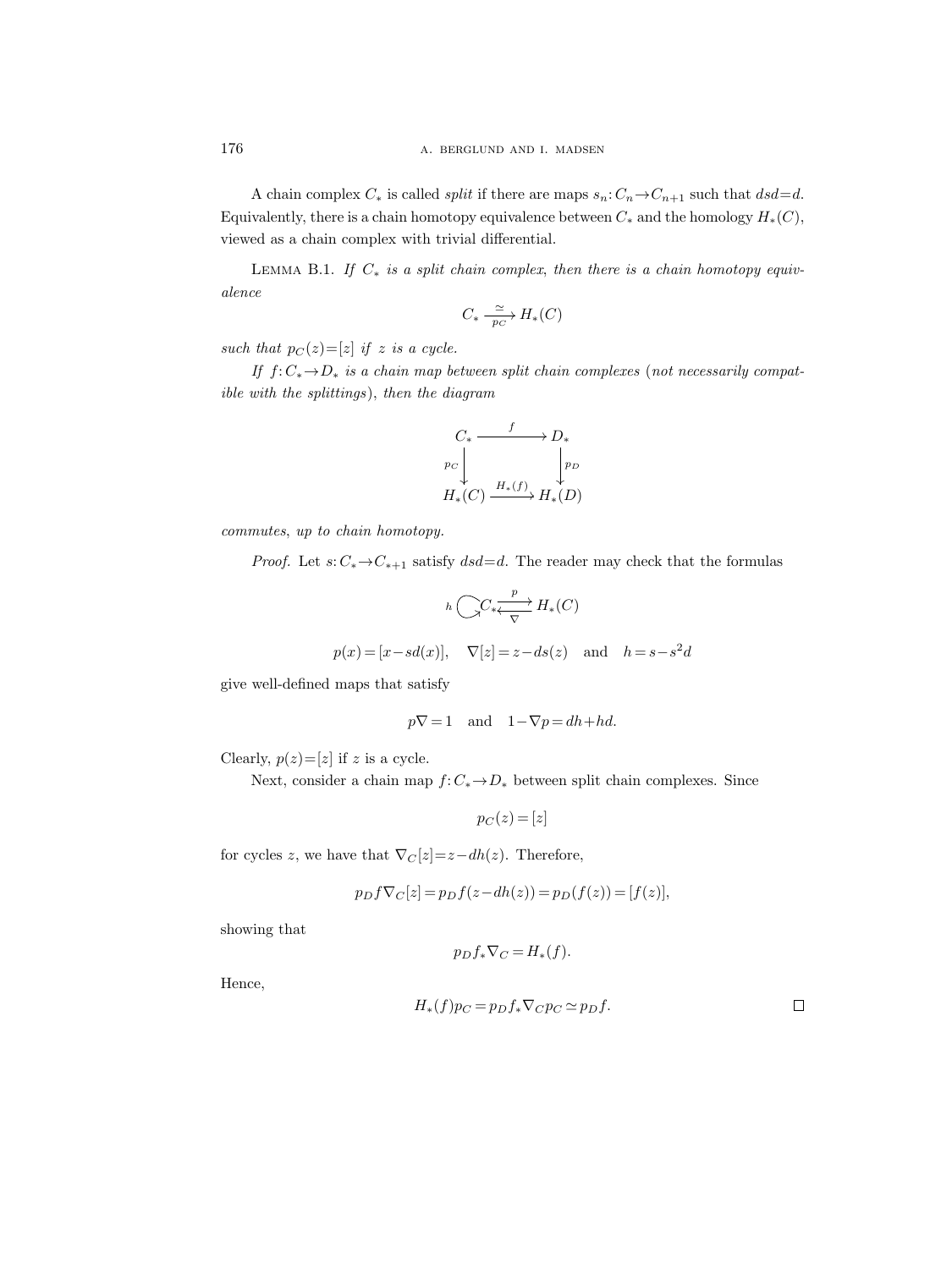A chain complex $C_*$ is called *split* if there are maps $s_n: C_n \to C_{n+1}$ such that $dsd = d$. Equivalently, there is a chain homotopy equivalence between $C_*$ and the homology $H_*(C)$, viewed as a chain complex with trivial differential.

Lemma B.1. *If $C_*$ is a split chain complex, then there is a chain homotopy equivalence*

$$C_* \xrightarrow[p_C]{\simeq} H_*(C)$$

*such that $p_C(z) = [z]$ if $z$ is a cycle.*

*If $f: C_* \to D_*$ is a chain map between split chain complexes (not necessarily compatible with the splittings), then the diagram*

$$\begin{array}{ccc} C_* & \xrightarrow{f} & D_* \\ {\scriptstyle p_C}\downarrow & & \downarrow{\scriptstyle p_D} \\ H_*(C) & \xrightarrow{H_*(f)} & H_*(D) \end{array}$$

*commutes, up to chain homotopy.*

*Proof.* Let $s: C_* \to C_{*+1}$ satisfy $dsd = d$. The reader may check that the formulas

$$h \circlearrowright C_* \underset{\nabla}{\overset{p}{\rightleftarrows}} H_*(C)$$

$$p(x) = [x - sd(x)], \quad \nabla[z] = z - ds(z) \quad \text{and} \quad h = s - s^2 d$$

give well-defined maps that satisfy

$$p\nabla = 1 \quad \text{and} \quad 1 - \nabla p = dh + hd.$$

Clearly, $p(z) = [z]$ if $z$ is a cycle.

Next, consider a chain map $f: C_* \to D_*$ between split chain complexes. Since

$$p_C(z) = [z]$$

for cycles $z$, we have that $\nabla_C[z] = z - dh(z)$. Therefore,

$$p_D f \nabla_C[z] = p_D f(z - dh(z)) = p_D(f(z)) = [f(z)],$$

showing that

$$p_D f_* \nabla_C = H_*(f).$$

Hence,

$$H_*(f) p_C = p_D f_* \nabla_C p_C \simeq p_D f. \qquad \square$$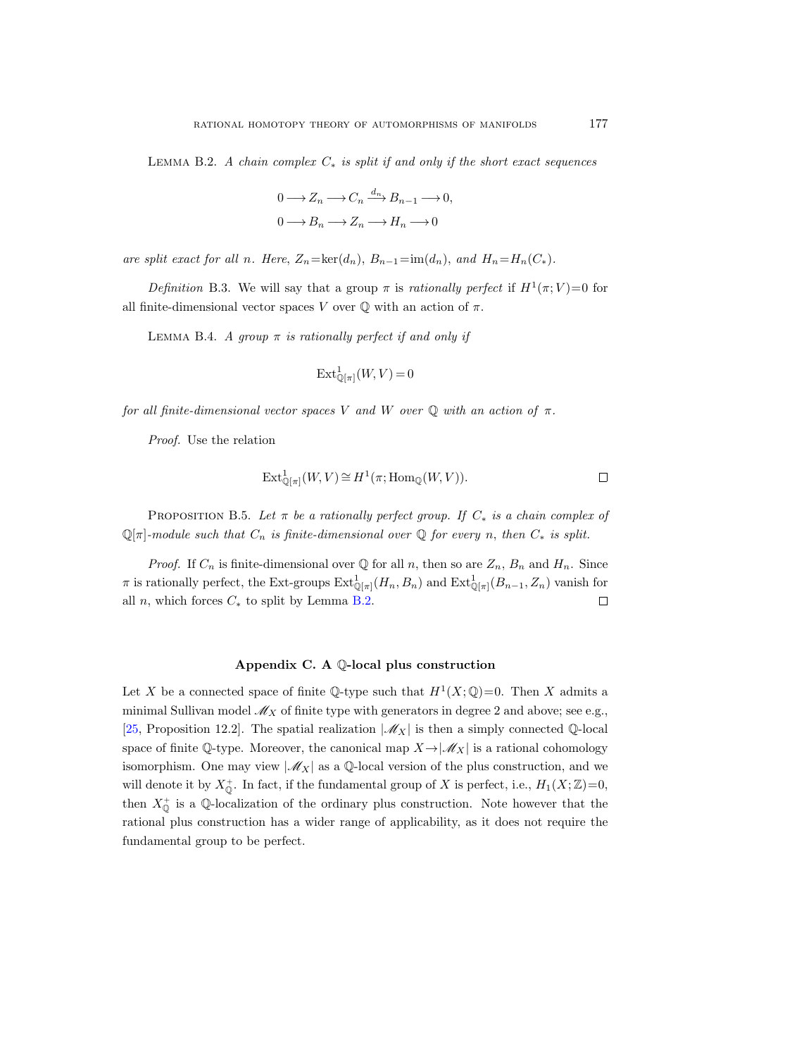Lemma B.2. *A chain complex $C_*$ is split if and only if the short exact sequences*

$$0 \longrightarrow Z_n \longrightarrow C_n \xrightarrow{d_n} B_{n-1} \longrightarrow 0,$$
$$0 \longrightarrow B_n \longrightarrow Z_n \longrightarrow H_n \longrightarrow 0$$

*are split exact for all $n$. Here, $Z_n = \ker(d_n)$, $B_{n-1} = \operatorname{im}(d_n)$, and $H_n = H_n(C_*)$.*

*Definition* B.3. We will say that a group $\pi$ is *rationally perfect* if $H^1(\pi; V) = 0$ for all finite-dimensional vector spaces $V$ over $\mathbb{Q}$ with an action of $\pi$.

Lemma B.4. *A group $\pi$ is rationally perfect if and only if*

$$\operatorname{Ext}^1_{\mathbb{Q}[\pi]}(W, V) = 0$$

*for all finite-dimensional vector spaces $V$ and $W$ over $\mathbb{Q}$ with an action of $\pi$.*

*Proof.* Use the relation

$$\operatorname{Ext}^1_{\mathbb{Q}[\pi]}(W, V) \cong H^1(\pi; \operatorname{Hom}_{\mathbb{Q}}(W, V)).$$

□

Proposition B.5. *Let $\pi$ be a rationally perfect group. If $C_*$ is a chain complex of $\mathbb{Q}[\pi]$-module such that $C_n$ is finite-dimensional over $\mathbb{Q}$ for every $n$, then $C_*$ is split.*

*Proof.* If $C_n$ is finite-dimensional over $\mathbb{Q}$ for all $n$, then so are $Z_n$, $B_n$ and $H_n$. Since $\pi$ is rationally perfect, the Ext-groups $\operatorname{Ext}^1_{\mathbb{Q}[\pi]}(H_n, B_n)$ and $\operatorname{Ext}^1_{\mathbb{Q}[\pi]}(B_{n-1}, Z_n)$ vanish for all $n$, which forces $C_*$ to split by Lemma B.2. □

## Appendix C. A $\mathbb{Q}$-local plus construction

Let $X$ be a connected space of finite $\mathbb{Q}$-type such that $H^1(X; \mathbb{Q}) = 0$. Then $X$ admits a minimal Sullivan model $\mathscr{M}_X$ of finite type with generators in degree 2 and above; see e.g., [25, Proposition 12.2]. The spatial realization $|\mathscr{M}_X|$ is then a simply connected $\mathbb{Q}$-local space of finite $\mathbb{Q}$-type. Moreover, the canonical map $X \to |\mathscr{M}_X|$ is a rational cohomology isomorphism. One may view $|\mathscr{M}_X|$ as a $\mathbb{Q}$-local version of the plus construction, and we will denote it by $X^+_{\mathbb{Q}}$. In fact, if the fundamental group of $X$ is perfect, i.e., $H_1(X; \mathbb{Z}) = 0$, then $X^+_{\mathbb{Q}}$ is a $\mathbb{Q}$-localization of the ordinary plus construction. Note however that the rational plus construction has a wider range of applicability, as it does not require the fundamental group to be perfect.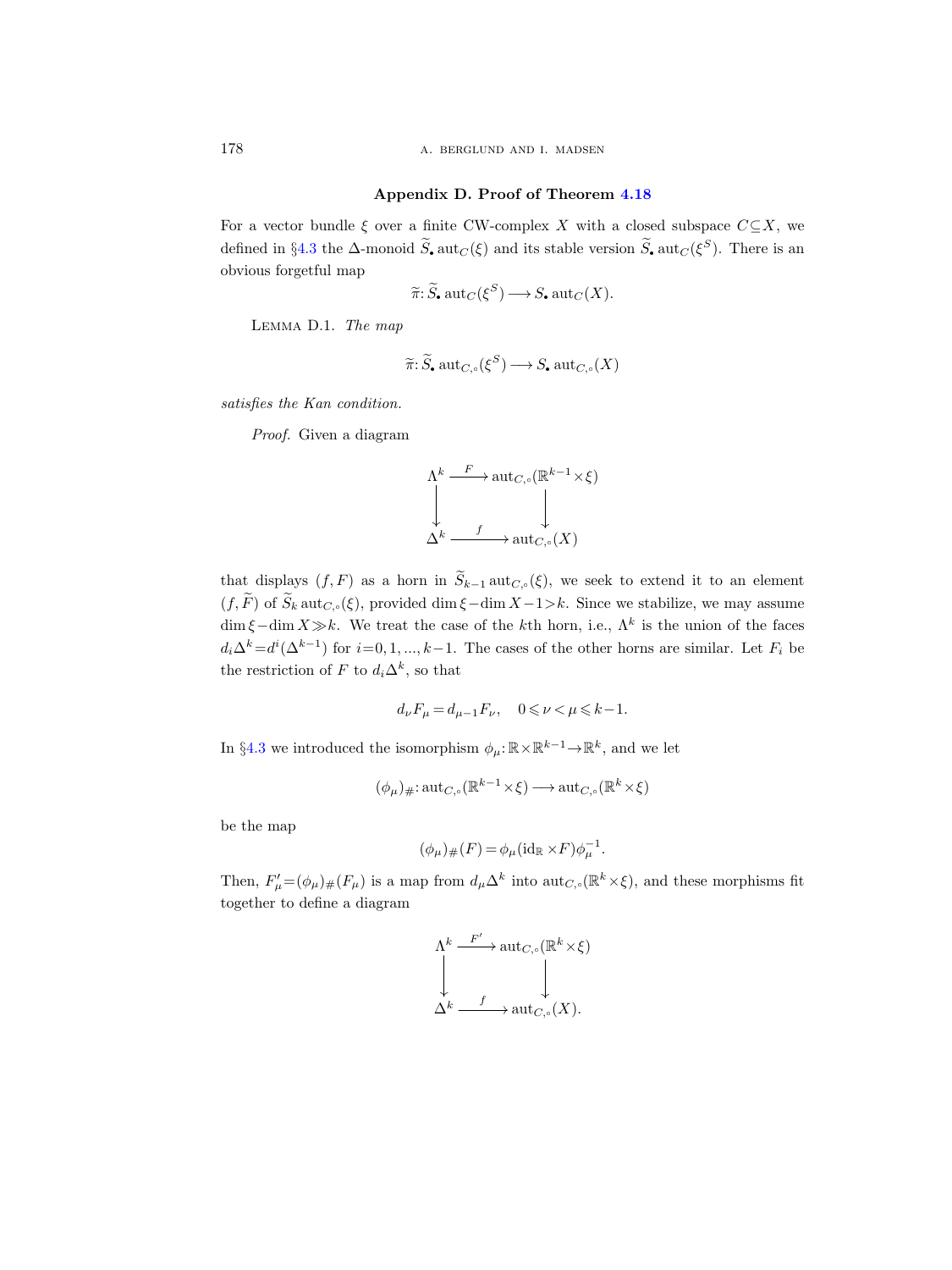## Appendix D. Proof of Theorem 4.18

For a vector bundle $\xi$ over a finite CW-complex $X$ with a closed subspace $C\subseteq X$, we defined in §4.3 the $\Delta$-monoid $\widetilde{S}_\bullet \operatorname{aut}_C(\xi)$ and its stable version $\widetilde{S}_\bullet \operatorname{aut}_C(\xi^S)$. There is an obvious forgetful map

$$\widetilde{\pi}\colon \widetilde{S}_\bullet \operatorname{aut}_C(\xi^S) \longrightarrow S_\bullet \operatorname{aut}_C(X).$$

Lemma D.1. *The map*

$$\widetilde{\pi}\colon \widetilde{S}_\bullet \operatorname{aut}_{C,\circ}(\xi^S) \longrightarrow S_\bullet \operatorname{aut}_{C,\circ}(X)$$

*satisfies the Kan condition.*

*Proof.* Given a diagram

$$\begin{array}{ccc} \Lambda^k & \xrightarrow{\;F\;} & \operatorname{aut}_{C,\circ}(\mathbb{R}^{k-1}\times\xi) \\ \big\downarrow & & \big\downarrow \\ \Delta^k & \xrightarrow{\;f\;} & \operatorname{aut}_{C,\circ}(X) \end{array}$$

that displays $(f,F)$ as a horn in $\widetilde{S}_{k-1}\operatorname{aut}_{C,\circ}(\xi)$, we seek to extend it to an element $(f,\widetilde{F})$ of $\widetilde{S}_k\operatorname{aut}_{C,\circ}(\xi)$, provided $\dim\xi-\dim X-1>k$. Since we stabilize, we may assume $\dim\xi-\dim X\gg k$. We treat the case of the $k$th horn, i.e., $\Lambda^k$ is the union of the faces $d_i\Delta^k=d^i(\Delta^{k-1})$ for $i=0,1,\dots,k-1$. The cases of the other horns are similar. Let $F_i$ be the restriction of $F$ to $d_i\Delta^k$, so that

$$d_\nu F_\mu = d_{\mu-1}F_\nu, \quad 0\leqslant \nu<\mu\leqslant k-1.$$

In §4.3 we introduced the isomorphism $\phi_\mu\colon\mathbb{R}\times\mathbb{R}^{k-1}\to\mathbb{R}^k$, and we let

$$(\phi_\mu)_\#\colon \operatorname{aut}_{C,\circ}(\mathbb{R}^{k-1}\times\xi)\longrightarrow \operatorname{aut}_{C,\circ}(\mathbb{R}^k\times\xi)$$

be the map

$$(\phi_\mu)_\#(F)=\phi_\mu(\mathrm{id}_\mathbb{R}\times F)\phi_\mu^{-1}.$$

Then, $F'_\mu=(\phi_\mu)_\#(F_\mu)$ is a map from $d_\mu\Delta^k$ into $\operatorname{aut}_{C,\circ}(\mathbb{R}^k\times\xi)$, and these morphisms fit together to define a diagram

$$\begin{array}{ccc} \Lambda^k & \xrightarrow{\;F'\;} & \operatorname{aut}_{C,\circ}(\mathbb{R}^{k}\times\xi) \\ \big\downarrow & & \big\downarrow \\ \Delta^k & \xrightarrow{\;f\;} & \operatorname{aut}_{C,\circ}(X). \end{array}$$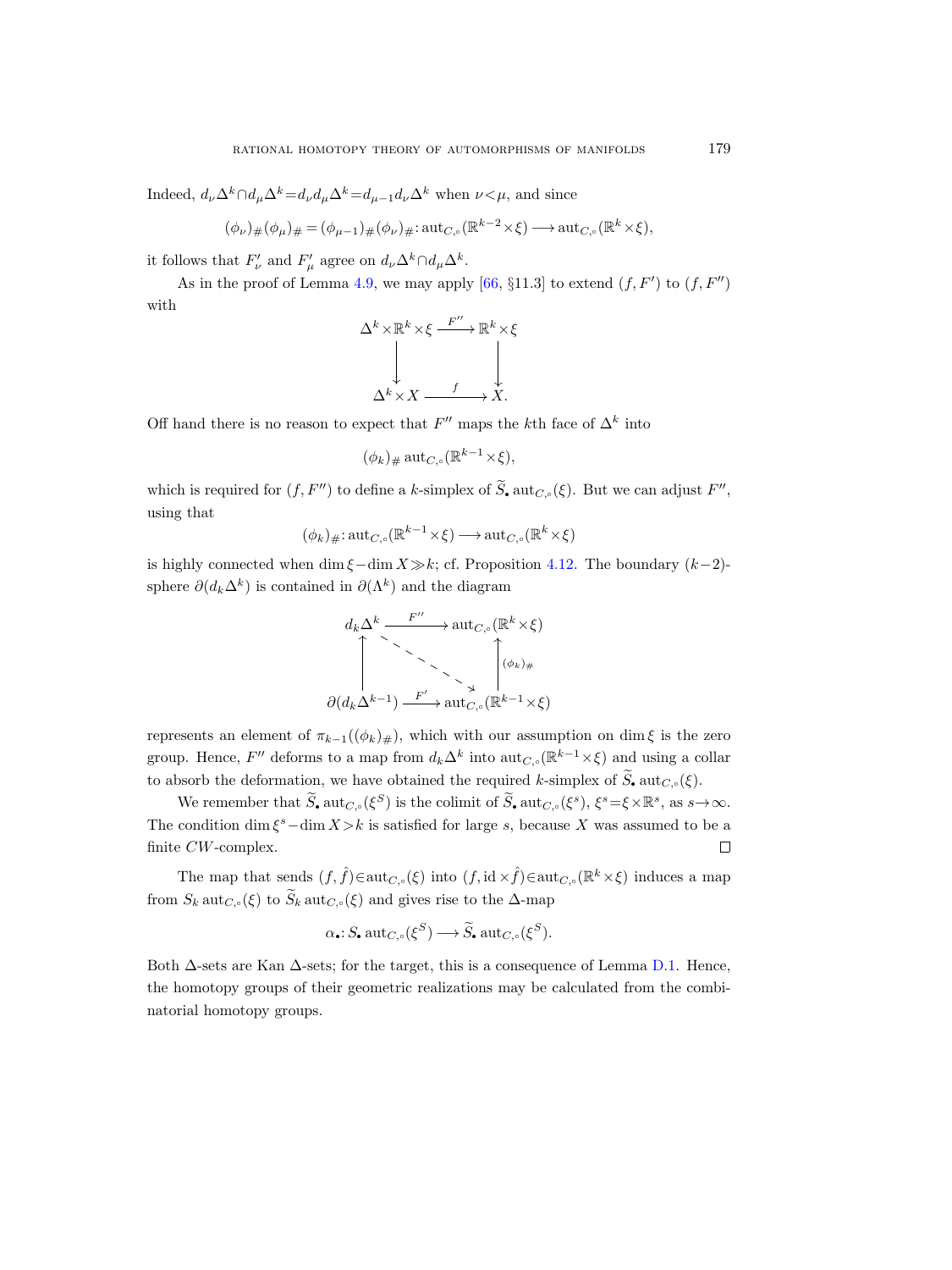Indeed, $d_\nu\Delta^k \cap d_\mu\Delta^k = d_\nu d_\mu \Delta^k = d_{\mu-1} d_\nu \Delta^k$ when $\nu < \mu$, and since

$$(\phi_\nu)_\#(\phi_\mu)_\# = (\phi_{\mu-1})_\#(\phi_\nu)_\#: \operatorname{aut}_{C,\circ}(\mathbb{R}^{k-2}\times\xi) \longrightarrow \operatorname{aut}_{C,\circ}(\mathbb{R}^k \times \xi),$$

it follows that $F'_\nu$ and $F'_\mu$ agree on $d_\nu\Delta^k \cap d_\mu \Delta^k$.

As in the proof of Lemma 4.9, we may apply [66, §11.3] to extend $(f, F')$ to $(f, F'')$ with

$$\begin{array}{ccc} \Delta^k \times \mathbb{R}^k \times \xi & \xrightarrow{F''} & \mathbb{R}^k \times \xi \\ \downarrow & & \downarrow \\ \Delta^k \times X & \xrightarrow{f} & X. \end{array}$$

Off hand there is no reason to expect that $F''$ maps the $k$th face of $\Delta^k$ into

$$(\phi_k)_\# \operatorname{aut}_{C,\circ}(\mathbb{R}^{k-1}\times\xi),$$

which is required for $(f, F'')$ to define a $k$-simplex of $\widetilde{S}_\bullet \operatorname{aut}_{C,\circ}(\xi)$. But we can adjust $F''$, using that

$$(\phi_k)_\#: \operatorname{aut}_{C,\circ}(\mathbb{R}^{k-1}\times\xi) \longrightarrow \operatorname{aut}_{C,\circ}(\mathbb{R}^k\times\xi)$$

is highly connected when $\dim\xi - \dim X \gg k$; cf. Proposition 4.12. The boundary $(k-2)$-sphere $\partial(d_k\Delta^k)$ is contained in $\partial(\Lambda^k)$ and the diagram

$$\begin{array}{ccc} d_k\Delta^k & \xrightarrow{F''} & \operatorname{aut}_{C,\circ}(\mathbb{R}^k\times\xi) \\ \uparrow & \searrow & \uparrow (\phi_k)_\# \\ \partial(d_k\Delta^{k-1}) & \xrightarrow{F'} & \operatorname{aut}_{C,\circ}(\mathbb{R}^{k-1}\times\xi) \end{array}$$

represents an element of $\pi_{k-1}((\phi_k)_\#)$, which with our assumption on $\dim\xi$ is the zero group. Hence, $F''$ deforms to a map from $d_k\Delta^k$ into $\operatorname{aut}_{C,\circ}(\mathbb{R}^{k-1}\times\xi)$ and using a collar to absorb the deformation, we have obtained the required $k$-simplex of $\widetilde{S}_\bullet \operatorname{aut}_{C,\circ}(\xi)$.

We remember that $\widetilde{S}_\bullet \operatorname{aut}_{C,\circ}(\xi^S)$ is the colimit of $\widetilde{S}_\bullet \operatorname{aut}_{C,\circ}(\xi^s)$, $\xi^s = \xi\times\mathbb{R}^s$, as $s\to\infty$. The condition $\dim\xi^s - \dim X > k$ is satisfied for large $s$, because $X$ was assumed to be a finite $CW$-complex. □

The map that sends $(f, \hat{f}) \in \operatorname{aut}_{C,\circ}(\xi)$ into $(f, \mathrm{id}\times\hat{f}) \in \operatorname{aut}_{C,\circ}(\mathbb{R}^k\times\xi)$ induces a map from $S_k \operatorname{aut}_{C,\circ}(\xi)$ to $\widetilde{S}_k \operatorname{aut}_{C,\circ}(\xi)$ and gives rise to the $\Delta$-map

$$\alpha_\bullet: S_\bullet \operatorname{aut}_{C,\circ}(\xi^S) \longrightarrow \widetilde{S}_\bullet \operatorname{aut}_{C,\circ}(\xi^S).$$

Both $\Delta$-sets are Kan $\Delta$-sets; for the target, this is a consequence of Lemma D.1. Hence, the homotopy groups of their geometric realizations may be calculated from the combinatorial homotopy groups.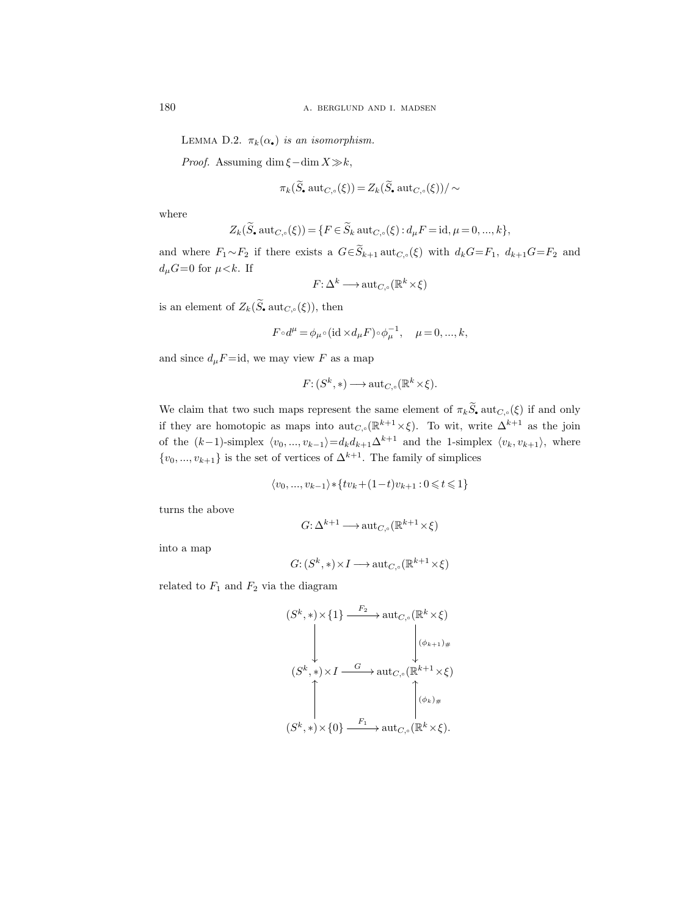LEMMA D.2. *$\pi_k(\alpha_\bullet)$ is an isomorphism.*

*Proof.* Assuming $\dim\xi - \dim X \gg k$,

$$\pi_k(\widetilde{S}_\bullet \operatorname{aut}_{C,\circ}(\xi)) = Z_k(\widetilde{S}_\bullet \operatorname{aut}_{C,\circ}(\xi))/\sim$$

where

$$Z_k(\widetilde{S}_\bullet \operatorname{aut}_{C,\circ}(\xi)) = \{F \in \widetilde{S}_k \operatorname{aut}_{C,\circ}(\xi) : d_\mu F = \mathrm{id}, \mu = 0, ..., k\},$$

and where $F_1 \sim F_2$ if there exists a $G \in \widetilde{S}_{k+1} \operatorname{aut}_{C,\circ}(\xi)$ with $d_k G = F_1$, $d_{k+1} G = F_2$ and $d_\mu G = 0$ for $\mu < k$. If

$$F: \Delta^k \longrightarrow \operatorname{aut}_{C,\circ}(\mathbb{R}^k \times \xi)$$

is an element of $Z_k(\widetilde{S}_\bullet \operatorname{aut}_{C,\circ}(\xi))$, then

$$F \circ d^\mu = \phi_\mu \circ (\mathrm{id} \times d_\mu F) \circ \phi_\mu^{-1}, \quad \mu = 0, ..., k,$$

and since $d_\mu F = \mathrm{id}$, we may view $F$ as a map

$$F: (S^k, *) \longrightarrow \operatorname{aut}_{C,\circ}(\mathbb{R}^k \times \xi).$$

We claim that two such maps represent the same element of $\pi_k \widetilde{S}_\bullet \operatorname{aut}_{C,\circ}(\xi)$ if and only if they are homotopic as maps into $\operatorname{aut}_{C,\circ}(\mathbb{R}^{k+1} \times \xi)$. To wit, write $\Delta^{k+1}$ as the join of the $(k-1)$-simplex $\langle v_0, ..., v_{k-1} \rangle = d_k d_{k+1} \Delta^{k+1}$ and the 1-simplex $\langle v_k, v_{k+1} \rangle$, where $\{v_0, ..., v_{k+1}\}$ is the set of vertices of $\Delta^{k+1}$. The family of simplices

$$\langle v_0, ..., v_{k-1} \rangle * \{t v_k + (1-t) v_{k+1} : 0 \leqslant t \leqslant 1\}$$

turns the above

$$G: \Delta^{k+1} \longrightarrow \operatorname{aut}_{C,\circ}(\mathbb{R}^{k+1} \times \xi)$$

into a map

$$G: (S^k, *) \times I \longrightarrow \operatorname{aut}_{C,\circ}(\mathbb{R}^{k+1} \times \xi)$$

related to $F_1$ and $F_2$ via the diagram

$$\begin{array}{ccc}
(S^k, *) \times \{1\} & \xrightarrow{F_2} & \operatorname{aut}_{C,\circ}(\mathbb{R}^k \times \xi) \\
\downarrow & & \downarrow {\scriptstyle (\phi_{k+1})_\#} \\
(S^k, *) \times I & \xrightarrow{G} & \operatorname{aut}_{C,\circ}(\mathbb{R}^{k+1} \times \xi) \\
\uparrow & & \uparrow {\scriptstyle (\phi_k)_\#} \\
(S^k, *) \times \{0\} & \xrightarrow{F_1} & \operatorname{aut}_{C,\circ}(\mathbb{R}^k \times \xi).
\end{array}$$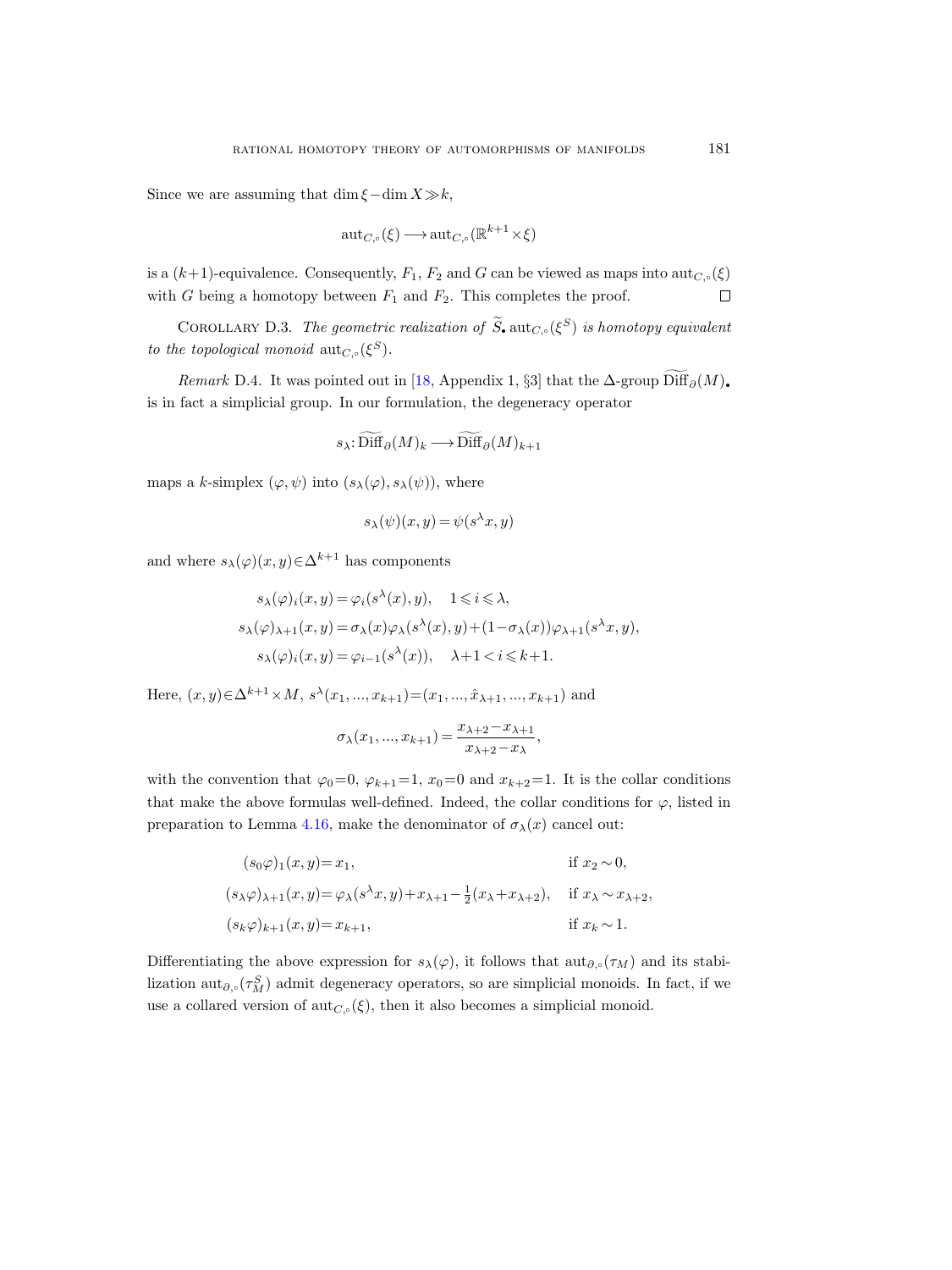Since we are assuming that $\dim \xi - \dim X \gg k$,

$$\mathrm{aut}_{C,\circ}(\xi) \longrightarrow \mathrm{aut}_{C,\circ}(\mathbb{R}^{k+1} \times \xi)$$

is a $(k+1)$-equivalence. Consequently, $F_1$, $F_2$ and $G$ can be viewed as maps into $\mathrm{aut}_{C,\circ}(\xi)$ with $G$ being a homotopy between $F_1$ and $F_2$. This completes the proof. □

COROLLARY D.3. *The geometric realization of $\widetilde{S}_\bullet \, \mathrm{aut}_{C,\circ}(\xi^S)$ is homotopy equivalent to the topological monoid $\mathrm{aut}_{C,\circ}(\xi^S)$.*

*Remark* D.4. It was pointed out in [18, Appendix 1, §3] that the $\Delta$-group $\widetilde{\mathrm{Diff}}_\partial(M)_\bullet$ is in fact a simplicial group. In our formulation, the degeneracy operator

$$s_\lambda \colon \widetilde{\mathrm{Diff}}_\partial(M)_k \longrightarrow \widetilde{\mathrm{Diff}}_\partial(M)_{k+1}$$

maps a $k$-simplex $(\varphi, \psi)$ into $(s_\lambda(\varphi), s_\lambda(\psi))$, where

$$s_\lambda(\psi)(x,y) = \psi(s^\lambda x, y)$$

and where $s_\lambda(\varphi)(x,y) \in \Delta^{k+1}$ has components

$$\begin{aligned}
s_\lambda(\varphi)_i(x,y) &= \varphi_i(s^\lambda(x), y), \quad 1 \leqslant i \leqslant \lambda, \\
s_\lambda(\varphi)_{\lambda+1}(x,y) &= \sigma_\lambda(x)\varphi_\lambda(s^\lambda(x), y) + (1-\sigma_\lambda(x))\varphi_{\lambda+1}(s^\lambda x, y), \\
s_\lambda(\varphi)_i(x,y) &= \varphi_{i-1}(s^\lambda(x)), \quad \lambda+1 < i \leqslant k+1.
\end{aligned}$$

Here, $(x,y) \in \Delta^{k+1} \times M$, $s^\lambda(x_1, ..., x_{k+1}) = (x_1, ..., \hat{x}_{\lambda+1}, ..., x_{k+1})$ and

$$\sigma_\lambda(x_1, ..., x_{k+1}) = \frac{x_{\lambda+2} - x_{\lambda+1}}{x_{\lambda+2} - x_\lambda},$$

with the convention that $\varphi_0 = 0$, $\varphi_{k+1} = 1$, $x_0 = 0$ and $x_{k+2} = 1$. It is the collar conditions that make the above formulas well-defined. Indeed, the collar conditions for $\varphi$, listed in preparation to Lemma 4.16, make the denominator of $\sigma_\lambda(x)$ cancel out:

$$\begin{aligned}
&(s_0\varphi)_1(x,y) = x_1, && \text{if } x_2 \sim 0, \\
&(s_\lambda\varphi)_{\lambda+1}(x,y) = \varphi_\lambda(s^\lambda x, y) + x_{\lambda+1} - \tfrac{1}{2}(x_\lambda + x_{\lambda+2}), && \text{if } x_\lambda \sim x_{\lambda+2}, \\
&(s_k\varphi)_{k+1}(x,y) = x_{k+1}, && \text{if } x_k \sim 1.
\end{aligned}$$

Differentiating the above expression for $s_\lambda(\varphi)$, it follows that $\mathrm{aut}_{\partial,\circ}(\tau_M)$ and its stabilization $\mathrm{aut}_{\partial,\circ}(\tau_M^S)$ admit degeneracy operators, so are simplicial monoids. In fact, if we use a collared version of $\mathrm{aut}_{C,\circ}(\xi)$, then it also becomes a simplicial monoid.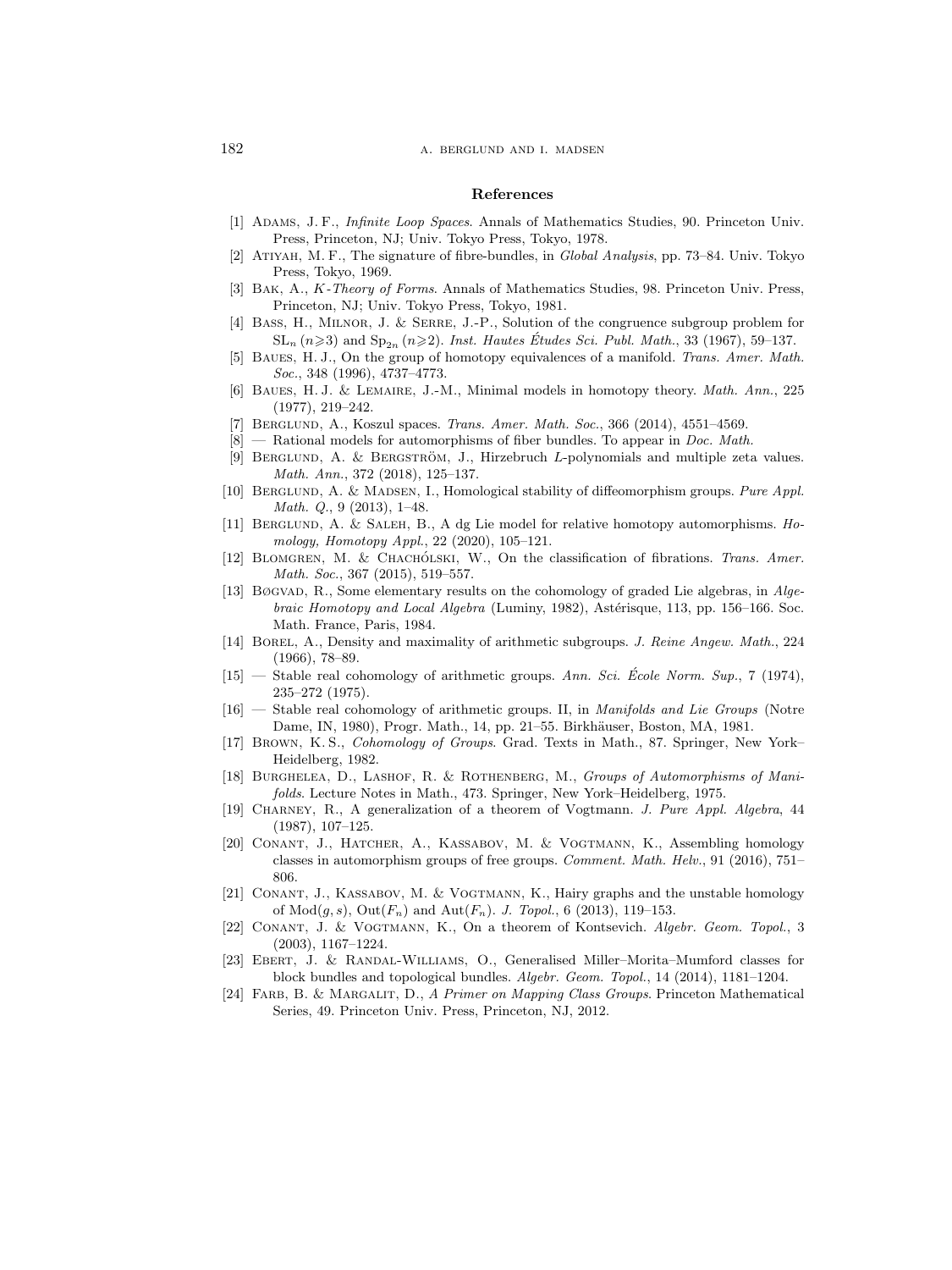## References

[1] Adams, J. F., *Infinite Loop Spaces*. Annals of Mathematics Studies, 90. Princeton Univ. Press, Princeton, NJ; Univ. Tokyo Press, Tokyo, 1978.

[2] Atiyah, M. F., The signature of fibre-bundles, in *Global Analysis*, pp. 73–84. Univ. Tokyo Press, Tokyo, 1969.

[3] Bak, A., *K-Theory of Forms*. Annals of Mathematics Studies, 98. Princeton Univ. Press, Princeton, NJ; Univ. Tokyo Press, Tokyo, 1981.

[4] Bass, H., Milnor, J. & Serre, J.-P., Solution of the congruence subgroup problem for $\mathrm{SL}_n$ ($n \geqslant 3$) and $\mathrm{Sp}_{2n}$ ($n \geqslant 2$). *Inst. Hautes Études Sci. Publ. Math.*, 33 (1967), 59–137.

[5] Baues, H. J., On the group of homotopy equivalences of a manifold. *Trans. Amer. Math. Soc.*, 348 (1996), 4737–4773.

[6] Baues, H. J. & Lemaire, J.-M., Minimal models in homotopy theory. *Math. Ann.*, 225 (1977), 219–242.

[7] Berglund, A., Koszul spaces. *Trans. Amer. Math. Soc.*, 366 (2014), 4551–4569.

[8] — Rational models for automorphisms of fiber bundles. To appear in *Doc. Math.*

[9] Berglund, A. & Bergström, J., Hirzebruch $L$-polynomials and multiple zeta values. *Math. Ann.*, 372 (2018), 125–137.

[10] Berglund, A. & Madsen, I., Homological stability of diffeomorphism groups. *Pure Appl. Math. Q.*, 9 (2013), 1–48.

[11] Berglund, A. & Saleh, B., A dg Lie model for relative homotopy automorphisms. *Homology, Homotopy Appl.*, 22 (2020), 105–121.

[12] Blomgren, M. & Chachólski, W., On the classification of fibrations. *Trans. Amer. Math. Soc.*, 367 (2015), 519–557.

[13] Bøgvad, R., Some elementary results on the cohomology of graded Lie algebras, in *Algebraic Homotopy and Local Algebra* (Luminy, 1982), Astérisque, 113, pp. 156–166. Soc. Math. France, Paris, 1984.

[14] Borel, A., Density and maximality of arithmetic subgroups. *J. Reine Angew. Math.*, 224 (1966), 78–89.

[15] — Stable real cohomology of arithmetic groups. *Ann. Sci. École Norm. Sup.*, 7 (1974), 235–272 (1975).

[16] — Stable real cohomology of arithmetic groups. II, in *Manifolds and Lie Groups* (Notre Dame, IN, 1980), Progr. Math., 14, pp. 21–55. Birkhäuser, Boston, MA, 1981.

[17] Brown, K. S., *Cohomology of Groups*. Grad. Texts in Math., 87. Springer, New York–Heidelberg, 1982.

[18] Burghelea, D., Lashof, R. & Rothenberg, M., *Groups of Automorphisms of Manifolds*. Lecture Notes in Math., 473. Springer, New York–Heidelberg, 1975.

[19] Charney, R., A generalization of a theorem of Vogtmann. *J. Pure Appl. Algebra*, 44 (1987), 107–125.

[20] Conant, J., Hatcher, A., Kassabov, M. & Vogtmann, K., Assembling homology classes in automorphism groups of free groups. *Comment. Math. Helv.*, 91 (2016), 751–806.

[21] Conant, J., Kassabov, M. & Vogtmann, K., Hairy graphs and the unstable homology of $\mathrm{Mod}(g, s)$, $\mathrm{Out}(F_n)$ and $\mathrm{Aut}(F_n)$. *J. Topol.*, 6 (2013), 119–153.

[22] Conant, J. & Vogtmann, K., On a theorem of Kontsevich. *Algebr. Geom. Topol.*, 3 (2003), 1167–1224.

[23] Ebert, J. & Randal-Williams, O., Generalised Miller–Morita–Mumford classes for block bundles and topological bundles. *Algebr. Geom. Topol.*, 14 (2014), 1181–1204.

[24] Farb, B. & Margalit, D., *A Primer on Mapping Class Groups*. Princeton Mathematical Series, 49. Princeton Univ. Press, Princeton, NJ, 2012.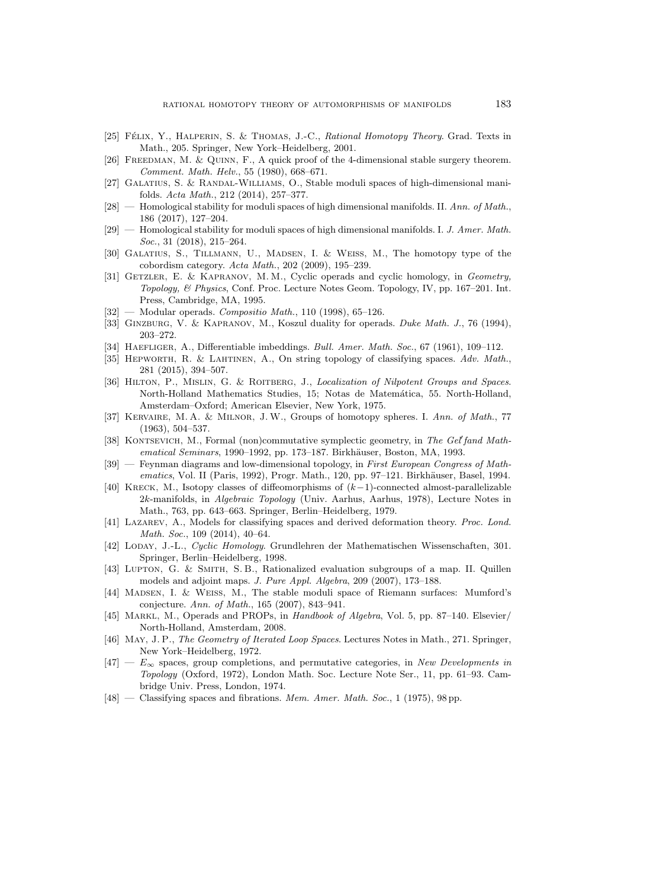[25] Félix, Y., Halperin, S. & Thomas, J.-C., *Rational Homotopy Theory*. Grad. Texts in Math., 205. Springer, New York–Heidelberg, 2001.

[26] Freedman, M. & Quinn, F., A quick proof of the 4-dimensional stable surgery theorem. *Comment. Math. Helv.*, 55 (1980), 668–671.

[27] Galatius, S. & Randal-Williams, O., Stable moduli spaces of high-dimensional manifolds. *Acta Math.*, 212 (2014), 257–377.

[28] — Homological stability for moduli spaces of high dimensional manifolds. II. *Ann. of Math.*, 186 (2017), 127–204.

[29] — Homological stability for moduli spaces of high dimensional manifolds. I. *J. Amer. Math. Soc.*, 31 (2018), 215–264.

[30] Galatius, S., Tillmann, U., Madsen, I. & Weiss, M., The homotopy type of the cobordism category. *Acta Math.*, 202 (2009), 195–239.

[31] Getzler, E. & Kapranov, M. M., Cyclic operads and cyclic homology, in *Geometry, Topology, & Physics*, Conf. Proc. Lecture Notes Geom. Topology, IV, pp. 167–201. Int. Press, Cambridge, MA, 1995.

[32] — Modular operads. *Compositio Math.*, 110 (1998), 65–126.

[33] Ginzburg, V. & Kapranov, M., Koszul duality for operads. *Duke Math. J.*, 76 (1994), 203–272.

[34] Haefliger, A., Differentiable imbeddings. *Bull. Amer. Math. Soc.*, 67 (1961), 109–112.

[35] Hepworth, R. & Lahtinen, A., On string topology of classifying spaces. *Adv. Math.*, 281 (2015), 394–507.

[36] Hilton, P., Mislin, G. & Roitberg, J., *Localization of Nilpotent Groups and Spaces*. North-Holland Mathematics Studies, 15; Notas de Matemática, 55. North-Holland, Amsterdam–Oxford; American Elsevier, New York, 1975.

[37] Kervaire, M. A. & Milnor, J. W., Groups of homotopy spheres. I. *Ann. of Math.*, 77 (1963), 504–537.

[38] Kontsevich, M., Formal (non)commutative symplectic geometry, in *The Gel′fand Mathematical Seminars*, 1990–1992, pp. 173–187. Birkhäuser, Boston, MA, 1993.

[39] — Feynman diagrams and low-dimensional topology, in *First European Congress of Mathematics*, Vol. II (Paris, 1992), Progr. Math., 120, pp. 97–121. Birkhäuser, Basel, 1994.

[40] Kreck, M., Isotopy classes of diffeomorphisms of $(k-1)$-connected almost-parallelizable $2k$-manifolds, in *Algebraic Topology* (Univ. Aarhus, Aarhus, 1978), Lecture Notes in Math., 763, pp. 643–663. Springer, Berlin–Heidelberg, 1979.

[41] Lazarev, A., Models for classifying spaces and derived deformation theory. *Proc. Lond. Math. Soc.*, 109 (2014), 40–64.

[42] Loday, J.-L., *Cyclic Homology*. Grundlehren der Mathematischen Wissenschaften, 301. Springer, Berlin–Heidelberg, 1998.

[43] Lupton, G. & Smith, S. B., Rationalized evaluation subgroups of a map. II. Quillen models and adjoint maps. *J. Pure Appl. Algebra*, 209 (2007), 173–188.

[44] Madsen, I. & Weiss, M., The stable moduli space of Riemann surfaces: Mumford's conjecture. *Ann. of Math.*, 165 (2007), 843–941.

[45] Markl, M., Operads and PROPs, in *Handbook of Algebra*, Vol. 5, pp. 87–140. Elsevier/ North-Holland, Amsterdam, 2008.

[46] May, J. P., *The Geometry of Iterated Loop Spaces*. Lectures Notes in Math., 271. Springer, New York–Heidelberg, 1972.

[47] — $E_\infty$ spaces, group completions, and permutative categories, in *New Developments in Topology* (Oxford, 1972), London Math. Soc. Lecture Note Ser., 11, pp. 61–93. Cambridge Univ. Press, London, 1974.

[48] — Classifying spaces and fibrations. *Mem. Amer. Math. Soc.*, 1 (1975), 98 pp.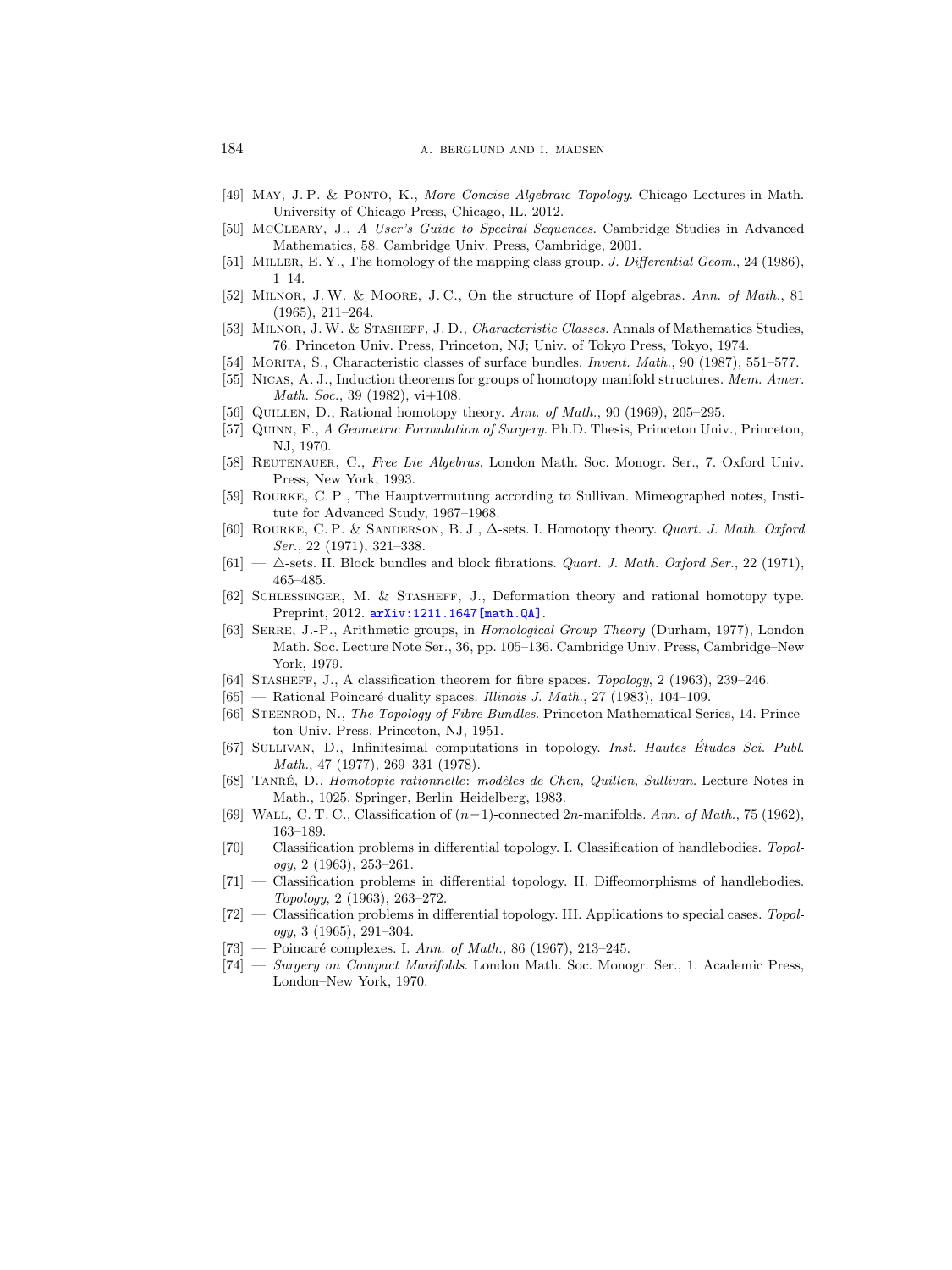[49] May, J. P. & Ponto, K., *More Concise Algebraic Topology*. Chicago Lectures in Math. University of Chicago Press, Chicago, IL, 2012.

[50] McCleary, J., *A User's Guide to Spectral Sequences*. Cambridge Studies in Advanced Mathematics, 58. Cambridge Univ. Press, Cambridge, 2001.

[51] Miller, E. Y., The homology of the mapping class group. *J. Differential Geom.*, 24 (1986), 1–14.

[52] Milnor, J. W. & Moore, J. C., On the structure of Hopf algebras. *Ann. of Math.*, 81 (1965), 211–264.

[53] Milnor, J. W. & Stasheff, J. D., *Characteristic Classes*. Annals of Mathematics Studies, 76. Princeton Univ. Press, Princeton, NJ; Univ. of Tokyo Press, Tokyo, 1974.

[54] Morita, S., Characteristic classes of surface bundles. *Invent. Math.*, 90 (1987), 551–577.

[55] Nicas, A. J., Induction theorems for groups of homotopy manifold structures. *Mem. Amer. Math. Soc.*, 39 (1982), vi+108.

[56] Quillen, D., Rational homotopy theory. *Ann. of Math.*, 90 (1969), 205–295.

[57] Quinn, F., *A Geometric Formulation of Surgery*. Ph.D. Thesis, Princeton Univ., Princeton, NJ, 1970.

[58] Reutenauer, C., *Free Lie Algebras*. London Math. Soc. Monogr. Ser., 7. Oxford Univ. Press, New York, 1993.

[59] Rourke, C. P., The Hauptvermutung according to Sullivan. Mimeographed notes, Institute for Advanced Study, 1967–1968.

[60] Rourke, C. P. & Sanderson, B. J., $\Delta$-sets. I. Homotopy theory. *Quart. J. Math. Oxford Ser.*, 22 (1971), 321–338.

[61] — $\triangle$-sets. II. Block bundles and block fibrations. *Quart. J. Math. Oxford Ser.*, 22 (1971), 465–485.

[62] Schlessinger, M. & Stasheff, J., Deformation theory and rational homotopy type. Preprint, 2012. arXiv:1211.1647[math.QA].

[63] Serre, J.-P., Arithmetic groups, in *Homological Group Theory* (Durham, 1977), London Math. Soc. Lecture Note Ser., 36, pp. 105–136. Cambridge Univ. Press, Cambridge–New York, 1979.

[64] Stasheff, J., A classification theorem for fibre spaces. *Topology*, 2 (1963), 239–246.

[65] — Rational Poincaré duality spaces. *Illinois J. Math.*, 27 (1983), 104–109.

[66] Steenrod, N., *The Topology of Fibre Bundles*. Princeton Mathematical Series, 14. Princeton Univ. Press, Princeton, NJ, 1951.

[67] Sullivan, D., Infinitesimal computations in topology. *Inst. Hautes Études Sci. Publ. Math.*, 47 (1977), 269–331 (1978).

[68] Tanré, D., *Homotopie rationnelle: modèles de Chen, Quillen, Sullivan*. Lecture Notes in Math., 1025. Springer, Berlin–Heidelberg, 1983.

[69] Wall, C. T. C., Classification of $(n-1)$-connected $2n$-manifolds. *Ann. of Math.*, 75 (1962), 163–189.

[70] — Classification problems in differential topology. I. Classification of handlebodies. *Topology*, 2 (1963), 253–261.

[71] — Classification problems in differential topology. II. Diffeomorphisms of handlebodies. *Topology*, 2 (1963), 263–272.

[72] — Classification problems in differential topology. III. Applications to special cases. *Topology*, 3 (1965), 291–304.

[73] — Poincaré complexes. I. *Ann. of Math.*, 86 (1967), 213–245.

[74] — *Surgery on Compact Manifolds*. London Math. Soc. Monogr. Ser., 1. Academic Press, London–New York, 1970.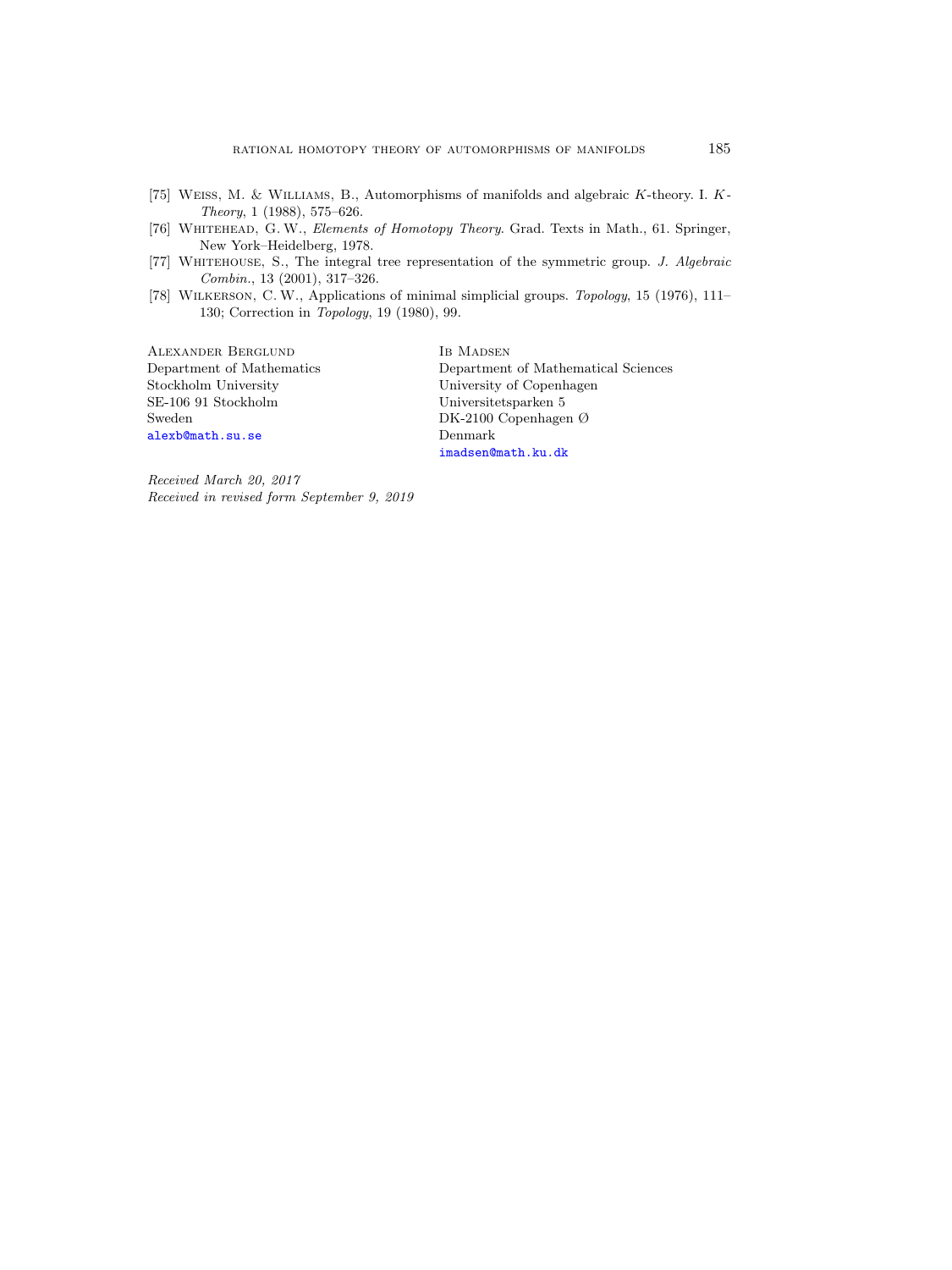[75] Weiss, M. & Williams, B., Automorphisms of manifolds and algebraic $K$-theory. I. *$K$-Theory*, 1 (1988), 575–626.

[76] Whitehead, G. W., *Elements of Homotopy Theory*. Grad. Texts in Math., 61. Springer, New York–Heidelberg, 1978.

[77] Whitehouse, S., The integral tree representation of the symmetric group. *J. Algebraic Combin.*, 13 (2001), 317–326.

[78] Wilkerson, C. W., Applications of minimal simplicial groups. *Topology*, 15 (1976), 111–130; Correction in *Topology*, 19 (1980), 99.

Alexander Berglund
Department of Mathematics
Stockholm University
SE-106 91 Stockholm
Sweden
alexb@math.su.se

Ib Madsen
Department of Mathematical Sciences
University of Copenhagen
Universitetsparken 5
DK-2100 Copenhagen Ø
Denmark
imadsen@math.ku.dk

*Received March 20, 2017*
*Received in revised form September 9, 2019*